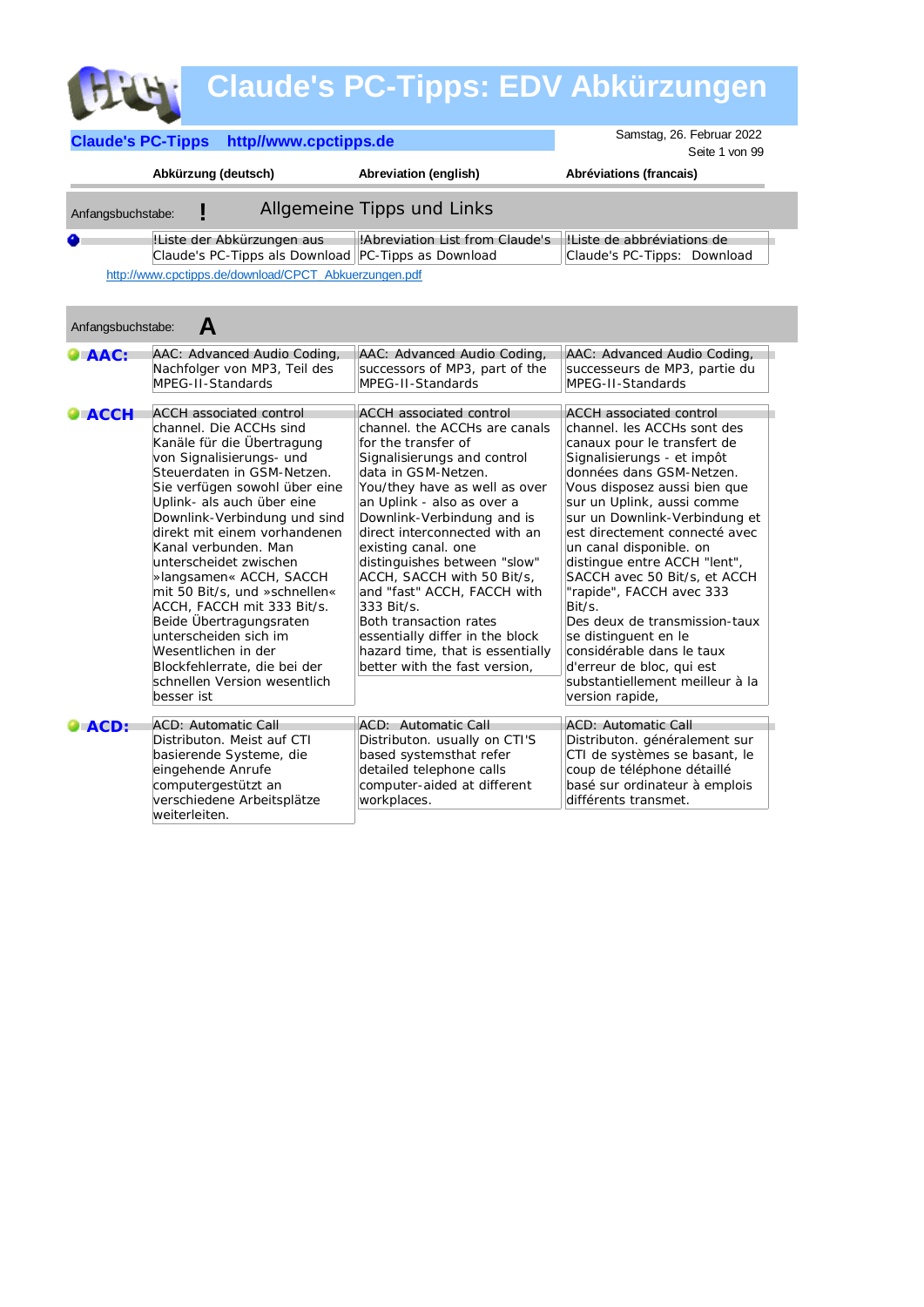# Claude's PC-Tipps: EDV Abkürzungen

**Claude's PC-Tipps** **http//www.cpctipps.de**

Samstag, 26. Februar 2022

| | Abkürzung (deutsch) | Abreviation (english) | Abréviations (francais) |
|---|---|---|---|

## Anfangsbuchstabe: ! Allgemeine Tipps und Links

| | Abkürzung (deutsch) | Abreviation (english) | Abréviations (francais) |
|---|---|---|---|
| | !Liste der Abkürzungen aus Claude's PC-Tipps als Download | !Abreviation List from Claude's PC-Tipps as Download | !Liste de abbréviations de Claude's PC-Tipps: Download |

http://www.cpctipps.de/download/CPCT_Abkuerzungen.pdf

## Anfangsbuchstabe: A

| | Abkürzung (deutsch) | Abreviation (english) | Abréviations (francais) |
|---|---|---|---|
| **AAC:** | AAC: Advanced Audio Coding, Nachfolger von MP3, Teil des MPEG-II-Standards | AAC: Advanced Audio Coding, successors of MP3, part of the MPEG-II-Standards | AAC: Advanced Audio Coding, successeurs de MP3, partie du MPEG-II-Standards |
| **ACCH** | ACCH associated control channel. Die ACCHs sind Kanäle für die Übertragung von Signalisierungs- und Steuerdaten in GSM-Netzen. Sie verfügen sowohl über eine Uplink- als auch über eine Downlink-Verbindung und sind direkt mit einem vorhandenen Kanal verbunden. Man unterscheidet zwischen »langsamen« ACCH, SACCH mit 50 Bit/s, und »schnellen« ACCH, FACCH mit 333 Bit/s. Beide Übertragungsraten unterscheiden sich im Wesentlichen in der Blockfehlerrate, die bei der schnellen Version wesentlich besser ist | ACCH associated control channel. the ACCHs are canals for the transfer of Signalisierungs and control data in GSM-Netzen. You/they have as well as over an Uplink - also as over a Downlink-Verbindung and is direct interconnected with an existing canal. one distinguishes between "slow" ACCH, SACCH with 50 Bit/s, and "fast" ACCH, FACCH with 333 Bit/s. Both transaction rates essentially differ in the block hazard time, that is essentially better with the fast version, | ACCH associated control channel. les ACCHs sont des canaux pour le transfert de Signalisierungs - et impôt données dans GSM-Netzen. Vous disposez aussi bien que sur un Uplink, aussi comme sur un Downlink-Verbindung et est directement connecté avec un canal disponible. on distingue entre ACCH "lent", SACCH avec 50 Bit/s, et ACCH "rapide", FACCH avec 333 Bit/s. Des deux de transmission-taux se distinguent en le considérable dans le taux d'erreur de bloc, qui est substantiellement meilleur à la version rapide, |
| **ACD:** | ACD: Automatic Call Distributon. Meist auf CTI basierende Systeme, die eingehende Anrufe computergestützt an verschiedene Arbeitsplätze weiterleiten. | ACD: Automatic Call Distributon. usually on CTI'S based systemsthat refer detailed telephone calls computer-aided at different workplaces. | ACD: Automatic Call Distributon. généralement sur CTI de systèmes se basant, le coup de téléphone détaillé basé sur ordinateur à emplois différents transmet. |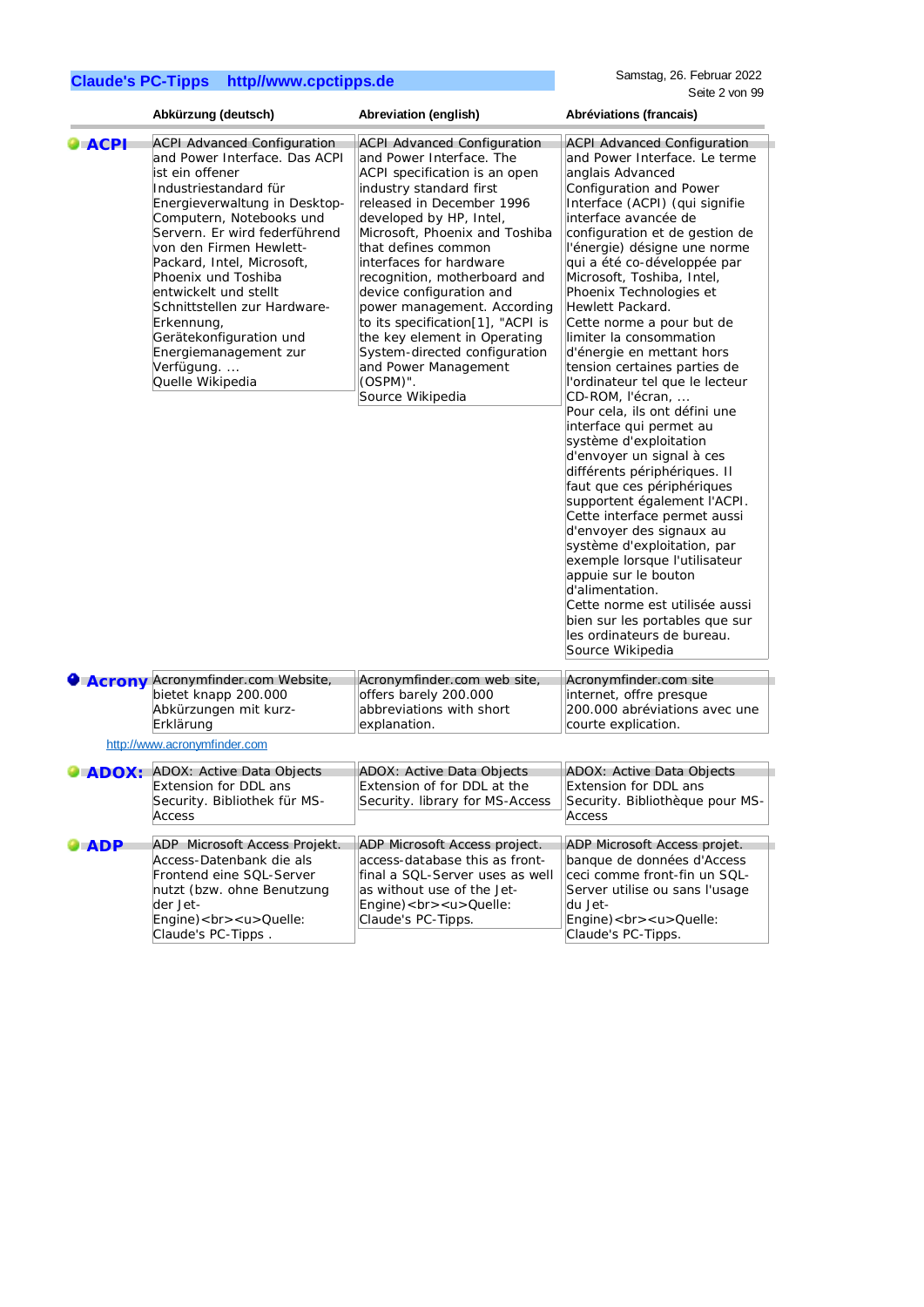| | Abkürzung (deutsch) | Abreviation (english) | Abréviations (francais) |
|---|---|---|---|
| **ACPI** | ACPI Advanced Configuration and Power Interface. Das ACPI ist ein offener Industriestandard für Energieverwaltung in Desktop-Computern, Notebooks und Servern. Er wird federführend von den Firmen Hewlett-Packard, Intel, Microsoft, Phoenix und Toshiba entwickelt und stellt Schnittstellen zur Hardware-Erkennung, Gerätekonfiguration und Energiemanagement zur Verfügung. ... Quelle Wikipedia | ACPI Advanced Configuration and Power Interface. The ACPI specification is an open industry standard first released in December 1996 developed by HP, Intel, Microsoft, Phoenix and Toshiba that defines common interfaces for hardware recognition, motherboard and device configuration and power management. According to its specification[1], "ACPI is the key element in Operating System-directed configuration and Power Management (OSPM)". Source Wikipedia | ACPI Advanced Configuration and Power Interface. Le terme anglais Advanced Configuration and Power Interface (ACPI) (qui signifie interface avancée de configuration et de gestion de l'énergie) désigne une norme qui a été co-développée par Microsoft, Toshiba, Intel, Phoenix Technologies et Hewlett Packard. Cette norme a pour but de limiter la consommation d'énergie en mettant hors tension certaines parties de l'ordinateur tel que le lecteur CD-ROM, l'écran, ... Pour cela, ils ont défini une interface qui permet au système d'exploitation d'envoyer un signal à ces différents périphériques. Il faut que ces périphériques supportent également l'ACPI. Cette interface permet aussi d'envoyer des signaux au système d'exploitation, par exemple lorsque l'utilisateur appuie sur le bouton d'alimentation. Cette norme est utilisée aussi bien sur les portables que sur les ordinateurs de bureau. Source Wikipedia |
| **Acrony** | Acronymfinder.com Website, bietet knapp 200.000 Abkürzungen mit kurz-Erklärung | Acronymfinder.com web site, offers barely 200.000 abbreviations with short explanation. | Acronymfinder.com site internet, offre presque 200.000 abréviations avec une courte explication. |

http://www.acronymfinder.com

| | Abkürzung (deutsch) | Abreviation (english) | Abréviations (francais) |
|---|---|---|---|
| **ADOX:** | ADOX: Active Data Objects Extension for DDL ans Security. Bibliothek für MS-Access | ADOX: Active Data Objects Extension for DDL at the Security. library for MS-Access | ADOX: Active Data Objects Extension for DDL ans Security. Bibliothèque pour MS-Access |
| **ADP** | ADP Microsoft Access Projekt. Access-Datenbank die als Frontend eine SQL-Server nutzt (bzw. ohne Benutzung der Jet-Engine)<br><u>Quelle: Claude's PC-Tipps . | ADP Microsoft Access project. access-database this as front-final a SQL-Server uses as well as without use of the Jet-Engine)<br><u>Quelle: Claude's PC-Tipps. | ADP Microsoft Access projet. banque de données d'Access ceci comme front-fin un SQL-Server utilise ou sans l'usage du Jet-Engine)<br><u>Quelle: Claude's PC-Tipps. |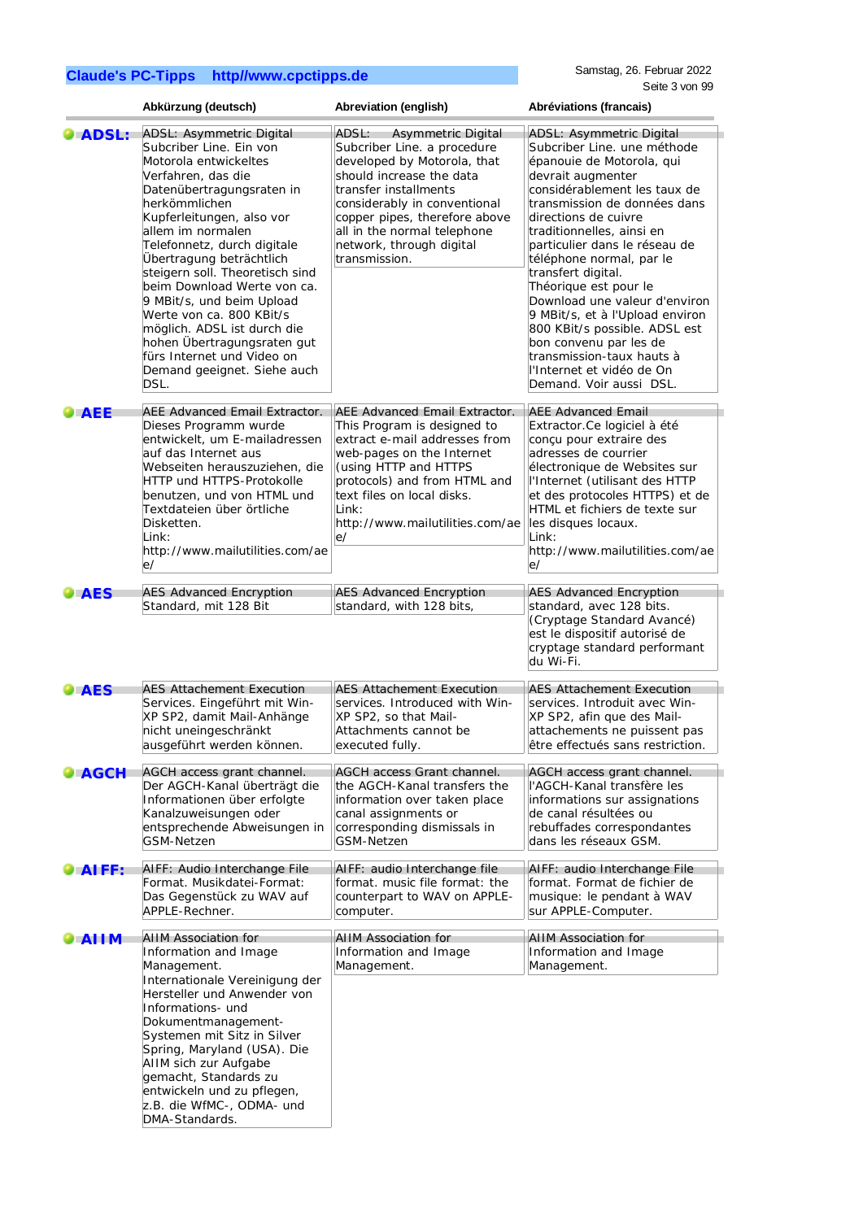| | Abkürzung (deutsch) | Abreviation (english) | Abréviations (francais) |
|---|---|---|---|
| **ADSL:** | ADSL: Asymmetric Digital Subcriber Line. Ein von Motorola entwickeltes Verfahren, das die Datenübertragungsraten in herkömmlichen Kupferleitungen, also vor allem im normalen Telefonnetz, durch digitale Übertragung beträchtlich steigern soll. Theoretisch sind beim Download Werte von ca. 9 MBit/s, und beim Upload Werte von ca. 800 KBit/s möglich. ADSL ist durch die hohen Übertragungsraten gut fürs Internet und Video on Demand geeignet. Siehe auch DSL. | ADSL: Asymmetric Digital Subcriber Line. a procedure developed by Motorola, that should increase the data transfer installments considerably in conventional copper pipes, therefore above all in the normal telephone network, through digital transmission. | ADSL: Asymmetric Digital Subcriber Line. une méthode épanouie de Motorola, qui devrait augmenter considérablement les taux de transmission de données dans directions de cuivre traditionnelles, ainsi en particulier dans le réseau de téléphone normal, par le transfert digital. Théorique est pour le Download une valeur d'environ 9 MBit/s, et à l'Upload environ 800 KBit/s possible. ADSL est bon convenu par les de transmission-taux hauts à l'Internet et vidéo de On Demand. Voir aussi DSL. |
| **AEE** | AEE Advanced Email Extractor. Dieses Programm wurde entwickelt, um E-mailadressen auf das Internet aus Webseiten herauszuziehen, die HTTP und HTTPS-Protokolle benutzen, und von HTML und Textdateien über örtliche Disketten. Link: http://www.mailutilities.com/aee/ | AEE Advanced Email Extractor. This Program is designed to extract e-mail addresses from web-pages on the Internet (using HTTP and HTTPS protocols) and from HTML and text files on local disks. Link: http://www.mailutilities.com/aee/ | AEE Advanced Email Extractor.Ce logiciel à été conçu pour extraire des adresses de courrier électronique de Websites sur l'Internet (utilisant des HTTP et des protocoles HTTPS) et de HTML et fichiers de texte sur les disques locaux. Link: http://www.mailutilities.com/aee/ |
| **AES** | AES Advanced Encryption Standard, mit 128 Bit | AES Advanced Encryption standard, with 128 bits, | AES Advanced Encryption standard, avec 128 bits. (Cryptage Standard Avancé) est le dispositif autorisé de cryptage standard performant du Wi-Fi. |
| **AES** | AES Attachement Execution Services. Eingeführt mit Win-XP SP2, damit Mail-Anhänge nicht uneingeschränkt ausgeführt werden können. | AES Attachement Execution services. Introduced with Win-XP SP2, so that Mail-Attachments cannot be executed fully. | AES Attachement Execution services. Introduit avec Win-XP SP2, afin que des Mail-attachements ne puissent pas être effectués sans restriction. |
| **AGCH** | AGCH access grant channel. Der AGCH-Kanal überträgt die Informationen über erfolgte Kanalzuweisungen oder entsprechende Abweisungen in GSM-Netzen | AGCH access Grant channel. the AGCH-Kanal transfers the information over taken place canal assignments or corresponding dismissals in GSM-Netzen | AGCH access grant channel. l'AGCH-Kanal transfère les informations sur assignations de canal résultées ou rebuffades correspondantes dans les réseaux GSM. |
| **AIFF:** | AIFF: Audio Interchange File Format. Musikdatei-Format: Das Gegenstück zu WAV auf APPLE-Rechner. | AIFF: audio Interchange file format. music file format: the counterpart to WAV on APPLE-computer. | AIFF: audio Interchange File format. Format de fichier de musique: le pendant à WAV sur APPLE-Computer. |
| **AIIM** | AIIM Association for Information and Image Management. Internationale Vereinigung der Hersteller und Anwender von Informations- und Dokumentmanagement-Systemen mit Sitz in Silver Spring, Maryland (USA). Die AIIM sich zur Aufgabe gemacht, Standards zu entwickeln und zu pflegen, z.B. die WfMC-, ODMA- und DMA-Standards. | AIIM Association for Information and Image Management. | AIIM Association for Information and Image Management. |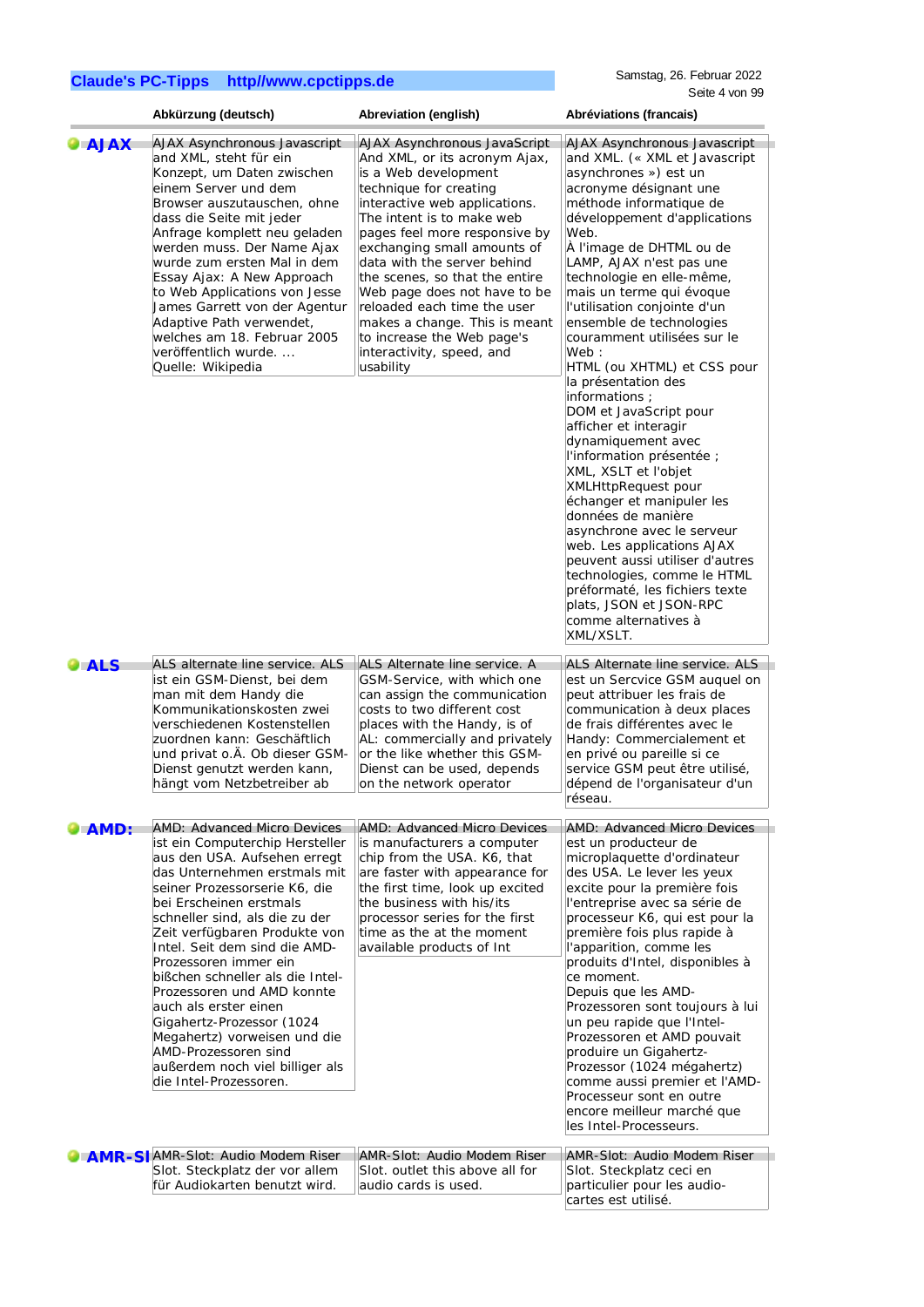| | Abkürzung (deutsch) | Abreviation (english) | Abréviations (francais) |
|---|---|---|---|
| **AJAX** | AJAX Asynchronous Javascript and XML, steht für ein Konzept, um Daten zwischen einem Server und dem Browser auszutauschen, ohne dass die Seite mit jeder Anfrage komplett neu geladen werden muss. Der Name Ajax wurde zum ersten Mal in dem Essay Ajax: A New Approach to Web Applications von Jesse James Garrett von der Agentur Adaptive Path verwendet, welches am 18. Februar 2005 veröffentlich wurde. ... Quelle: Wikipedia | AJAX Asynchronous JavaScript And XML, or its acronym Ajax, is a Web development technique for creating interactive web applications. The intent is to make web pages feel more responsive by exchanging small amounts of data with the server behind the scenes, so that the entire Web page does not have to be reloaded each time the user makes a change. This is meant to increase the Web page's interactivity, speed, and usability | AJAX Asynchronous Javascript and XML. (« XML et Javascript asynchrones ») est un acronyme désignant une méthode informatique de développement d'applications Web. À l'image de DHTML ou de LAMP, AJAX n'est pas une technologie en elle-même, mais un terme qui évoque l'utilisation conjointe d'un ensemble de technologies couramment utilisées sur le Web : HTML (ou XHTML) et CSS pour la présentation des informations ; DOM et JavaScript pour afficher et interagir dynamiquement avec l'information présentée ; XML, XSLT et l'objet XMLHttpRequest pour échanger et manipuler les données de manière asynchrone avec le serveur web. Les applications AJAX peuvent aussi utiliser d'autres technologies, comme le HTML préformaté, les fichiers texte plats, JSON et JSON-RPC comme alternatives à XML/XSLT. |
| **ALS** | ALS alternate line service. ALS ist ein GSM-Dienst, bei dem man mit dem Handy die Kommunikationskosten zwei verschiedenen Kostenstellen zuordnen kann: Geschäftlich und privat o.Ä. Ob dieser GSM-Dienst genutzt werden kann, hängt vom Netzbetreiber ab | ALS Alternate line service. A GSM-Service, with which one can assign the communication costs to two different cost places with the Handy, is of AL: commercially and privately or the like whether this GSM-Dienst can be used, depends on the network operator | ALS Alternate line service. ALS est un Sercvice GSM auquel on peut attribuer les frais de communication à deux places de frais différentes avec le Handy: Commercialement et en privé ou pareille si ce service GSM peut être utilisé, dépend de l'organisateur d'un réseau. |
| **AMD:** | AMD: Advanced Micro Devices ist ein Computerchip Hersteller aus den USA. Aufsehen erregt das Unternehmen erstmals mit seiner Prozessorserie K6, die bei Erscheinen erstmals schneller sind, als die zu der Zeit verfügbaren Produkte von Intel. Seit dem sind die AMD-Prozessoren immer ein bißchen schneller als die Intel-Prozessoren und AMD konnte auch als erster einen Gigahertz-Prozessor (1024 Megahertz) vorweisen und die AMD-Prozessoren sind außerdem noch viel billiger als die Intel-Prozessoren. | AMD: Advanced Micro Devices is manufacturers a computer chip from the USA. K6, that are faster with appearance for the first time, look up excited the business with his/its processor series for the first time as the at the moment available products of Int | AMD: Advanced Micro Devices est un producteur de microplaquette d'ordinateur des USA. Le lever les yeux excite pour la première fois l'entreprise avec sa série de processeur K6, qui est pour la première fois plus rapide à l'apparition, comme les produits d'Intel, disponibles à ce moment. Depuis que les AMD-Prozessoren sont toujours à lui un peu rapide que l'Intel-Prozessoren et AMD pouvait produire un Gigahertz-Prozessor (1024 mégahertz) comme aussi premier et l'AMD-Processeur sont en outre encore meilleur marché que les Intel-Processeurs. |
| **AMR-SI** | AMR-Slot: Audio Modem Riser Slot. Steckplatz der vor allem für Audiokarten benutzt wird. | AMR-Slot: Audio Modem Riser Slot. outlet this above all for audio cards is used. | AMR-Slot: Audio Modem Riser Slot. Steckplatz ceci en particulier pour les audio-cartes est utilisé. |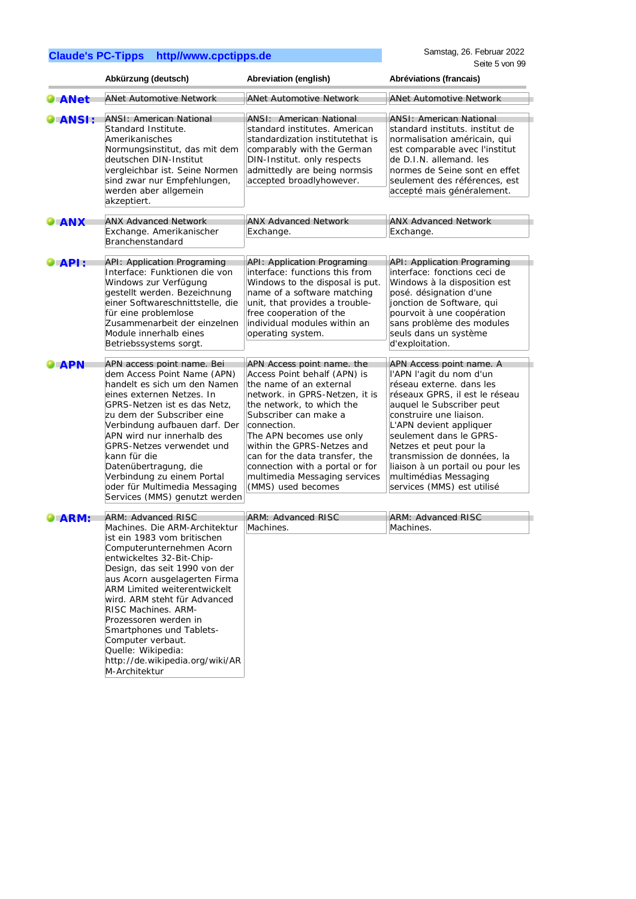| | Abkürzung (deutsch) | Abreviation (english) | Abréviations (francais) |
|---|---|---|---|
| **ANet** | ANet Automotive Network | ANet Automotive Network | ANet Automotive Network |
| **ANSI:** | ANSI: American National Standard Institute. Amerikanisches Normungsinstitut, das mit dem deutschen DIN-Institut vergleichbar ist. Seine Normen sind zwar nur Empfehlungen, werden aber allgemein akzeptiert. | ANSI:  American National standard institutes. American standardization institutethat is comparably with the German DIN-Institut. only respects admittedly are being normsis accepted broadlyhowever. | ANSI: American National standard instituts. institut de normalisation américain, qui est comparable avec l'institut de D.I.N. allemand. les normes de Seine sont en effet seulement des références, est accepté mais généralement. |
| **ANX** | ANX Advanced Network Exchange. Amerikanischer Branchenstandard | ANX Advanced Network Exchange. | ANX Advanced Network Exchange. |
| **API:** | API: Application Programing Interface: Funktionen die von Windows zur Verfügung gestellt werden. Bezeichnung einer Softwareschnittstelle, die für eine problemlose Zusammenarbeit der einzelnen Module innerhalb eines Betriebssystems sorgt. | API: Application Programing interface: functions this from Windows to the disposal is put. name of a software matching unit, that provides a trouble-free cooperation of the individual modules within an operating system. | API: Application Programing interface: fonctions ceci de Windows à la disposition est posé. désignation d'une jonction de Software, qui pourvoit à une coopération sans problème des modules seuls dans un système d'exploitation. |
| **APN** | APN access point name. Bei dem Access Point Name (APN) handelt es sich um den Namen eines externen Netzes. In GPRS-Netzen ist es das Netz, zu dem der Subscriber eine Verbindung aufbauen darf. Der APN wird nur innerhalb des GPRS-Netzes verwendet und kann für die Datenübertragung, die Verbindung zu einem Portal oder für Multimedia Messaging Services (MMS) genutzt werden | APN Access point name. the Access Point behalf (APN) is the name of an external network. in GPRS-Netzen, it is the network, to which the Subscriber can make a connection. The APN becomes use only within the GPRS-Netzes and can for the data transfer, the connection with a portal or for multimedia Messaging services (MMS) used becomes | APN Access point name. A l'APN l'agit du nom d'un réseau externe. dans les réseaux GPRS, il est le réseau auquel le Subscriber peut construire une liaison. L'APN devient appliquer seulement dans le GPRS-Netzes et peut pour la transmission de données, la liaison à un portail ou pour les multimédias Messaging services (MMS) est utilisé |
| **ARM:** | ARM: Advanced RISC Machines. Die ARM-Architektur ist ein 1983 vom britischen Computerunternehmen Acorn entwickeltes 32-Bit-Chip-Design, das seit 1990 von der aus Acorn ausgelagerten Firma ARM Limited weiterentwickelt wird. ARM steht für Advanced RISC Machines. ARM-Prozessoren werden in Smartphones und Tablets-Computer verbaut. Quelle: Wikipedia: http://de.wikipedia.org/wiki/ARM-Architektur | ARM: Advanced RISC Machines. | ARM: Advanced RISC Machines. |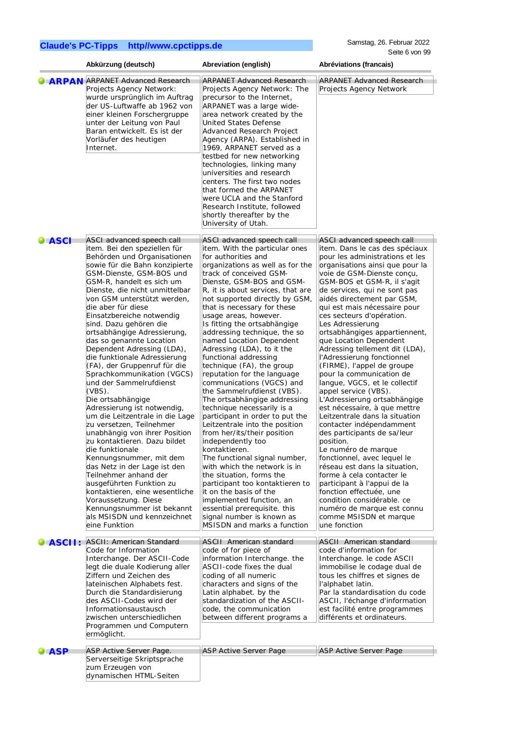| | Abkürzung (deutsch) | Abreviation (english) | Abréviations (francais) |
|---|---|---|---|
| **ARPAN** | ARPANET Advanced Research Projects Agency Network: wurde ursprünglich im Auftrag der US-Luftwaffe ab 1962 von einer kleinen Forschergruppe unter der Leitung von Paul Baran entwickelt. Es ist der Vorläufer des heutigen Internet. | ARPANET Advanced Research Projects Agency Network: The precursor to the Internet, ARPANET was a large wide-area network created by the United States Defense Advanced Research Project Agency (ARPA). Established in 1969, ARPANET served as a testbed for new networking technologies, linking many universities and research centers. The first two nodes that formed the ARPANET were UCLA and the Stanford Research Institute, followed shortly thereafter by the University of Utah. | ARPANET Advanced Research Projects Agency Network |
| **ASCI** | ASCI advanced speech call item. Bei den speziellen für Behörden und Organisationen sowie für die Bahn konzipierte GSM-Dienste, GSM-BOS und GSM-R, handelt es sich um Dienste, die nicht unmittelbar von GSM unterstützt werden, die aber für diese Einsatzbereiche notwendig sind. Dazu gehören die ortsabhängige Adressierung, das so genannte Location Dependent Adressing (LDA), die funktionale Adressierung (FA), der Gruppenruf für die Sprachkommunikation (VGCS) und der Sammelrufdienst (VBS).<br>Die ortsabhängige Adressierung ist notwendig, um die Leitzentrale in die Lage zu versetzen, Teilnehmer unabhängig von ihrer Position zu kontaktieren. Dazu bildet die funktionale Kennungsnummer, mit dem das Netz in der Lage ist den Teilnehmer anhand der ausgeführten Funktion zu kontaktieren, eine wesentliche Voraussetzung. Diese Kennungsnummer ist bekannt als MSISDN und kennzeichnet eine Funktion | ASCI advanced speech call item. With the particular ones for authorities and organizations as well as for the track of conceived GSM-Dienste, GSM-BOS and GSM-R, it is about services, that are not supported directly by GSM, that is necessary for these usage areas, however.<br>Is fitting the ortsabhängige addressing technique, the so named Location Dependent Adressing (LDA), to it the functional addressing technique (FA), the group reputation for the language communications (VGCS) and the Sammelrufdienst (VBS).<br>The ortsabhängige addressing technique necessarily is a participant in order to put the Leitzentrale into the position from her/its/their position independently too kontaktieren.<br>The functional signal number, with which the network is in the situation, forms the participant too kontaktieren to it on the basis of the implemented function, an essential prerequisite. this signal number is known as MSISDN and marks a function | ASCI advanced speech call item. Dans le cas des spéciaux pour les administrations et les organisations ainsi que pour la voie de GSM-Dienste conçu, GSM-BOS et GSM-R, il s'agit de services, qui ne sont pas aidés directement par GSM, qui est mais nécessaire pour ces secteurs d'opération.<br>Les Adressierung ortsabhängiges appartiennent, que Location Dependent Adressing tellement dit (LDA), l'Adressierung fonctionnel (FIRME), l'appel de groupe pour la communication de langue, VGCS, et le collectif appel service (VBS).<br>L'Adressierung ortsabhängige est nécessaire, à que mettre Leitzentrale dans la situation contacter indépendamment des participants de sa/leur position.<br>Le numéro de marque fonctionnel, avec lequel le réseau est dans la situation, forme à cela contacter le participant à l'appui de la fonction effectuée, une condition considérable. ce numéro de marque est connu comme MSISDN et marque une fonction |
| **ASCII:** | ASCII: American Standard Code for Information Interchange. Der ASCII-Code legt die duale Kodierung aller Ziffern und Zeichen des lateinischen Alphabets fest. Durch die Standardisierung des ASCII-Codes wird der Informationsaustausch zwischen unterschiedlichen Programmen und Computern ermöglicht. | ASCII American standard code of for piece of information Interchange. the ASCII-code fixes the dual coding of all numeric characters and signs of the Latin alphabet. by the standardization of the ASCII-code, the communication between different programs a | ASCII American standard code d'information for Interchange. le code ASCII immobilise le codage dual de tous les chiffres et signes de l'alphabet latin.<br>Par la standardisation du code ASCII, l'échange d'information est facilité entre programmes différents et ordinateurs. |
| **ASP** | ASP Active Server Page. Serverseitige Skriptsprache zum Erzeugen von dynamischen HTML-Seiten | ASP Active Server Page | ASP Active Server Page |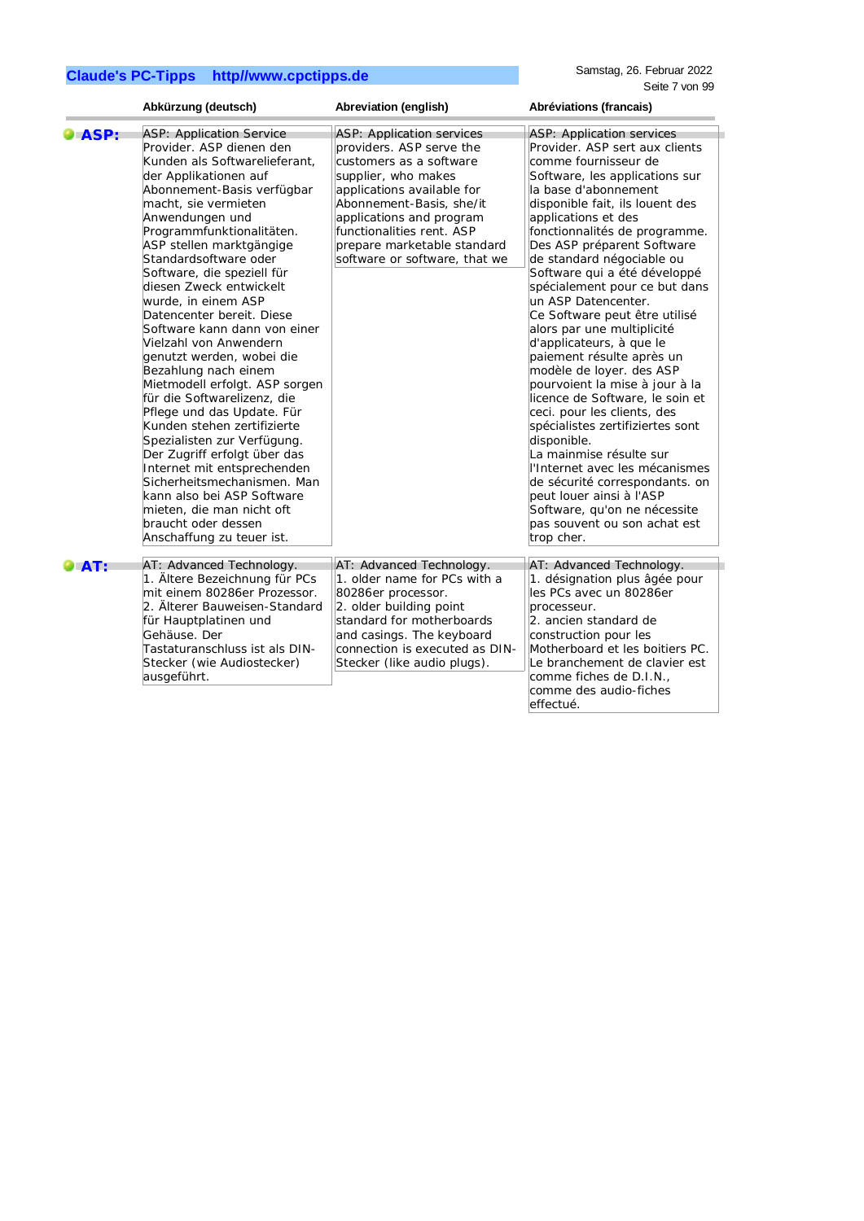| | Abkürzung (deutsch) | Abreviation (english) | Abréviations (francais) |
|---|---|---|---|
| **ASP:** | ASP: Application Service Provider. ASP dienen den Kunden als Softwarelieferant, der Applikationen auf Abonnement-Basis verfügbar macht, sie vermieten Anwendungen und Programmfunktionalitäten. ASP stellen marktgängige Standardsoftware oder Software, die speziell für diesen Zweck entwickelt wurde, in einem ASP Datencenter bereit. Diese Software kann dann von einer Vielzahl von Anwendern genutzt werden, wobei die Bezahlung nach einem Mietmodell erfolgt. ASP sorgen für die Softwarelizenz, die Pflege und das Update. Für Kunden stehen zertifizierte Spezialisten zur Verfügung. Der Zugriff erfolgt über das Internet mit entsprechenden Sicherheitsmechanismen. Man kann also bei ASP Software mieten, die man nicht oft braucht oder dessen Anschaffung zu teuer ist. | ASP: Application services providers. ASP serve the customers as a software supplier, who makes applications available for Abonnement-Basis, she/it applications and program functionalities rent. ASP prepare marketable standard software or software, that we | ASP: Application services Provider. ASP sert aux clients comme fournisseur de Software, les applications sur la base d'abonnement disponible fait, ils louent des applications et des fonctionnalités de programme. Des ASP préparent Software de standard négociable ou Software qui a été développé spécialement pour ce but dans un ASP Datencenter. Ce Software peut être utilisé alors par une multiplicité d'applicateurs, à que le paiement résulte après un modèle de loyer. des ASP pourvoient la mise à jour à la licence de Software, le soin et ceci. pour les clients, des spécialistes zertifiziertes sont disponible. La mainmise résulte sur l'Internet avec les mécanismes de sécurité correspondants. on peut louer ainsi à l'ASP Software, qu'on ne nécessite pas souvent ou son achat est trop cher. |
| **AT:** | AT: Advanced Technology. 1. Ältere Bezeichnung für PCs mit einem 80286er Prozessor. 2. Älterer Bauweisen-Standard für Hauptplatinen und Gehäuse. Der Tastaturanschluss ist als DIN-Stecker (wie Audiostecker) ausgeführt. | AT: Advanced Technology. 1. older name for PCs with a 80286er processor. 2. older building point standard for motherboards and casings. The keyboard connection is executed as DIN-Stecker (like audio plugs). | AT: Advanced Technology. 1. désignation plus âgée pour les PCs avec un 80286er processeur. 2. ancien standard de construction pour les Motherboard et les boitiers PC. Le branchement de clavier est comme fiches de D.I.N., comme des audio-fiches effectué. |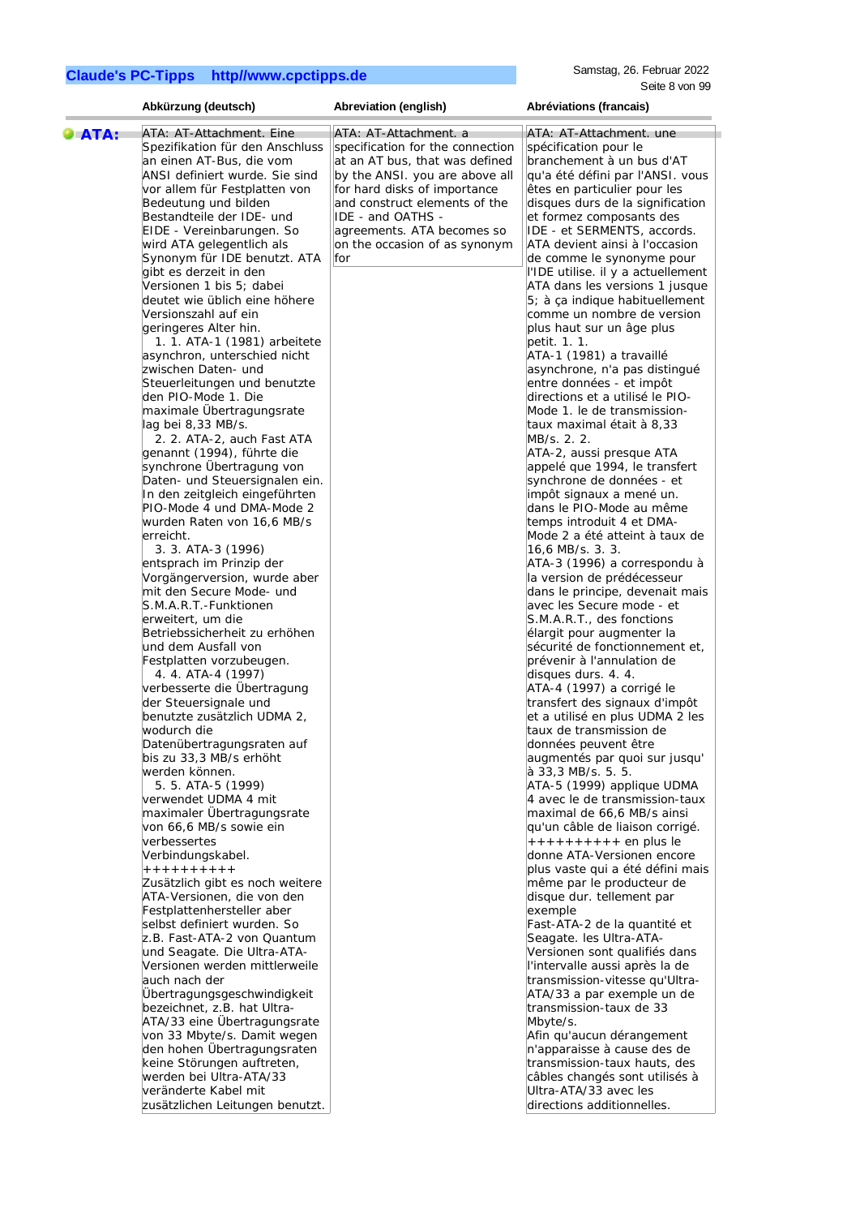| | Abkürzung (deutsch) | Abreviation (english) | Abréviations (francais) |
|---|---|---|---|
| **ATA:** | ATA: AT-Attachment. Eine Spezifikation für den Anschluss an einen AT-Bus, die vom ANSI definiert wurde. Sie sind vor allem für Festplatten von Bedeutung und bilden Bestandteile der IDE- und EIDE - Vereinbarungen. So wird ATA gelegentlich als Synonym für IDE benutzt. ATA gibt es derzeit in den Versionen 1 bis 5; dabei deutet wie üblich eine höhere Versionszahl auf ein geringeres Alter hin.<br>1. 1. ATA-1 (1981) arbeitete asynchron, unterschied nicht zwischen Daten- und Steuerleitungen und benutzte den PIO-Mode 1. Die maximale Übertragungsrate lag bei 8,33 MB/s.<br>2. 2. ATA-2, auch Fast ATA genannt (1994), führte die synchrone Übertragung von Daten- und Steuersignalen ein. In den zeitgleich eingeführten PIO-Mode 4 und DMA-Mode 2 wurden Raten von 16,6 MB/s erreicht.<br>3. 3. ATA-3 (1996) entsprach im Prinzip der Vorgängerversion, wurde aber mit den Secure Mode- und S.M.A.R.T.-Funktionen erweitert, um die Betriebssicherheit zu erhöhen und dem Ausfall von Festplatten vorzubeugen.<br>4. 4. ATA-4 (1997) verbesserte die Übertragung der Steuersignale und benutzte zusätzlich UDMA 2, wodurch die Datenübertragungsraten auf bis zu 33,3 MB/s erhöht werden können.<br>5. 5. ATA-5 (1999) verwendet UDMA 4 mit maximaler Übertragungsrate von 66,6 MB/s sowie ein verbessertes Verbindungskabel.<br>++++++++++<br>Zusätzlich gibt es noch weitere ATA-Versionen, die von den Festplattenhersteller aber selbst definiert wurden. So z.B. Fast-ATA-2 von Quantum und Seagate. Die Ultra-ATA-Versionen werden mittlerweile auch nach der Übertragungsgeschwindigkeit bezeichnet, z.B. hat Ultra-ATA/33 eine Übertragungsrate von 33 Mbyte/s. Damit wegen den hohen Übertragungsraten keine Störungen auftreten, werden bei Ultra-ATA/33 veränderte Kabel mit zusätzlichen Leitungen benutzt. | ATA: AT-Attachment. a specification for the connection at an AT bus, that was defined by the ANSI. you are above all for hard disks of importance and construct elements of the IDE - and OATHS - agreements. ATA becomes so on the occasion of as synonym for | ATA: AT-Attachment. une spécification pour le branchement à un bus d'AT qu'a été défini par l'ANSI. vous êtes en particulier pour les disques durs de la signification et formez composants des IDE - et SERMENTS, accords. ATA devient ainsi à l'occasion de comme le synonyme pour l'IDE utilise. il y a actuellement ATA dans les versions 1 jusque 5; à ça indique habituellement comme un nombre de version plus haut sur un âge plus petit. 1. 1.<br>ATA-1 (1981) a travaillé asynchrone, n'a pas distingué entre données - et impôt directions et a utilisé le PIO-Mode 1. le de transmission-taux maximal était à 8,33 MB/s. 2. 2.<br>ATA-2, aussi presque ATA appelé que 1994, le transfert synchrone de données - et impôt signaux a mené un. dans le PIO-Mode au même temps introduit 4 et DMA-Mode 2 a été atteint à taux de 16,6 MB/s. 3. 3.<br>ATA-3 (1996) a correspondu à la version de prédécesseur dans le principe, devenait mais avec les Secure mode - et S.M.A.R.T., des fonctions élargit pour augmenter la sécurité de fonctionnement et, prévenir à l'annulation de disques durs. 4. 4.<br>ATA-4 (1997) a corrigé le transfert des signaux d'impôt et a utilisé en plus UDMA 2 les taux de transmission de données peuvent être augmentés par quoi sur jusqu' à 33,3 MB/s. 5. 5.<br>ATA-5 (1999) applique UDMA 4 avec le de transmission-taux maximal de 66,6 MB/s ainsi qu'un câble de liaison corrigé.<br>++++++++++ en plus le donne ATA-Versionen encore plus vaste qui a été défini mais même par le producteur de disque dur. tellement par exemple<br>Fast-ATA-2 de la quantité et Seagate. les Ultra-ATA-Versionen sont qualifiés dans l'intervalle aussi après la de transmission-vitesse qu'Ultra-ATA/33 a par exemple un de transmission-taux de 33 Mbyte/s.<br>Afin qu'aucun dérangement n'apparaisse à cause des de transmission-taux hauts, des câbles changés sont utilisés à Ultra-ATA/33 avec les directions additionnelles. |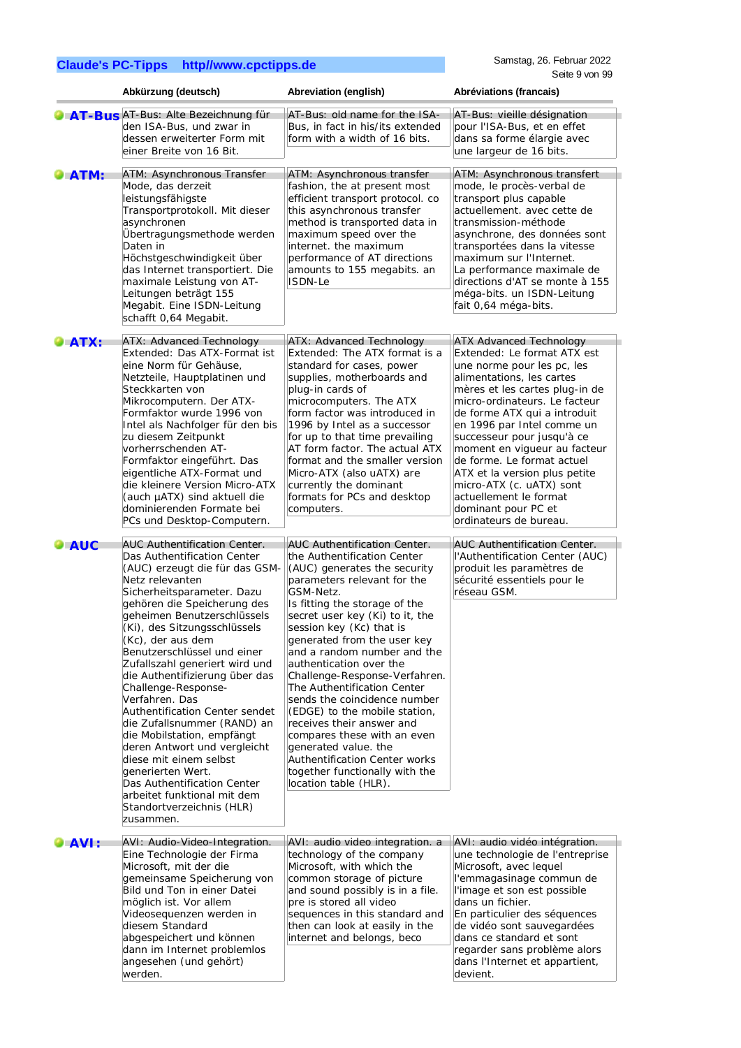| | Abkürzung (deutsch) | Abreviation (english) | Abréviations (francais) |
|---|---|---|---|
| **AT-Bus** | AT-Bus: Alte Bezeichnung für den ISA-Bus, und zwar in dessen erweiterter Form mit einer Breite von 16 Bit. | AT-Bus: old name for the ISA-Bus, in fact in his/its extended form with a width of 16 bits. | AT-Bus: vieille désignation pour l'ISA-Bus, et en effet dans sa forme élargie avec une largeur de 16 bits. |
| **ATM:** | ATM: Asynchronous Transfer Mode, das derzeit leistungsfähigste Transportprotokoll. Mit dieser asynchronen Übertragungsmethode werden Daten in Höchstgeschwindigkeit über das Internet transportiert. Die maximale Leistung von AT-Leitungen beträgt 155 Megabit. Eine ISDN-Leitung schafft 0,64 Megabit. | ATM: Asynchronous transfer fashion, the at present most efficient transport protocol. co this asynchronous transfer method is transported data in maximum speed over the internet. the maximum performance of AT directions amounts to 155 megabits. an ISDN-Le | ATM: Asynchronous transfert mode, le procès-verbal de transport plus capable actuellement. avec cette de transmission-méthode asynchrone, des données sont transportées dans la vitesse maximum sur l'Internet. La performance maximale de directions d'AT se monte à 155 méga-bits. un ISDN-Leitung fait 0,64 méga-bits. |
| **ATX:** | ATX: Advanced Technology Extended: Das ATX-Format ist eine Norm für Gehäuse, Netzteile, Hauptplatinen und Steckkarten von Mikrocomputern. Der ATX-Formfaktor wurde 1996 von Intel als Nachfolger für den bis zu diesem Zeitpunkt vorherrschenden AT-Formfaktor eingeführt. Das eigentliche ATX-Format und die kleinere Version Micro-ATX (auch µATX) sind aktuell die dominierenden Formate bei PCs und Desktop-Computern. | ATX: Advanced Technology Extended: The ATX format is a standard for cases, power supplies, motherboards and plug-in cards of microcomputers. The ATX form factor was introduced in 1996 by Intel as a successor for up to that time prevailing AT form factor. The actual ATX format and the smaller version Micro-ATX (also uATX) are currently the dominant formats for PCs and desktop computers. | ATX Advanced Technology Extended: Le format ATX est une norme pour les pc, les alimentations, les cartes mères et les cartes plug-in de micro-ordinateurs. Le facteur de forme ATX qui a introduit en 1996 par Intel comme un successeur pour jusqu'à ce moment en vigueur au facteur de forme. Le format actuel ATX et la version plus petite micro-ATX (c. uATX) sont actuellement le format dominant pour PC et ordinateurs de bureau. |
| **AUC** | AUC Authentification Center. Das Authentification Center (AUC) erzeugt die für das GSM-Netz relevanten Sicherheitsparameter. Dazu gehören die Speicherung des geheimen Benutzerschlüssels (Ki), des Sitzungsschlüssels (Kc), der aus dem Benutzerschlüssel und einer Zufallszahl generiert wird und die Authentifizierung über das Challenge-Response-Verfahren. Das Authentification Center sendet die Zufallsnummer (RAND) an die Mobilstation, empfängt deren Antwort und vergleicht diese mit einem selbst generierten Wert. Das Authentification Center arbeitet funktional mit dem Standortverzeichnis (HLR) zusammen. | AUC Authentification Center. the Authentification Center (AUC) generates the security parameters relevant for the GSM-Netz. Is fitting the storage of the secret user key (Ki) to it, the session key (Kc) that is generated from the user key and a random number and the authentication over the Challenge-Response-Verfahren. The Authentification Center sends the coincidence number (EDGE) to the mobile station, receives their answer and compares these with an even generated value. the Authentification Center works together functionally with the location table (HLR). | AUC Authentification Center. l'Authentification Center (AUC) produit les paramètres de sécurité essentiels pour le réseau GSM. |
| **AVI:** | AVI: Audio-Video-Integration. Eine Technologie der Firma Microsoft, mit der die gemeinsame Speicherung von Bild und Ton in einer Datei möglich ist. Vor allem Videosequenzen werden in diesem Standard abgespeichert und können dann im Internet problemlos angesehen (und gehört) werden. | AVI: audio video integration. a technology of the company Microsoft, with which the common storage of picture and sound possibly is in a file. pre is stored all video sequences in this standard and then can look at easily in the internet and belongs, beco | AVI: audio vidéo intégration. une technologie de l'entreprise Microsoft, avec lequel l'emmagasinage commun de l'image et son est possible dans un fichier. En particulier des séquences de vidéo sont sauvegardées dans ce standard et sont regarder sans problème alors dans l'Internet et appartient, devient. |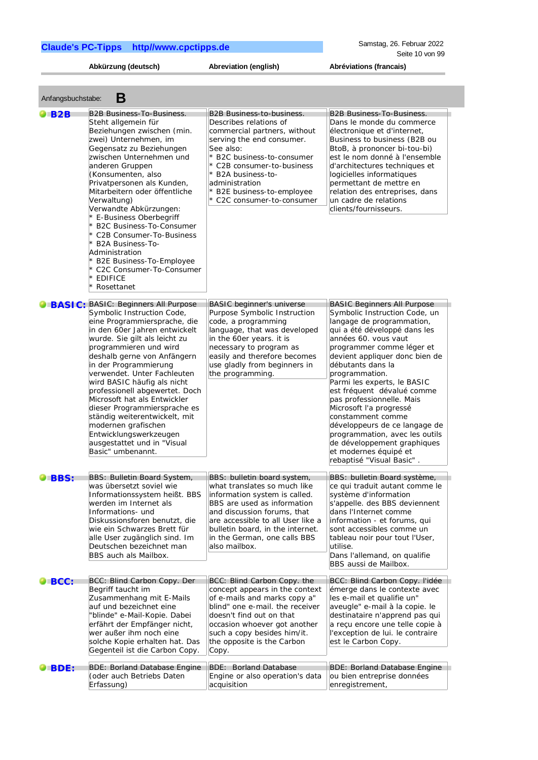| | Abkürzung (deutsch) | Abreviation (english) | Abréviations (francais) |
|---|---|---|---|

Anfangsbuchstabe: **B**

| | | | |
|---|---|---|---|
| **B2B** | B2B Business-To-Business.<br>Steht allgemein für Beziehungen zwischen (min. zwei) Unternehmen, im Gegensatz zu Beziehungen zwischen Unternehmen und anderen Gruppen (Konsumenten, also Privatpersonen als Kunden, Mitarbeitern oder öffentliche Verwaltung)<br>Verwandte Abkürzungen:<br>* E-Business Oberbegriff<br>* B2C Business-To-Consumer<br>* C2B Consumer-To-Business<br>* B2A Business-To-Administration<br>* B2E Business-To-Employee<br>* C2C Consumer-To-Consumer<br>* EDIFICE<br>* Rosettanet | B2B Business-to-business.<br>Describes relations of commercial partners, without serving the end consumer.<br>See also:<br>* B2C business-to-consumer<br>* C2B consumer-to-business<br>* B2A business-to-administration<br>* B2E business-to-employee<br>* C2C consumer-to-consumer | B2B Business-To-Business.<br>Dans le monde du commerce électronique et d'internet, Business to business (B2B ou BtoB, à prononcer bi-tou-bi) est le nom donné à l'ensemble d'architectures techniques et logicielles informatiques permettant de mettre en relation des entreprises, dans un cadre de relations clients/fournisseurs. |
| **BASIC:** | BASIC: Beginners All Purpose Symbolic Instruction Code, eine Programmiersprache, die in den 60er Jahren entwickelt wurde. Sie gilt als leicht zu programmieren und wird deshalb gerne von Anfängern in der Programmierung verwendet. Unter Fachleuten wird BASIC häufig als nicht professionell abgewertet. Doch Microsoft hat als Entwickler dieser Programmiersprache es ständig weiterentwickelt, mit modernen grafischen Entwicklungswerkzeugen ausgestattet und in "Visual Basic" umbenannt. | BASIC beginner's universe Purpose Symbolic Instruction code, a programming language, that was developed in the 60er years. it is necessary to program as easily and therefore becomes use gladly from beginners in the programming. | BASIC Beginners All Purpose Symbolic Instruction Code, un langage de programmation, qui a été développé dans les années 60. vous vaut programmer comme léger et devient appliquer donc bien de débutants dans la programmation.<br>Parmi les experts, le BASIC est fréquent dévalué comme pas professionnelle. Mais Microsoft l'a progressé constamment comme développeurs de ce langage de programmation, avec les outils de développement graphiques et modernes équipé et rebaptisé "Visual Basic" . |
| **BBS:** | BBS: Bulletin Board System, was übersetzt soviel wie Informationssystem heißt. BBS werden im Internet als Informations- und Diskussionsforen benutzt, die wie ein Schwarzes Brett für alle User zugänglich sind. Im Deutschen bezeichnet man BBS auch als Mailbox. | BBS: bulletin board system, what translates so much like information system is called. BBS are used as information and discussion forums, that are accessible to all User like a bulletin board, in the internet. in the German, one calls BBS also mailbox. | BBS: bulletin Board système, ce qui traduit autant comme le système d'information s'appelle. des BBS deviennent dans l'Internet comme information - et forums, qui sont accessibles comme un tableau noir pour tout l'User, utilise.<br>Dans l'allemand, on qualifie BBS aussi de Mailbox. |
| **BCC:** | BCC: Blind Carbon Copy. Der Begriff taucht im Zusammenhang mit E-Mails auf und bezeichnet eine "blinde" e-Mail-Kopie. Dabei erfährt der Empfänger nicht, wer außer ihm noch eine solche Kopie erhalten hat. Das Gegenteil ist die Carbon Copy. | BCC: Blind Carbon Copy. the concept appears in the context of e-mails and marks copy a" blind" one e-mail. the receiver doesn't find out on that occasion whoever got another such a copy besides him/it. the opposite is the Carbon Copy. | BCC: Blind Carbon Copy. l'idée émerge dans le contexte avec les e-mail et qualifie un" aveugle" e-mail à la copie. le destinataire n'apprend pas qui a reçu encore une telle copie à l'exception de lui. le contraire est le Carbon Copy. |
| **BDE:** | BDE: Borland Database Engine (oder auch Betriebs Daten Erfassung) | BDE: Borland Database Engine or also operation's data acquisition | BDE: Borland Database Engine ou bien entreprise données enregistrement, |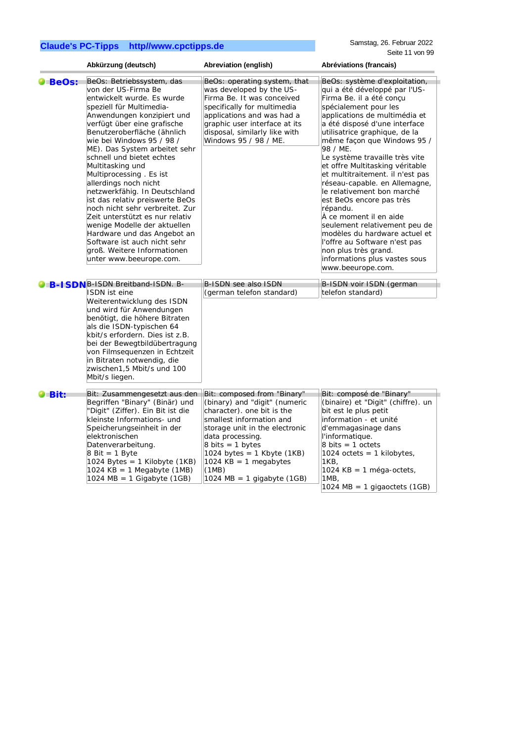| | Abkürzung (deutsch) | Abreviation (english) | Abréviations (francais) |
|---|---|---|---|
| **BeOs:** | BeOs: Betriebssystem, das von der US-Firma Be entwickelt wurde. Es wurde speziell für Multimedia-Anwendungen konzipiert und verfügt über eine grafische Benutzeroberfläche (ähnlich wie bei Windows 95 / 98 / ME). Das System arbeitet sehr schnell und bietet echtes Multitasking und Multiprocessing . Es ist allerdings noch nicht netzwerkfähig. In Deutschland ist das relativ preiswerte BeOs noch nicht sehr verbreitet. Zur Zeit unterstützt es nur relativ wenige Modelle der aktuellen Hardware und das Angebot an Software ist auch nicht sehr groß. Weitere Informationen unter www.beeurope.com. | BeOs: operating system, that was developed by the US-Firma Be. It was conceived specifically for multimedia applications and was had a graphic user interface at its disposal, similarly like with Windows 95 / 98 / ME. | BeOs: système d'exploitation, qui a été développé par l'US-Firma Be. il a été conçu spécialement pour les applications de multimédia et a été disposé d'une interface utilisatrice graphique, de la même façon que Windows 95 / 98 / ME. Le système travaille très vite et offre Multitasking véritable et multitraitement. il n'est pas réseau-capable. en Allemagne, le relativement bon marché est BeOs encore pas très répandu. À ce moment il en aide seulement relativement peu de modèles du hardware actuel et l'offre au Software n'est pas non plus très grand. informations plus vastes sous www.beeurope.com. |
| **B-ISDN** | B-ISDN Breitband-ISDN. B-ISDN ist eine Weiterentwicklung des ISDN und wird für Anwendungen benötigt, die höhere Bitraten als die ISDN-typischen 64 kbit/s erfordern. Dies ist z.B. bei der Bewegtbildübertragung von Filmsequenzen in Echtzeit in Bitraten notwendig, die zwischen1,5 Mbit/s und 100 Mbit/s liegen. | B-ISDN see also ISDN (german telefon standard) | B-ISDN voir ISDN (german telefon standard) |
| **Bit:** | Bit: Zusammengesetzt aus den Begriffen "Binary" (Binär) und "Digit" (Ziffer). Ein Bit ist die kleinste Informations- und Speichereinheit in der elektronischen Datenverarbeitung.<br>8 Bit = 1 Byte<br>1024 Bytes = 1 Kilobyte (1KB)<br>1024 KB = 1 Megabyte (1MB)<br>1024 MB = 1 Gigabyte (1GB) | Bit: composed from "Binary" (binary) and "digit" (numeric character). one bit is the smallest information and storage unit in the electronic data processing.<br>8 bits = 1 bytes<br>1024 bytes = 1 Kbyte (1KB)<br>1024 KB = 1 megabytes (1MB)<br>1024 MB = 1 gigabyte (1GB) | Bit: composé de "Binary" (binaire) et "Digit" (chiffre). un bit est le plus petit information - et unité d'emmagasinage dans l'informatique.<br>8 bits = 1 octets<br>1024 octets = 1 kilobytes, 1KB,<br>1024 KB = 1 méga-octets, 1MB,<br>1024 MB = 1 gigaoctets (1GB) |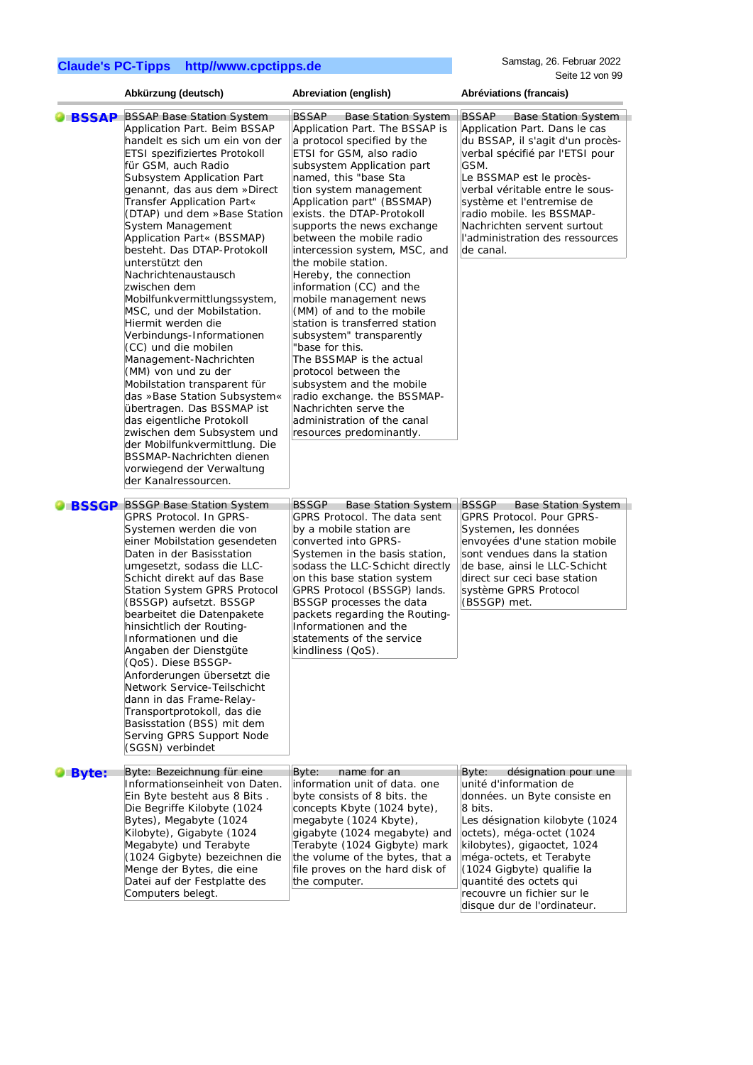| | Abkürzung (deutsch) | Abreviation (english) | Abréviations (francais) |
|---|---|---|---|
| **BSSAP** | BSSAP Base Station System Application Part. Beim BSSAP handelt es sich um ein von der ETSI spezifiziertes Protokoll für GSM, auch Radio Subsystem Application Part genannt, das aus dem »Direct Transfer Application Part« (DTAP) und dem »Base Station System Management Application Part« (BSSMAP) besteht. Das DTAP-Protokoll unterstützt den Nachrichtenaustausch zwischen dem Mobilfunkvermittlungssystem, MSC, und der Mobilstation. Hiermit werden die Verbindungs-Informationen (CC) und die mobilen Management-Nachrichten (MM) von und zu der Mobilstation transparent für das »Base Station Subsystem« übertragen. Das BSSMAP ist das eigentliche Protokoll zwischen dem Subsystem und der Mobilfunkvermittlung. Die BSSMAP-Nachrichten dienen vorwiegend der Verwaltung der Kanalressourcen. | BSSAP Base Station System Application Part. The BSSAP is a protocol specified by the ETSI for GSM, also radio subsystem Application part named, this "base Sta tion system management Application part" (BSSMAP) exists. the DTAP-Protokoll supports the news exchange between the mobile radio intercession system, MSC, and the mobile station. Hereby, the connection information (CC) and the mobile management news (MM) of and to the mobile station is transferred station subsystem" transparently "base for this. The BSSMAP is the actual protocol between the subsystem and the mobile radio exchange. the BSSMAP-Nachrichten serve the administration of the canal resources predominantly. | BSSAP Base Station System Application Part. Dans le cas du BSSAP, il s'agit d'un procès-verbal spécifié par l'ETSI pour GSM. Le BSSMAP est le procès-verbal véritable entre le sous-système et l'entremise de radio mobile. les BSSMAP-Nachrichten servent surtout l'administration des ressources de canal. |
| **BSSGP** | BSSGP Base Station System GPRS Protocol. In GPRS-Systemen werden die von einer Mobilstation gesendeten Daten in der Basisstation umgesetzt, sodass die LLC-Schicht direkt auf das Base Station System GPRS Protocol (BSSGP) aufsetzt. BSSGP bearbeitet die Datenpakete hinsichtlich der Routing-Informationen und die Angaben der Dienstgüte (QoS). Diese BSSGP-Anforderungen übersetzt die Network Service-Teilschicht dann in das Frame-Relay-Transportprotokoll, das die Basisstation (BSS) mit dem Serving GPRS Support Node (SGSN) verbindet | BSSGP Base Station System GPRS Protocol. The data sent by a mobile station are converted into GPRS-Systemen in the basis station, sodass the LLC-Schicht directly on this base station system GPRS Protocol (BSSGP) lands. BSSGP processes the data packets regarding the Routing-Informationen and the statements of the service kindliness (QoS). | BSSGP Base Station System GPRS Protocol. Pour GPRS-Systemen, les données envoyées d'une station mobile sont vendues dans la station de base, ainsi le LLC-Schicht direct sur ceci base station système GPRS Protocol (BSSGP) met. |
| **Byte:** | Byte: Bezeichnung für eine Informationseinheit von Daten. Ein Byte besteht aus 8 Bits . Die Begriffe Kilobyte (1024 Bytes), Megabyte (1024 Kilobyte), Gigabyte (1024 Megabyte) und Terabyte (1024 Gigbyte) bezeichnen die Menge der Bytes, die eine Datei auf der Festplatte des Computers belegt. | Byte: name for an information unit of data. one byte consists of 8 bits. the concepts Kbyte (1024 byte), megabyte (1024 Kbyte), gigabyte (1024 megabyte) and Terabyte (1024 Gigbyte) mark the volume of the bytes, that a file proves on the hard disk of the computer. | Byte: désignation pour une unité d'information de données. un Byte consiste en 8 bits. Les désignation kilobyte (1024 octets), méga-octet (1024 kilobytes), gigaoctet, 1024 méga-octets, et Terabyte (1024 Gigbyte) qualifie la quantité des octets qui recouvre un fichier sur le disque dur de l'ordinateur. |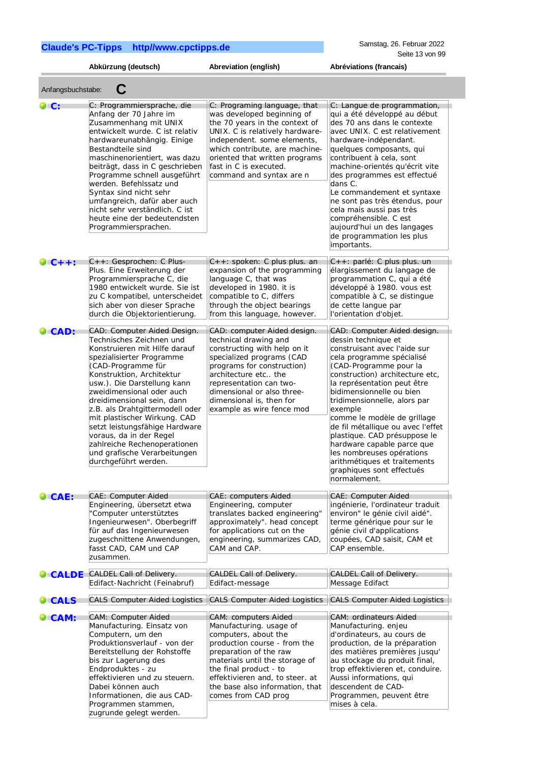| | Abkürzung (deutsch) | Abreviation (english) | Abréviations (francais) |
|---|---|---|---|
| Anfangsbuchstabe: **C** | | | |
| **C:** | C: Programmiersprache, die Anfang der 70 Jahre im Zusammenhang mit UNIX entwickelt wurde. C ist relativ hardwareunabhängig. Einige Bestandteile sind maschinenorientiert, was dazu beiträgt, dass in C geschrieben Programme schnell ausgeführt werden. Befehlssatz und Syntax sind nicht sehr umfangreich, dafür aber auch nicht sehr verständlich. C ist heute eine der bedeutendsten Programmiersprachen. | C: Programing language, that was developed beginning of the 70 years in the context of UNIX. C is relatively hardware-independent. some elements, which contribute, are machine-oriented that written programs fast in C is executed. command and syntax are n | C: Langue de programmation, qui a été développé au début des 70 ans dans le contexte avec UNIX. C est relativement hardware-indépendant. quelques composants, qui contribuent à cela, sont machine-orientés qu'écrit vite des programmes est effectué dans C. Le commandement et syntaxe ne sont pas très étendus, pour cela mais aussi pas très compréhensible. C est aujourd'hui un des langages de programmation les plus importants. |
| **C++:** | C++: Gesprochen: C Plus-Plus. Eine Erweiterung der Programmiersprache C, die 1980 entwickelt wurde. Sie ist zu C kompatibel, unterscheidet sich aber von dieser Sprache durch die Objektorientierung. | C++: spoken: C plus plus. an expansion of the programming language C, that was developed in 1980. it is compatible to C, differs through the object bearings from this language, however. | C++: parlé: C plus plus. un élargissement du langage de programmation C, qui a été développé à 1980. vous est compatible à C, se distingue de cette langue par l'orientation d'objet. |
| **CAD:** | CAD: Computer Aided Design. Technisches Zeichnen und Konstruieren mit Hilfe darauf spezialisierter Programme (CAD-Programme für Konstruktion, Architektur usw.). Die Darstellung kann zweidimensional oder auch dreidimensional sein, dann z.B. als Drahtgittermodell oder mit plastischer Wirkung. CAD setzt leistungsfähige Hardware voraus, da in der Regel zahlreiche Rechenoperationen und grafische Verarbeitungen durchgeführt werden. | CAD: computer Aided design. technical drawing and constructing with help on it specialized programs (CAD programs for construction) architecture etc.. the representation can two-dimensional or also three-dimensional is, then for example as wire fence mod | CAD: Computer Aided design. dessin technique et construisant avec l'aide sur cela programme spécialisé (CAD-Programme pour la construction) architecture etc, la représentation peut être bidimensionnelle ou bien tridimensionnelle, alors par exemple comme le modèle de grillage de fil métallique ou avec l'effet plastique. CAD présuppose le hardware capable parce que les nombreuses opérations arithmétiques et traitements graphiques sont effectués normalement. |
| **CAE:** | CAE: Computer Aided Engineering, übersetzt etwa "Computer unterstütztes Ingenieurwesen". Oberbegriff für auf das Ingenieurwesen zugeschnittene Anwendungen, fasst CAD, CAM und CAP zusammen. | CAE: computers Aided Engineering, computer translates backed engineering" approximately". head concept for applications cut on the engineering, summarizes CAD, CAM and CAP. | CAE: Computer Aided ingénierie, l'ordinateur traduit environ" le génie civil aidé". terme générique pour sur le génie civil d'applications coupées, CAD saisit, CAM et CAP ensemble. |
| **CALDE** | CALDEL Call of Delivery. Edifact-Nachricht (Feinabruf) | CALDEL Call of Delivery. Edifact-message | CALDEL Call of Delivery. Message Edifact |
| **CALS** | CALS Computer Aided Logistics | CALS Computer Aided Logistics | CALS Computer Aided Logistics |
| **CAM:** | CAM: Computer Aided Manufacturing. Einsatz von Computern, um den Produktionsverlauf - von der Bereitstellung der Rohstoffe bis zur Lagerung des Endproduktes - zu effektivieren und zu steuern. Dabei können auch Informationen, die aus CAD-Programmen stammen, zugrunde gelegt werden. | CAM: computers Aided Manufacturing. usage of computers, about the production course - from the preparation of the raw materials until the storage of the final product - to effektivieren and, to steer. at the base also information, that comes from CAD prog | CAM: ordinateurs Aided Manufacturing. enjeu d'ordinateurs, au cours de production, de la préparation des matières premières jusqu' au stockage du produit final, trop effektivieren et, conduire. Aussi informations, qui descendent de CAD-Programmen, peuvent être mises à cela. |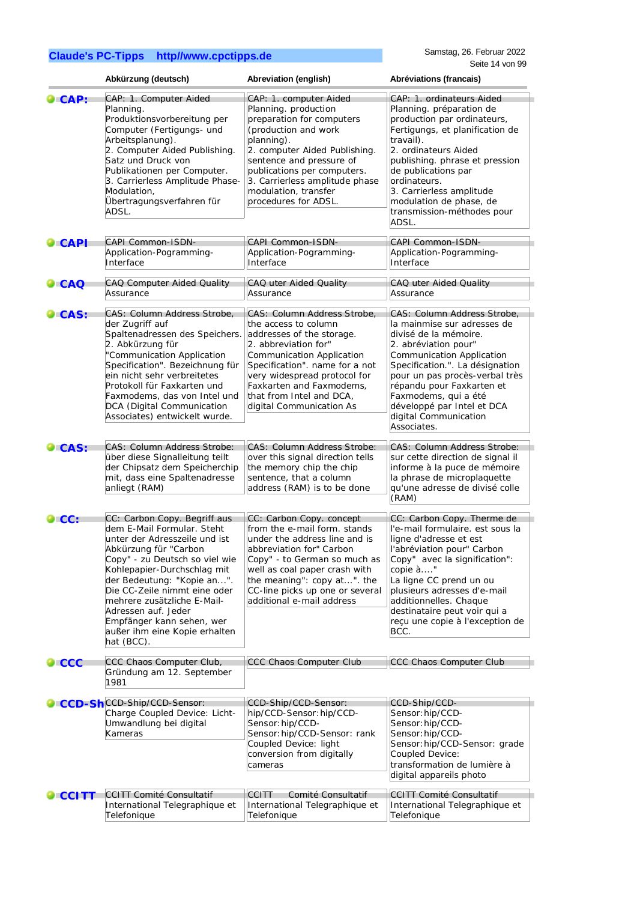| | Abkürzung (deutsch) | Abreviation (english) | Abréviations (francais) |
|---|---|---|---|
| **CAP:** | CAP: 1. Computer Aided Planning. Produktionsvorbereitung per Computer (Fertigungs- und Arbeitsplanung). 2. Computer Aided Publishing. Satz und Druck von Publikationen per Computer. 3. Carrierless Amplitude Phase-Modulation, Übertragungsverfahren für ADSL. | CAP: 1. computer Aided Planning. production preparation for computers (production and work planning). 2. computer Aided Publishing. sentence and pressure of publications per computers. 3. Carrierless amplitude phase modulation, transfer procedures for ADSL. | CAP: 1. ordinateurs Aided Planning. préparation de production par ordinateurs, Fertigungs, et planification de travail). 2. ordinateurs Aided publishing. phrase et pression de publications par ordinateurs. 3. Carrierless amplitude modulation de phase, de transmission-méthodes pour ADSL. |
| **CAPI** | CAPI Common-ISDN-Application-Pogramming-Interface | CAPI Common-ISDN-Application-Pogramming-Interface | CAPI Common-ISDN-Application-Pogramming-Interface |
| **CAQ** | CAQ Computer Aided Quality Assurance | CAQ uter Aided Quality Assurance | CAQ uter Aided Quality Assurance |
| **CAS:** | CAS: Column Address Strobe, der Zugriff auf Spaltenadressen des Speichers. 2. Abkürzung für "Communication Application Specification". Bezeichnung für ein nicht sehr verbreitetes Protokoll für Faxkarten und Faxmodems, das von Intel und DCA (Digital Communication Associates) entwickelt wurde. | CAS: Column Address Strobe, the access to column addresses of the storage. 2. abbreviation for" Communication Application Specification". name for a not very widespread protocol for Faxkarten and Faxmodems, that from Intel and DCA, digital Communication As | CAS: Column Address Strobe, la mainmise sur adresses de divisé de la mémoire. 2. abréviation pour" Communication Application Specification.". La désignation pour un pas procès-verbal très répandu pour Faxkarten et Faxmodems, qui a été développé par Intel et DCA digital Communication Associates. |
| **CAS:** | CAS: Column Address Strobe: über diese Signalleitung teilt der Chipsatz dem Speicherchip mit, dass eine Spaltenadresse anliegt (RAM) | CAS: Column Address Strobe: over this signal direction tells the memory chip the chip sentence, that a column address (RAM) is to be done | CAS: Column Address Strobe: sur cette direction de signal il informe à la puce de mémoire la phrase de microplaquette qu'une adresse de divisé colle (RAM) |
| **CC:** | CC: Carbon Copy. Begriff aus dem E-Mail Formular. Steht unter der Adresszeile und ist Abkürzung für "Carbon Copy" - zu Deutsch so viel wie Kohlepapier-Durchschlag mit der Bedeutung: "Kopie an...". Die CC-Zeile nimmt eine oder mehrere zusätzliche E-Mail-Adressen auf. Jeder Empfänger kann sehen, wer außer ihm eine Kopie erhalten hat (BCC). | CC: Carbon Copy. concept from the e-mail form. stands under the address line and is abbreviation for" Carbon Copy" - to German so much as well as coal paper crash with the meaning": copy at...". the CC-line picks up one or several additional e-mail address | CC: Carbon Copy. Therme de l'e-mail formulaire. est sous la ligne d'adresse et est l'abréviation pour" Carbon Copy" avec la signification": copie à...." La ligne CC prend un ou plusieurs adresses d'e-mail additionnelles. Chaque destinataire peut voir qui a reçu une copie à l'exception de BCC. |
| **CCC** | CCC Chaos Computer Club, Gründung am 12. September 1981 | CCC Chaos Computer Club | CCC Chaos Computer Club |
| **CCD-Sh** | CCD-Ship/CCD-Sensor: Charge Coupled Device: Licht-Umwandlung bei digital Kameras | CCD-Ship/CCD-Sensor: hip/CCD-Sensor:hip/CCD-Sensor:hip/CCD-Sensor:hip/CCD-Sensor: rank Coupled Device: light conversion from digitally cameras | CCD-Ship/CCD-Sensor:hip/CCD-Sensor:hip/CCD-Sensor:hip/CCD-Sensor:hip/CCD-Sensor: grade Coupled Device: transformation de lumière à digital appareils photo |
| **CCITT** | CCITT Comité Consultatif International Telegraphique et Telefonique | CCITT Comité Consultatif International Telegraphique et Telefonique | CCITT Comité Consultatif International Telegraphique et Telefonique |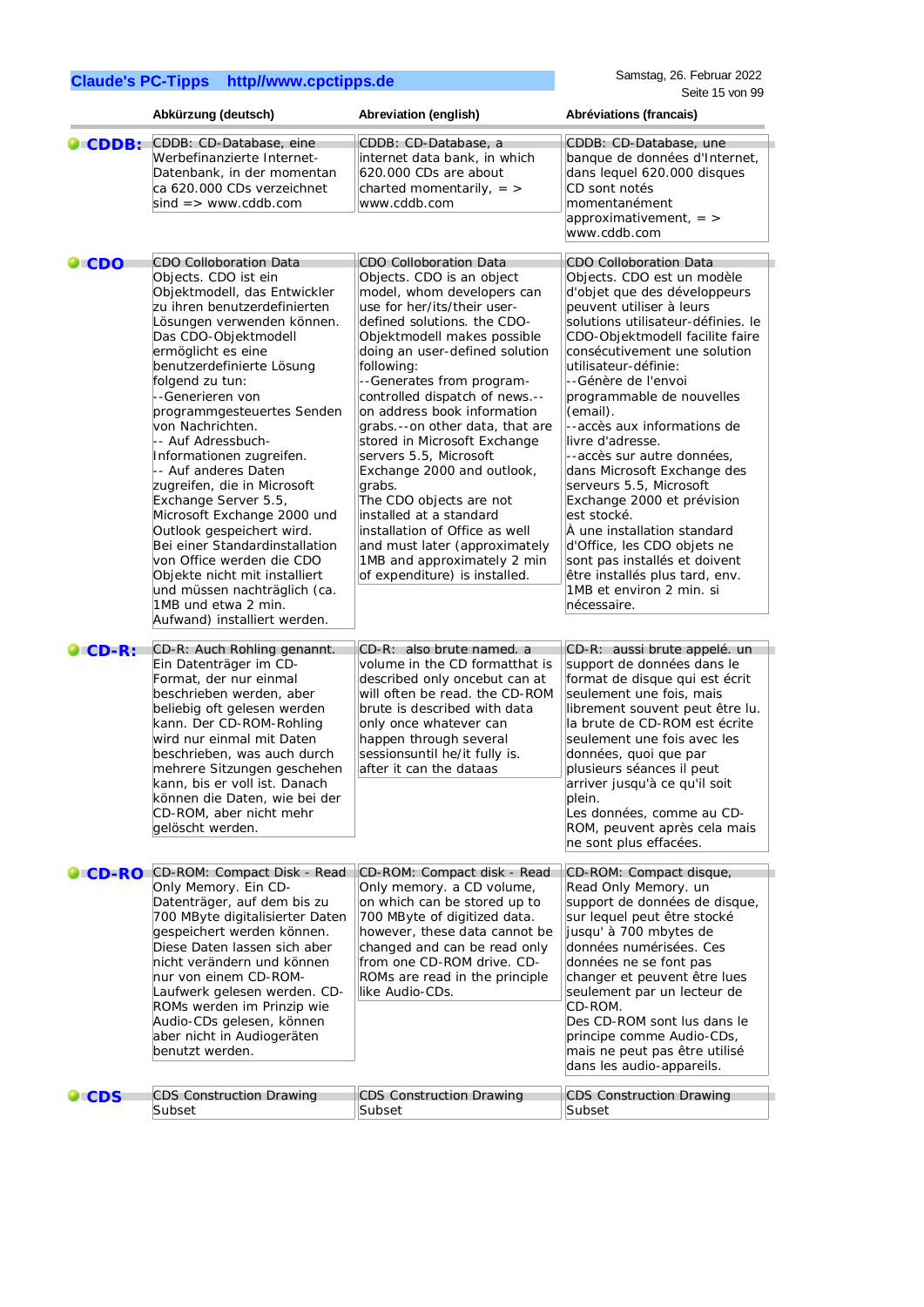| | Abkürzung (deutsch) | Abreviation (english) | Abréviations (francais) |
|---|---|---|---|
| **CDDB:** | CDDB: CD-Database, eine Werbefinanzierte Internet-Datenbank, in der momentan ca 620.000 CDs verzeichnet sind => www.cddb.com | CDDB: CD-Database, a internet data bank, in which 620.000 CDs are about charted momentarily, = > www.cddb.com | CDDB: CD-Database, une banque de données d'Internet, dans lequel 620.000 disques CD sont notés momentanément approximativement, = > www.cddb.com |
| **CDO** | CDO Colloboration Data Objects. CDO ist ein Objektmodell, das Entwickler zu ihren benutzerdefinierten Lösungen verwenden können. Das CDO-Objektmodell ermöglicht es eine benutzerdefinierte Lösung folgend zu tun:<br>--Generieren von programmgesteuertes Senden von Nachrichten.<br>-- Auf Adressbuch-Informationen zugreifen.<br>-- Auf anderes Daten zugreifen, die in Microsoft Exchange Server 5.5, Microsoft Exchange 2000 und Outlook gespeichert wird.<br>Bei einer Standardinstallation von Office werden die CDO Objekte nicht mit installiert und müssen nachträglich (ca. 1MB und etwa 2 min. Aufwand) installiert werden. | CDO Colloboration Data Objects. CDO is an object model, whom developers can use for her/its/their user-defined solutions. the CDO-Objektmodell makes possible doing an user-defined solution following:<br>--Generates from program-controlled dispatch of news.--on address book information grabs.--on other data, that are stored in Microsoft Exchange servers 5.5, Microsoft Exchange 2000 and outlook, grabs.<br>The CDO objects are not installed at a standard installation of Office as well and must later (approximately 1MB and approximately 2 min of expenditure) is installed. | CDO Colloboration Data Objects. CDO est un modèle d'objet que des développeurs peuvent utiliser à leurs solutions utilisateur-définies. le CDO-Objektmodell facilite faire consécutivement une solution utilisateur-définie:<br>--Génère de l'envoi programmable de nouvelles (email).<br>--accès aux informations de livre d'adresse.<br>--accès sur autre données, dans Microsoft Exchange des serveurs 5.5, Microsoft Exchange 2000 et prévision est stocké.<br>À une installation standard d'Office, les CDO objets ne sont pas installés et doivent être installés plus tard, env. 1MB et environ 2 min. si nécessaire. |
| **CD-R:** | CD-R: Auch Rohling genannt. Ein Datenträger im CD-Format, der nur einmal beschrieben werden, aber beliebig oft gelesen werden kann. Der CD-ROM-Rohling wird nur einmal mit Daten beschrieben, was auch durch mehrere Sitzungen geschehen kann, bis er voll ist. Danach können die Daten, wie bei der CD-ROM, aber nicht mehr gelöscht werden. | CD-R: also brute named. a volume in the CD formatthat is described only oncebut can at will often be read. the CD-ROM brute is described with data only once whatever can happen through several sessionsuntil he/it fully is. after it can the dataas | CD-R: aussi brute appelé. un support de données dans le format de disque qui est écrit seulement une fois, mais librement souvent peut être lu. la brute de CD-ROM est écrite seulement une fois avec les données, quoi que par plusieurs séances il peut arriver jusqu'à ce qu'il soit plein.<br>Les données, comme au CD-ROM, peuvent après cela mais ne sont plus effacées. |
| **CD-RO** | CD-ROM: Compact Disk - Read Only Memory. Ein CD-Datenträger, auf dem bis zu 700 MByte digitalisierter Daten gespeichert werden können. Diese Daten lassen sich aber nicht verändern und können nur von einem CD-ROM-Laufwerk gelesen werden. CD-ROMs werden im Prinzip wie Audio-CDs gelesen, können aber nicht in Audiogeräten benutzt werden. | CD-ROM: Compact disk - Read Only memory. a CD volume, on which can be stored up to 700 MByte of digitized data. however, these data cannot be changed and can be read only from one CD-ROM drive. CD-ROMs are read in the principle like Audio-CDs. | CD-ROM: Compact disque, Read Only Memory. un support de données de disque, sur lequel peut être stocké jusqu' à 700 mbytes de données numérisées. Ces données ne se font pas changer et peuvent être lues seulement par un lecteur de CD-ROM.<br>Des CD-ROM sont lus dans le principe comme Audio-CDs, mais ne peut pas être utilisé dans les audio-appareils. |
| **CDS** | CDS Construction Drawing Subset | CDS Construction Drawing Subset | CDS Construction Drawing Subset |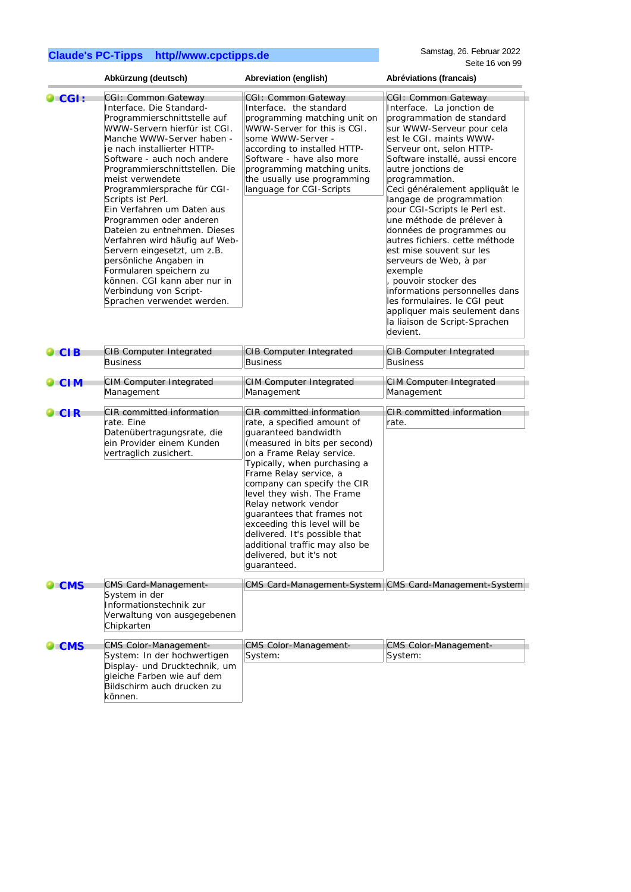| | Abkürzung (deutsch) | Abreviation (english) | Abréviations (francais) |
|---|---|---|---|
| **CGI:** | CGI: Common Gateway Interface. Die Standard-Programmierschnittstelle auf WWW-Servern hierfür ist CGI. Manche WWW-Server haben - je nach installierter HTTP-Software - auch noch andere Programmierschnittstellen. Die meist verwendete Programmiersprache für CGI-Scripts ist Perl. Ein Verfahren um Daten aus Programmen oder anderen Dateien zu entnehmen. Dieses Verfahren wird häufig auf Web-Servern eingesetzt, um z.B. persönliche Angaben in Formularen speichern zu können. CGI kann aber nur in Verbindung von Script-Sprachen verwendet werden. | CGI: Common Gateway Interface. the standard programming matching unit on WWW-Server for this is CGI. some WWW-Server - according to installed HTTP-Software - have also more programming matching units. the usually use programming language for CGI-Scripts | CGI: Common Gateway Interface. La jonction de programmation de standard sur WWW-Serveur pour cela est le CGI. maints WWW-Serveur ont, selon HTTP-Software installé, aussi encore autre jonctions de programmation. Ceci généralement appliquât le langage de programmation pour CGI-Scripts le Perl est. une méthode de prélever à données de programmes ou autres fichiers. cette méthode est mise souvent sur les serveurs de Web, à par exemple , pouvoir stocker des informations personnelles dans les formulaires. le CGI peut appliquer mais seulement dans la liaison de Script-Sprachen devient. |
| **CIB** | CIB Computer Integrated Business | CIB Computer Integrated Business | CIB Computer Integrated Business |
| **CIM** | CIM Computer Integrated Management | CIM Computer Integrated Management | CIM Computer Integrated Management |
| **CIR** | CIR committed information rate. Eine Datenübertragungsrate, die ein Provider einem Kunden vertraglich zusichert. | CIR committed information rate, a specified amount of guaranteed bandwidth (measured in bits per second) on a Frame Relay service. Typically, when purchasing a Frame Relay service, a company can specify the CIR level they wish. The Frame Relay network vendor guarantees that frames not exceeding this level will be delivered. It's possible that additional traffic may also be delivered, but it's not guaranteed. | CIR committed information rate. |
| **CMS** | CMS Card-Management-System in der Informationstechnik zur Verwaltung von ausgegebenen Chipkarten | CMS Card-Management-System | CMS Card-Management-System |
| **CMS** | CMS Color-Management-System: In der hochwertigen Display- und Drucktechnik, um gleiche Farben wie auf dem Bildschirm auch drucken zu können. | CMS Color-Management-System: | CMS Color-Management-System: |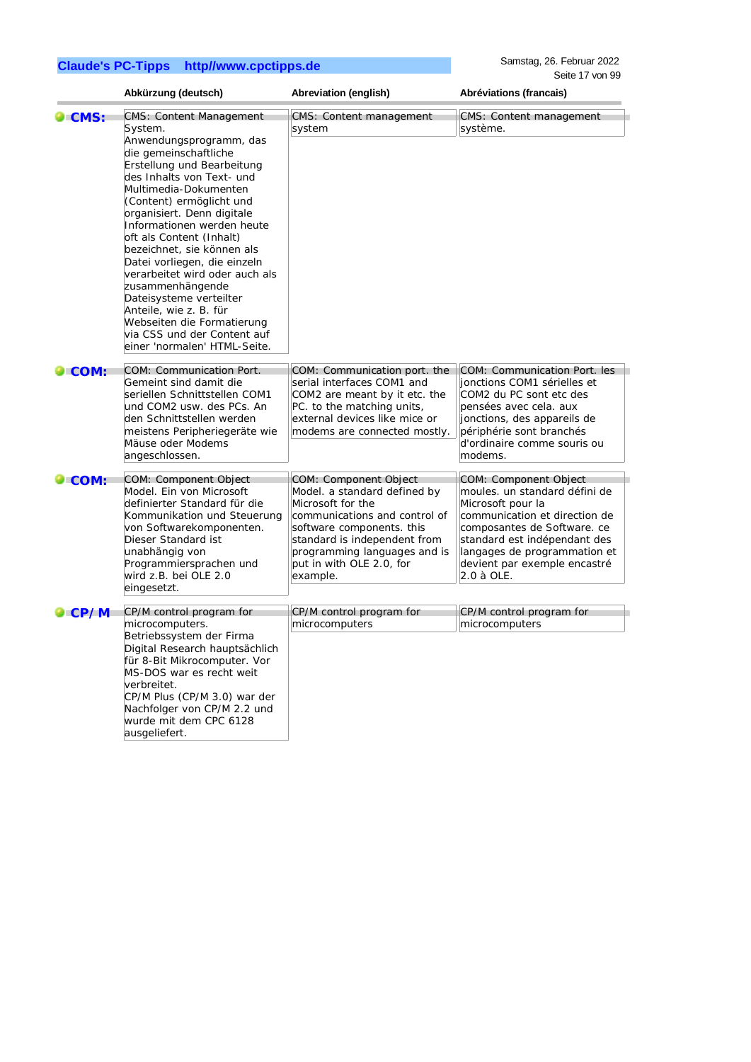| | Abkürzung (deutsch) | Abreviation (english) | Abréviations (francais) |
|---|---|---|---|
| **CMS:** | CMS: Content Management System. Anwendungsprogramm, das die gemeinschaftliche Erstellung und Bearbeitung des Inhalts von Text- und Multimedia-Dokumenten (Content) ermöglicht und organisiert. Denn digitale Informationen werden heute oft als Content (Inhalt) bezeichnet, sie können als Datei vorliegen, die einzeln verarbeitet wird oder auch als zusammenhängende Dateisysteme verteilter Anteile, wie z. B. für Webseiten die Formatierung via CSS und der Content auf einer 'normalen' HTML-Seite. | CMS: Content management system | CMS: Content management système. |
| **COM:** | COM: Communication Port. Gemeint sind damit die seriellen Schnittstellen COM1 und COM2 usw. des PCs. An den Schnittstellen werden meistens Peripheriegeräte wie Mäuse oder Modems angeschlossen. | COM: Communication port. the serial interfaces COM1 and COM2 are meant by it etc. the PC. to the matching units, external devices like mice or modems are connected mostly. | COM: Communication Port. les jonctions COM1 sérielles et COM2 du PC sont etc des pensées avec cela. aux jonctions, des appareils de périphérie sont branchés d'ordinaire comme souris ou modems. |
| **COM:** | COM: Component Object Model. Ein von Microsoft definierter Standard für die Kommunikation und Steuerung von Softwarekomponenten. Dieser Standard ist unabhängig von Programmiersprachen und wird z.B. bei OLE 2.0 eingesetzt. | COM: Component Object Model. a standard defined by Microsoft for the communications and control of software components. this standard is independent from programming languages and is put in with OLE 2.0, for example. | COM: Component Object moules. un standard défini de Microsoft pour la communication et direction de composantes de Software. ce standard est indépendant des langages de programmation et devient par exemple encastré 2.0 à OLE. |
| **CP/ M** | CP/M control program for microcomputers. Betriebssystem der Firma Digital Research hauptsächlich für 8-Bit Mikrocomputer. Vor MS-DOS war es recht weit verbreitet. CP/M Plus (CP/M 3.0) war der Nachfolger von CP/M 2.2 und wurde mit dem CPC 6128 ausgeliefert. | CP/M control program for microcomputers | CP/M control program for microcomputers |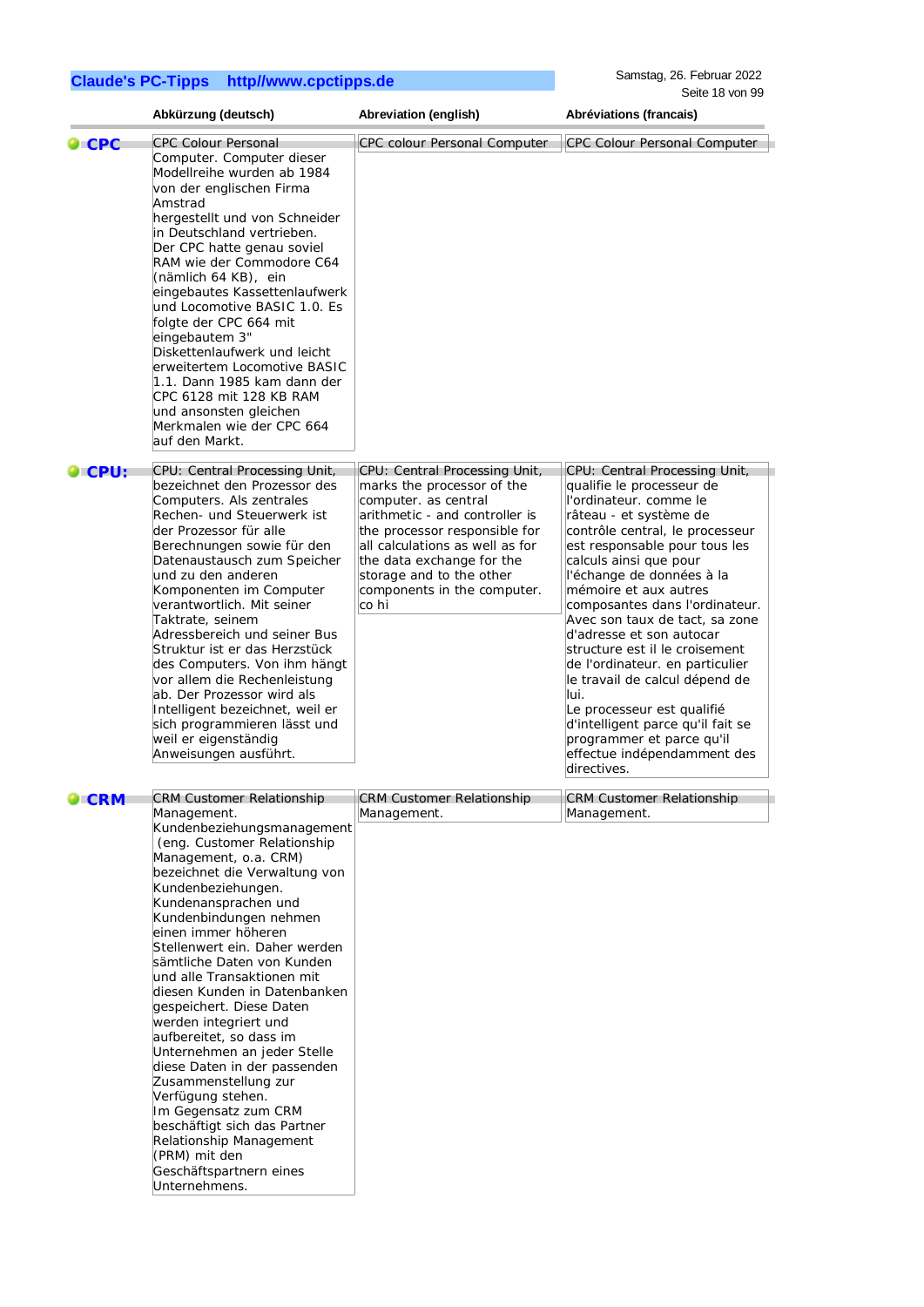| | Abkürzung (deutsch) | Abreviation (english) | Abréviations (francais) |
|---|---|---|---|
| **CPC** | CPC Colour Personal Computer. Computer dieser Modellreihe wurden ab 1984 von der englischen Firma Amstrad hergestellt und von Schneider in Deutschland vertrieben. Der CPC hatte genau soviel RAM wie der Commodore C64 (nämlich 64 KB), ein eingebautes Kassettenlaufwerk und Locomotive BASIC 1.0. Es folgte der CPC 664 mit eingebautem 3" Diskettenlaufwerk und leicht erweitertem Locomotive BASIC 1.1. Dann 1985 kam dann der CPC 6128 mit 128 KB RAM und ansonsten gleichen Merkmalen wie der CPC 664 auf den Markt. | CPC colour Personal Computer | CPC Colour Personal Computer |
| **CPU:** | CPU: Central Processing Unit, bezeichnet den Prozessor des Computers. Als zentrales Rechen- und Steuerwerk ist der Prozessor für alle Berechnungen sowie für den Datenaustausch zum Speicher und zu den anderen Komponenten im Computer verantwortlich. Mit seiner Taktrate, seinem Adressbereich und seiner Bus Struktur ist er das Herzstück des Computers. Von ihm hängt vor allem die Rechenleistung ab. Der Prozessor wird als Intelligent bezeichnet, weil er sich programmieren lässt und weil er eigenständig Anweisungen ausführt. | CPU: Central Processing Unit, marks the processor of the computer. as central arithmetic - and controller is the processor responsible for all calculations as well as for the data exchange for the storage and to the other components in the computer. co hi | CPU: Central Processing Unit, qualifie le processeur de l'ordinateur. comme le râteau - et système de contrôle central, le processeur est responsable pour tous les calculs ainsi que pour l'échange de données à la mémoire et aux autres composantes dans l'ordinateur. Avec son taux de tact, sa zone d'adresse et son autocar structure est il le croisement de l'ordinateur. en particulier le travail de calcul dépend de lui.<br>Le processeur est qualifié d'intelligent parce qu'il fait se programmer et parce qu'il effectue indépendamment des directives. |
| **CRM** | CRM Customer Relationship Management. Kundenbeziehungsmanagement (eng. Customer Relationship Management, o.a. CRM) bezeichnet die Verwaltung von Kundenbeziehungen. Kundenansprachen und Kundenbindungen nehmen einen immer höheren Stellenwert ein. Daher werden sämtliche Daten von Kunden und alle Transaktionen mit diesen Kunden in Datenbanken gespeichert. Diese Daten werden integriert und aufbereitet, so dass im Unternehmen an jeder Stelle diese Daten in der passenden Zusammenstellung zur Verfügung stehen.<br>Im Gegensatz zum CRM beschäftigt sich das Partner Relationship Management (PRM) mit den Geschäftspartnern eines Unternehmens. | CRM Customer Relationship Management. | CRM Customer Relationship Management. |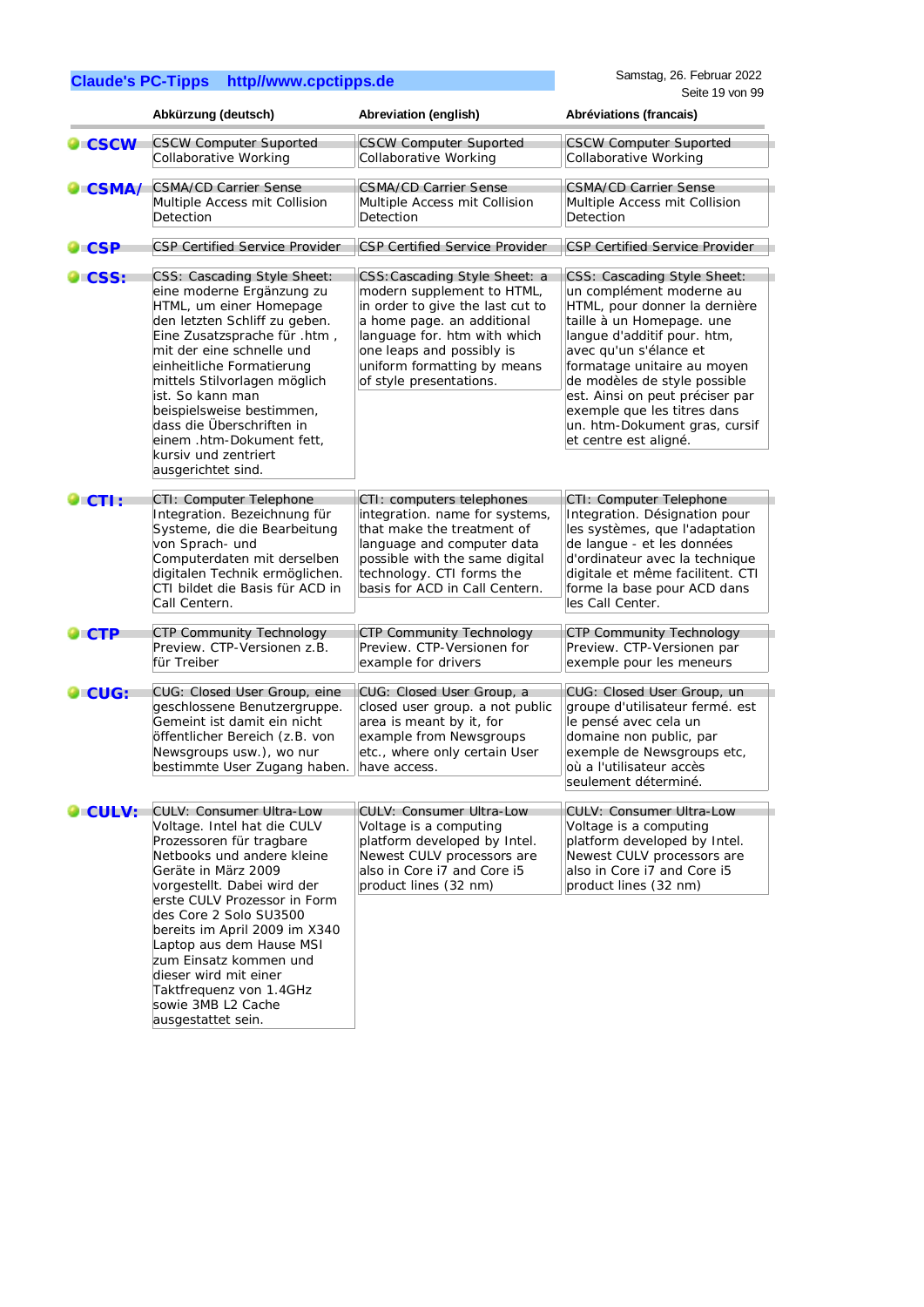| | Abkürzung (deutsch) | Abreviation (english) | Abréviations (francais) |
|---|---|---|---|
| **CSCW** | CSCW Computer Suported Collaborative Working | CSCW Computer Suported Collaborative Working | CSCW Computer Suported Collaborative Working |
| **CSMA/** | CSMA/CD Carrier Sense Multiple Access mit Collision Detection | CSMA/CD Carrier Sense Multiple Access mit Collision Detection | CSMA/CD Carrier Sense Multiple Access mit Collision Detection |
| **CSP** | CSP Certified Service Provider | CSP Certified Service Provider | CSP Certified Service Provider |
| **CSS:** | CSS: Cascading Style Sheet: eine moderne Ergänzung zu HTML, um einer Homepage den letzten Schliff zu geben. Eine Zusatzsprache für .htm , mit der eine schnelle und einheitliche Formatierung mittels Stilvorlagen möglich ist. So kann man beispielsweise bestimmen, dass die Überschriften in einem .htm-Dokument fett, kursiv und zentriert ausgerichtet sind. | CSS:Cascading Style Sheet: a modern supplement to HTML, in order to give the last cut to a home page. an additional language for. htm with which one leaps and possibly is uniform formatting by means of style presentations. | CSS: Cascading Style Sheet: un complément moderne au HTML, pour donner la dernière taille à un Homepage. une langue d'additif pour. htm, avec qu'un s'élance et formatage unitaire au moyen de modèles de style possible est. Ainsi on peut préciser par exemple que les titres dans un. htm-Dokument gras, cursif et centre est aligné. |
| **CTI:** | CTI: Computer Telephone Integration. Bezeichnug für Systeme, die die Bearbeitung von Sprach- und Computerdaten mit derselben digitalen Technik ermöglichen. CTI bildet die Basis für ACD in Call Centern. | CTI: computers telephones integration. name for systems, that make the treatment of language and computer data possible with the same digital technology. CTI forms the basis for ACD in Call Centern. | CTI: Computer Telephone Integration. Désignation pour les systèmes, que l'adaptation de langue - et les données d'ordinateur avec la technique digitale et même facilitent. CTI forme la base pour ACD dans les Call Center. |
| **CTP** | CTP Community Technology Preview. CTP-Versionen z.B. für Treiber | CTP Community Technology Preview. CTP-Versionen for example for drivers | CTP Community Technology Preview. CTP-Versionen par exemple pour les meneurs |
| **CUG:** | CUG: Closed User Group, eine geschlossene Benutzergruppe. Gemeint ist damit ein nicht öffentlicher Bereich (z.B. von Newsgroups usw.), wo nur bestimmte User Zugang haben. | CUG: Closed User Group, a closed user group. a not public area is meant by it, for example from Newsgroups etc., where only certain User have access. | CUG: Closed User Group, un groupe d'utilisateur fermé. est le pensé avec cela un domaine non public, par exemple de Newsgroups etc, où a l'utilisateur accès seulement déterminé. |
| **CULV:** | CULV: Consumer Ultra-Low Voltage. Intel hat die CULV Prozessoren für tragbare Netbooks und andere kleine Geräte in März 2009 vorgestellt. Dabei wird der erste CULV Prozessor in Form des Core 2 Solo SU3500 bereits im April 2009 im X340 Laptop aus dem Hause MSI zum Einsatz kommen und dieser wird mit einer Taktfrequenz von 1.4GHz sowie 3MB L2 Cache ausgestattet sein. | CULV: Consumer Ultra-Low Voltage is a computing platform developed by Intel. Newest CULV processors are also in Core i7 and Core i5 product lines (32 nm) | CULV: Consumer Ultra-Low Voltage is a computing platform developed by Intel. Newest CULV processors are also in Core i7 and Core i5 product lines (32 nm) |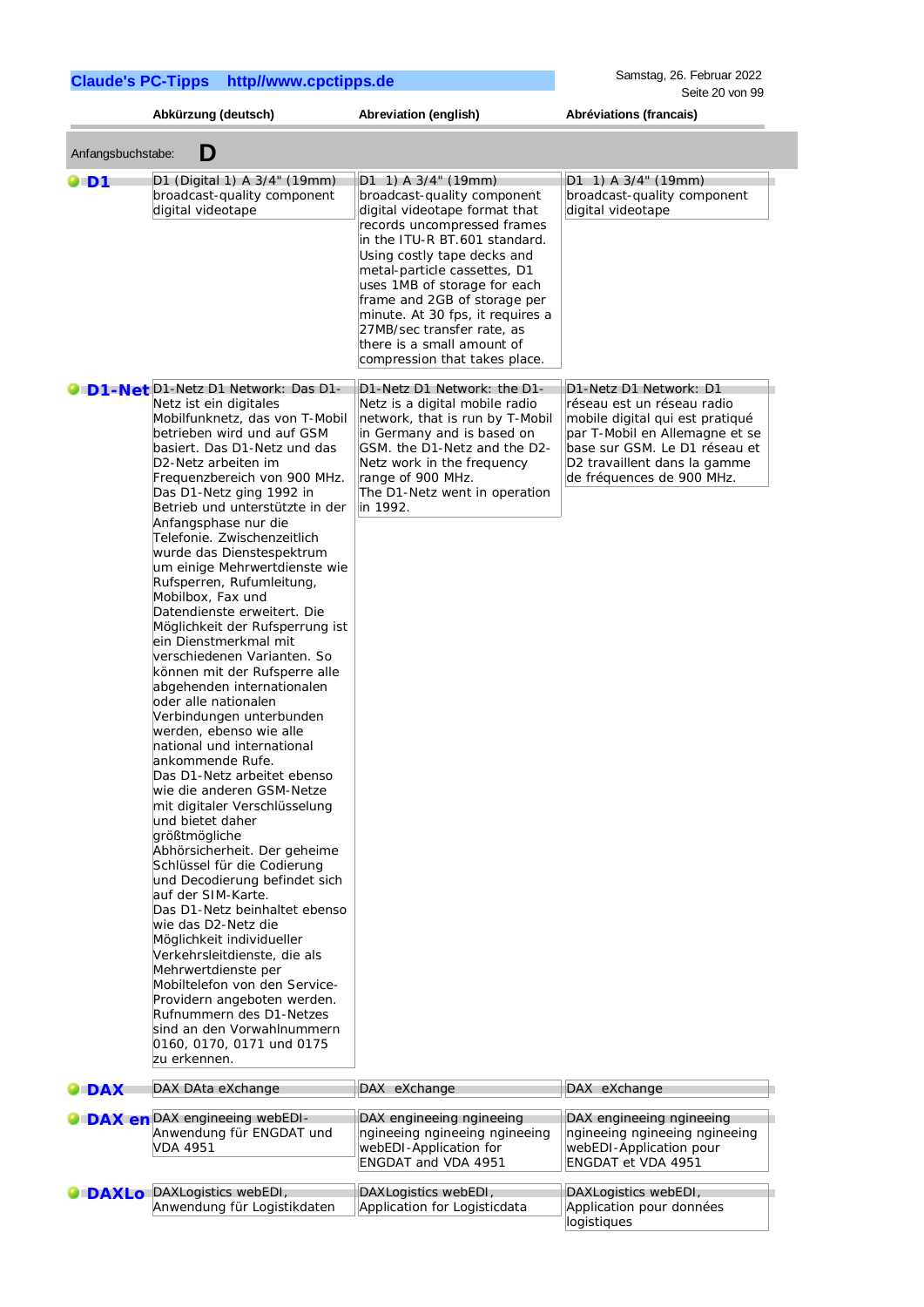| | Abkürzung (deutsch) | Abreviation (english) | Abréviations (francais) |
|---|---|---|---|

Anfangsbuchstabe: **D**

| | Abkürzung (deutsch) | Abreviation (english) | Abréviations (francais) |
|---|---|---|---|
| **D1** | D1 (Digital 1) A 3/4" (19mm) broadcast-quality component digital videotape | D1 1) A 3/4" (19mm) broadcast-quality component digital videotape format that records uncompressed frames in the ITU-R BT.601 standard. Using costly tape decks and metal-particle cassettes, D1 uses 1MB of storage for each frame and 2GB of storage per minute. At 30 fps, it requires a 27MB/sec transfer rate, as there is a small amount of compression that takes place. | D1 1) A 3/4" (19mm) broadcast-quality component digital videotape |
| **D1-Net** | D1-Netz D1 Network: Das D1-Netz ist ein digitales Mobilfunknetz, das von T-Mobil betrieben wird und auf GSM basiert. Das D1-Netz und das D2-Netz arbeiten im Frequenzbereich von 900 MHz. Das D1-Netz ging 1992 in Betrieb und unterstützte in der Anfangsphase nur die Telefonie. Zwischenzeitlich wurde das Dienstespektrum um einige Mehrwertdienste wie Rufsperren, Rufumleitung, Mobilbox, Fax und Datendienste erweitert. Die Möglichkeit der Rufsperrung ist ein Dienstmerkmal mit verschiedenen Varianten. So können mit der Rufsperre alle abgehenden internationalen oder alle nationalen Verbindungen unterbunden werden, ebenso wie alle national und international ankommende Rufe. Das D1-Netz arbeitet ebenso wie die anderen GSM-Netze mit digitaler Verschlüsselung und bietet daher größtmögliche Abhörsicherheit. Der geheime Schlüssel für die Codierung und Decodierung befindet sich auf der SIM-Karte. Das D1-Netz beinhaltet ebenso wie das D2-Netz die Möglichkeit individueller Verkehrsleitdienste, die als Mehrwertdienste per Mobiltelefon von den Service-Providern angeboten werden. Rufnummern des D1-Netzes sind an den Vorwahlnummern 0160, 0170, 0171 und 0175 zu erkennen. | D1-Netz D1 Network: the D1-Netz is a digital mobile radio network, that is run by T-Mobil in Germany and is based on GSM. the D1-Netz and the D2-Netz work in the frequency range of 900 MHz. The D1-Netz went in operation in 1992. | D1-Netz D1 Network: D1 réseau est un réseau radio mobile digital qui est pratiqué par T-Mobil en Allemagne et se base sur GSM. Le D1 réseau et D2 travaillent dans la gamme de fréquences de 900 MHz. |
| **DAX** | DAX DAta eXchange | DAX eXchange | DAX eXchange |
| **DAX en** | DAX engineeing webEDI-Anwendung für ENGDAT und VDA 4951 | DAX engineeing ngineeing ngineeing ngineeing ngineeing webEDI-Application for ENGDAT and VDA 4951 | DAX engineeing ngineeing ngineeing ngineeing ngineeing webEDI-Application pour ENGDAT et VDA 4951 |
| **DAXLo** | DAXLogistics webEDI, Anwendung für Logistikdaten | DAXLogistics webEDI, Application for Logisticdata | DAXLogistics webEDI, Application pour données logistiques |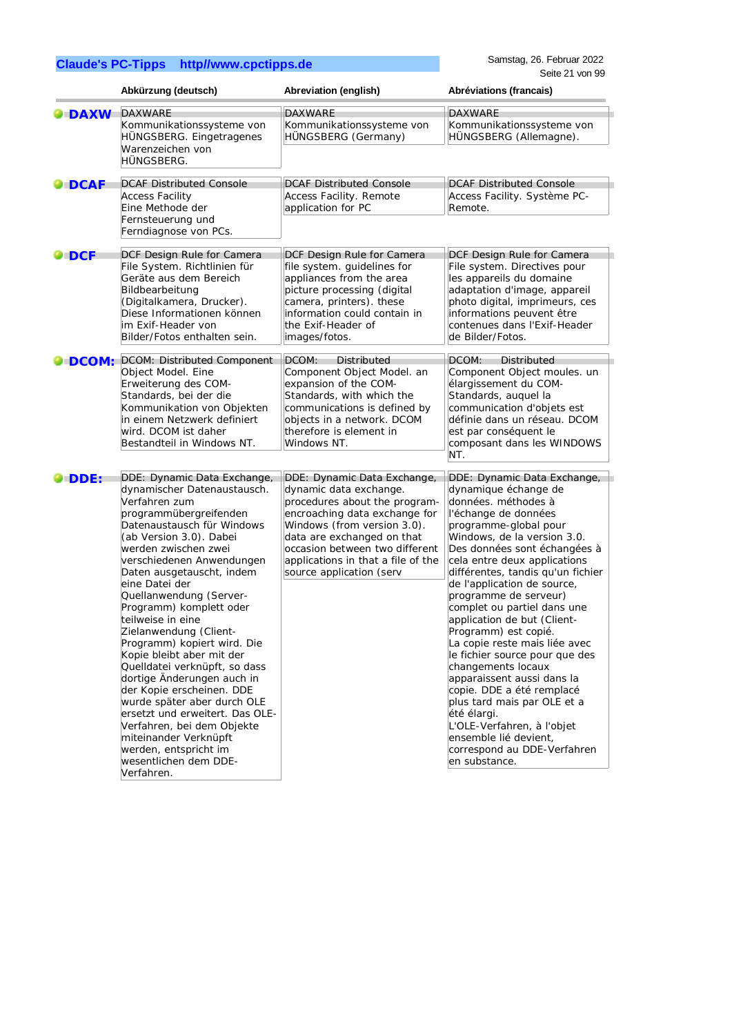| | Abkürzung (deutsch) | Abreviation (english) | Abréviations (francais) |
|---|---|---|---|
| **DAXW** | DAXWARE Kommunikationssysteme von HÜNGSBERG. Eingetragenes Warenzeichen von HÜNGSBERG. | DAXWARE Kommunikationssysteme von HÜNGSBERG (Germany) | DAXWARE Kommunikationssysteme von HÜNGSBERG (Allemagne). |
| **DCAF** | DCAF Distributed Console Access Facility Eine Methode der Fernsteuerung und Ferndiagnose von PCs. | DCAF Distributed Console Access Facility. Remote application for PC | DCAF Distributed Console Access Facility. Système PC-Remote. |
| **DCF** | DCF Design Rule for Camera File System. Richtlinien für Geräte aus dem Bereich Bildbearbeitung (Digitalkamera, Drucker). Diese Informationen können im Exif-Header von Bilder/Fotos enthalten sein. | DCF Design Rule for Camera file system. guidelines for appliances from the area picture processing (digital camera, printers). these information could contain in the Exif-Header of images/fotos. | DCF Design Rule for Camera File system. Directives pour les appareils du domaine adaptation d'image, appareil photo digital, imprimeurs, ces informations peuvent être contenues dans l'Exif-Header de Bilder/Fotos. |
| **DCOM:** | DCOM: Distributed Component Object Model. Eine Erweiterung des COM-Standards, bei der die Kommunikation von Objekten in einem Netzwerk definiert wird. DCOM ist daher Bestandteil in Windows NT. | DCOM: Distributed Component Object Model. an expansion of the COM-Standards, with which the communications is defined by objects in a network. DCOM therefore is element in Windows NT. | DCOM: Distributed Component Object moules. un élargissement du COM-Standards, auquel la communication d'objets est définie dans un réseau. DCOM est par conséquent le composant dans les WINDOWS NT. |
| **DDE:** | DDE: Dynamic Data Exchange, dynamischer Datenaustausch. Verfahren zum programmübergreifenden Datenaustausch für Windows (ab Version 3.0). Dabei werden zwischen zwei verschiedenen Anwendungen Daten ausgetauscht, indem eine Datei der Quellanwendung (Server-Programm) komplett oder teilweise in eine Zielanwendung (Client-Programm) kopiert wird. Die Kopie bleibt aber mit der Quelldatei verknüpft, so dass dortige Änderungen auch in der Kopie erscheinen. DDE wurde später aber durch OLE ersetzt und erweitert. Das OLE-Verfahren, bei dem Objekte miteinander Verknüpft werden, entspricht im wesentlichen dem DDE-Verfahren. | DDE: Dynamic Data Exchange, dynamic data exchange. procedures about the program-encroaching data exchange for Windows (from version 3.0). data are exchanged on that occasion between two different applications in that a file of the source application (serv | DDE: Dynamic Data Exchange, dynamique échange de données. méthodes à l'échange de données programme-global pour Windows, de la version 3.0. Des données sont échangées à cela entre deux applications différentes, tandis qu'un fichier de l'application de source, programme de serveur) complet ou partiel dans une application de but (Client-Programm) est copié. La copie reste mais liée avec le fichier source pour que des changements locaux apparaissent aussi dans la copie. DDE a été remplacé plus tard mais par OLE et a été élargi. L'OLE-Verfahren, à l'objet ensemble lié devient, correspond au DDE-Verfahren en substance. |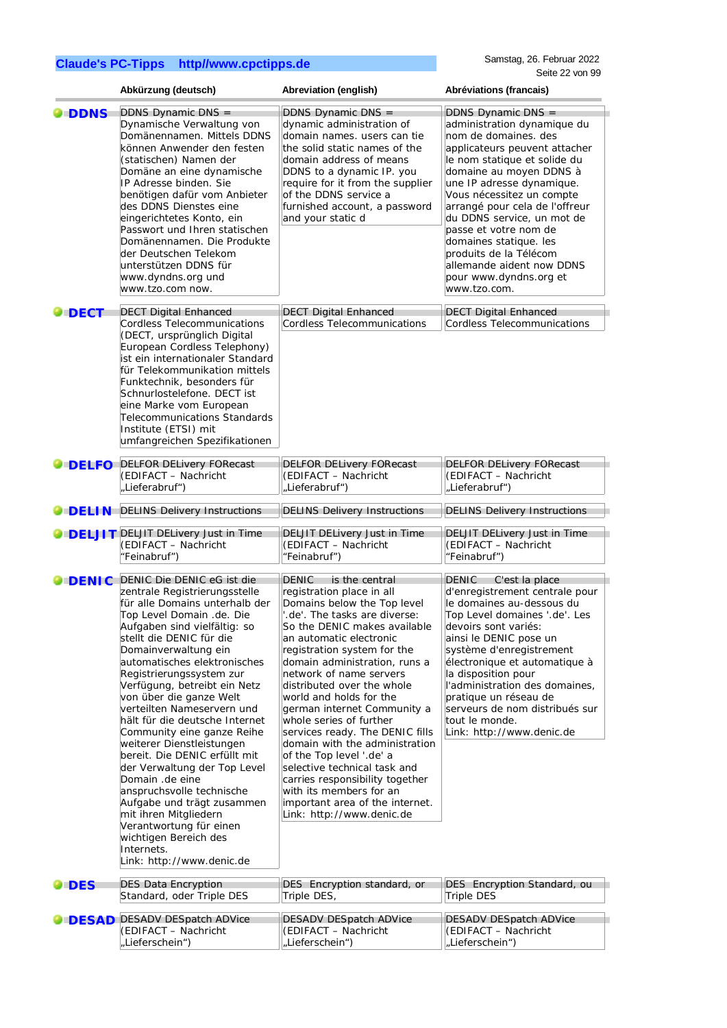| | Abkürzung (deutsch) | Abreviation (english) | Abréviations (francais) |
|---|---|---|---|
| **DDNS** | DDNS Dynamic DNS = Dynamische Verwaltung von Domänennamen. Mittels DDNS können Anwender den festen (statischen) Namen der Domäne an eine dynamische IP Adresse binden. Sie benötigen dafür vom Anbieter des DDNS Dienstes eine eingerichtetes Konto, ein Passwort und Ihren statischen Domänennamen. Die Produkte der Deutschen Telekom unterstützen DDNS für www.dyndns.org und www.tzo.com now. | DDNS Dynamic DNS = dynamic administration of domain names. users can tie the solid static names of the domain address of means DDNS to a dynamic IP. you require for it from the supplier of the DDNS service a furnished account, a password and your static d | DDNS Dynamic DNS = administration dynamique du nom de domaines. des applicateurs peuvent attacher le nom statique et solide du domaine au moyen DDNS à une IP adresse dynamique. Vous nécessitez un compte arrangé pour cela de l'offreur du DDNS service, un mot de passe et votre nom de domaines statique. les produits de la Télécom allemande aident now DDNS pour www.dyndns.org et www.tzo.com. |
| **DECT** | DECT Digital Enhanced Cordless Telecommunications (DECT, ursprünglich Digital European Cordless Telephony) ist ein internationaler Standard für Telekommunikation mittels Funktechnik, besonders für Schnurlostelefone. DECT ist eine Marke vom European Telecommunications Standards Institute (ETSI) mit umfangreichen Spezifikationen | DECT Digital Enhanced Cordless Telecommunications | DECT Digital Enhanced Cordless Telecommunications |
| **DELFO** | DELFOR DELivery FORecast (EDIFACT – Nachricht „Lieferabruf") | DELFOR DELivery FORecast (EDIFACT – Nachricht „Lieferabruf") | DELFOR DELivery FORecast (EDIFACT – Nachricht „Lieferabruf") |
| **DELIN** | DELINS Delivery Instructions | DELINS Delivery Instructions | DELINS Delivery Instructions |
| **DELJIT** | DELJIT DELivery Just in Time (EDIFACT – Nachricht "Feinabruf") | DELJIT DELivery Just in Time (EDIFACT – Nachricht "Feinabruf") | DELJIT DELivery Just in Time (EDIFACT – Nachricht "Feinabruf") |
| **DENIC** | DENIC Die DENIC eG ist die zentrale Registrierungsstelle für alle Domains unterhalb der Top Level Domain .de. Die Aufgaben sind vielfältig: so stellt die DENIC für die Domainverwaltung ein automatisches elektronisches Registrierungssystem zur Verfügung, betreibt ein Netz von über die ganze Welt verteilten Nameservern und hält für die deutsche Internet Community eine ganze Reihe weiterer Dienstleistungen bereit. Die DENIC erfüllt mit der Verwaltung der Top Level Domain .de eine anspruchsvolle technische Aufgabe und trägt zusammen mit ihren Mitgliedern Verantwortung für einen wichtigen Bereich des Internets. Link: http://www.denic.de | DENIC is the central registration place in all Domains below the Top level '.de'. The tasks are diverse: So the DENIC makes available an automatic electronic registration system for the domain administration, runs a network of name servers distributed over the whole world and holds for the german internet Community a whole series of further services ready. The DENIC fills domain with the administration of the Top level '.de' a selective technical task and carries responsibility together with its members for an important area of the internet. Link: http://www.denic.de | DENIC C'est la place d'enregistrement centrale pour le domaines au-dessous du Top Level domaines '.de'. Les devoirs sont variés: ainsi le DENIC pose un système d'enregistrement électronique et automatique à la disposition pour l'administration des domaines, pratique un réseau de serveurs de nom distribués sur tout le monde. Link: http://www.denic.de |
| **DES** | DES Data Encryption Standard, oder Triple DES | DES Encryption standard, or Triple DES, | DES Encryption Standard, ou Triple DES |
| **DESAD** | DESADV DESpatch ADVice (EDIFACT – Nachricht „Lieferschein") | DESADV DESpatch ADVice (EDIFACT – Nachricht „Lieferschein") | DESADV DESpatch ADVice (EDIFACT – Nachricht „Lieferschein") |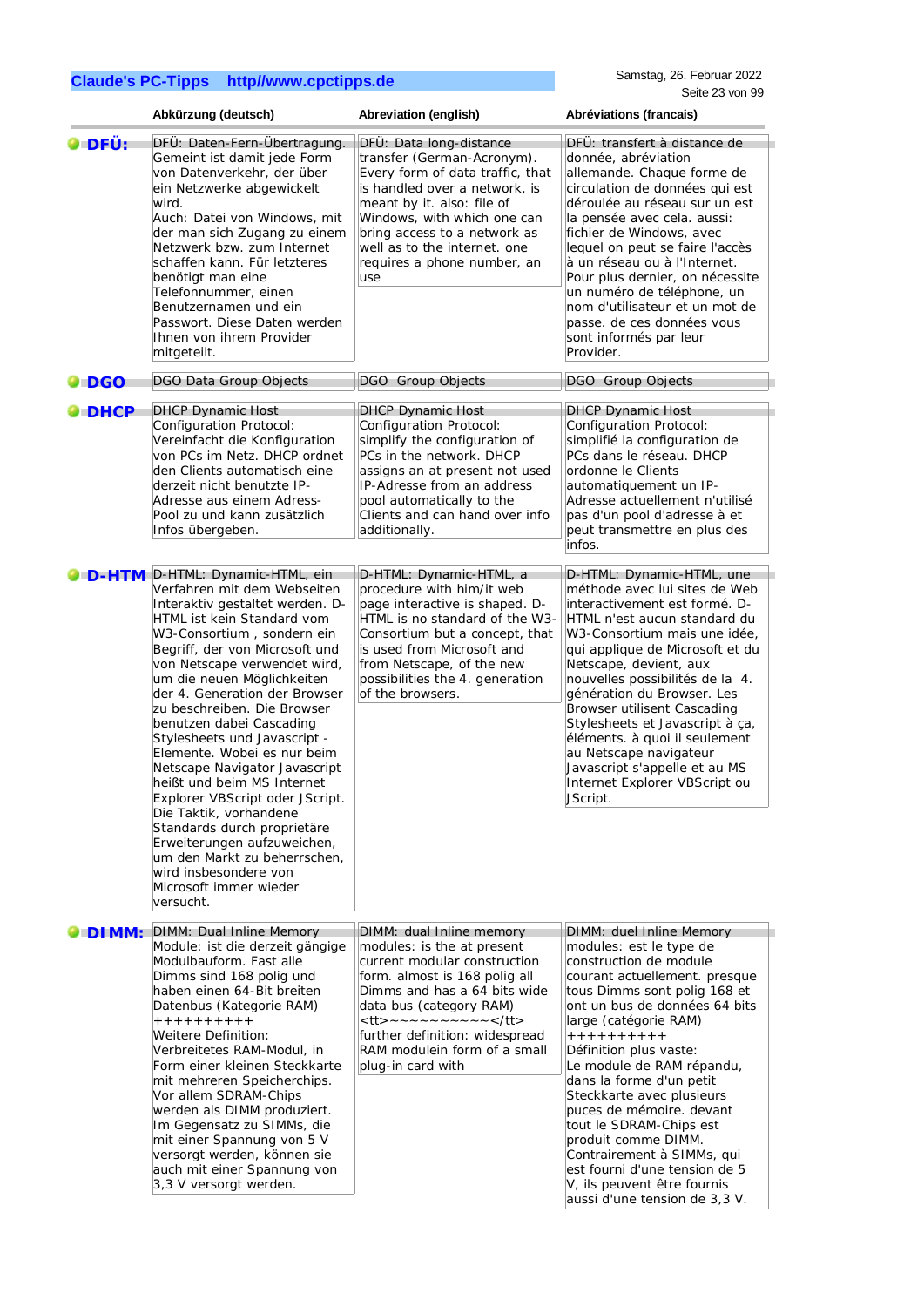| | Abkürzung (deutsch) | Abreviation (english) | Abréviations (francais) |
|---|---|---|---|
| **DFÜ:** | DFÜ: Daten-Fern-Übertragung. Gemeint ist damit jede Form von Datenverkehr, der über ein Netzwerke abgewickelt wird.<br>Auch: Datei von Windows, mit der man sich Zugang zu einem Netzwerk bzw. zum Internet schaffen kann. Für letzteres benötigt man eine Telefonnummer, einen Benutzernamen und ein Passwort. Diese Daten werden Ihnen von ihrem Provider mitgeteilt. | DFÜ: Data long-distance transfer (German-Acronym). Every form of data traffic, that is handled over a network, is meant by it. also: file of Windows, with which one can bring access to a network as well as to the internet. one requires a phone number, an use | DFÜ: transfert à distance de donnée, abréviation allemande. Chaque forme de circulation de données qui est déroulée au réseau sur un est la pensée avec cela. aussi: fichier de Windows, avec lequel on peut se faire l'accès à un réseau ou à l'Internet. Pour plus dernier, on nécessite un numéro de téléphone, un nom d'utilisateur et un mot de passe. de ces données vous sont informés par leur Provider. |
| **DGO** | DGO Data Group Objects | DGO Group Objects | DGO Group Objects |
| **DHCP** | DHCP Dynamic Host Configuration Protocol: Vereinfacht die Konfiguration von PCs im Netz. DHCP ordnet den Clients automatisch eine derzeit nicht benutzte IP-Adresse aus einem Adress-Pool zu und kann zusätzlich Infos übergeben. | DHCP Dynamic Host Configuration Protocol: simplify the configuration of PCs in the network. DHCP assigns an at present not used IP-Adresse from an address pool automatically to the Clients and can hand over info additionally. | DHCP Dynamic Host Configuration Protocol: simplifié la configuration de PCs dans le réseau. DHCP ordonne le Clients automatiquement un IP-Adresse actuellement n'utilisé pas d'un pool d'adresse à et peut transmettre en plus des infos. |
| **D-HTM** | D-HTML: Dynamic-HTML, ein Verfahren mit dem Webseiten Interaktiv gestaltet werden. D-HTML ist kein Standard vom W3-Consortium , sondern ein Begriff, der von Microsoft und von Netscape verwendet wird, um die neuen Möglichkeiten der 4. Generation der Browser zu beschreiben. Die Browser benutzen dabei Cascading Stylesheets und Javascript - Elemente. Wobei es nur beim Netscape Navigator Javascript heißt und beim MS Internet Explorer VBScript oder JScript. Die Taktik, vorhandene Standards durch proprietäre Erweiterungen aufzuweichen, um den Markt zu beherrschen, wird insbesondere von Microsoft immer wieder versucht. | D-HTML: Dynamic-HTML, a procedure with him/it web page interactive is shaped. D-HTML is no standard of the W3-Consortium but a concept, that is used from Microsoft and from Netscape, of the new possibilities the 4. generation of the browsers. | D-HTML: Dynamic-HTML, une méthode avec lui sites de Web interactivement est formé. D-HTML n'est aucun standard du W3-Consortium mais une idée, qui applique de Microsoft et du Netscape, devient, aux nouvelles possibilités de la 4. génération du Browser. Les Browser utilisent Cascading Stylesheets et Javascript à ça, éléments. à quoi il seulement au Netscape navigateur Javascript s'appelle et au MS Internet Explorer VBScript ou JScript. |
| **DIMM:** | DIMM: Dual Inline Memory Module: ist die derzeit gängige Modulbauform. Fast alle Dimms sind 168 polig und haben einen 64-Bit breiten Datenbus (Kategorie RAM)<br>++++++++++<br>Weitere Definition:<br>Verbreitetes RAM-Modul, in Form einer kleinen Steckkarte mit mehreren Speicherchips. Vor allem SDRAM-Chips werden als DIMM produziert. Im Gegensatz zu SIMMs, die mit einer Spannung von 5 V versorgt werden, können sie auch mit einer Spannung von 3,3 V versorgt werden. | DIMM: dual Inline memory modules: is the at present current modular construction form. almost is 168 polig all Dimms and has a 64 bits wide data bus (category RAM)<br>&lt;tt&gt;~~~~~~~~~~&lt;/tt&gt;<br>further definition: widespread RAM modulein form of a small plug-in card with | DIMM: duel Inline Memory modules: est le type de construction de module courant actuellement. presque tous Dimms sont polig 168 et ont un bus de données 64 bits large (catégorie RAM)<br>++++++++++<br>Définition plus vaste:<br>Le module de RAM répandu, dans la forme d'un petit Steckkarte avec plusieurs puces de mémoire. devant tout le SDRAM-Chips est produit comme DIMM. Contrairement à SIMMs, qui est fourni d'une tension de 5 V, ils peuvent être fournis aussi d'une tension de 3,3 V. |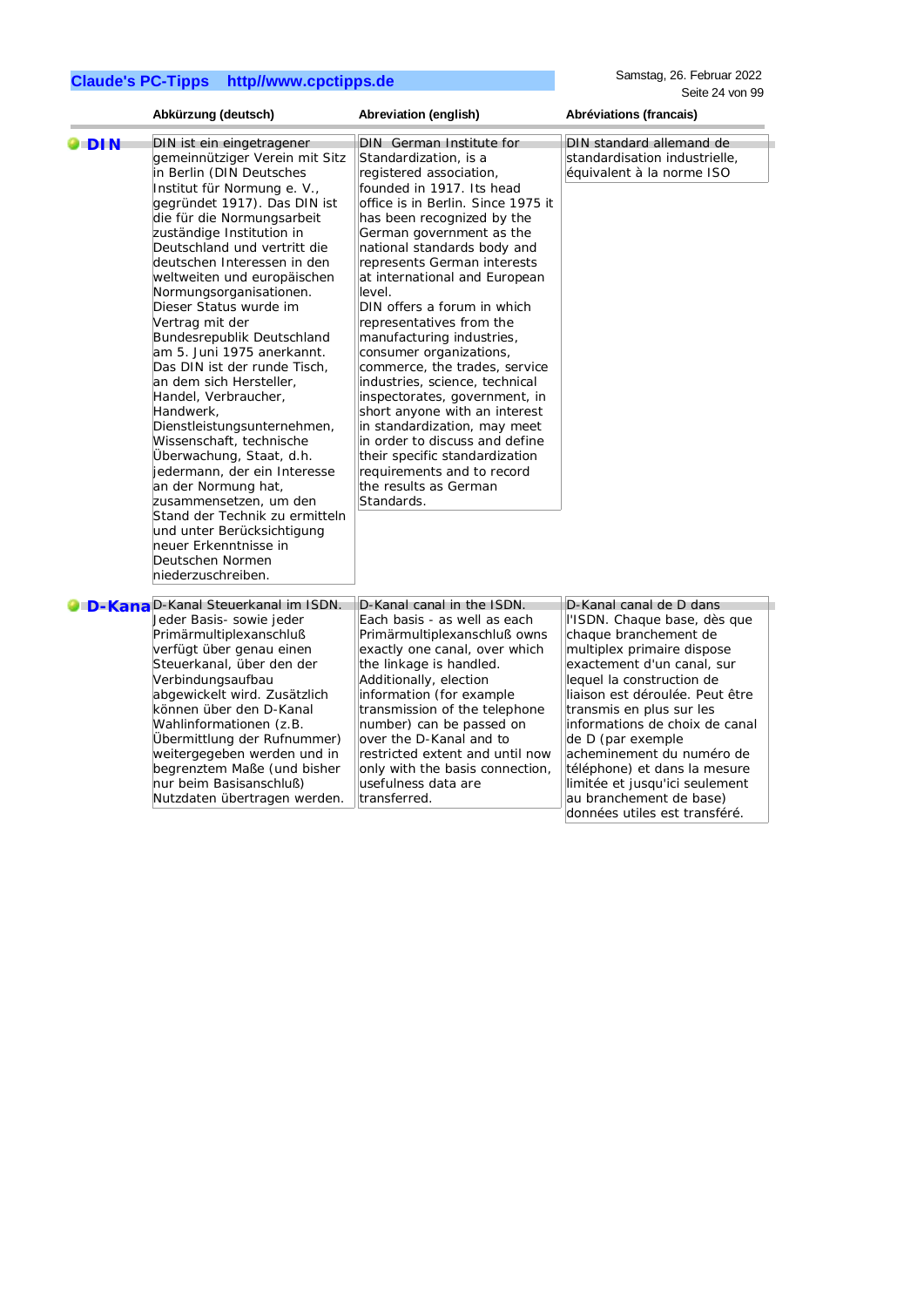| | Abkürzung (deutsch) | Abreviation (english) | Abréviations (francais) |
|---|---|---|---|
| **DIN** | DIN ist ein eingetragener gemeinnütziger Verein mit Sitz in Berlin (DIN Deutsches Institut für Normung e. V., gegründet 1917). Das DIN ist die für die Normungsarbeit zuständige Institution in Deutschland und vertritt die deutschen Interessen in den weltweiten und europäischen Normungsorganisationen. Dieser Status wurde im Vertrag mit der Bundesrepublik Deutschland am 5. Juni 1975 anerkannt. Das DIN ist der runde Tisch, an dem sich Hersteller, Handel, Verbraucher, Handwerk, Dienstleistungsunternehmen, Wissenschaft, technische Überwachung, Staat, d.h. jedermann, der ein Interesse an der Normung hat, zusammensetzen, um den Stand der Technik zu ermitteln und unter Berücksichtigung neuer Erkenntnisse in Deutschen Normen niederzuschreiben. | DIN German Institute for Standardization, is a registered association, founded in 1917. Its head office is in Berlin. Since 1975 it has been recognized by the German government as the national standards body and represents German interests at international and European level. DIN offers a forum in which representatives from the manufacturing industries, consumer organizations, commerce, the trades, service industries, science, technical inspectorates, government, in short anyone with an interest in standardization, may meet in order to discuss and define their specific standardization requirements and to record the results as German Standards. | DIN standard allemand de standardisation industrielle, équivalent à la norme ISO |
| **D-Kanal** | D-Kanal Steuerkanal im ISDN. Jeder Basis- sowie jeder Primärmultiplexanschluß verfügt über genau einen Steuerkanal, über den der Verbindungsaufbau abgewickelt wird. Zusätzlich können über den D-Kanal Wahlinformationen (z.B. Übermittlung der Rufnummer) weitergegeben werden und in begrenztem Maße (und bisher nur beim Basisanschluß) Nutzdaten übertragen werden. | D-Kanal canal in the ISDN. Each basis - as well as each Primärmultiplexanschluß owns exactly one canal, over which the linkage is handled. Additionally, election information (for example transmission of the telephone number) can be passed on over the D-Kanal and to restricted extent and until now only with the basis connection, usefulness data are transferred. | D-Kanal canal de D dans l'ISDN. Chaque base, dès que chaque branchement de multiplex primaire dispose exactement d'un canal, sur lequel la construction de liaison est déroulée. Peut être transmis en plus sur les informations de choix de canal de D (par exemple acheminement du numéro de téléphone) et dans la mesure limitée et jusqu'ici seulement au branchement de base) données utiles est transféré. |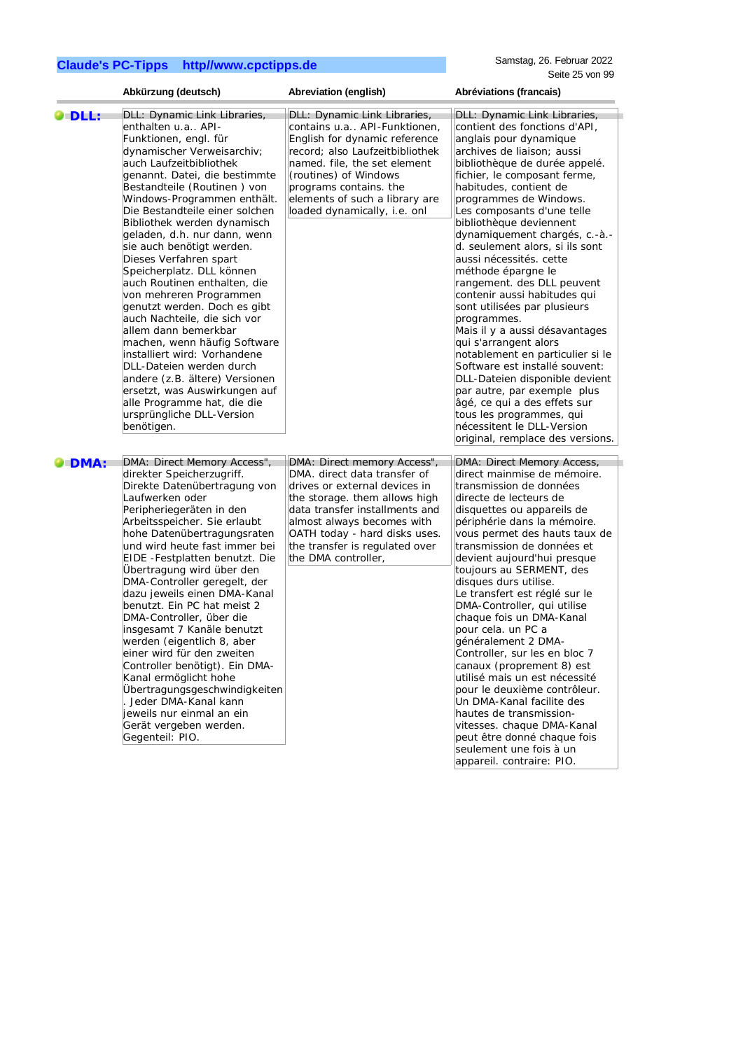| | Abkürzung (deutsch) | Abreviation (english) | Abréviations (francais) |
|---|---|---|---|
| **DLL:** | DLL: Dynamic Link Libraries, enthalten u.a.. API-Funktionen, engl. für dynamischer Verweisarchiv; auch Laufzeitbibliothek genannt. Datei, die bestimmte Bestandteile (Routinen ) von Windows-Programmen enthält. Die Bestandteile einer solchen Bibliothek werden dynamisch geladen, d.h. nur dann, wenn sie auch benötigt werden. Dieses Verfahren spart Speicherplatz. DLL können auch Routinen enthalten, die von mehreren Programmen genutzt werden. Doch es gibt auch Nachteile, die sich vor allem dann bemerkbar machen, wenn häufig Software installiert wird: Vorhandene DLL-Dateien werden durch andere (z.B. ältere) Versionen ersetzt, was Auswirkungen auf alle Programme hat, die die ursprüngliche DLL-Version benötigen. | DLL: Dynamic Link Libraries, contains u.a.. API-Funktionen, English for dynamic reference record; also Laufzeitbibliothek named. file, the set element (routines) of Windows programs contains. the elements of such a library are loaded dynamically, i.e. onl | DLL: Dynamic Link Libraries, contient des fonctions d'API, anglais pour dynamique archives de liaison; aussi bibliothèque de durée appelé. fichier, le composant ferme, habitudes, contient de programmes de Windows. Les composants d'une telle bibliothèque deviennent dynamiquement chargés, c.-à.-d. seulement alors, si ils sont aussi nécessités. cette méthode épargne le rangement. des DLL peuvent contenir aussi habitudes qui sont utilisées par plusieurs programmes. Mais il y a aussi désavantages qui s'arrangent alors notablement en particulier si le Software est installé souvent: DLL-Dateien disponible devient par autre, par exemple plus âgé, ce qui a des effets sur tous les programmes, qui nécessitent le DLL-Version original, remplace des versions. |
| **DMA:** | DMA: Direct Memory Access", direkter Speicherzugriff. Direkte Datenübertragung von Laufwerken oder Peripheriegeräten in den Arbeitsspeicher. Sie erlaubt hohe Datenübertragungsraten und wird heute fast immer bei EIDE -Festplatten benutzt. Die Übertragung wird über den DMA-Controller geregelt, der dazu jeweils einen DMA-Kanal benutzt. Ein PC hat meist 2 DMA-Controller, über die insgesamt 7 Kanäle benutzt werden (eigentlich 8, aber einer wird für den zweiten Controller benötigt). Ein DMA-Kanal ermöglicht hohe Übertragungsgeschwindigkeiten . Jeder DMA-Kanal kann jeweils nur einmal an ein Gerät vergeben werden. Gegenteil: PIO. | DMA: Direct memory Access", DMA. direct data transfer of drives or external devices in the storage. them allows high data transfer installments and almost always becomes with OATH today - hard disks uses. the transfer is regulated over the DMA controller, | DMA: Direct Memory Access, direct mainmise de mémoire. transmission de données directe de lecteurs de disquettes ou appareils de périphérie dans la mémoire. vous permet des hauts taux de transmission de données et devient aujourd'hui presque toujours au SERMENT, des disques durs utilise. Le transfert est réglé sur le DMA-Controller, qui utilise chaque fois un DMA-Kanal pour cela. un PC a généralement 2 DMA-Controller, sur les en bloc 7 canaux (proprement 8) est utilisé mais un est nécessité pour le deuxième contrôleur. Un DMA-Kanal facilite des hautes de transmission-vitesses. chaque DMA-Kanal peut être donné chaque fois seulement une fois à un appareil. contraire: PIO. |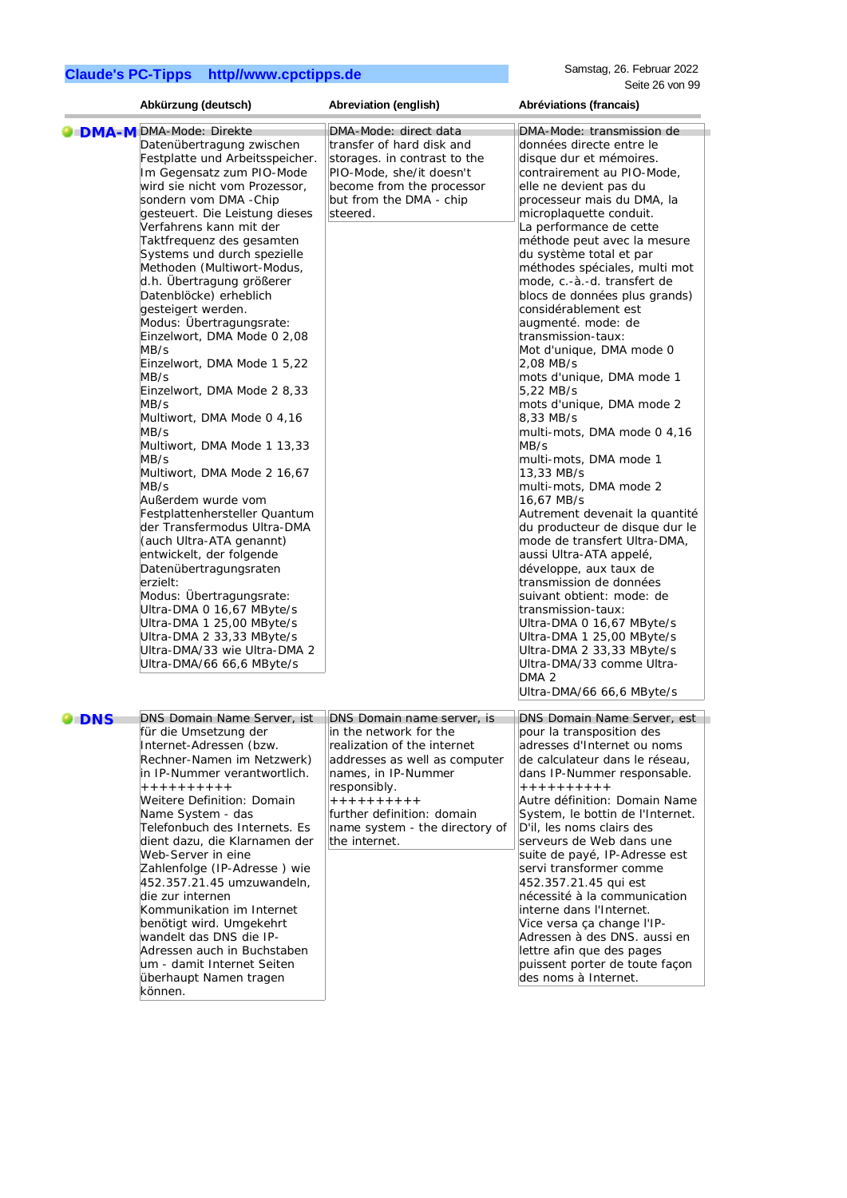| | Abkürzung (deutsch) | Abreviation (english) | Abréviations (francais) |
|---|---|---|---|
| **DMA-M** | DMA-Mode: Direkte Datenübertragung zwischen Festplatte und Arbeitsspeicher. Im Gegensatz zum PIO-Mode wird sie nicht vom Prozessor, sondern vom DMA -Chip gesteuert. Die Leistung dieses Verfahrens kann mit der Taktfrequenz des gesamten Systems und durch spezielle Methoden (Multiwort-Modus, d.h. Übertragung größerer Datenblöcke) erheblich gesteigert werden.<br>Modus: Übertragungsrate:<br>Einzelwort, DMA Mode 0 2,08 MB/s<br>Einzelwort, DMA Mode 1 5,22 MB/s<br>Einzelwort, DMA Mode 2 8,33 MB/s<br>Multiwort, DMA Mode 0 4,16 MB/s<br>Multiwort, DMA Mode 1 13,33 MB/s<br>Multiwort, DMA Mode 2 16,67 MB/s<br>Außerdem wurde vom Festplattenhersteller Quantum der Transfermodus Ultra-DMA (auch Ultra-ATA genannt) entwickelt, der folgende Datenübertragungsraten erzielt:<br>Modus: Übertragungsrate:<br>Ultra-DMA 0 16,67 MByte/s<br>Ultra-DMA 1 25,00 MByte/s<br>Ultra-DMA 2 33,33 MByte/s<br>Ultra-DMA/33 wie Ultra-DMA 2<br>Ultra-DMA/66 66,6 MByte/s | DMA-Mode: direct data transfer of hard disk and storages. in contrast to the PIO-Mode, she/it doesn't become from the processor but from the DMA - chip steered. | DMA-Mode: transmission de données directe entre le disque dur et mémoires. contrairement au PIO-Mode, elle ne devient pas du processeur mais du DMA, la microplaquette conduit.<br>La performance de cette méthode peut avec la mesure du système total et par méthodes spéciales, multi mot mode, c.-à.-d. transfert de blocs de données plus grands) considérablement est augmenté. mode: de transmission-taux:<br>Mot d'unique, DMA mode 0 2,08 MB/s<br>mots d'unique, DMA mode 1 5,22 MB/s<br>mots d'unique, DMA mode 2 8,33 MB/s<br>multi-mots, DMA mode 0 4,16 MB/s<br>multi-mots, DMA mode 1 13,33 MB/s<br>multi-mots, DMA mode 2 16,67 MB/s<br>Autrement devenait la quantité du producteur de disque dur le mode de transfert Ultra-DMA, aussi Ultra-ATA appelé, développe, aux taux de transmission de données suivant obtient: mode: de transmission-taux:<br>Ultra-DMA 0 16,67 MByte/s<br>Ultra-DMA 1 25,00 MByte/s<br>Ultra-DMA 2 33,33 MByte/s<br>Ultra-DMA/33 comme Ultra-DMA 2<br>Ultra-DMA/66 66,6 MByte/s |
| **DNS** | DNS Domain Name Server, ist für die Umsetzung der Internet-Adressen (bzw. Rechner-Namen im Netzwerk) in IP-Nummer verantwortlich.<br>++++++++++<br>Weitere Definition: Domain Name System - das Telefonbuch des Internets. Es dient dazu, die Klarnamen der Web-Server in eine Zahlenfolge (IP-Adresse ) wie 452.357.21.45 umzuwandeln, die zur internen Kommunikation im Internet benötigt wird. Umgekehrt wandelt das DNS die IP-Adressen auch in Buchstaben um - damit Internet Seiten überhaupt Namen tragen können. | DNS Domain name server, is in the network for the realization of the internet addresses as well as computer names, in IP-Nummer responsibly.<br>++++++++++<br>further definition: domain name system - the directory of the internet. | DNS Domain Name Server, est pour la transposition des adresses d'Internet ou noms de calculateur dans le réseau, dans IP-Nummer responsable.<br>++++++++++<br>Autre définition: Domain Name System, le bottin de l'Internet. D'il, les noms clairs des serveurs de Web dans une suite de payé, IP-Adresse est servi transformer comme 452.357.21.45 qui est nécessité à la communication interne dans l'Internet.<br>Vice versa ça change l'IP-Adressen à des DNS. aussi en lettre afin que des pages puissent porter de toute façon des noms à Internet. |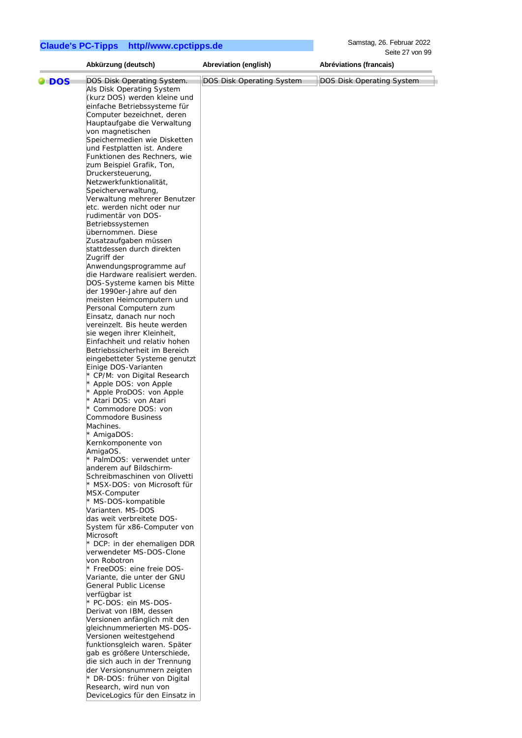| | Abkürzung (deutsch) | Abreviation (english) | Abréviations (francais) |
|---|---|---|---|
| **DOS** | DOS Disk Operating System. Als Disk Operating System (kurz DOS) werden kleine und einfache Betriebssysteme für Computer bezeichnet, deren Hauptaufgabe die Verwaltung von magnetischen Speichermedien wie Disketten und Festplatten ist. Andere Funktionen des Rechners, wie zum Beispiel Grafik, Ton, Druckersteuerung, Netzwerkfunktionalität, Speicherverwaltung, Verwaltung mehrerer Benutzer etc. werden nicht oder nur rudimentär von DOS-Betriebssystemen übernommen. Diese Zusatzaufgaben müssen stattdessen durch direkten Zugriff der Anwendungsprogramme auf die Hardware realisiert werden. DOS-Systeme kamen bis Mitte der 1990er-Jahre auf den meisten Heimcomputern und Personal Computern zum Einsatz, danach nur noch vereinzelt. Bis heute werden sie wegen ihrer Kleinheit, Einfachheit und relativ hohen Betriebssicherheit im Bereich eingebetteter Systeme genutzt Einige DOS-Varianten<br>* CP/M: von Digital Research<br>* Apple DOS: von Apple<br>* Apple ProDOS: von Apple<br>* Atari DOS: von Atari<br>* Commodore DOS: von Commodore Business Machines.<br>* AmigaDOS: Kernkomponente von AmigaOS.<br>* PalmDOS: verwendet unter anderem auf Bildschirm-Schreibmaschinen von Olivetti<br>* MSX-DOS: von Microsoft für MSX-Computer<br>* MS-DOS-kompatible Varianten. MS-DOS das weit verbreitete DOS-System für x86-Computer von Microsoft<br>* DCP: in der ehemaligen DDR verwendeter MS-DOS-Clone von Robotron<br>* FreeDOS: eine freie DOS-Variante, die unter der GNU General Public License verfügbar ist<br>* PC-DOS: ein MS-DOS-Derivat von IBM, dessen Versionen anfänglich mit den gleichnummerierten MS-DOS-Versionen weitestgehend funktionsgleich waren. Später gab es größere Unterschiede, die sich auch in der Trennung der Versionsnummern zeigten<br>* DR-DOS: früher von Digital Research, wird nun von DeviceLogics für den Einsatz in | DOS Disk Operating System | DOS Disk Operating System |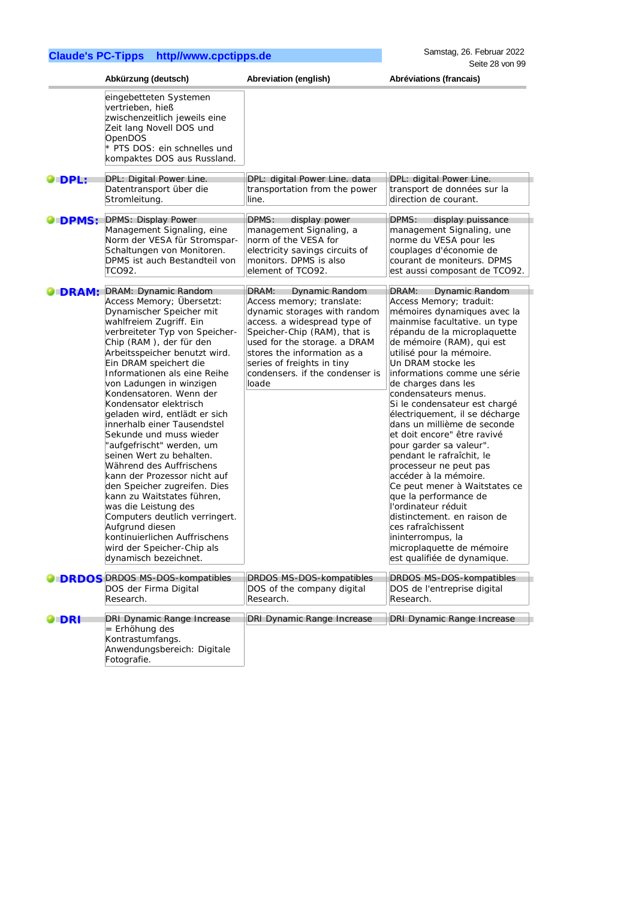| | Abkürzung (deutsch) | Abreviation (english) | Abréviations (francais) |
|---|---|---|---|
| | eingebetteten Systemen vertrieben, hieß zwischenzeitlich jeweils eine Zeit lang Novell DOS und OpenDOS<br>* PTS DOS: ein schnelles und kompaktes DOS aus Russland. | | |
| **DPL:** | DPL: Digital Power Line. Datentransport über die Stromleitung. | DPL: digital Power Line. data transportation from the power line. | DPL: digital Power Line. transport de données sur la direction de courant. |
| **DPMS:** | DPMS: Display Power Management Signaling, eine Norm der VESA für Stromspar-Schaltungen von Monitoren. DPMS ist auch Bestandteil von TCO92. | DPMS: display power management Signaling, a norm of the VESA for electricity savings circuits of monitors. DPMS is also element of TCO92. | DPMS: display puissance management Signaling, une norme du VESA pour les couplages d'économie de courant de moniteurs. DPMS est aussi composant de TCO92. |
| **DRAM:** | DRAM: Dynamic Random Access Memory; Übersetzt: Dynamischer Speicher mit wahlfreiem Zugriff. Ein verbreiteter Typ von Speicher-Chip (RAM ), der für den Arbeitsspeicher benutzt wird. Ein DRAM speichert die Informationen als eine Reihe von Ladungen in winzigen Kondensatoren. Wenn der Kondensator elektrisch geladen wird, entlädt er sich innerhalb einer Tausendstel Sekunde und muss wieder "aufgefrischt" werden, um seinen Wert zu behalten. Während des Auffrischens kann der Prozessor nicht auf den Speicher zugreifen. Dies kann zu Waitstates führen, was die Leistung des Computers deutlich verringert. Aufgrund diesen kontinuierlichen Auffrischens wird der Speicher-Chip als dynamisch bezeichnet. | DRAM: Dynamic Random Access memory; translate: dynamic storages with random access. a widespread type of Speicher-Chip (RAM), that is used for the storage. a DRAM stores the information as a series of freights in tiny condensers. if the condenser is loade | DRAM: Dynamic Random Access Memory; traduit: mémoires dynamiques avec la mainmise facultative. un type répandu de la microplaquette de mémoire (RAM), qui est utilisé pour la mémoire. Un DRAM stocke les informations comme une série de charges dans les condensateurs menus. Si le condensateur est chargé électriquement, il se décharge dans un millième de seconde et doit encore" être ravivé pour garder sa valeur". pendant le rafraîchit, le processeur ne peut pas accéder à la mémoire. Ce peut mener à Waitstates ce que la performance de l'ordinateur réduit distinctement. en raison de ces rafraîchissent ininterrompus, la microplaquette de mémoire est qualifiée de dynamique. |
| **DRDOS** | DRDOS MS-DOS-kompatibles DOS der Firma Digital Research. | DRDOS MS-DOS-kompatibles DOS of the company digital Research. | DRDOS MS-DOS-kompatibles DOS de l'entreprise digital Research. |
| **DRI** | DRI Dynamic Range Increase = Erhöhung des Kontrastumfangs. Anwendungsbereich: Digitale Fotografie. | DRI Dynamic Range Increase | DRI Dynamic Range Increase |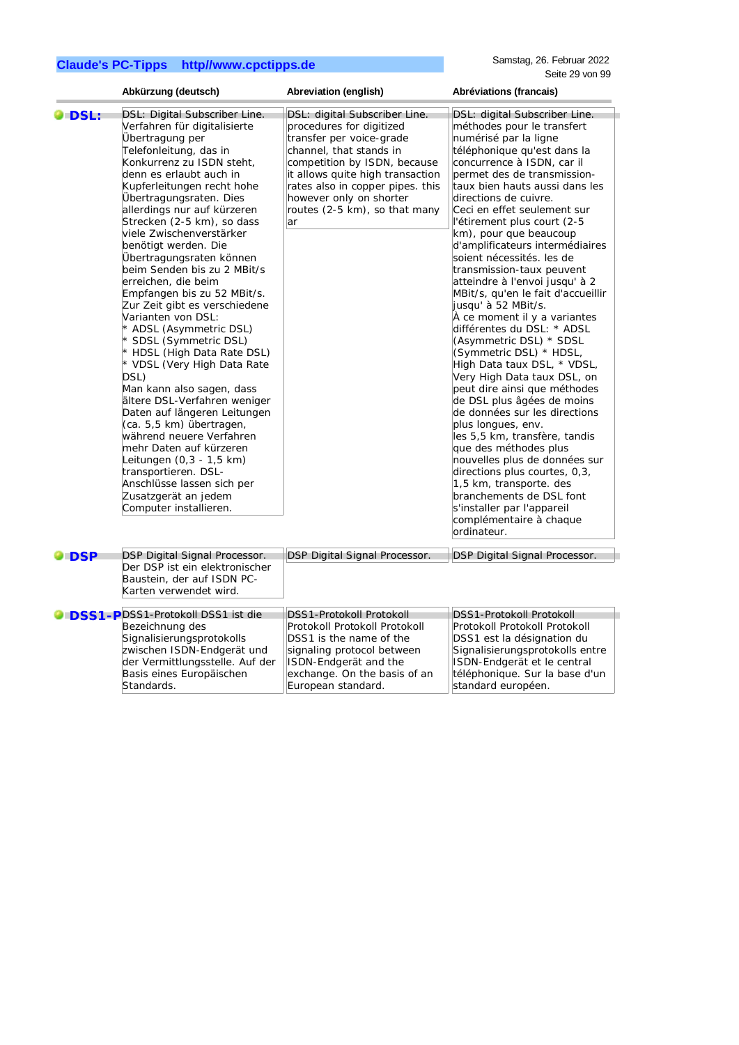| | Abkürzung (deutsch) | Abreviation (english) | Abréviations (francais) |
|---|---|---|---|
| **DSL:** | DSL: Digital Subscriber Line. Verfahren für digitalisierte Übertragung per Telefonleitung, das in Konkurrenz zu ISDN steht, denn es erlaubt auch in Kupferleitungen recht hohe Übertragungsraten. Dies allerdings nur auf kürzeren Strecken (2-5 km), so dass viele Zwischenverstärker benötigt werden. Die Übertragungsraten können beim Senden bis zu 2 MBit/s erreichen, die beim Empfangen bis zu 52 MBit/s. Zur Zeit gibt es verschiedene Varianten von DSL:<br>* ADSL (Asymmetric DSL)<br>* SDSL (Symmetric DSL)<br>* HDSL (High Data Rate DSL)<br>* VDSL (Very High Data Rate DSL)<br>Man kann also sagen, dass ältere DSL-Verfahren weniger Daten auf längeren Leitungen (ca. 5,5 km) übertragen, während neuere Verfahren mehr Daten auf kürzeren Leitungen (0,3 - 1,5 km) transportieren. DSL-Anschlüsse lassen sich per Zusatzgerät an jedem Computer installieren. | DSL: digital Subscriber Line. procedures for digitized transfer per voice-grade channel, that stands in competition by ISDN, because it allows quite high transaction rates also in copper pipes. this however only on shorter routes (2-5 km), so that many ar | DSL: digital Subscriber Line. méthodes pour le transfert numérisé par la ligne téléphonique qu'est dans la concurrence à ISDN, car il permet des de transmission-taux bien hauts aussi dans les directions de cuivre.<br>Ceci en effet seulement sur l'étirement plus court (2-5 km), pour que beaucoup d'amplificateurs intermédiaires soient nécessités. les de transmission-taux peuvent atteindre à l'envoi jusqu' à 2 MBit/s, qu'en le fait d'accueillir jusqu' à 52 MBit/s.<br>À ce moment il y a variantes différentes du DSL: * ADSL (Asymmetric DSL) * SDSL (Symmetric DSL) * HDSL, High Data taux DSL, * VDSL, Very High Data taux DSL, on peut dire ainsi que méthodes de DSL plus âgées de moins de données sur les directions plus longues, env.<br>les 5,5 km, transfère, tandis que des méthodes plus nouvelles plus de données sur directions plus courtes, 0,3, 1,5 km, transporte. des branchements de DSL font s'installer par l'appareil complémentaire à chaque ordinateur. |
| **DSP** | DSP Digital Signal Processor. Der DSP ist ein elektronischer Baustein, der auf ISDN PC-Karten verwendet wird. | DSP Digital Signal Processor. | DSP Digital Signal Processor. |
| **DSS1-P** | DSS1-Protokoll DSS1 ist die Bezeichnung des Signalisierungsprotokolls zwischen ISDN-Endgerät und der Vermittlungsstelle. Auf der Basis eines Europäischen Standards. | DSS1-Protokoll Protokoll Protokoll Protokoll Protokoll DSS1 is the name of the signaling protocol between ISDN-Endgerät and the exchange. On the basis of an European standard. | DSS1-Protokoll Protokoll Protokoll Protokoll Protokoll DSS1 est la désignation du Signalisierungsprotokolls entre ISDN-Endgerät et le central téléphonique. Sur la base d'un standard européen. |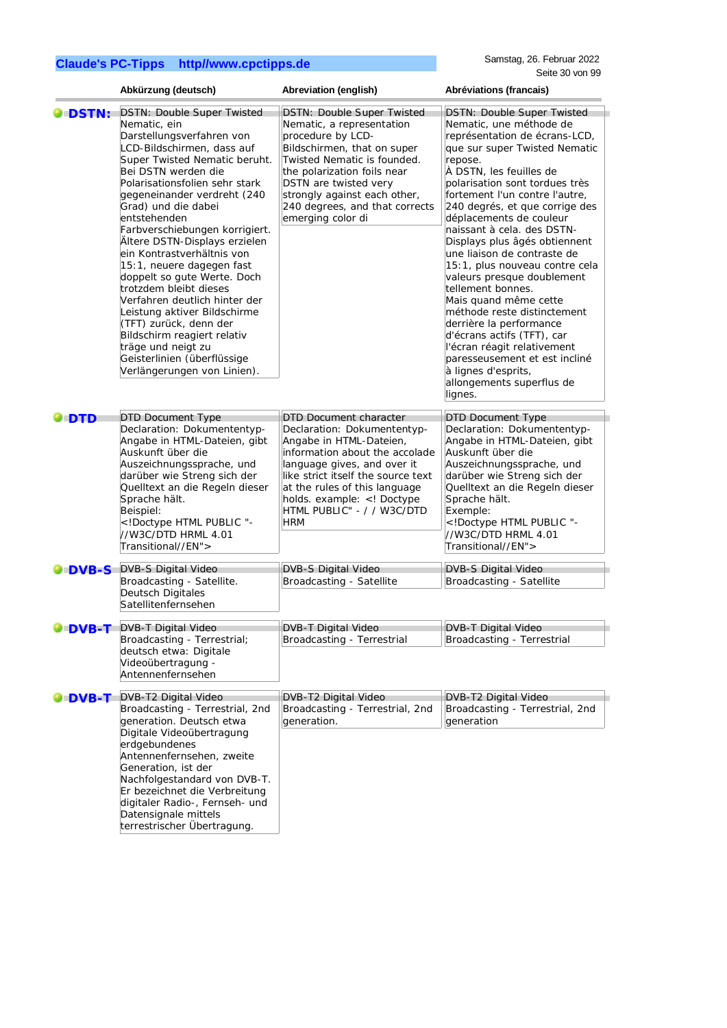| | Abkürzung (deutsch) | Abreviation (english) | Abréviations (francais) |
|---|---|---|---|
| **DSTN:** | DSTN: Double Super Twisted Nematic, ein Darstellungsverfahren von LCD-Bildschirmen, dass auf Super Twisted Nematic beruht. Bei DSTN werden die Polarisationsfolien sehr stark gegeneinander verdreht (240 Grad) und die dabei entstehenden Farbverschiebungen korrigiert. Ältere DSTN-Displays erzielen ein Kontrastverhältnis von 15:1, neuere dagegen fast doppelt so gute Werte. Doch trotzdem bleibt dieses Verfahren deutlich hinter der Leistung aktiver Bildschirme (TFT) zurück, denn der Bildschirm reagiert relativ träge und neigt zu Geisterlinien (überflüssige Verlängerungen von Linien). | DSTN: Double Super Twisted Nematic, a representation procedure by LCD-Bildschirmen, that on super Twisted Nematic is founded. the polarization foils near DSTN are twisted very strongly against each other, 240 degrees, and that corrects emerging color di | DSTN: Double Super Twisted Nematic, une méthode de représentation de écrans-LCD, que sur super Twisted Nematic repose. À DSTN, les feuilles de polarisation sont tordues très fortement l'un contre l'autre, 240 degrés, et que corrige des déplacements de couleur naissant à cela. des DSTN-Displays plus âgés obtiennent une liaison de contraste de 15:1, plus nouveau contre cela valeurs presque doublement tellement bonnes. Mais quand même cette méthode reste distinctement derrière la performance d'écrans actifs (TFT), car l'écran réagit relativement paresseusement et est incliné à lignes d'esprits, allongements superflus de lignes. |
| **DTD** | DTD Document Type Declaration: Dokumententyp-Angabe in HTML-Dateien, gibt Auskunft über die Auszeichnungssprache, und darüber wie Streng sich der Quelltext an die Regeln dieser Sprache hält. Beispiel: <!Doctype HTML PUBLIC "-//W3C/DTD HRML 4.01 Transitional//EN"> | DTD Document character Declaration: Dokumententyp-Angabe in HTML-Dateien, information about the accolade language gives, and over it like strict itself the source text at the rules of this language holds. example: <! Doctype HTML PUBLIC" - / / W3C/DTD HRM | DTD Document Type Declaration: Dokumententyp-Angabe in HTML-Dateien, gibt Auskunft über die Auszeichnungssprache, und darüber wie Streng sich der Quelltext an die Regeln dieser Sprache hält. Exemple: <!Doctype HTML PUBLIC "-//W3C/DTD HRML 4.01 Transitional//EN"> |
| **DVB-S** | DVB-S Digital Video Broadcasting - Satellite. Deutsch Digitales Satellitenfernsehen | DVB-S Digital Video Broadcasting - Satellite | DVB-S Digital Video Broadcasting - Satellite |
| **DVB-T** | DVB-T Digital Video Broadcasting - Terrestrial; deutsch etwa: Digitale Videoübertragung - Antennenfernsehen | DVB-T Digital Video Broadcasting - Terrestrial | DVB-T Digital Video Broadcasting - Terrestrial |
| **DVB-T** | DVB-T2 Digital Video Broadcasting - Terrestrial, 2nd generation. Deutsch etwa Digitale Videoübertragung erdgebundenes Antennenfernsehen, zweite Generation, ist der Nachfolgestandard von DVB-T. Er bezeichnet die Verbreitung digitaler Radio-, Fernseh- und Datensignale mittels terrestrischer Übertragung. | DVB-T2 Digital Video Broadcasting - Terrestrial, 2nd generation. | DVB-T2 Digital Video Broadcasting - Terrestrial, 2nd generation |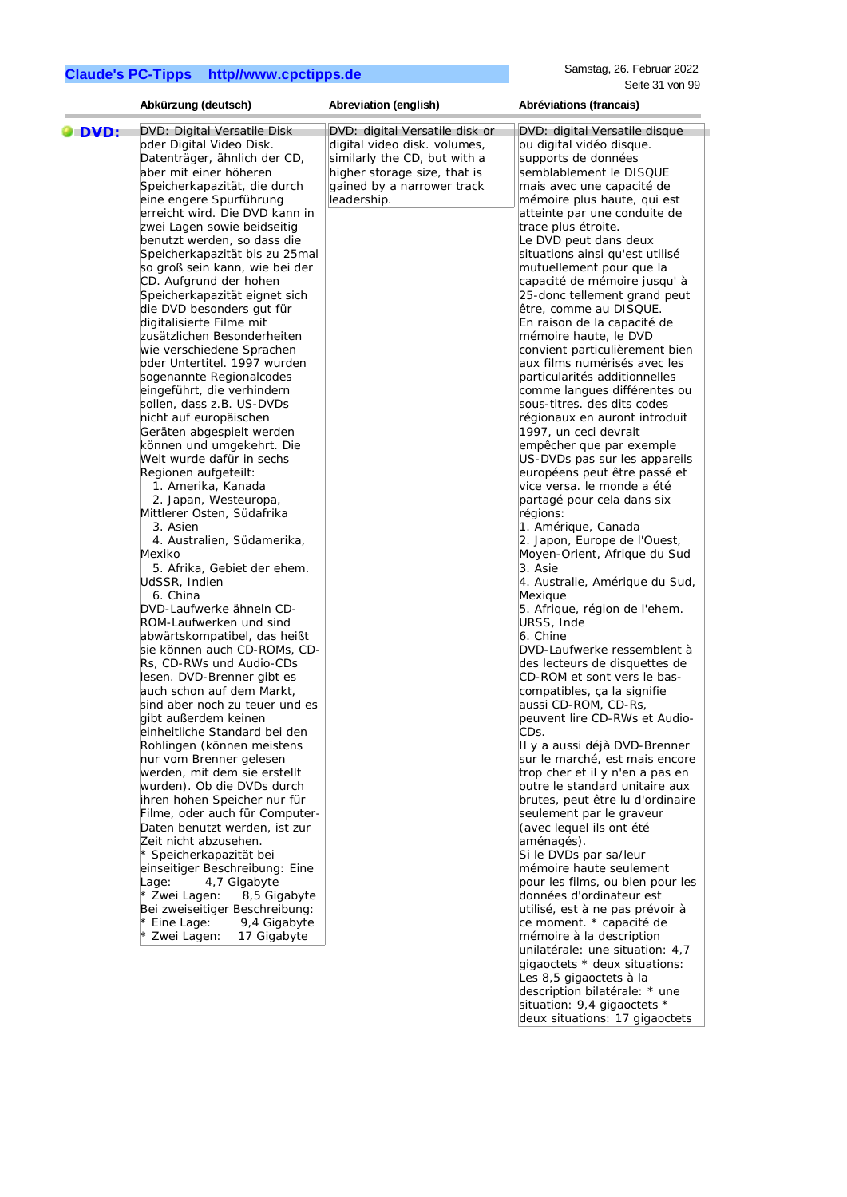| | Abkürzung (deutsch) | Abreviation (english) | Abréviations (francais) |
|---|---|---|---|
| **DVD:** | DVD: Digital Versatile Disk oder Digital Video Disk. Datenträger, ähnlich der CD, aber mit einer höheren Speicherkapazität, die durch eine engere Spurführung erreicht wird. Die DVD kann in zwei Lagen sowie beidseitig benutzt werden, so dass die Speicherkapazität bis zu 25mal so groß sein kann, wie bei der CD. Aufgrund der hohen Speicherkapazität eignet sich die DVD besonders gut für digitalisierte Filme mit zusätzlichen Besonderheiten wie verschiedene Sprachen oder Untertitel. 1997 wurden sogenannte Regionalcodes eingeführt, die verhindern sollen, dass z.B. US-DVDs nicht auf europäischen Geräten abgespielt werden können und umgekehrt. Die Welt wurde dafür in sechs Regionen aufgeteilt:<br>1. Amerika, Kanada<br>2. Japan, Westeuropa, Mittlerer Osten, Südafrika<br>3. Asien<br>4. Australien, Südamerika, Mexiko<br>5. Afrika, Gebiet der ehem. UdSSR, Indien<br>6. China<br>DVD-Laufwerke ähneln CD-ROM-Laufwerken und sind abwärtskompatibel, das heißt sie können auch CD-ROMs, CD-Rs, CD-RWs und Audio-CDs lesen. DVD-Brenner gibt es auch schon auf dem Markt, sind aber noch zu teuer und es gibt außerdem keinen einheitliche Standard bei den Rohlingen (können meistens nur vom Brenner gelesen werden, mit dem sie erstellt wurden). Ob die DVDs durch ihren hohen Speicher nur für Filme, oder auch für Computer-Daten benutzt werden, ist zur Zeit nicht abzusehen.<br>* Speicherkapazität bei einseitiger Beschreibung: Eine Lage: 4,7 Gigabyte<br>* Zwei Lagen: 8,5 Gigabyte<br>Bei zweiseitiger Beschreibung:<br>* Eine Lage: 9,4 Gigabyte<br>* Zwei Lagen: 17 Gigabyte | DVD: digital Versatile disk or digital video disk. volumes, similarly the CD, but with a higher storage size, that is gained by a narrower track leadership. | DVD: digital Versatile disque ou digital vidéo disque. supports de données semblablement le DISQUE mais avec une capacité de mémoire plus haute, qui est atteinte par une conduite de trace plus étroite.<br>Le DVD peut dans deux situations ainsi qu'est utilisé mutuellement pour que la capacité de mémoire jusqu' à 25-donc tellement grand peut être, comme au DISQUE.<br>En raison de la capacité de mémoire haute, le DVD convient particulièrement bien aux films numérisés avec les particularités additionnelles comme langues différentes ou sous-titres. des dits codes régionaux en auront introduit 1997, un ceci devrait empêcher que par exemple US-DVDs pas sur les appareils européens peut être passé et vice versa. le monde a été partagé pour cela dans six régions:<br>1. Amérique, Canada<br>2. Japon, Europe de l'Ouest, Moyen-Orient, Afrique du Sud<br>3. Asie<br>4. Australie, Amérique du Sud, Mexique<br>5. Afrique, région de l'ehem. URSS, Inde<br>6. Chine<br>DVD-Laufwerke ressemblent à des lecteurs de disquettes de CD-ROM et sont vers le bas-compatibles, ça la signifie aussi CD-ROM, CD-Rs, peuvent lire CD-RWs et Audio-CDs.<br>Il y a aussi déjà DVD-Brenner sur le marché, est mais encore trop cher et il y n'en a pas en outre le standard unitaire aux brutes, peut être lu d'ordinaire seulement par le graveur (avec lequel ils ont été aménagés).<br>Si le DVDs par sa/leur mémoire haute seulement pour les films, ou bien pour les données d'ordinateur est utilisé, est à ne pas prévoir à ce moment. * capacité de mémoire à la description unilatérale: une situation: 4,7 gigaoctets * deux situations: Les 8,5 gigaoctets à la description bilatérale: * une situation: 9,4 gigaoctets * deux situations: 17 gigaoctets |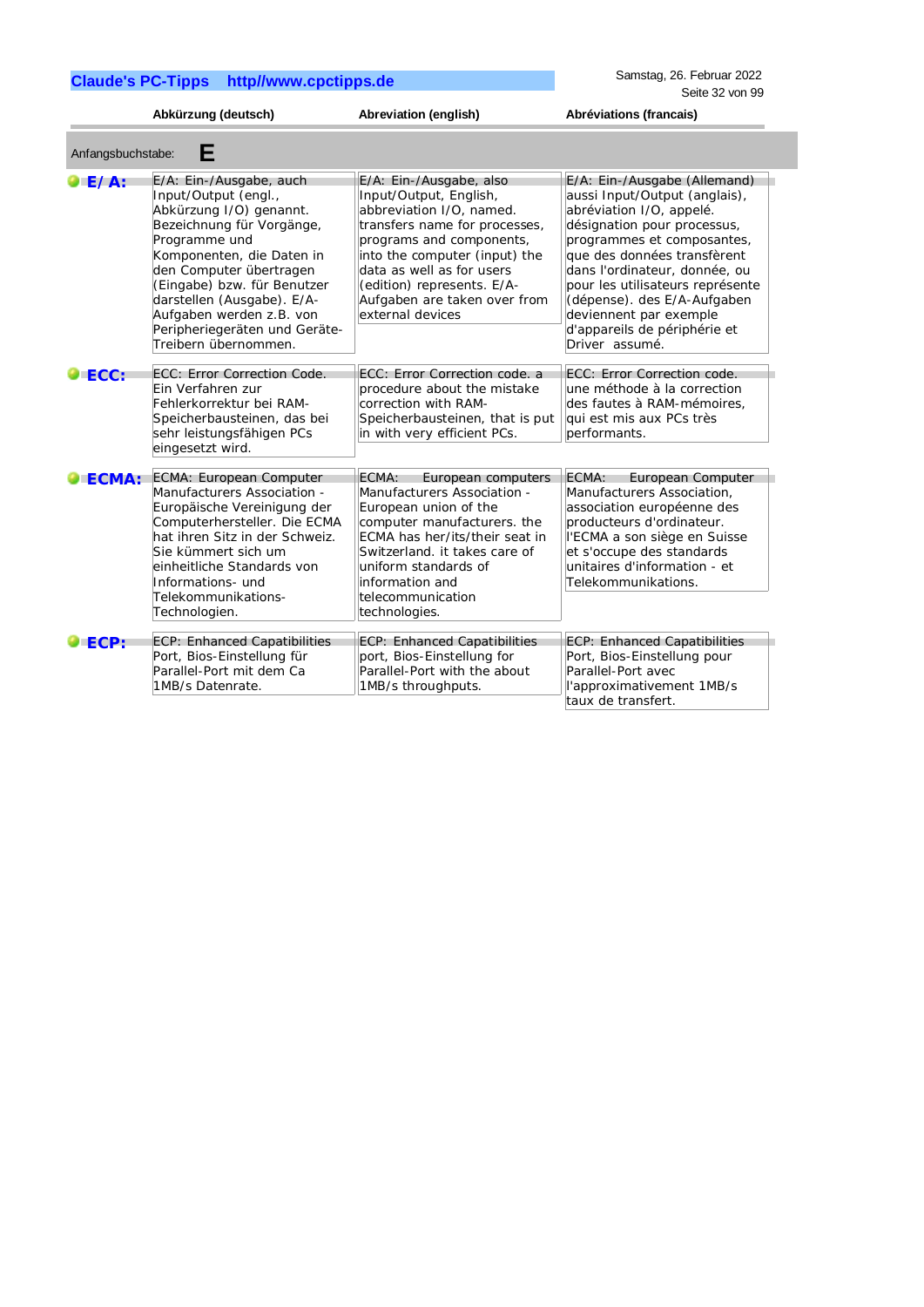| | Abkürzung (deutsch) | Abreviation (english) | Abréviations (francais) |
|---|---|---|---|

Anfangsbuchstabe: **E**

| | Abkürzung (deutsch) | Abreviation (english) | Abréviations (francais) |
|---|---|---|---|
| **E/ A:** | E/A: Ein-/Ausgabe, auch Input/Output (engl., Abkürzung I/O) genannt. Bezeichnung für Vorgänge, Programme und Komponenten, die Daten in den Computer übertragen (Eingabe) bzw. für Benutzer darstellen (Ausgabe). E/A-Aufgaben werden z.B. von Peripheriegeräten und Geräte-Treibern übernommen. | E/A: Ein-/Ausgabe, also Input/Output, English, abbreviation I/O, named. transfers name for processes, programs and components, into the computer (input) the data as well as for users (edition) represents. E/A-Aufgaben are taken over from external devices | E/A: Ein-/Ausgabe (Allemand) aussi Input/Output (anglais), abréviation I/O, appelé. désignation pour processus, programmes et composantes, que des données transfèrent dans l'ordinateur, donnée, ou pour les utilisateurs représente (dépense). des E/A-Aufgaben deviennent par exemple d'appareils de périphérie et Driver assumé. |
| **ECC:** | ECC: Error Correction Code. Ein Verfahren zur Fehlerkorrektur bei RAM-Speicherbausteinen, das bei sehr leistungsfähigen PCs eingesetzt wird. | ECC: Error Correction code. a procedure about the mistake correction with RAM-Speicherbausteinen, that is put in with very efficient PCs. | ECC: Error Correction code. une méthode à la correction des fautes à RAM-mémoires, qui est mis aux PCs très performants. |
| **ECMA:** | ECMA: European Computer Manufacturers Association - Europäische Vereinigung der Computerhersteller. Die ECMA hat ihren Sitz in der Schweiz. Sie kümmert sich um einheitliche Standards von Informations- und Telekommunikations-Technologien. | ECMA: European computers Manufacturers Association - European union of the computer manufacturers. the ECMA has her/its/their seat in Switzerland. it takes care of uniform standards of information and telecommunication technologies. | ECMA: European Computer Manufacturers Association, association européenne des producteurs d'ordinateur. l'ECMA a son siège en Suisse et s'occupe des standards unitaires d'information - et Telekommunikations. |
| **ECP:** | ECP: Enhanced Capatibilities Port, Bios-Einstellung für Parallel-Port mit dem Ca 1MB/s Datenrate. | ECP: Enhanced Capatibilities port, Bios-Einstellung for Parallel-Port with the about 1MB/s throughputs. | ECP: Enhanced Capatibilities Port, Bios-Einstellung pour Parallel-Port avec l'approximativement 1MB/s taux de transfert. |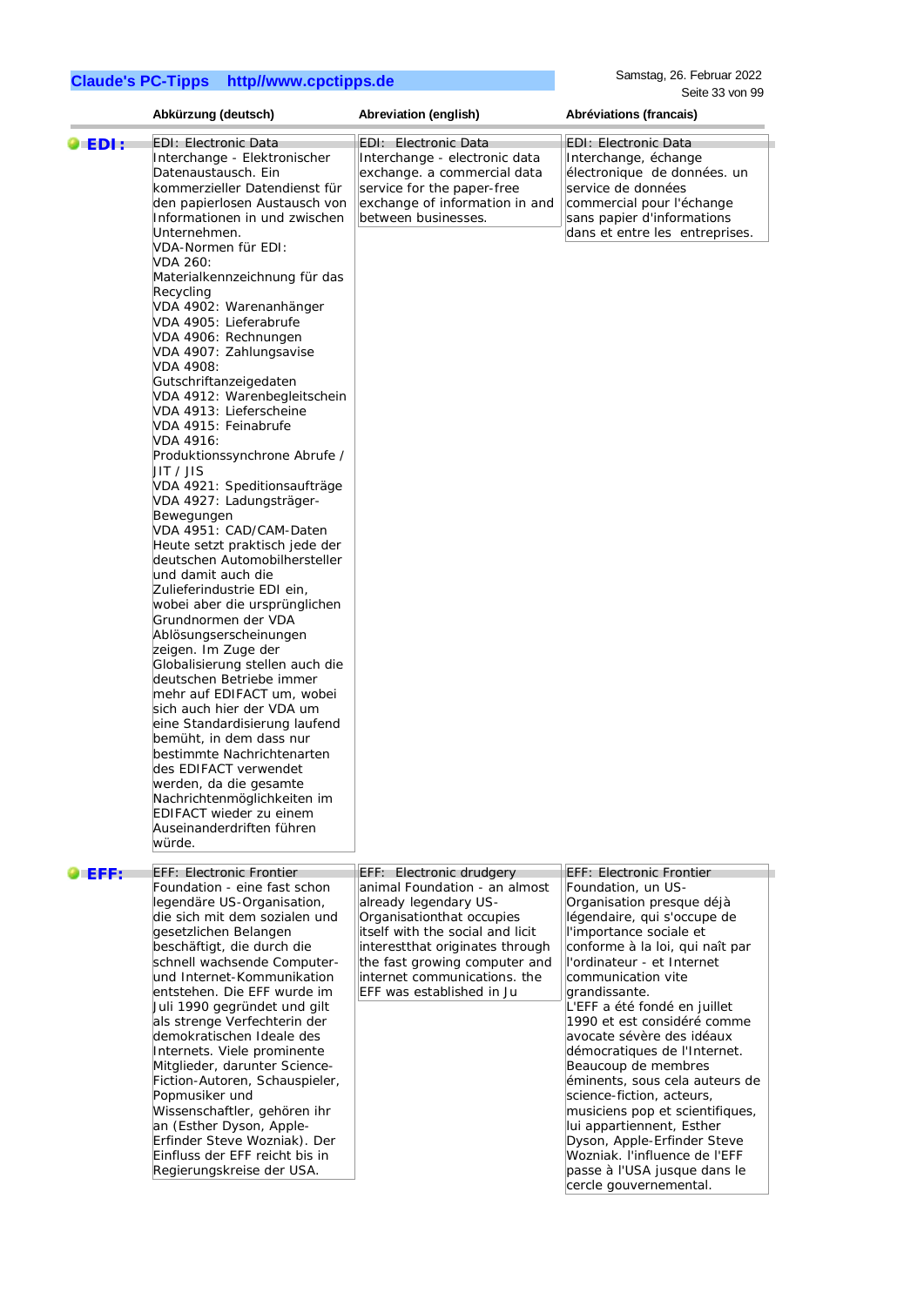| | Abkürzung (deutsch) | Abreviation (english) | Abréviations (francais) |
|---|---|---|---|
| **EDI :** | EDI: Electronic Data Interchange - Elektronischer Datenaustausch. Ein kommerzieller Datendienst für den papierlosen Austausch von Informationen in und zwischen Unternehmen.<br>VDA-Normen für EDI:<br>VDA 260: Materialkennzeichnung für das Recycling<br>VDA 4902: Warenanhänger<br>VDA 4905: Lieferabrufe<br>VDA 4906: Rechnungen<br>VDA 4907: Zahlungsavise<br>VDA 4908: Gutschriftanzeigedaten<br>VDA 4912: Warenbegleitschein<br>VDA 4913: Lieferscheine<br>VDA 4915: Feinabrufe<br>VDA 4916: Produktionssynchrone Abrufe / JIT / JIS<br>VDA 4921: Speditionsaufträge<br>VDA 4927: Ladungsträger-Bewegungen<br>VDA 4951: CAD/CAM-Daten<br>Heute setzt praktisch jede der deutschen Automobilhersteller und damit auch die Zulieferindustrie EDI ein, wobei aber die ursprünglichen Grundnormen der VDA Ablösungserscheinungen zeigen. Im Zuge der Globalisierung stellen auch die deutschen Betriebe immer mehr auf EDIFACT um, wobei sich auch hier der VDA um eine Standardisierung laufend bemüht, in dem dass nur bestimmte Nachrichtenarten des EDIFACT verwendet werden, da die gesamte Nachrichtenmöglichkeiten im EDIFACT wieder zu einem Auseinanderdriften führen würde. | EDI: Electronic Data Interchange - electronic data exchange. a commercial data service for the paper-free exchange of information in and between businesses. | EDI: Electronic Data Interchange, échange électronique de données. un service de données commercial pour l'échange sans papier d'informations dans et entre les entreprises. |
| **EFF:** | EFF: Electronic Frontier Foundation - eine fast schon legendäre US-Organisation, die sich mit dem sozialen und gesetzlichen Belangen beschäftigt, die durch die schnell wachsende Computer- und Internet-Kommunikation entstehen. Die EFF wurde im Juli 1990 gegründet und gilt als strenge Verfechterin der demokratischen Ideale des Internets. Viele prominente Mitglieder, darunter Science-Fiction-Autoren, Schauspieler, Popmusiker und Wissenschaftler, gehören ihr an (Esther Dyson, Apple-Erfinder Steve Wozniak). Der Einfluss der EFF reicht bis in Regierungskreise der USA. | EFF: Electronic drudgery animal Foundation - an almost already legendary US-Organisationthat occupies itself with the social and licit interestthat originates through the fast growing computer and internet communications. the EFF was established in Ju | EFF: Electronic Frontier Foundation, un US-Organisation presque déjà légendaire, qui s'occupe de l'importance sociale et conforme à la loi, qui naît par l'ordinateur - et Internet communication vite grandissante.<br>L'EFF a été fondé en juillet 1990 et est considéré comme avocate sévère des idéaux démocratiques de l'Internet. Beaucoup de membres éminents, sous cela auteurs de science-fiction, acteurs, musiciens pop et scientifiques, lui appartiennent, Esther Dyson, Apple-Erfinder Steve Wozniak. l'influence de l'EFF passe à l'USA jusque dans le cercle gouvernemental. |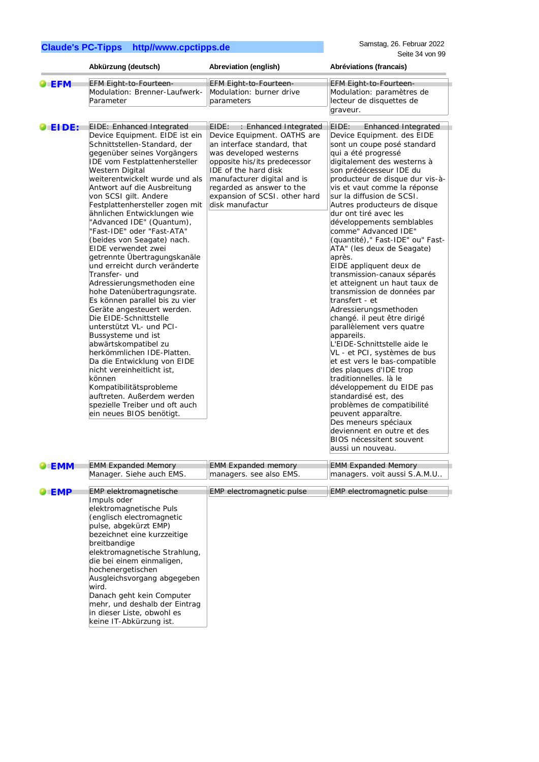| | Abkürzung (deutsch) | Abreviation (english) | Abréviations (francais) |
|---|---|---|---|
| **EFM** | EFM Eight-to-Fourteen-Modulation: Brenner-Laufwerk-Parameter | EFM Eight-to-Fourteen-Modulation: burner drive parameters | EFM Eight-to-Fourteen-Modulation: paramètres de lecteur de disquettes de graveur. |
| **EIDE:** | EIDE: Enhanced Integrated Device Equipment. EIDE ist ein Schnittstellen-Standard, der gegenüber seines Vorgängers IDE vom Festplattenhersteller Western Digital weiterentwickelt wurde und als Antwort auf die Ausbreitung von SCSI gilt. Andere Festplattenhersteller zogen mit ähnlichen Entwicklungen wie "Advanced IDE" (Quantum), "Fast-IDE" oder "Fast-ATA" (beides von Seagate) nach. EIDE verwendet zwei getrennte Übertragungskanäle und erreicht durch veränderte Transfer- und Adressierungsmethoden eine hohe Datenübertragungsrate. Es können parallel bis zu vier Geräte angesteuert werden. Die EIDE-Schnittstelle unterstützt VL- und PCI-Bussysteme und ist abwärtskompatibel zu herkömmlichen IDE-Platten. Da die Entwicklung von EIDE nicht vereinheitlicht ist, können Kompatibilitätsprobleme auftreten. Außerdem werden spezielle Treiber und oft auch ein neues BIOS benötigt. | EIDE: : Enhanced Integrated Device Equipment. OATHS are an interface standard, that was developed westerns opposite his/its predecessor IDE of the hard disk manufacturer digital and is regarded as answer to the expansion of SCSI. other hard disk manufactur | EIDE: Enhanced Integrated Device Equipment. des EIDE sont un coupe posé standard qui a été progressé digitalement des westerns à son prédécesseur IDE du producteur de disque dur vis-à-vis et vaut comme la réponse sur la diffusion de SCSI. Autres producteurs de disque dur ont tiré avec les développements semblables comme" Advanced IDE" (quantité)," Fast-IDE" ou" Fast-ATA" (les deux de Seagate) après. EIDE appliquent deux de transmission-canaux séparés et atteignent un haut taux de transmission de données par transfert - et Adressierungsmethoden changé. il peut être dirigé parallèlement vers quatre appareils. L'EIDE-Schnittstelle aide le VL - et PCI, systèmes de bus et est vers le bas-compatible des plaques d'IDE trop traditionnelles. là le développement du EIDE pas standardisé est, des problèmes de compatibilité peuvent apparaître. Des meneurs spéciaux deviennent en outre et des BIOS nécessitent souvent aussi un nouveau. |
| **EMM** | EMM Expanded Memory Manager. Siehe auch EMS. | EMM Expanded memory managers. see also EMS. | EMM Expanded Memory managers. voit aussi S.A.M.U.. |
| **EMP** | EMP elektromagnetische Impuls oder elektromagnetische Puls (englisch electromagnetic pulse, abgekürzt EMP) bezeichnet eine kurzzeitige breitbandige elektromagnetische Strahlung, die bei einem einmaligen, hochenergetischen Ausgleichsvorgang abgegeben wird. Danach geht kein Computer mehr, und deshalb der Eintrag in dieser Liste, obwohl es keine IT-Abkürzung ist. | EMP electromagnetic pulse | EMP electromagnetic pulse |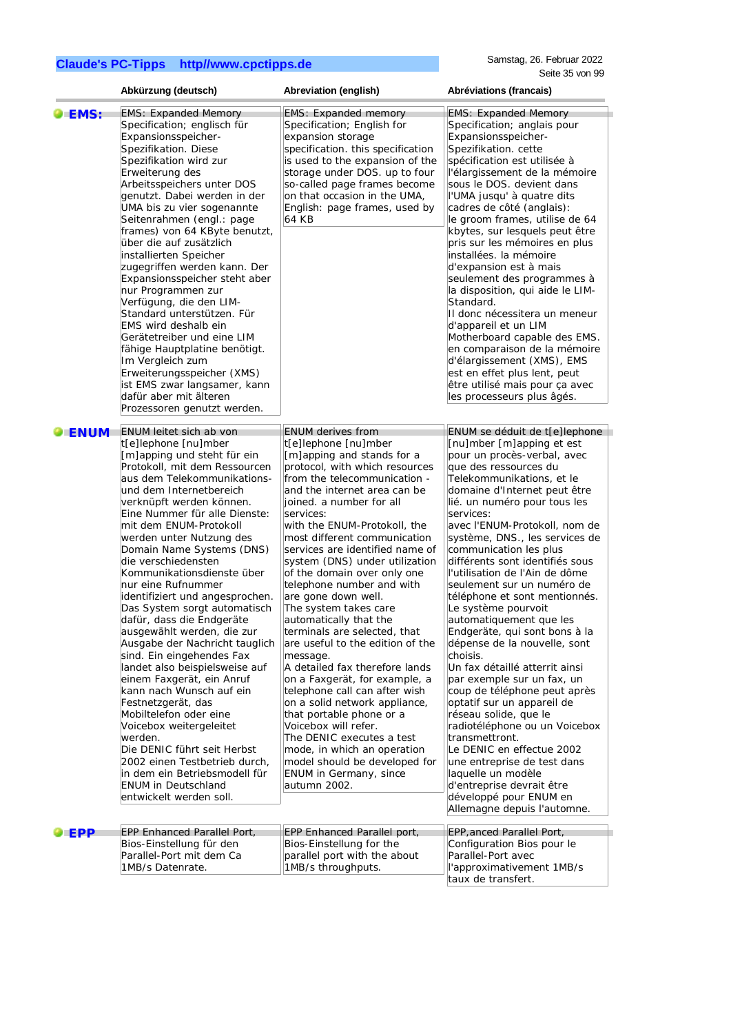| | Abkürzung (deutsch) | Abreviation (english) | Abréviations (francais) |
|---|---|---|---|
| **EMS:** | EMS: Expanded Memory Specification; englisch für Expansionsspeicher-Spezifikation. Diese Spezifikation wird zur Erweiterung des Arbeitsspeichers unter DOS genutzt. Dabei werden in der UMA bis zu vier sogenannte Seitenrahmen (engl.: page frames) von 64 KByte benutzt, über die auf zusätzlich installierten Speicher zugegriffen werden kann. Der Expansionsspeicher steht aber nur Programmen zur Verfügung, die den LIM-Standard unterstützen. Für EMS wird deshalb ein Gerätetreiber und eine LIM fähige Hauptplatine benötigt. Im Vergleich zum Erweiterungsspeicher (XMS) ist EMS zwar langsamer, kann dafür aber mit älteren Prozessoren genutzt werden. | EMS: Expanded memory Specification; English for expansion storage specification. this specification is used to the expansion of the storage under DOS. up to four so-called page frames become on that occasion in the UMA, English: page frames, used by 64 KB | EMS: Expanded Memory Specification; anglais pour Expansionsspeicher-Spezifikation. cette spécification est utilisée à l'élargissement de la mémoire sous le DOS. devient dans l'UMA jusqu' à quatre dits cadres de côté (anglais): le groom frames, utilise de 64 kbytes, sur lesquels peut être pris sur les mémoires en plus installées. la mémoire d'expansion est à mais seulement des programmes à la disposition, qui aide le LIM-Standard.<br>Il donc nécessitera un meneur d'appareil et un LIM Motherboard capable des EMS. en comparaison de la mémoire d'élargissement (XMS), EMS est en effet plus lent, peut être utilisé mais pour ça avec les processeurs plus âgés. |
| **ENUM** | ENUM leitet sich ab von t[e]lephone [nu]mber [m]apping und steht für ein Protokoll, mit dem Ressourcen aus dem Telekommunikations- und dem Internetbereich verknüpft werden können.<br>Eine Nummer für alle Dienste: mit dem ENUM-Protokoll werden unter Nutzung des Domain Name Systems (DNS) die verschiedensten Kommunikationsdienste über nur eine Rufnummer identifiziert und angesprochen.<br>Das System sorgt automatisch dafür, dass die Endgeräte ausgewählt werden, die zur Ausgabe der Nachricht tauglich sind. Ein eingehendes Fax landet also beispielsweise auf einem Faxgerät, ein Anruf kann nach Wunsch auf ein Festnetzgerät, das Mobiltelefon oder eine Voicebox weitergeleitet werden.<br>Die DENIC führt seit Herbst 2002 einen Testbetrieb durch, in dem ein Betriebsmodell für ENUM in Deutschland entwickelt werden soll. | ENUM derives from t[e]lephone [nu]mber [m]apping and stands for a protocol, with which resources from the telecommunication - and the internet area can be joined. a number for all services:<br>with the ENUM-Protokoll, the most different communication services are identified name of system (DNS) under utilization of the domain over only one telephone number and with are gone down well.<br>The system takes care automatically that the terminals are selected, that are suited to the edition of the message.<br>A detailed fax therefore lands on a Faxgerät, for example, a telephone call can after wish on a solid network appliance, that portable phone or a Voicebox will refer.<br>The DENIC executes a test mode, in which an operation model should be developed for ENUM in Germany, since autumn 2002. | ENUM se déduit de t[e]lephone [nu]mber [m]apping et est pour un procès-verbal, avec que des ressources du Telekommunikations, et le domaine d'Internet peut être lié. un numéro pour tous les services:<br>avec l'ENUM-Protokoll, nom de système, DNS., les services de communication les plus différents sont identifiés sous l'utilisation de l'Ain de dôme seulement sur un numéro de téléphone et sont mentionnés.<br>Le système pourvoit automatiquement que les Endgeräte, qui sont bons à la dépense de la nouvelle, sont choisis.<br>Un fax détaillé atterrit ainsi par exemple sur un fax, un coup de téléphone peut après optatif sur un appareil de réseau solide, que le radiotéléphone ou un Voicebox transmettront.<br>Le DENIC en effectue 2002 une entreprise de test dans laquelle un modèle d'entreprise devrait être développé pour ENUM en Allemagne depuis l'automne. |
| **EPP** | EPP Enhanced Parallel Port, Bios-Einstellung für den Parallel-Port mit dem Ca 1MB/s Datenrate. | EPP Enhanced Parallel port, Bios-Einstellung for the parallel port with the about 1MB/s throughputs. | EPP,anced Parallel Port, Configuration Bios pour le Parallel-Port avec l'approximativement 1MB/s taux de transfert. |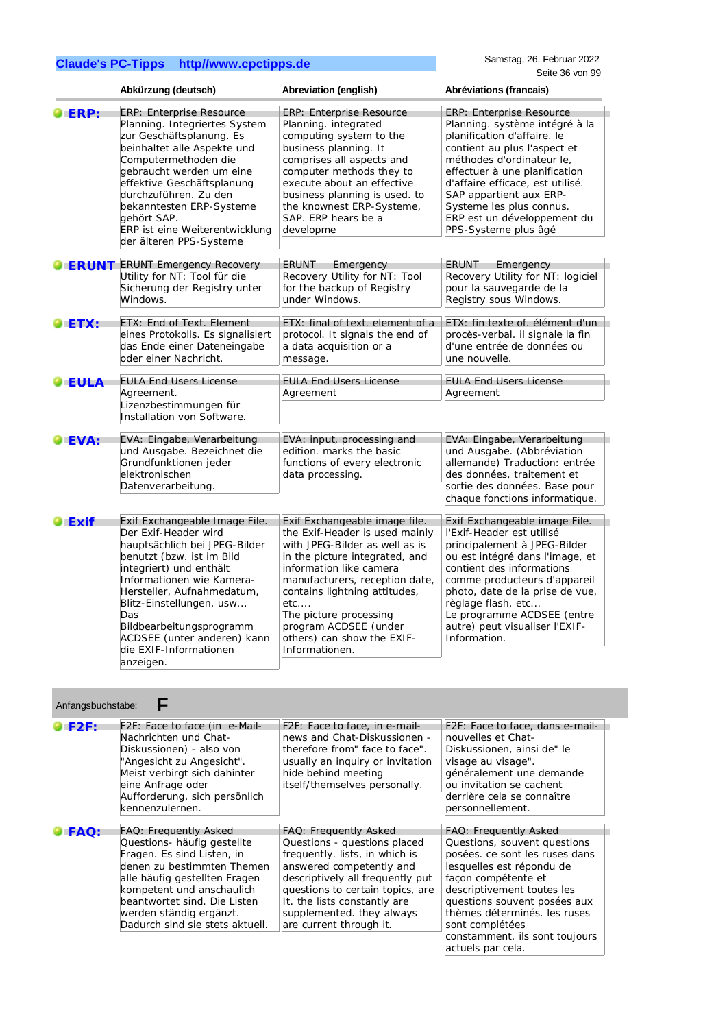| | Abkürzung (deutsch) | Abreviation (english) | Abréviations (francais) |
|---|---|---|---|
| **ERP:** | ERP: Enterprise Resource Planning. Integriertes System zur Geschäftsplanung. Es beinhaltet alle Aspekte und Computermethoden die gebraucht werden um eine effektive Geschäftsplanung durchzuführen. Zu den bekanntesten ERP-Systeme gehört SAP. ERP ist eine Weiterentwicklung der älteren PPS-Systeme | ERP: Enterprise Resource Planning. integrated computing system to the business planning. It comprises all aspects and computer methods they to execute about an effective business planning is used. to the knownest ERP-Systeme, SAP. ERP hears be a developme | ERP: Enterprise Resource Planning. système intégré à la planification d'affaire. le contient au plus l'aspect et méthodes d'ordinateur le, effectuer à une planification d'affaire efficace, est utilisé. SAP appartient aux ERP-Systeme les plus connus. ERP est un développement du PPS-Systeme plus âgé |
| **ERUNT** | ERUNT Emergency Recovery Utility for NT: Tool für die Sicherung der Registry unter Windows. | ERUNT Emergency Recovery Utility for NT: Tool for the backup of Registry under Windows. | ERUNT Emergency Recovery Utility for NT: logiciel pour la sauvegarde de la Registry sous Windows. |
| **ETX:** | ETX: End of Text. Element eines Protokolls. Es signalisiert das Ende einer Dateneingabe oder einer Nachricht. | ETX: final of text. element of a protocol. It signals the end of a data acquisition or a message. | ETX: fin texte of. élément d'un procès-verbal. il signale la fin d'une entrée de données ou une nouvelle. |
| **EULA** | EULA End Users License Agreement. Lizenzbestimmungen für Installation von Software. | EULA End Users License Agreement | EULA End Users License Agreement |
| **EVA:** | EVA: Eingabe, Verarbeitung und Ausgabe. Bezeichnet die Grundfunktionen jeder elektronischen Datenverarbeitung. | EVA: input, processing and edition. marks the basic functions of every electronic data processing. | EVA: Eingabe, Verarbeitung und Ausgabe. (Abbréviation allemande) Traduction: entrée des données, traitement et sortie des données. Base pour chaque fonctions informatique. |
| **Exif** | Exif Exchangeable Image File. Der Exif-Header wird hauptsächlich bei JPEG-Bilder benutzt (bzw. ist im Bild integriert) und enthält Informationen wie Kamera-Hersteller, Aufnahmedatum, Blitz-Einstellungen, usw... Das Bildbearbeitungsprogramm ACDSEE (unter anderen) kann die EXIF-Informationen anzeigen. | Exif Exchangeable image file. the Exif-Header is used mainly with JPEG-Bilder as well as is in the picture integrated, and information like camera manufacturers, reception date, contains lightning attitudes, etc.... The picture processing program ACDSEE (under others) can show the EXIF-Informationen. | Exif Exchangeable image File. l'Exif-Header est utilisé principalement à JPEG-Bilder ou est intégré dans l'image, et contient des informations comme producteurs d'appareil photo, date de la prise de vue, règlage flash, etc... Le programme ACDSEE (entre autre) peut visualiser l'EXIF-Information. |

## Anfangsbuchstabe: F

| | Abkürzung (deutsch) | Abreviation (english) | Abréviations (francais) |
|---|---|---|---|
| **F2F:** | F2F: Face to face (in e-Mail-Nachrichten und Chat-Diskussionen) - also von "Angesicht zu Angesicht". Meist verbirgt sich dahinter eine Anfrage oder Aufforderung, sich persönlich kennenzulernen. | F2F: Face to face, in e-mail-news and Chat-Diskussionen - therefore from" face to face". usually an inquiry or invitation hide behind meeting itself/themselves personally. | F2F: Face to face, dans e-mail-nouvelles et Chat-Diskussionen, ainsi de" le visage au visage". généralement une demande ou invitation se cachent derrière cela se connaître personnellement. |
| **FAQ:** | FAQ: Frequently Asked Questions- häufig gestellte Fragen. Es sind Listen, in denen zu bestimmten Themen alle häufig gestellten Fragen kompetent und anschaulich beantwortet sind. Die Listen werden ständig ergänzt. Dadurch sind sie stets aktuell. | FAQ: Frequently Asked Questions - questions placed frequently. lists, in which is answered competently and descriptively all frequently put questions to certain topics, are It. the lists constantly are supplemented. they always are current through it. | FAQ: Frequently Asked Questions, souvent questions posées. ce sont les ruses dans lesquelles est répondu de façon compétente et descriptivement toutes les questions souvent posées aux thèmes déterminés. les ruses sont complétées constamment. ils sont toujours actuels par cela. |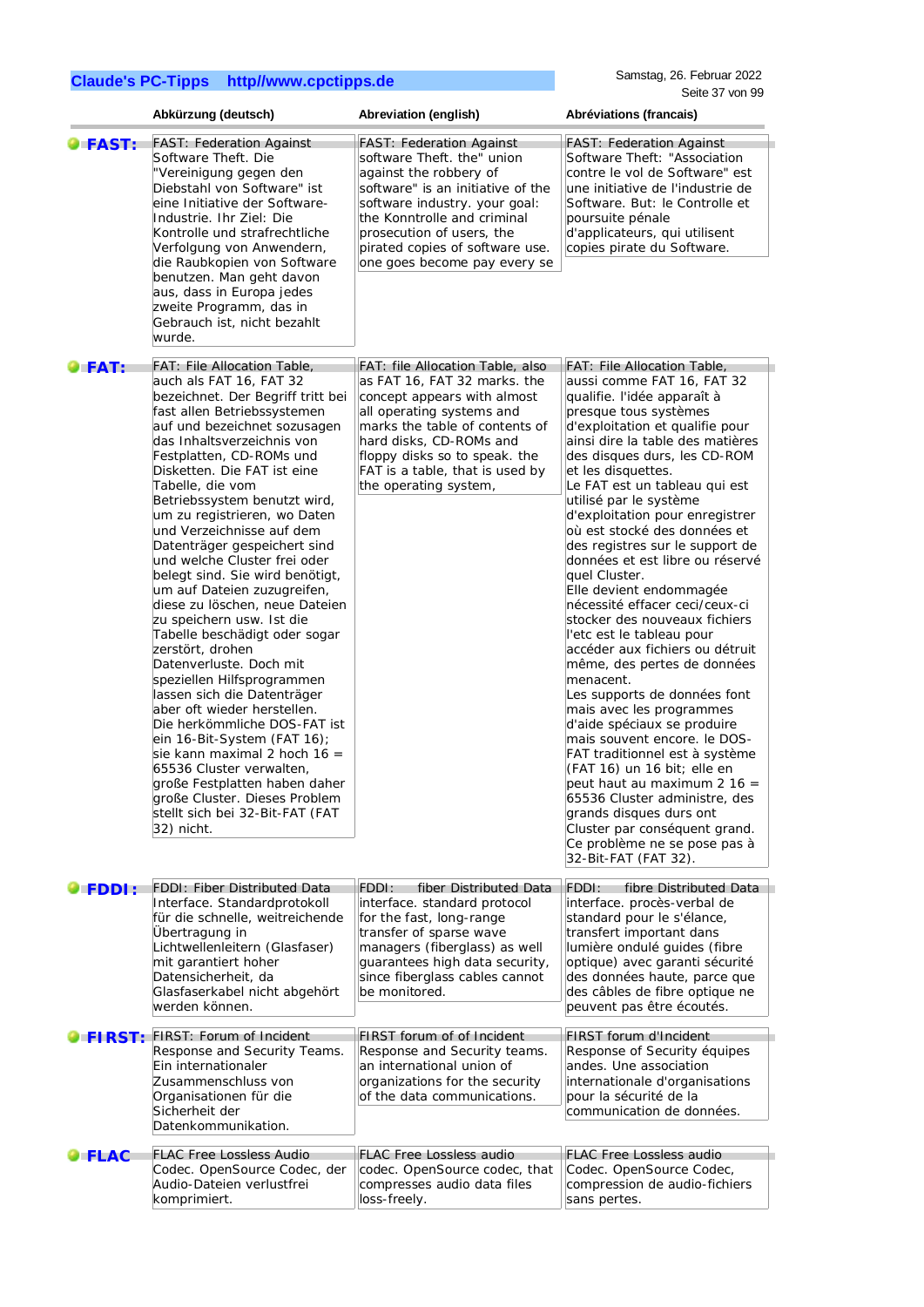| | Abkürzung (deutsch) | Abreviation (english) | Abréviations (francais) |
|---|---|---|---|
| **FAST:** | FAST: Federation Against Software Theft. Die "Vereinigung gegen den Diebstahl von Software" ist eine Initiative der Software-Industrie. Ihr Ziel: Die Kontrolle und strafrechtliche Verfolgung von Anwendern, die Raubkopien von Software benutzen. Man geht davon aus, dass in Europa jedes zweite Programm, das in Gebrauch ist, nicht bezahlt wurde. | FAST: Federation Against software Theft. the" union against the robbery of software" is an initiative of the software industry. your goal: the Konntrolle and criminal prosecution of users, the pirated copies of software use. one goes become pay every se | FAST: Federation Against Software Theft: "Association contre le vol de Software" est une initiative de l'industrie de Software. But: le Controlle et poursuite pénale d'applicateurs, qui utilisent copies pirate du Software. |
| **FAT:** | FAT: File Allocation Table, auch als FAT 16, FAT 32 bezeichnet. Der Begriff tritt bei fast allen Betriebssystemen auf und bezeichnet sozusagen das Inhaltsverzeichnis von Festplatten, CD-ROMs und Disketten. Die FAT ist eine Tabelle, die vom Betriebssystem benutzt wird, um zu registrieren, wo Daten und Verzeichnisse auf dem Datenträger gespeichert sind und welche Cluster frei oder belegt sind. Sie wird benötigt, um auf Dateien zuzugreifen, diese zu löschen, neue Dateien zu speichern usw. Ist die Tabelle beschädigt oder sogar zerstört, drohen Datenverluste. Doch mit speziellen Hilfsprogrammen lassen sich die Datenträger aber oft wieder herstellen. Die herkömmliche DOS-FAT ist ein 16-Bit-System (FAT 16); sie kann maximal 2 hoch 16 = 65536 Cluster verwalten, große Festplatten haben daher große Cluster. Dieses Problem stellt sich bei 32-Bit-FAT (FAT 32) nicht. | FAT: file Allocation Table, also as FAT 16, FAT 32 marks. the concept appears with almost all operating systems and marks the table of contents of hard disks, CD-ROMs and floppy disks so to speak. the FAT is a table, that is used by the operating system, | FAT: File Allocation Table, aussi comme FAT 16, FAT 32 qualifie. l'idée apparaît à presque tous systèmes d'exploitation et qualifie pour ainsi dire la table des matières des disques durs, les CD-ROM et les disquettes. Le FAT est un tableau qui est utilisé par le système d'exploitation pour enregistrer où est stocké des données et des registres sur le support de données et est libre ou réservé quel Cluster. Elle devient endommagée nécessité effacer ceci/ceux-ci stocker des nouveaux fichiers l'etc est le tableau pour accéder aux fichiers ou détruit même, des pertes de données menacent. Les supports de données font mais avec les programmes d'aide spéciaux se produire mais souvent encore. le DOS-FAT traditionnel est à système (FAT 16) un 16 bit; elle en peut haut au maximum 2 16 = 65536 Cluster administre, des grands disques durs ont Cluster par conséquent grand. Ce problème ne se pose pas à 32-Bit-FAT (FAT 32). |
| **FDDI:** | FDDI: Fiber Distributed Data Interface. Standardprotokoll für die schnelle, weitreichende Übertragung in Lichtwellenleitern (Glasfaser) mit garantiert hoher Datensicherheit, da Glasfaserkabel nicht abgehört werden können. | FDDI: fiber Distributed Data interface. standard protocol for the fast, long-range transfer of sparse wave managers (fiberglass) as well guarantees high data security, since fiberglass cables cannot be monitored. | FDDI: fibre Distributed Data interface. procès-verbal de standard pour le s'élance, transfert important dans lumière ondulé guides (fibre optique) avec garanti sécurité des données haute, parce que des câbles de fibre optique ne peuvent pas être écoutés. |
| **FIRST:** | FIRST: Forum of Incident Response and Security Teams. Ein internationaler Zusammenschluss von Organisationen für die Sicherheit der Datenkommunikation. | FIRST forum of of Incident Response and Security teams. an international union of organizations for the security of the data communications. | FIRST forum d'Incident Response of Security équipes andes. Une association internationale d'organisations pour la sécurité de la communication de données. |
| **FLAC** | FLAC Free Lossless Audio Codec. OpenSource Codec, der Audio-Dateien verlustfrei komprimiert. | FLAC Free Lossless audio codec. OpenSource codec, that compresses audio data files loss-freely. | FLAC Free Lossless audio Codec. OpenSource Codec, compression de audio-fichiers sans pertes. |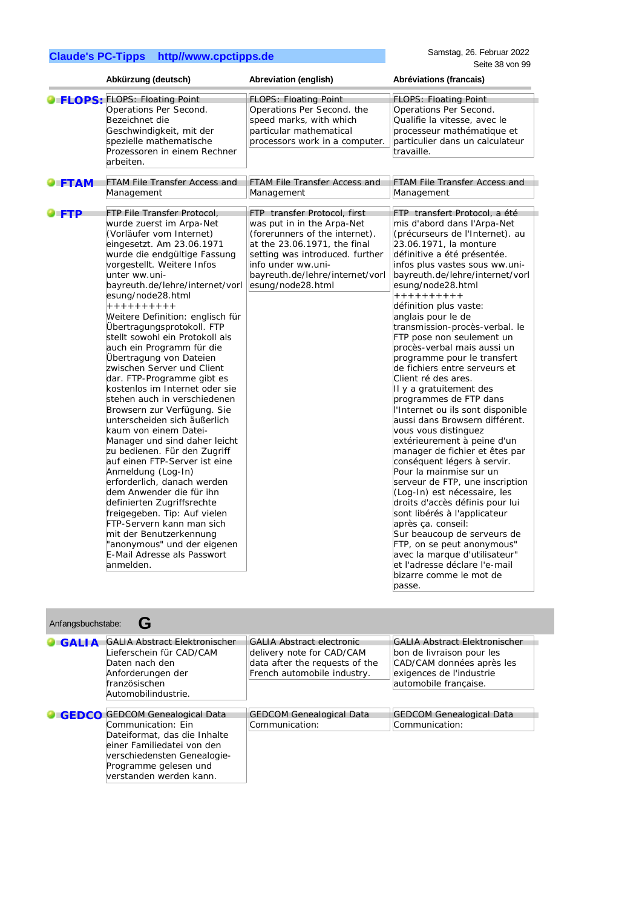| | Abkürzung (deutsch) | Abreviation (english) | Abréviations (francais) |
|---|---|---|---|
| **FLOPS:** | FLOPS: Floating Point Operations Per Second. Bezeichnet die Geschwindigkeit, mit der spezielle mathematische Prozessoren in einem Rechner arbeiten. | FLOPS: Floating Point Operations Per Second. the speed marks, with which particular mathematical processors work in a computer. | FLOPS: Floating Point Operations Per Second. Qualifie la vitesse, avec le processeur mathématique et particulier dans un calculateur travaille. |
| **FTAM** | FTAM File Transfer Access and Management | FTAM File Transfer Access and Management | FTAM File Transfer Access and Management |
| **FTP** | FTP File Transfer Protocol, wurde zuerst im Arpa-Net (Vorläufer vom Internet) eingesetzt. Am 23.06.1971 wurde die endgültige Fassung vorgestellt. Weitere Infos unter ww.uni-bayreuth.de/lehre/internet/vorlesung/node28.html ++++++++++ Weitere Definition: englisch für Übertragungsprotokoll. FTP stellt sowohl ein Protokoll als auch ein Programm für die Übertragung von Dateien zwischen Server und Client dar. FTP-Programme gibt es kostenlos im Internet oder sie stehen auch in verschiedenen Browsern zur Verfügung. Sie unterscheiden sich äußerlich kaum von einem Datei-Manager und sind daher leicht zu bedienen. Für den Zugriff auf einen FTP-Server ist eine Anmeldung (Log-In) erforderlich, danach werden dem Anwender die für ihn definierten Zugriffsrechte freigegeben. Tip: Auf vielen FTP-Servern kann man sich mit der Benutzerkennung "anonymous" und der eigenen E-Mail Adresse als Passwort anmelden. | FTP transfer Protocol, first was put in in the Arpa-Net (forerunners of the internet). at the 23.06.1971, the final setting was introduced. further info under ww.uni-bayreuth.de/lehre/internet/vorlesung/node28.html | FTP transfert Protocol, a été mis d'abord dans l'Arpa-Net (précurseurs de l'Internet). au 23.06.1971, la monture définitive a été présentée. infos plus vastes sous ww.uni-bayreuth.de/lehre/internet/vorlesung/node28.html ++++++++++ définition plus vaste: anglais pour le de transmission-procès-verbal. le FTP pose non seulement un procès-verbal mais aussi un programme pour le transfert de fichiers entre serveurs et Client ré des ares. Il y a gratuitement des programmes de FTP dans l'Internet ou ils sont disponible aussi dans Browsern différent. vous vous distinguez extérieurement à peine d'un manager de fichier et êtes par conséquent légers à servir. Pour la mainmise sur un serveur de FTP, une inscription (Log-In) est nécessaire, les droits d'accès définis pour lui sont libérés à l'applicateur après ça. conseil: Sur beaucoup de serveurs de FTP, on se peut anonymous" avec la marque d'utilisateur" et l'adresse déclare l'e-mail bizarre comme le mot de passe. |

Anfangsbuchstabe: **G**

| | Abkürzung (deutsch) | Abreviation (english) | Abréviations (francais) |
|---|---|---|---|
| **GALIA** | GALIA Abstract Elektronischer Lieferschein für CAD/CAM Daten nach den Anforderungen der französischen Automobilindustrie. | GALIA Abstract electronic delivery note for CAD/CAM data after the requests of the French automobile industry. | GALIA Abstract Elektronischer bon de livraison pour les CAD/CAM données après les exigences de l'industrie automobile française. |
| **GEDCO** | GEDCOM Genealogical Data Communication: Ein Dateiformat, das die Inhalte einer Familiedatei von den verschiedensten Genealogie-Programme gelesen und verstanden werden kann. | GEDCOM Genealogical Data Communication: | GEDCOM Genealogical Data Communication: |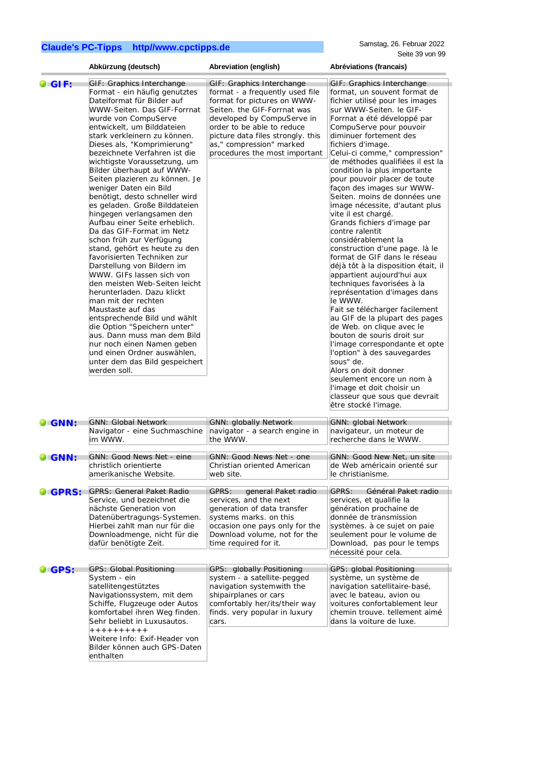| | Abkürzung (deutsch) | Abreviation (english) | Abréviations (francais) |
|---|---|---|---|
| **GIF:** | GIF: Graphics Interchange Format - ein häufig genutztes Dateiformat für Bilder auf WWW-Seiten. Das GIF-Forrnat wurde von CompuServe entwickelt, um Bilddateien stark verkleinern zu können. Dieses als, "Komprimierung" bezeichnete Verfahren ist die wichtigste Voraussetzung, um Bilder überhaupt auf WWW-Seiten plazieren zu können. Je weniger Daten ein Bild benötigt, desto schneller wird es geladen. Große Bilddateien hingegen verlangsamen den Aufbau einer Seite erheblich. Da das GIF-Format im Netz schon früh zur Verfügung stand, gehört es heute zu den favorisierten Techniken zur Darstellung von Bildern im WWW. GIFs lassen sich von den meisten Web-Seiten leicht herunterladen. Dazu klickt man mit der rechten Maustaste auf das entsprechende Bild und wählt die Option "Speichern unter" aus. Dann muss man dem Bild nur noch einen Namen geben und einen Ordner auswählen, unter dem das Bild gespeichert werden soll. | GIF: Graphics Interchange format - a frequently used file format for pictures on WWW-Seiten. the GIF-Forrnat was developed by CompuServe in order to be able to reduce picture data files strongly. this as," compression" marked procedures the most important | GIF: Graphics Interchange format, un souvent format de fichier utilisé pour les images sur WWW-Seiten. le GIF-Forrnat a été développé par CompuServe pour pouvoir diminuer fortement des fichiers d'image. Celui-ci comme," compression" de méthodes qualifiées il est la condition la plus importante pour pouvoir placer de toute façon des images sur WWW-Seiten. moins de données une image nécessite, d'autant plus vite il est chargé. Grands fichiers d'image par contre ralentit considérablement la construction d'une page. là le format de GIF dans le réseau déjà tôt à la disposition était, il appartient aujourd'hui aux techniques favorisées à la représentation d'images dans le WWW. Fait se télécharger facilement au GIF de la plupart des pages de Web. on clique avec le bouton de souris droit sur l'image correspondante et opte l'option" à des sauvegardes sous" de. Alors on doit donner seulement encore un nom à l'image et doit choisir un classeur que sous que devrait être stocké l'image. |
| **GNN:** | GNN: Global Network Navigator - eine Suchmaschine im WWW. | GNN: globally Network navigator - a search engine in the WWW. | GNN: global Network navigateur, un moteur de recherche dans le WWW. |
| **GNN:** | GNN: Good News Net - eine christlich orientierte amerikanische Website. | GNN: Good News Net - one Christian oriented American web site. | GNN: Good New Net, un site de Web américain orienté sur le christianisme. |
| **GPRS:** | GPRS: General Paket Radio Service, und bezeichnet die nächste Generation von Datenübertragungs-Systemen. Hierbei zahlt man nur für die Downloadmenge, nicht für die dafür benötigte Zeit. | GPRS: general Paket radio services, and the next generation of data transfer systems marks. on this occasion one pays only for the Download volume, not for the time required for it. | GPRS: Général Paket radio services, et qualifie la génération prochaine de donnée de transmission systèmes. à ce sujet on paie seulement pour le volume de Download, pas pour le temps nécessité pour cela. |
| **GPS:** | GPS: Global Positioning System - ein satellitengestütztes Navigationssystem, mit dem Schiffe, Flugzeuge oder Autos komfortabel ihren Weg finden. Sehr beliebt in Luxusautos. ++++++++++ Weitere Info: Exif-Header von Bilder können auch GPS-Daten enthalten | GPS: globally Positioning system - a satellite-pegged navigation systemwith the shipairplanes or cars comfortably her/its/their way finds. very popular in luxury cars. | GPS: global Positioning système, un système de navigation satellitaire-basé, avec le bateau, avion ou voitures confortablement leur chemin trouve. tellement aimé dans la voiture de luxe. |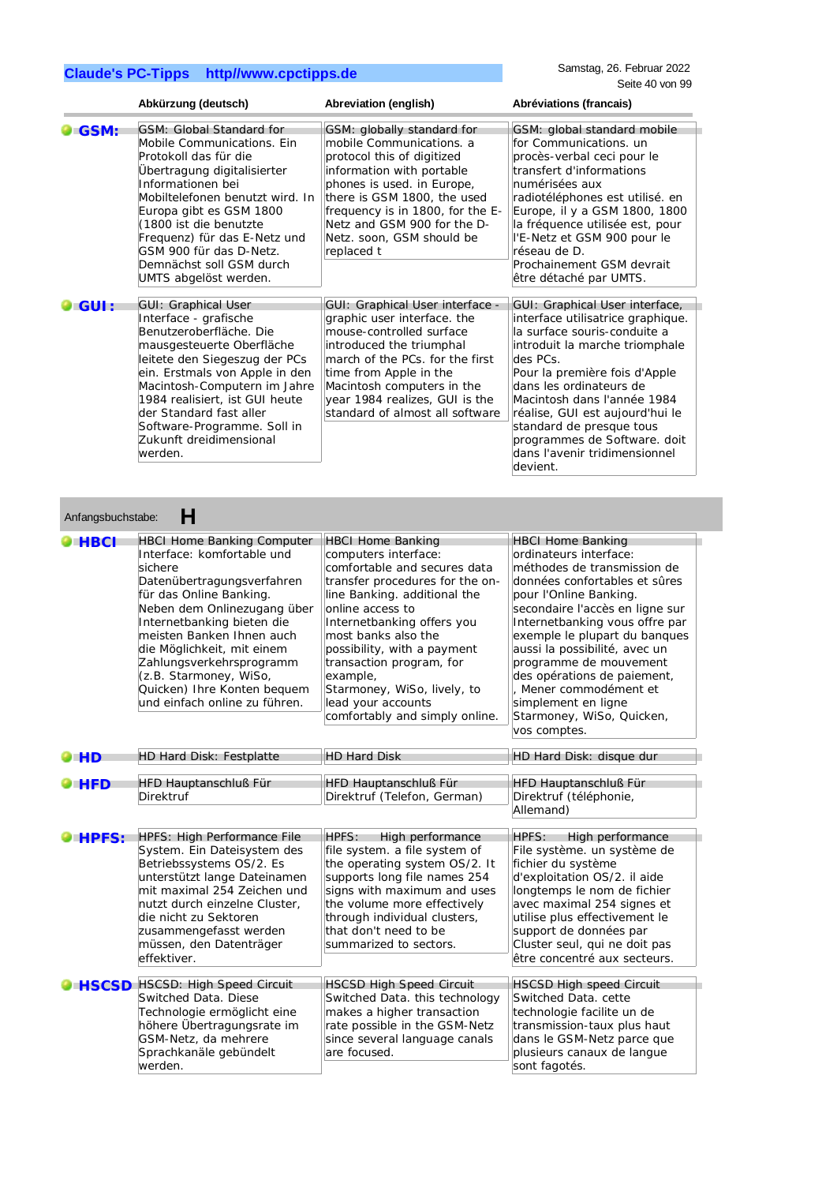| | Abkürzung (deutsch) | Abreviation (english) | Abréviations (francais) |
|---|---|---|---|
| **GSM:** | GSM: Global Standard for Mobile Communications. Ein Protokoll das für die Übertragung digitalisierter Informationen bei Mobiltelefonen benutzt wird. In Europa gibt es GSM 1800 (1800 ist die benutzte Frequenz) für das E-Netz und GSM 900 für das D-Netz. Demnächst soll GSM durch UMTS abgelöst werden. | GSM: globally standard for mobile Communications. a protocol this of digitized information with portable phones is used. in Europe, there is GSM 1800, the used frequency is in 1800, for the E-Netz and GSM 900 for the D-Netz. soon, GSM should be replaced t | GSM: global standard mobile for Communications. un procès-verbal ceci pour le transfert d'informations numérisées aux radiotéléphones est utilisé. en Europe, il y a GSM 1800, 1800 la fréquence utilisée est, pour l'E-Netz et GSM 900 pour le réseau de D. Prochainement GSM devrait être détaché par UMTS. |
| **GUI :** | GUI: Graphical User Interface - grafische Benutzeroberfläche. Die mausgesteuerte Oberfläche leitete den Siegeszug der PCs ein. Erstmals von Apple in den Macintosh-Computern im Jahre 1984 realisiert, ist GUI heute der Standard fast aller Software-Programme. Soll in Zukunft dreidimensional werden. | GUI: Graphical User interface - graphic user interface. the mouse-controlled surface introduced the triumphal march of the PCs. for the first time from Apple in the Macintosh computers in the year 1984 realizes, GUI is the standard of almost all software | GUI: Graphical User interface, interface utilisatrice graphique. la surface souris-conduite a introduit la marche triomphale des PCs. Pour la première fois d'Apple dans les ordinateurs de Macintosh dans l'année 1984 réalise, GUI est aujourd'hui le standard de presque tous programmes de Software. doit dans l'avenir tridimensionnel devient. |

Anfangsbuchstabe: **H**

| | | | |
|---|---|---|---|
| **HBCI** | HBCI Home Banking Computer Interface: komfortable und sichere Datenübertragungsverfahren für das Online Banking. Neben dem Onlinezugang über Internetbanking bieten die meisten Banken Ihnen auch die Möglichkeit, mit einem Zahlungsverkehrsprogramm (z.B. Starmoney, WiSo, Quicken) Ihre Konten bequem und einfach online zu führen. | HBCI Home Banking computers interface: comfortable and secures data transfer procedures for the on-line Banking. additional the online access to Internetbanking offers you most banks also the possibility, with a payment transaction program, for example, Starmoney, WiSo, lively, to lead your accounts comfortably and simply online. | HBCI Home Banking ordinateurs interface: méthodes de transmission de données confortables et sûres pour l'Online Banking. secondaire l'accès en ligne sur Internetbanking vous offre par exemple le plupart du banques aussi la possibilité, avec un programme de mouvement des opérations de paiement, , Mener commodément et simplement en ligne Starmoney, WiSo, Quicken, vos comptes. |
| **HD** | HD Hard Disk: Festplatte | HD Hard Disk | HD Hard Disk: disque dur |
| **HFD** | HFD Hauptanschluß Für Direktruf | HFD Hauptanschluß Für Direktruf (Telefon, German) | HFD Hauptanschluß Für Direktruf (téléphonie, Allemand) |
| **HPFS:** | HPFS: High Performance File System. Ein Dateisystem des Betriebssystems OS/2. Es unterstützt lange Dateinamen mit maximal 254 Zeichen und nutzt durch einzelne Cluster, die nicht zu Sektoren zusammengefasst werden müssen, den Datenträger effektiver. | HPFS: High performance file system. a file system of the operating system OS/2. It supports long file names 254 signs with maximum and uses the volume more effectively through individual clusters, that don't need to be summarized to sectors. | HPFS: High performance File système. un système de fichier du système d'exploitation OS/2. il aide longtemps le nom de fichier avec maximal 254 signes et utilise plus effectivement le support de données par Cluster seul, qui ne doit pas être concentré aux secteurs. |
| **HSCSD** | HSCSD: High Speed Circuit Switched Data. Diese Technologie ermöglicht eine höhere Übertragungsrate im GSM-Netz, da mehrere Sprachkanäle gebündelt werden. | HSCSD High Speed Circuit Switched Data. this technology makes a higher transaction rate possible in the GSM-Netz since several language canals are focused. | HSCSD High speed Circuit Switched Data. cette technologie facilite un de transmission-taux plus haut dans le GSM-Netz parce que plusieurs canaux de langue sont fagotés. |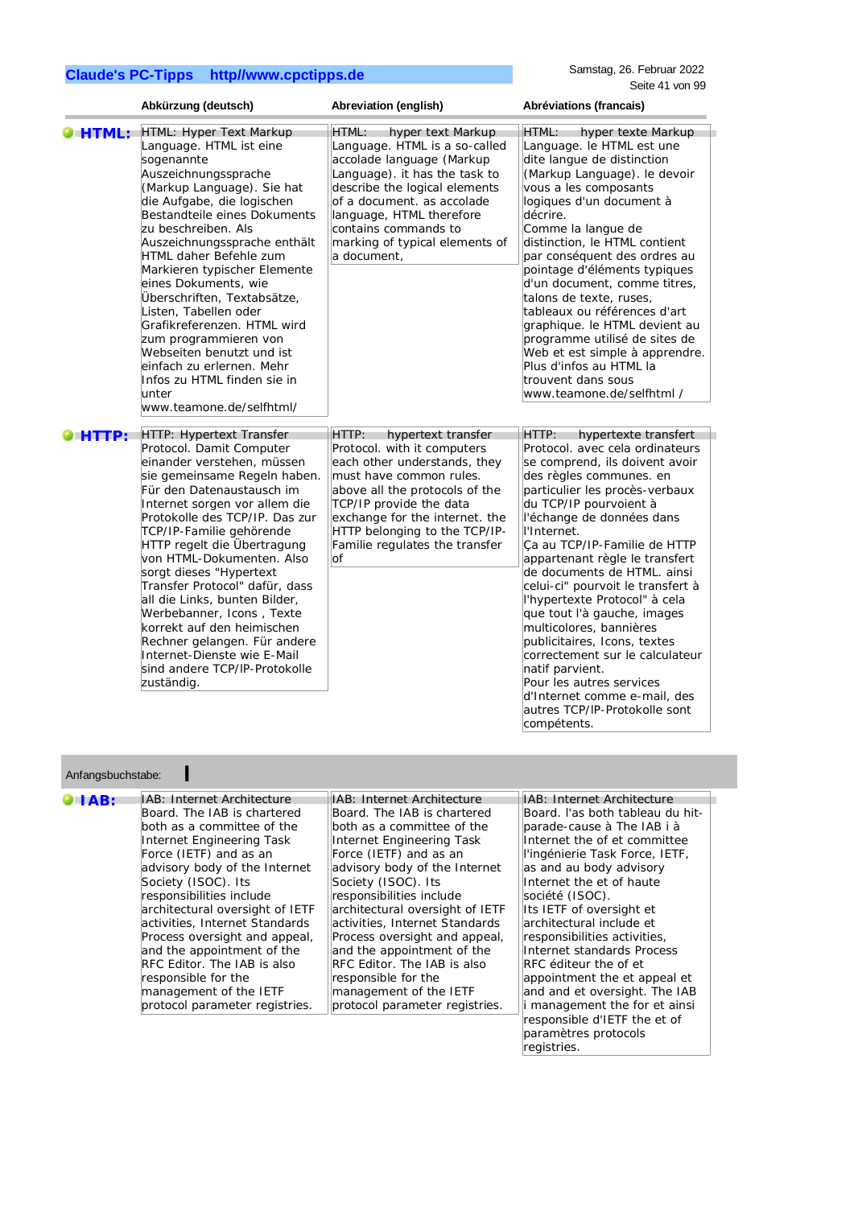| | Abkürzung (deutsch) | Abreviation (english) | Abréviations (francais) |
|---|---|---|---|
| **HTML:** | HTML: Hyper Text Markup Language. HTML ist eine sogenannte Auszeichnungssprache (Markup Language). Sie hat die Aufgabe, die logischen Bestandteile eines Dokuments zu beschreiben. Als Auszeichnungssprache enthält HTML daher Befehle zum Markieren typischer Elemente eines Dokuments, wie Überschriften, Textabsätze, Listen, Tabellen oder Grafikreferenzen. HTML wird zum programmieren von Webseiten benutzt und ist einfach zu erlernen. Mehr Infos zu HTML finden sie in unter www.teamone.de/selfhtml/ | HTML: hyper text Markup Language. HTML is a so-called accolade language (Markup Language). it has the task to describe the logical elements of a document. as accolade language, HTML therefore contains commands to marking of typical elements of a document, | HTML: hyper texte Markup Language. le HTML est une dite langue de distinction (Markup Language). le devoir vous a les composants logiques d'un document à décrire. Comme la langue de distinction, le HTML contient par conséquent des ordres au pointage d'éléments typiques d'un document, comme titres, talons de texte, ruses, tableaux ou références d'art graphique. le HTML devient au programme utilisé de sites de Web et est simple à apprendre. Plus d'infos au HTML la trouvent dans sous www.teamone.de/selfhtml / |
| **HTTP:** | HTTP: Hypertext Transfer Protocol. Damit Computer einander verstehen, müssen sie gemeinsame Regeln haben. Für den Datenaustausch im Internet sorgen vor allem die Protokolle des TCP/IP. Das zur TCP/IP-Familie gehörende HTTP regelt die Übertragung von HTML-Dokumenten. Also sorgt dieses "Hypertext Transfer Protocol" dafür, dass all die Links, bunten Bilder, Werbebanner, Icons , Texte korrekt auf den heimischen Rechner gelangen. Für andere Internet-Dienste wie E-Mail sind andere TCP/IP-Protokolle zuständig. | HTTP: hypertext transfer Protocol. with it computers each other understands, they must have common rules. above all the protocols of the TCP/IP provide the data exchange for the internet. the HTTP belonging to the TCP/IP-Familie regulates the transfer of | HTTP: hypertexte transfert Protocol. avec cela ordinateurs se comprend, ils doivent avoir des règles communes. en particulier les procès-verbaux du TCP/IP pourvoient à l'échange de données dans l'Internet. Ça au TCP/IP-Familie de HTTP appartenant règle le transfert de documents de HTML. ainsi celui-ci" pourvoit le transfert à l'hypertexte Protocol" à cela que tout l'à gauche, images multicolores, bannières publicitaires, Icons, textes correctement sur le calculateur natif parvient. Pour les autres services d'Internet comme e-mail, des autres TCP/IP-Protokolle sont compétents. |

Anfangsbuchstabe: **I**

| | | | |
|---|---|---|---|
| **IAB:** | IAB: Internet Architecture Board. The IAB is chartered both as a committee of the Internet Engineering Task Force (IETF) and as an advisory body of the Internet Society (ISOC). Its responsibilities include architectural oversight of IETF activities, Internet Standards Process oversight and appeal, and the appointment of the RFC Editor. The IAB is also responsible for the management of the IETF protocol parameter registries. | IAB: Internet Architecture Board. The IAB is chartered both as a committee of the Internet Engineering Task Force (IETF) and as an advisory body of the Internet Society (ISOC). Its responsibilities include architectural oversight of IETF activities, Internet Standards Process oversight and appeal, and the appointment of the RFC Editor. The IAB is also responsible for the management of the IETF protocol parameter registries. | IAB: Internet Architecture Board. l'as both tableau du hit-parade-cause à The IAB i à Internet the of et committee l'ingénierie Task Force, IETF, as and au body advisory Internet the et of haute société (ISOC). Its IETF of oversight et architectural include et responsibilities activities, Internet standards Process RFC éditeur the of et appointment the et appeal et and and et oversight. The IAB i management the for et ainsi responsible d'IETF the et of paramètres protocols registries. |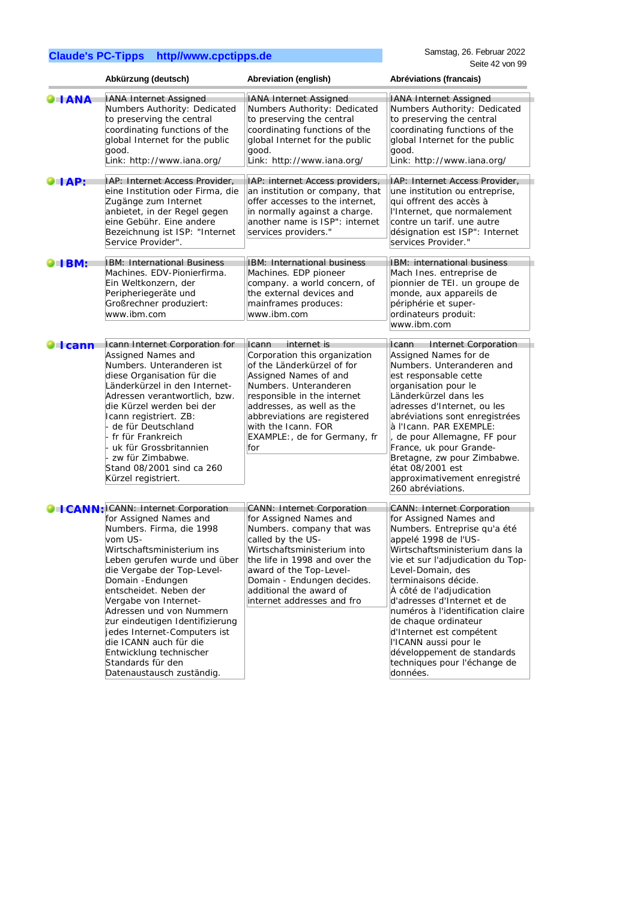| | Abkürzung (deutsch) | Abreviation (english) | Abréviations (francais) |
|---|---|---|---|
| **IANA** | IANA Internet Assigned Numbers Authority: Dedicated to preserving the central coordinating functions of the global Internet for the public good.<br>Link: http://www.iana.org/ | IANA Internet Assigned Numbers Authority: Dedicated to preserving the central coordinating functions of the global Internet for the public good.<br>Link: http://www.iana.org/ | IANA Internet Assigned Numbers Authority: Dedicated to preserving the central coordinating functions of the global Internet for the public good.<br>Link: http://www.iana.org/ |
| **IAP:** | IAP: Internet Access Provider, eine Institution oder Firma, die Zugänge zum Internet anbietet, in der Regel gegen eine Gebühr. Eine andere Bezeichnung ist ISP: "Internet Service Provider". | IAP: internet Access providers, an institution or company, that offer accesses to the internet, in normally against a charge. another name is ISP": internet services providers." | IAP: Internet Access Provider, une institution ou entreprise, qui offrent des accès à l'Internet, que normalement contre un tarif. une autre désignation est ISP": Internet services Provider." |
| **IBM:** | IBM: International Business Machines. EDV-Pionierfirma. Ein Weltkonzern, der Peripheriegeräte und Großrechner produziert: www.ibm.com | IBM: International business Machines. EDP pioneer company. a world concern, of the external devices and mainframes produces: www.ibm.com | IBM: international business Mach Ines. entreprise de pionnier de TEI. un groupe de monde, aux appareils de périphérie et super-ordinateurs produit: www.ibm.com |
| **Icann** | Icann Internet Corporation for Assigned Names and Numbers. Unteranderen ist diese Organisation für die Länderkürzel in den Internet-Adressen verantwortlich, bzw. die Kürzel werden bei der Icann registriert. ZB:<br>- de für Deutschland<br>- fr für Frankreich<br>- uk für Grossbritannien<br>- zw für Zimbabwe.<br>Stand 08/2001 sind ca 260 Kürzel registriert. | Icann internet is Corporation this organization of the Länderkürzel of for Assigned Names of and Numbers. Unteranderen responsible in the internet addresses, as well as the abbreviations are registered with the Icann. FOR EXAMPLE:, de for Germany, fr for | Icann Internet Corporation Assigned Names for de Numbers. Unteranderen and est responsable cette organisation pour le Länderkürzel dans les adresses d'Internet, ou les abréviations sont enregistrées à l'Icann. PAR EXEMPLE:<br>, de pour Allemagne, FF pour France, uk pour Grande-Bretagne, zw pour Zimbabwe. état 08/2001 est approximativement enregistré 260 abréviations. |
| **ICANN:** | ICANN: Internet Corporation for Assigned Names and Numbers. Firma, die 1998 vom US-Wirtschaftsministerium ins Leben gerufen wurde und über die Vergabe der Top-Level-Domain -Endungen entscheidet. Neben der Vergabe von Internet-Adressen und von Nummern zur eindeutigen Identifizierung jedes Internet-Computers ist die ICANN auch für die Entwicklung technischer Standards für den Datenaustausch zuständig. | CANN: Internet Corporation for Assigned Names and Numbers. company that was called by the US-Wirtschaftsministerium into the life in 1998 and over the award of the Top-Level-Domain - Endungen decides. additional the award of internet addresses and fro | CANN: Internet Corporation for Assigned Names and Numbers. Entreprise qu'a été appelé 1998 de l'US-Wirtschaftsministerium dans la vie et sur l'adjudication du Top-Level-Domain, des terminaisons décide.<br>À côté de l'adjudication d'adresses d'Internet et de numéros à l'identification claire de chaque ordinateur d'Internet est compétent l'ICANN aussi pour le développement de standards techniques pour l'échange de données. |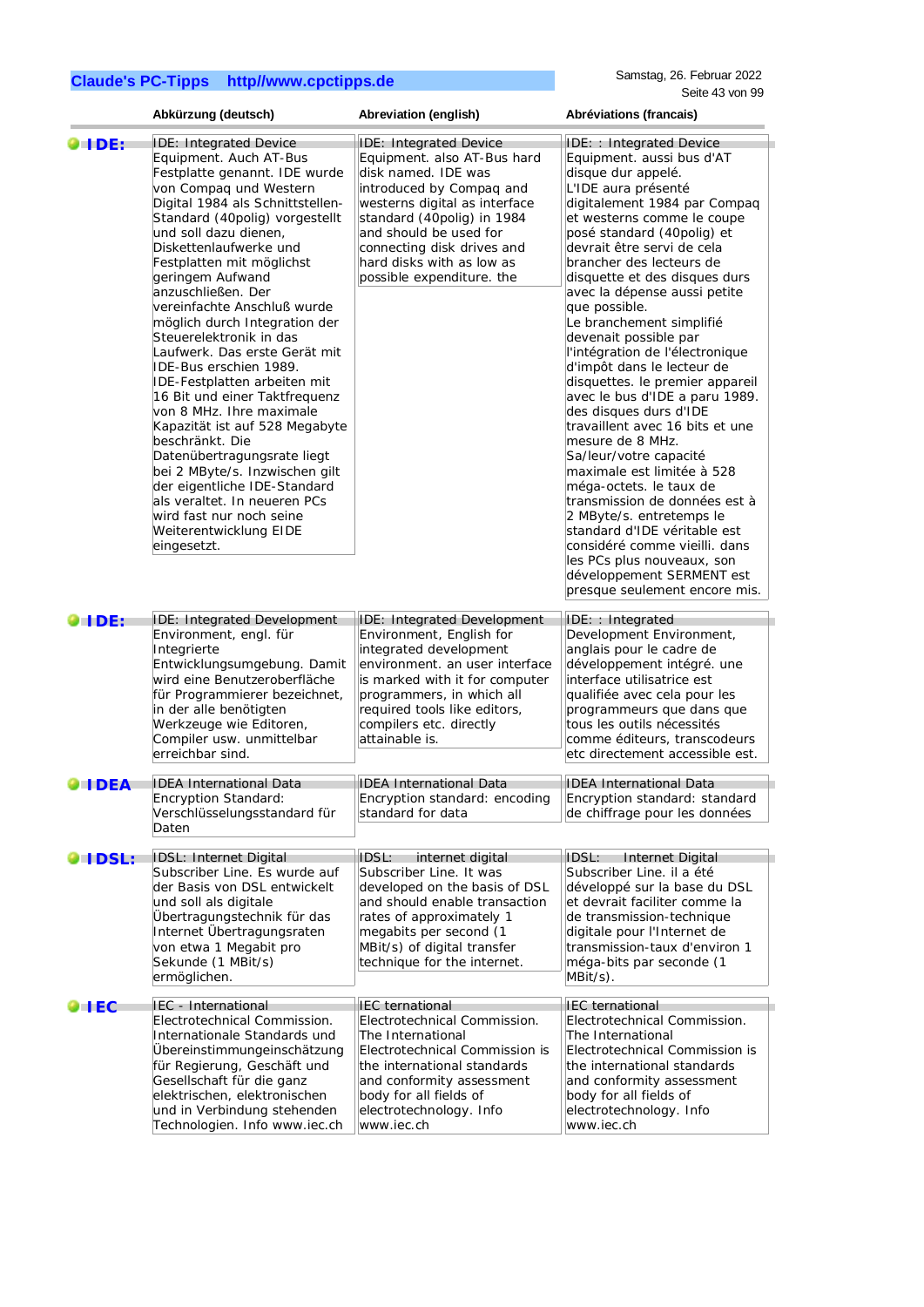| | Abkürzung (deutsch) | Abreviation (english) | Abréviations (francais) |
|---|---|---|---|
| **IDE:** | IDE: Integrated Device Equipment. Auch AT-Bus Festplatte genannt. IDE wurde von Compaq und Western Digital 1984 als Schnittstellen-Standard (40polig) vorgestellt und soll dazu dienen, Diskettenlaufwerke und Festplatten mit möglichst geringem Aufwand anzuschließen. Der vereinfachte Anschluß wurde möglich durch Integration der Steuerelektronik in das Laufwerk. Das erste Gerät mit IDE-Bus erschien 1989. IDE-Festplatten arbeiten mit 16 Bit und einer Taktfrequenz von 8 MHz. Ihre maximale Kapazität ist auf 528 Megabyte beschränkt. Die Datenübertragungsrate liegt bei 2 MByte/s. Inzwischen gilt der eigentliche IDE-Standard als veraltet. In neueren PCs wird fast nur noch seine Weiterentwicklung EIDE eingesetzt. | IDE: Integrated Device Equipment. also AT-Bus hard disk named. IDE was introduced by Compaq and westerns digital as interface standard (40polig) in 1984 and should be used for connecting disk drives and hard disks with as low as possible expenditure. the | IDE: : Integrated Device Equipment. aussi bus d'AT disque dur appelé. L'IDE aura présenté digitalement 1984 par Compaq et westerns comme le coupe posé standard (40polig) et devrait être servi de cela brancher des lecteurs de disquette et des disques durs avec la dépense aussi petite que possible. Le branchement simplifié devenait possible par l'intégration de l'électronique d'impôt dans le lecteur de disquettes. le premier appareil avec le bus d'IDE a paru 1989. des disques durs d'IDE travaillent avec 16 bits et une mesure de 8 MHz. Sa/leur/votre capacité maximale est limitée à 528 méga-octets. le taux de transmission de données est à 2 MByte/s. entretemps le standard d'IDE véritable est considéré comme vieilli. dans les PCs plus nouveaux, son développement SERMENT est presque seulement encore mis. |
| **IDE:** | IDE: Integrated Development Environment, engl. für Integrierte Entwicklungsumgebung. Damit wird eine Benutzeroberfläche für Programmierer bezeichnet, in der alle benötigten Werkzeuge wie Editoren, Compiler usw. unmittelbar erreichbar sind. | IDE: Integrated Development Environment, English for integrated development environment. an user interface is marked with it for computer programmers, in which all required tools like editors, compilers etc. directly attainable is. | IDE: : Integrated Development Environment, anglais pour le cadre de développement intégré. une interface utilisatrice est qualifiée avec cela pour les programmeurs que dans que tous les outils nécessités comme éditeurs, transcodeurs etc directement accessible est. |
| **IDEA** | IDEA International Data Encryption Standard: Verschlüsselungsstandard für Daten | IDEA International Data Encryption standard: encoding standard for data | IDEA International Data Encryption Standard: standard de chiffrage pour les données |
| **IDSL:** | IDSL: Internet Digital Subscriber Line. Es wurde auf der Basis von DSL entwickelt und soll als digitale Übertragungstechnik für das Internet Übertragungsraten von etwa 1 Megabit pro Sekunde (1 MBit/s) ermöglichen. | IDSL: internet digital Subscriber Line. It was developed on the basis of DSL and should enable transaction rates of approximately 1 megabits per second (1 MBit/s) of digital transfer technique for the internet. | IDSL: Internet Digital Subscriber Line. il a été développé sur la base du DSL et devrait faciliter comme la de transmission-technique digitale pour l'Internet de transmission-taux d'environ 1 méga-bits par seconde (1 MBit/s). |
| **IEC** | IEC - International Electrotechnical Commission. Internationale Standards und Übereinstimmungeinschätzung für Regierung, Geschäft und Gesellschaft für die ganz elektrischen, elektronischen und in Verbindung stehenden Technologien. Info www.iec.ch | IEC ternational Electrotechnical Commission. The International Electrotechnical Commission is the international standards and conformity assessment body for all fields of electrotechnology. Info www.iec.ch | IEC ternational Electrotechnical Commission. The International Electrotechnical Commission is the international standards and conformity assessment body for all fields of electrotechnology. Info www.iec.ch |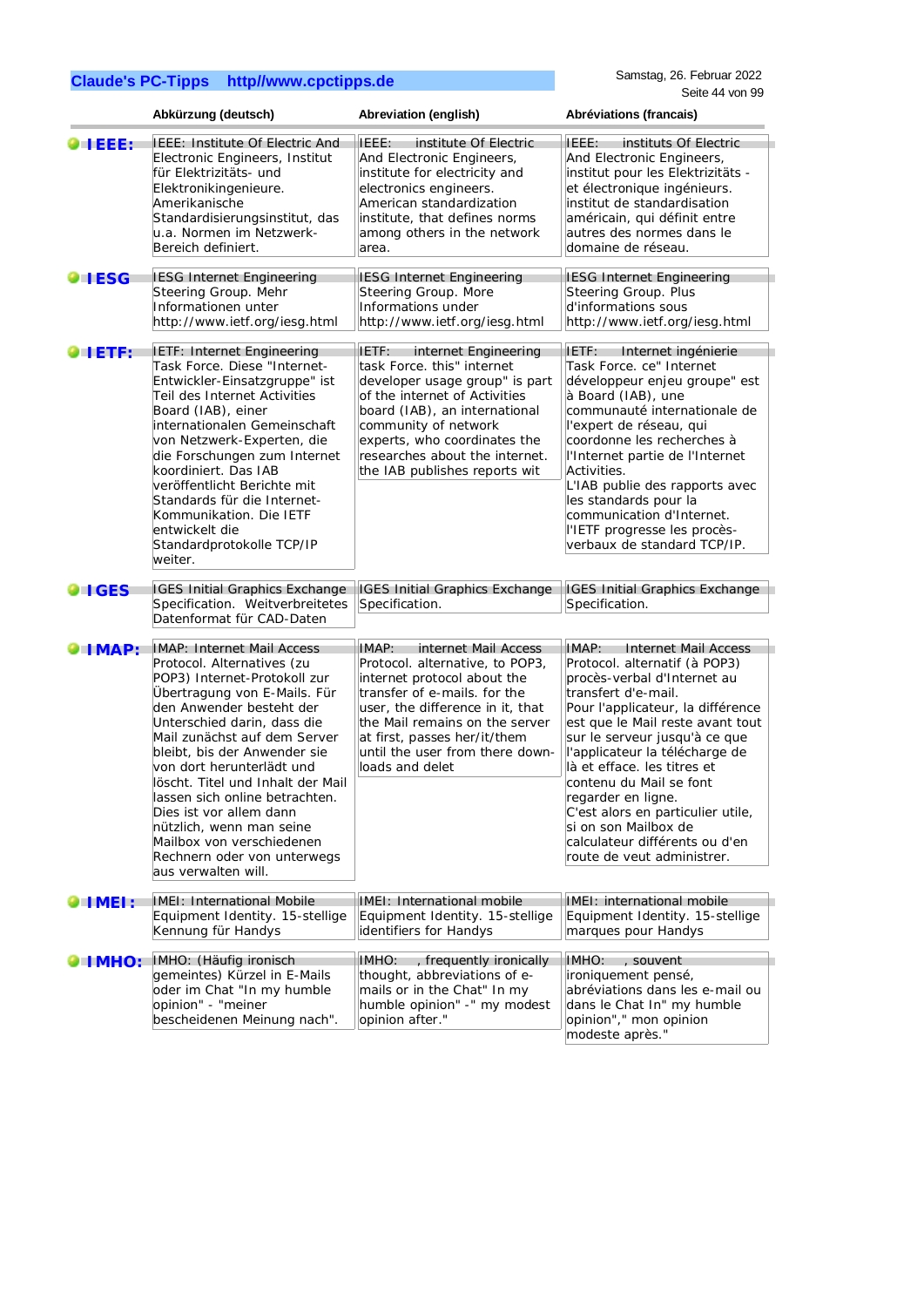| | Abkürzung (deutsch) | Abreviation (english) | Abréviations (francais) |
|---|---|---|---|
| **IEEE:** | IEEE: Institute Of Electric And Electronic Engineers, Institut für Elektrizitäts- und Elektronikingenieure. Amerikanische Standardisierungsinstitut, das u.a. Normen im Netzwerk-Bereich definiert. | IEEE: institute Of Electric And Electronic Engineers, institute for electricity and electronics engineers. American standardization institute, that defines norms among others in the network area. | IEEE: instituts Of Electric And Electronic Engineers, institut pour les Elektrizitäts - et électronique ingénieurs. institut de standardisation américain, qui définit entre autres des normes dans le domaine de réseau. |
| **IESG** | IESG Internet Engineering Steering Group. Mehr Informationen unter http://www.ietf.org/iesg.html | IESG Internet Engineering Steering Group. More Informations under http://www.ietf.org/iesg.html | IESG Internet Engineering Steering Group. Plus d'informations sous http://www.ietf.org/iesg.html |
| **IETF:** | IETF: Internet Engineering Task Force. Diese "Internet-Entwickler-Einsatzgruppe" ist Teil des Internet Activities Board (IAB), einer internationalen Gemeinschaft von Netzwerk-Experten, die die Forschungen zum Internet koordiniert. Das IAB veröffentlicht Berichte mit Standards für die Internet-Kommunikation. Die IETF entwickelt die Standardprotokolle TCP/IP weiter. | IETF: internet Engineering task Force. this" internet developer usage group" is part of the internet of Activities board (IAB), an international community of network experts, who coordinates the researches about the internet. the IAB publishes reports wit | IETF: Internet ingénierie Task Force. ce" Internet développeur enjeu groupe" est à Board (IAB), une communauté internationale de l'expert de réseau, qui coordonne les recherches à l'Internet partie de l'Internet Activities. L'IAB publie des rapports avec les standards pour la communication d'Internet. l'IETF progresse les procès-verbaux de standard TCP/IP. |
| **IGES** | IGES Initial Graphics Exchange Specification. Weitverbreitetes Datenformat für CAD-Daten | IGES Initial Graphics Exchange Specification. | IGES Initial Graphics Exchange Specification. |
| **IMAP:** | IMAP: Internet Mail Access Protocol. Alternatives (zu POP3) Internet-Protokoll zur Übertragung von E-Mails. Für den Anwender besteht der Unterschied darin, dass die Mail zunächst auf dem Server bleibt, bis der Anwender sie von dort herunterlädt und löscht. Titel und Inhalt der Mail lassen sich online betrachten. Dies ist vor allem dann nützlich, wenn man seine Mailbox von verschiedenen Rechnern oder von unterwegs aus verwalten will. | IMAP: internet Mail Access Protocol. alternative, to POP3, internet protocol about the transfer of e-mails. for the user, the difference in it, that the Mail remains on the server at first, passes her/it/them until the user from there down-loads and delet | IMAP: Internet Mail Access Protocol. alternatif (à POP3) procès-verbal d'Internet au transfert d'e-mail. Pour l'applicateur, la différence est que le Mail reste avant tout sur le serveur jusqu'à ce que l'applicateur la télécharge de là et efface. les titres et contenu du Mail se font regarder en ligne. C'est alors en particulier utile, si on son Mailbox de calculateur différents ou d'en route de veut administrer. |
| **IMEI:** | IMEI: International Mobile Equipment Identity. 15-stellige Kennung für Handys | IMEI: International mobile Equipment Identity. 15-stellige identifiers for Handys | IMEI: international mobile Equipment Identity. 15-stellige marques pour Handys |
| **IMHO:** | IMHO: (Häufig ironisch gemeintes) Kürzel in E-Mails oder im Chat "In my humble opinion" - "meiner bescheidenen Meinung nach". | IMHO: , frequently ironically thought, abbreviations of e-mails or in the Chat" In my humble opinion" -" my modest opinion after." | IMHO: , souvent ironiquement pensé, abréviations dans les e-mail ou dans le Chat In" my humble opinion"," mon opinion modeste après." |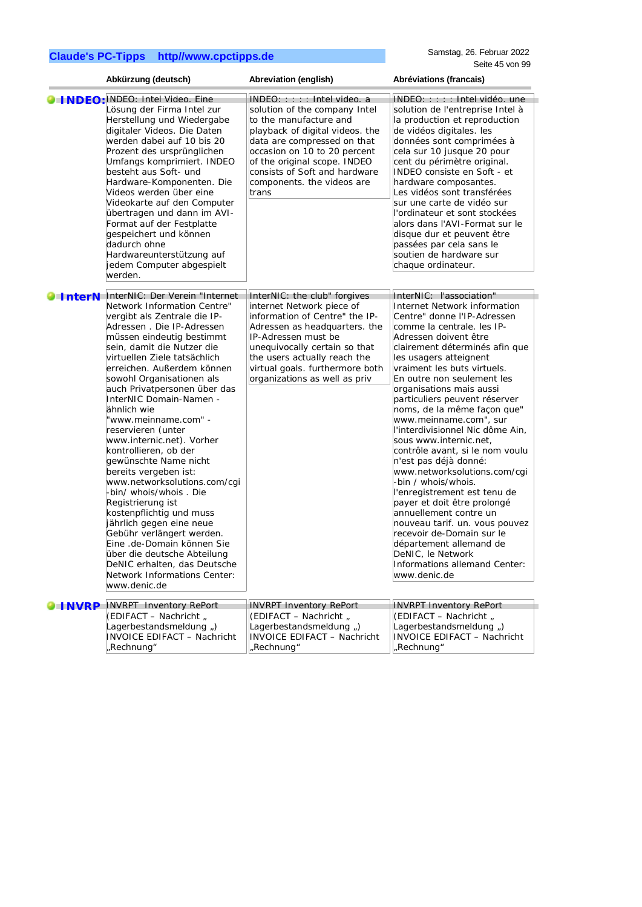| | Abkürzung (deutsch) | Abreviation (english) | Abréviations (francais) |
|---|---|---|---|
| **INDEO:** | INDEO: Intel Video. Eine Lösung der Firma Intel zur Herstellung und Wiedergabe digitaler Videos. Die Daten werden dabei auf 10 bis 20 Prozent des ursprünglichen Umfangs komprimiert. INDEO besteht aus Soft- und Hardware-Komponenten. Die Videos werden über eine Videokarte auf den Computer übertragen und dann im AVI-Format auf der Festplatte gespeichert und können dadurch ohne Hardwareunterstützung auf jedem Computer abgespielt werden. | INDEO: : : : : Intel video. a solution of the company Intel to the manufacture and playback of digital videos. the data are compressed on that occasion on 10 to 20 percent of the original scope. INDEO consists of Soft and hardware components. the videos are trans | INDEO: : : : : Intel vidéo. une solution de l'entreprise Intel à la production et reproduction de vidéos digitales. les données sont comprimées à cela sur 10 jusque 20 pour cent du périmètre original. INDEO consiste en Soft - et hardware composantes. Les vidéos sont transférées sur une carte de vidéo sur l'ordinateur et sont stockées alors dans l'AVI-Format sur le disque dur et peuvent être passées par cela sans le soutien de hardware sur chaque ordinateur. |
| **InterN** | InterNIC: Der Verein "Internet Network Information Centre" vergibt als Zentrale die IP-Adressen . Die IP-Adressen müssen eindeutig bestimmt sein, damit die Nutzer die virtuellen Ziele tatsächlich erreichen. Außerdem können sowohl Organisationen als auch Privatpersonen über das InterNIC Domain-Namen - ähnlich wie "www.meinname.com" - reservieren (unter www.internic.net). Vorher kontrollieren, ob der gewünschte Name nicht bereits vergeben ist: www.networksolutions.com/cgi-bin/ whois/whois . Die Registrierung ist kostenpflichtig und muss jährlich gegen eine neue Gebühr verlängert werden. Eine .de-Domain können Sie über die deutsche Abteilung DeNIC erhalten, das Deutsche Network Informations Center: www.denic.de | InterNIC: the club" forgives internet Network piece of information of Centre" the IP-Adressen as headquarters. the IP-Adressen must be unequivocally certain so that the users actually reach the virtual goals. furthermore both organizations as well as priv | InterNIC: l'association" Internet Network information Centre" donne l'IP-Adressen comme la centrale. les IP-Adressen doivent être clairement déterminés afin que les usagers atteignent vraiment les buts virtuels. En outre non seulement les organisations mais aussi particuliers peuvent réserver noms, de la même façon que" www.meinname.com", sur l'interdivisionnel Nic dôme Ain, sous www.internic.net, contrôle avant, si le nom voulu n'est pas déjà donné: www.networksolutions.com/cgi-bin / whois/whois. l'enregistrement est tenu de payer et doit être prolongé annuellement contre un nouveau tarif. un. vous pouvez recevoir de-Domain sur le département allemand de DeNIC, le Network Informations allemand Center: www.denic.de |
| **INVRP** | INVRPT Inventory RePort (EDIFACT – Nachricht „ Lagerbestandsmeldung „) INVOICE EDIFACT – Nachricht „Rechnung“ | INVRPT Inventory RePort (EDIFACT – Nachricht „ Lagerbestandsmeldung „) INVOICE EDIFACT – Nachricht „Rechnung“ | INVRPT Inventory RePort (EDIFACT – Nachricht „ Lagerbestandsmeldung „) INVOICE EDIFACT – Nachricht „Rechnung“ |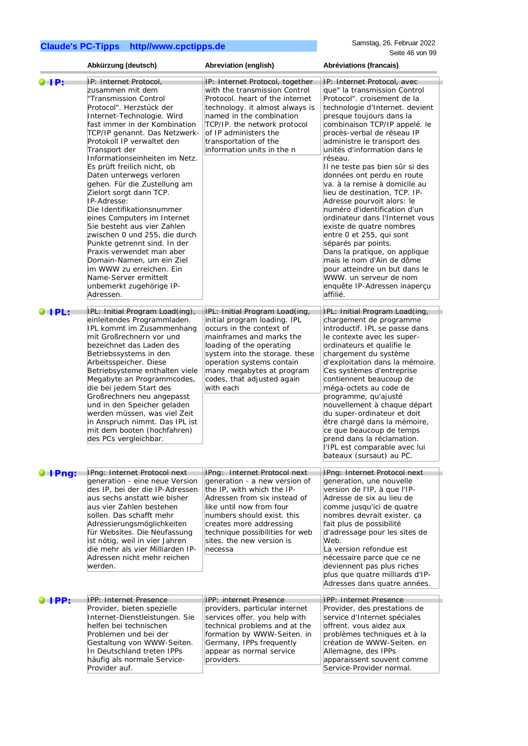| | Abkürzung (deutsch) | Abreviation (english) | Abréviations (francais) |
|---|---|---|---|
| **IP:** | IP: Internet Protocol, zusammen mit dem "Transmission Control Protocol". Herzstück der Internet-Technologie. Wird fast immer in der Kombination TCP/IP genannt. Das Netzwerk-Protokoll IP verwaltet den Transport der Informationseinheiten im Netz. Es prüft freilich nicht, ob Daten unterwegs verloren gehen. Für die Zustellung am Zielort sorgt dann TCP. IP-Adresse: Die Identifikationsnummer eines Computers im Internet Sie besteht aus vier Zahlen zwischen 0 und 255, die durch Punkte getrennt sind. In der Praxis verwendet man aber Domain-Namen, um ein Ziel im WWW zu erreichen. Ein Name-Server ermittelt unbemerkt zugehörige IP-Adressen. | IP: Internet Protocol, together with the transmission Control Protocol. heart of the internet technology. it almost always is named in the combination TCP/IP. the network protocol of IP administers the transportation of the information units in the n | IP: Internet Protocol, avec que" la transmission Control Protocol". croisement de la technologie d'Internet. devient presque toujours dans la combinaison TCP/IP appelé. le procès-verbal de réseau IP administre le transport des unités d'information dans le réseau. Il ne teste pas bien sûr si des données ont perdu en route va. à la remise à domicile au lieu de destination, TCP. IP-Adresse pourvoit alors: le numéro d'identification d'un ordinateur dans l'Internet vous existe de quatre nombres entre 0 et 255, qui sont séparés par points. Dans la pratique, on applique mais le nom d'Ain de dôme pour atteindre un but dans le WWW. un serveur de nom enquête IP-Adressen inaperçu affilié. |
| **IPL:** | IPL: Initial Program Load(ing), einleitendes Programmladen. IPL kommt im Zusammenhang mit Großrechnern vor und bezeichnet das Laden des Betriebssystems in den Arbeitsspeicher. Diese Betriebsysteme enthalten viele Megabyte an Programmcodes, die bei jedem Start des Großrechners neu angepasst und in den Speicher geladen werden müssen, was viel Zeit in Anspruch nimmt. Das IPL ist mit dem booten (hochfahren) des PCs vergleichbar. | IPL: Initial Program Load(ing, initial program loading. IPL occurs in the context of mainframes and marks the loading of the operating system into the storage. these operation systems contain many megabytes at program codes, that adjusted again with each | IPL: Initial Program Load(ing, chargement de programme introductif. IPL se passe dans le contexte avec les super-ordinateurs et qualifie le chargement du système d'exploitation dans la mémoire. Ces systèmes d'entreprise contiennent beaucoup de méga-octets au code de programme, qu'ajusté nouvellement à chaque départ du super-ordinateur et doit être chargé dans la mémoire, ce que beaucoup de temps prend dans la réclamation. l'IPL est comparable avec lui bateaux (sursaut) au PC. |
| **IPng:** | IPng: Internet Protocol next generation - eine neue Version des IP, bei der die IP-Adressen aus sechs anstatt wie bisher aus vier Zahlen bestehen sollen. Das schafft mehr Adressierungsmöglichkeiten für Websites. Die Neufassung ist nötig, weil in vier Jahren die mehr als vier Milliarden IP-Adressen nicht mehr reichen werden. | IPng: Internet Protocol next generation - a new version of the IP, with which the IP-Adressen from six instead of like until now from four numbers should exist. this creates more addressing technique possibilities for web sites. the new version is necessa | IPng: Internet Protocol next generation, une nouvelle version de l'IP, à que l'IP-Adresse de six au lieu de comme jusqu'ici de quatre nombres devrait exister. ça fait plus de possibilité d'adressage pour les sites de Web. La version refondue est nécessaire parce que ce ne deviennent pas plus riches plus que quatre milliards d'IP-Adresses dans quatre années. |
| **IPP:** | IPP: Internet Presence Provider, bieten spezielle Internet-Dienstleistungen. Sie helfen bei technischen Problemen und bei der Gestaltung von WWW-Seiten. In Deutschland treten IPPs häufig als normale Service-Provider auf. | IPP: internet Presence providers, particular internet services offer. you help with technical problems and at the formation by WWW-Seiten. in Germany, IPPs frequently appear as normal service providers. | IPP: Internet Presence Provider, des prestations de service d'Internet spéciales offrent. vous aidez aux problèmes techniques et à la création de WWW-Seiten. en Allemagne, des IPPs apparaissent souvent comme Service-Provider normal. |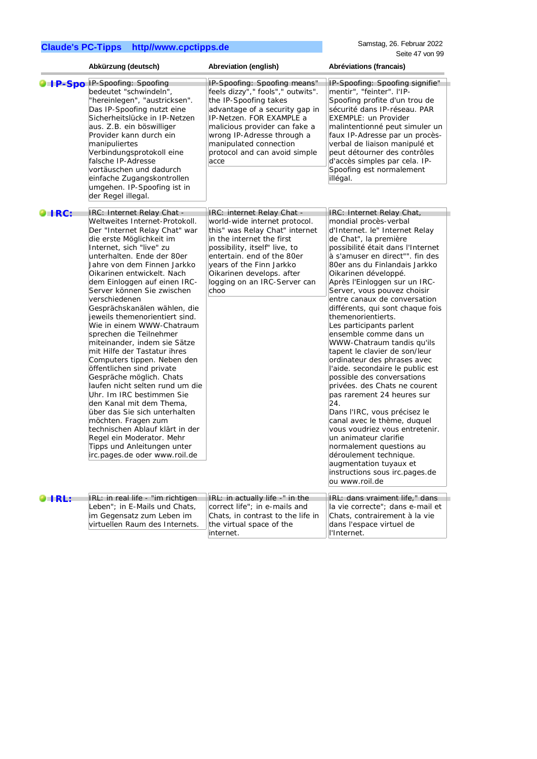| | Abkürzung (deutsch) | Abreviation (english) | Abréviations (francais) |
|---|---|---|---|
| **IP-Spo** | IP-Spoofing: Spoofing bedeutet "schwindeln", "hereinlegen", "austricksen". Das IP-Spoofing nutzt eine Sicherheitslücke in IP-Netzen aus. Z.B. ein böswilliger Provider kann durch ein manipuliertes Verbindungsprotokoll eine falsche IP-Adresse vortäuschen und dadurch einfache Zugangskontrollen umgehen. IP-Spoofing ist in der Regel illegal. | IP-Spoofing: Spoofing means" feels dizzy"," fools"," outwits". the IP-Spoofing takes advantage of a security gap in IP-Netzen. FOR EXAMPLE a malicious provider can fake a wrong IP-Adresse through a manipulated connection protocol and can avoid simple acce | IP-Spoofing: Spoofing signifie" mentir", "feinter". l'IP-Spoofing profite d'un trou de sécurité dans IP-réseau. PAR EXEMPLE: un Provider malintentionné peut simuler un faux IP-Adresse par un procès-verbal de liaison manipulé et peut détourner des contrôles d'accès simples par cela. IP-Spoofing est normalement illégal. |
| **IRC:** | IRC: Internet Relay Chat - Weltweites Internet-Protokoll. Der "Internet Relay Chat" war die erste Möglichkeit im Internet, sich "live" zu unterhalten. Ende der 80er Jahre von dem Finnen Jarkko Oikarinen entwickelt. Nach dem Einloggen auf einen IRC-Server können Sie zwischen verschiedenen Gesprächskanälen wählen, die jeweils themenorientiert sind. Wie in einem WWW-Chatraum sprechen die Teilnehmer miteinander, indem sie Sätze mit Hilfe der Tastatur ihres Computers tippen. Neben den öffentlichen sind private Gespräche möglich. Chats laufen nicht selten rund um die Uhr. Im IRC bestimmen Sie den Kanal mit dem Thema, über das Sie sich unterhalten möchten. Fragen zum technischen Ablauf klärt in der Regel ein Moderator. Mehr Tipps und Anleitungen unter irc.pages.de oder www.roil.de | IRC: internet Relay Chat - world-wide internet protocol. this" was Relay Chat" internet in the internet the first possibility, itself" live, to entertain. end of the 80er years of the Finn Jarkko Oikarinen develops. after logging on an IRC-Server can choo | IRC: Internet Relay Chat, mondial procès-verbal d'Internet. le" Internet Relay de Chat", la première possibilité était dans l'Internet à s'amuser en direct"". fin des 80er ans du Finlandais Jarkko Oikarinen développé. Après l'Einloggen sur un IRC-Server, vous pouvez choisir entre canaux de conversation différents, qui sont chaque fois themenorientierts. Les participants parlent ensemble comme dans un WWW-Chatraum tandis qu'ils tapent le clavier de son/leur ordinateur des phrases avec l'aide. secondaire le public est possible des conversations privées. des Chats ne courent pas rarement 24 heures sur 24. Dans l'IRC, vous précisez le canal avec le thème, duquel vous voudriez vous entretenir. un animateur clarifie normalement questions au déroulement technique. augmentation tuyaux et instructions sous irc.pages.de ou www.roil.de |
| **IRL:** | IRL: in real life - "im richtigen Leben"; in E-Mails und Chats, im Gegensatz zum Leben im virtuellen Raum des Internets. | IRL: in actually life -" in the correct life"; in e-mails and Chats, in contrast to the life in the virtual space of the internet. | IRL: dans vraiment life," dans la vie correcte"; dans e-mail et Chats, contrairement à la vie dans l'espace virtuel de l'Internet. |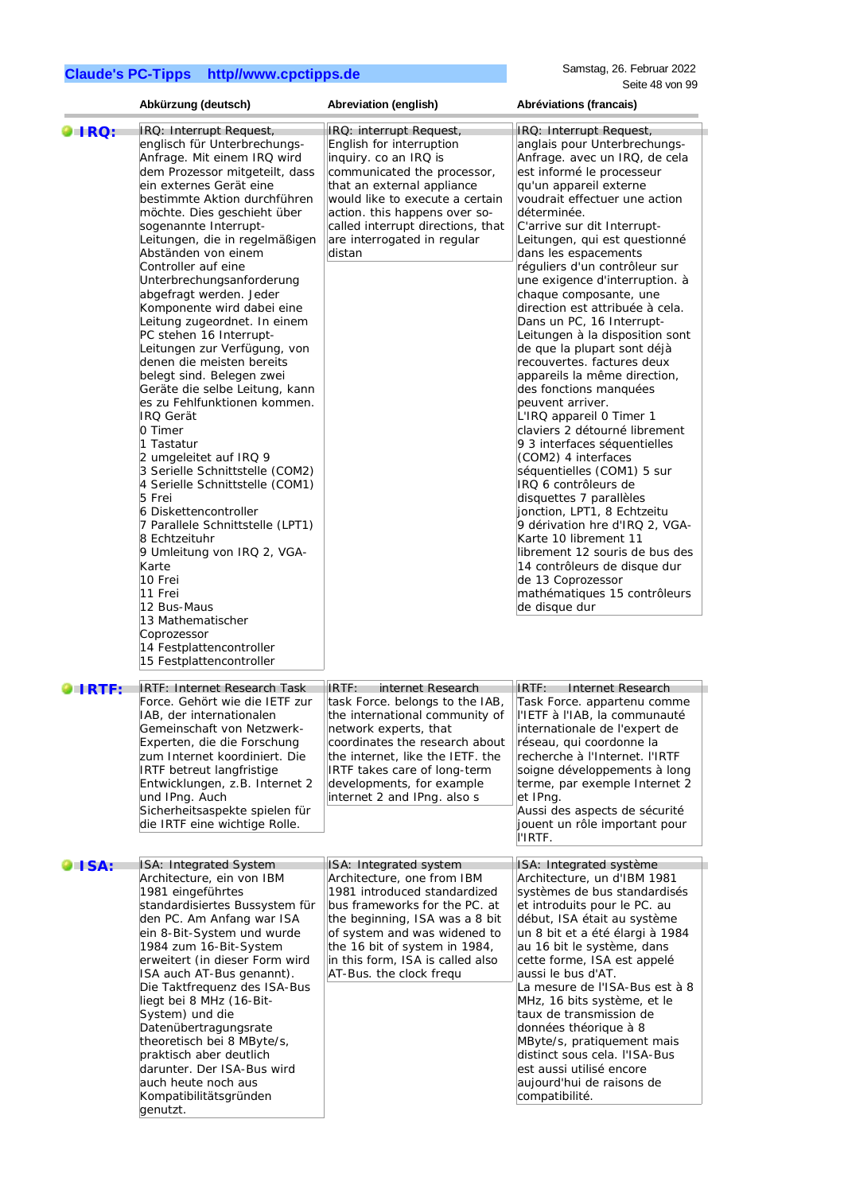| | Abkürzung (deutsch) | Abreviation (english) | Abréviations (francais) |
|---|---|---|---|
| **IRQ:** | IRQ: Interrupt Request, englisch für Unterbrechungs-Anfrage. Mit einem IRQ wird dem Prozessor mitgeteilt, dass ein externes Gerät eine bestimmte Aktion durchführen möchte. Dies geschieht über sogenannte Interrupt-Leitungen, die in regelmäßigen Abständen von einem Controller auf eine Unterbrechungsanforderung abgefragt werden. Jeder Komponente wird dabei eine Leitung zugeordnet. In einem PC stehen 16 Interrupt-Leitungen zur Verfügung, von denen die meisten bereits belegt sind. Belegen zwei Geräte die selbe Leitung, kann es zu Fehlfunktionen kommen.<br>IRQ Gerät<br>0 Timer<br>1 Tastatur<br>2 umgeleitet auf IRQ 9<br>3 Serielle Schnittstelle (COM2)<br>4 Serielle Schnittstelle (COM1)<br>5 Frei<br>6 Diskettencontroller<br>7 Parallele Schnittstelle (LPT1)<br>8 Echtzeituhr<br>9 Umleitung von IRQ 2, VGA-Karte<br>10 Frei<br>11 Frei<br>12 Bus-Maus<br>13 Mathematischer Coprozessor<br>14 Festplattencontroller<br>15 Festplattencontroller | IRQ: interrupt Request, English for interruption inquiry. co an IRQ is communicated the processor, that an external appliance would like to execute a certain action. this happens over so-called interrupt directions, that are interrogated in regular distan | IRQ: Interrupt Request, anglais pour Unterbrechungs-Anfrage. avec un IRQ, de cela est informé le processeur qu'un appareil externe voudrait effectuer une action déterminée.<br>C'arrive sur dit Interrupt-Leitungen, qui est questionné dans les espacements réguliers d'un contrôleur sur une exigence d'interruption. à chaque composante, une direction est attribuée à cela. Dans un PC, 16 Interrupt-Leitungen à la disposition sont de que la plupart sont déjà recouvertes. factures deux appareils la même direction, des fonctions manquées peuvent arriver.<br>L'IRQ appareil 0 Timer 1 claviers 2 détourné librement 9 3 interfaces séquentielles (COM2) 4 interfaces séquentielles (COM1) 5 sur IRQ 6 contrôleurs de disquettes 7 parallèles jonction, LPT1, 8 Echtzeitu 9 dérivation hre d'IRQ 2, VGA-Karte 10 librement 11 librement 12 souris de bus des 14 contrôleurs de disque dur de 13 Coprozessor mathématiques 15 contrôleurs de disque dur |
| **IRTF:** | IRTF: Internet Research Task Force. Gehört wie die IETF zur IAB, der internationalen Gemeinschaft von Netzwerk-Experten, die die Forschung zum Internet koordiniert. Die IRTF betreut langfristige Entwicklungen, z.B. Internet 2 und IPng. Auch Sicherheitsaspekte spielen für die IRTF eine wichtige Rolle. | IRTF: internet Research task Force. belongs to the IAB, the international community of network experts, that coordinates the research about the internet, like the IETF. the IRTF takes care of long-term developments, for example internet 2 and IPng. also s | IRTF: Internet Research Task Force. appartenu comme l'IETF à l'IAB, la communauté internationale de l'expert de réseau, qui coordonne la recherche à l'Internet. l'IRTF soigne développements à long terme, par exemple Internet 2 et IPng.<br>Aussi des aspects de sécurité jouent un rôle important pour l'IRTF. |
| **ISA:** | ISA: Integrated System Architecture, ein von IBM 1981 eingeführtes standardisiertes Bussystem für den PC. Am Anfang war ISA ein 8-Bit-System und wurde 1984 zum 16-Bit-System erweitert (in dieser Form wird ISA auch AT-Bus genannt). Die Taktfrequenz des ISA-Bus liegt bei 8 MHz (16-Bit-System) und die Datenübertragungsrate theoretisch bei 8 MByte/s, praktisch aber deutlich darunter. Der ISA-Bus wird auch heute noch aus Kompatibilitätsgründen genutzt. | ISA: Integrated system Architecture, one from IBM 1981 introduced standardized bus frameworks for the PC. at the beginning, ISA was a 8 bit of system and was widened to the 16 bit of system in 1984, in this form, ISA is called also AT-Bus. the clock frequ | ISA: Integrated système Architecture, un d'IBM 1981 systèmes de bus standardisés et introduits pour le PC. au début, ISA était au système un 8 bit et a été élargi à 1984 au 16 bit le système, dans cette forme, ISA est appelé aussi le bus d'AT.<br>La mesure de l'ISA-Bus est à 8 MHz, 16 bits système, et le taux de transmission de données théorique à 8 MByte/s, pratiquement mais distinct sous cela. l'ISA-Bus est aussi utilisé encore aujourd'hui de raisons de compatibilité. |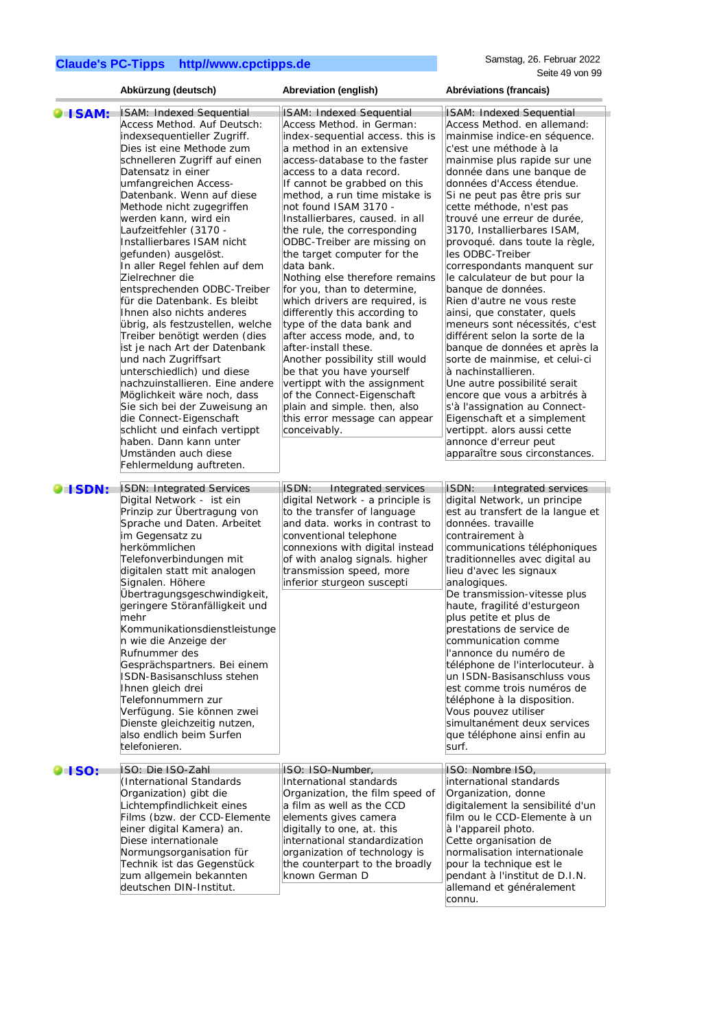| | Abkürzung (deutsch) | Abreviation (english) | Abréviations (francais) |
|---|---|---|---|
| **ISAM:** | ISAM: Indexed Sequential Access Method. Auf Deutsch: indexsequentieller Zugriff. Dies ist eine Methode zum schnelleren Zugriff auf einen Datensatz in einer umfangreichen Access-Datenbank. Wenn auf diese Methode nicht zugegriffen werden kann, wird ein Laufzeitfehler (3170 - Installierbares ISAM nicht gefunden) ausgelöst. In aller Regel fehlen auf dem Zielrechner die entsprechenden ODBC-Treiber für die Datenbank. Es bleibt Ihnen also nichts anderes übrig, als festzustellen, welche Treiber benötigt werden (dies ist je nach Art der Datenbank und nach Zugriffsart unterschiedlich) und diese nachzuinstallieren. Eine andere Möglichkeit wäre noch, dass Sie sich bei der Zuweisung an die Connect-Eigenschaft schlicht und einfach vertippt haben. Dann kann unter Umständen auch diese Fehlermeldung auftreten. | ISAM: Indexed Sequential Access Method. in German: index-sequential access. this is a method in an extensive access-database to the faster access to a data record. If cannot be grabbed on this method, a run time mistake is not found ISAM 3170 - Installierbares, caused. in all the rule, the corresponding ODBC-Treiber are missing on the target computer for the data bank. Nothing else therefore remains for you, than to determine, which drivers are required, is differently this according to type of the data bank and after access mode, and, to after-install these. Another possibility still would be that you have yourself vertippt with the assignment of the Connect-Eigenschaft plain and simple. then, also this error message can appear conceivably. | ISAM: Indexed Sequential Access Method. en allemand: mainmise indice-en séquence. c'est une méthode à la mainmise plus rapide sur une donnée dans une banque de données d'Access étendue. Si ne peut pas être pris sur cette méthode, n'est pas trouvé une erreur de durée, 3170, Installierbares ISAM, provoqué. dans toute la règle, les ODBC-Treiber correspondants manquent sur le calculateur de but pour la banque de données. Rien d'autre ne vous reste ainsi, que constater, quels meneurs sont nécessités, c'est différent selon la sorte de la banque de données et après la sorte de mainmise, et celui-ci à nachinstallieren. Une autre possibilité serait encore que vous a arbitrés à s'à l'assignation au Connect-Eigenschaft et a simplement vertippt. alors aussi cette annonce d'erreur peut apparaître sous circonstances. |
| **ISDN:** | ISDN: Integrated Services Digital Network - ist ein Prinzip zur Übertragung von Sprache und Daten. Arbeitet im Gegensatz zu herkömmlichen Telefonverbindungen mit digitalen statt mit analogen Signalen. Höhere Übertragungsgeschwindigkeit, geringere Störanfälligkeit und mehr Kommunikationsdienstleistungen wie die Anzeige der Rufnummer des Gesprächspartners. Bei einem ISDN-Basisanschluss stehen Ihnen gleich drei Telefonnummern zur Verfügung. Sie können zwei Dienste gleichzeitig nutzen, also endlich beim Surfen telefonieren. | ISDN: Integrated services digital Network - a principle is to the transfer of language and data. works in contrast to conventional telephone connexions with digital instead of with analog signals. higher transmission speed, more inferior sturgeon suscepti | ISDN: Integrated services digital Network, un principe est au transfert de la langue et données. travaille contrairement à communications téléphoniques traditionnelles avec digital au lieu d'avec les signaux analogiques. De transmission-vitesse plus haute, fragilité d'esturgeon plus petite et plus de prestations de service de communication comme l'annonce du numéro de téléphone de l'interlocuteur. à un ISDN-Basisanschluss vous est comme trois numéros de téléphone à la disposition. Vous pouvez utiliser simultanément deux services que téléphone ainsi enfin au surf. |
| **ISO:** | ISO: Die ISO-Zahl (International Standards Organization) gibt die Lichtempfindlichkeit eines Films (bzw. der CCD-Elemente einer digital Kamera) an. Diese internationale Normungsorganisation für Technik ist das Gegenstück zum allgemein bekannten deutschen DIN-Institut. | ISO: ISO-Number, International standards Organization, the film speed of a film as well as the CCD elements gives camera digitally to one, at. this international standardization organization of technology is the counterpart to the broadly known German D | ISO: Nombre ISO, international standards Organization, donne digitalement la sensibilité d'un film ou le CCD-Elemente à un à l'appareil photo. Cette organisation de normalisation internationale pour la technique est le pendant à l'institut de D.I.N. allemand et généralement connu. |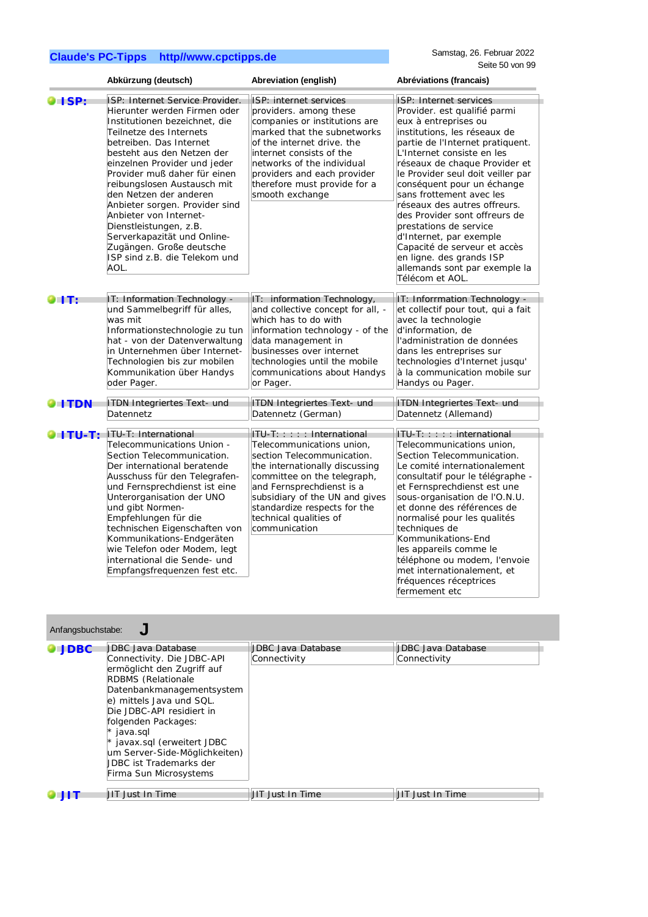| | Abkürzung (deutsch) | Abreviation (english) | Abréviations (francais) |
|---|---|---|---|
| **ISP:** | ISP: Internet Service Provider. Hierunter werden Firmen oder Institutionen bezeichnet, die Teilnetze des Internets betreiben. Das Internet besteht aus den Netzen der einzelnen Provider und jeder Provider muß daher für einen reibungslosen Austausch mit den Netzen der anderen Anbieter sorgen. Provider sind Anbieter von Internet-Dienstleistungen, z.B. Serverkapazität und Online-Zugängen. Große deutsche ISP sind z.B. die Telekom und AOL. | ISP: internet services providers. among these companies or institutions are marked that the subnetworks of the internet drive. the internet consists of the networks of the individual providers and each provider therefore must provide for a smooth exchange | ISP: Internet services Provider. est qualifié parmi eux à entreprises ou institutions, les réseaux de partie de l'Internet pratiquent. L'Internet consiste en les réseaux de chaque Provider et le Provider seul doit veiller par conséquent pour un échange sans frottement avec les réseaux des autres offreurs. des Provider sont offreurs de prestations de service d'Internet, par exemple Capacité de serveur et accès en ligne. des grands ISP allemands sont par exemple la Télécom et AOL. |
| **IT:** | IT: Information Technology - und Sammelbegriff für alles, was mit Informationstechnologie zu tun hat - von der Datenverwaltung in Unternehmen über Internet-Technologien bis zur mobilen Kommunikation über Handys oder Pager. | IT: information Technology, and collective concept for all, - which has to do with information technology - of the data management in businesses over internet technologies until the mobile communications about Handys or Pager. | IT: Inforrmation Technology - et collectif pour tout, qui a fait avec la technologie d'information, de l'administration de données dans les entreprises sur technologies d'Internet jusqu' à la communication mobile sur Handys ou Pager. |
| **ITDN** | ITDN Integriertes Text- und Datennetz | ITDN Integriertes Text- und Datennetz (German) | ITDN Integriertes Text- und Datennetz (Allemand) |
| **ITU-T:** | ITU-T: International Telecommunications Union - Section Telecommunication. Der international beratende Ausschuss für den Telegrafen- und Fernsprechdienst ist eine Unterorganisation der UNO und gibt Normen-Empfehlungen für die technischen Eigenschaften von Kommunikations-Endgeräten wie Telefon oder Modem, legt international die Sende- und Empfangsfrequenzen fest etc. | ITU-T: : : : : International Telecommunications union, section Telecommunication. the internationally discussing committee on the telegraph, and Fernsprechdienst is a subsidiary of the UN and gives standardize respects for the technical qualities of communication | ITU-T: : : : : international Telecommunications union, Section Telecommunication. Le comité internationalement consultatif pour le télégraphe - et Fernsprechdienst est une sous-organisation de l'O.N.U. et donne des références de normalisé pour les qualités techniques de Kommunikations-End les appareils comme le téléphone ou modem, l'envoie met internationalement, et fréquences réceptrices fermement etc |

Anfangsbuchstabe: **J**

| | Abkürzung (deutsch) | Abreviation (english) | Abréviations (francais) |
|---|---|---|---|
| **JDBC** | JDBC Java Database Connectivity. Die JDBC-API ermöglicht den Zugriff auf RDBMS (Relationale Datenbankmanagementsystem e) mittels Java und SQL. Die JDBC-API residiert in folgenden Packages: * java.sql * javax.sql (erweitert JDBC um Server-Side-Möglichkeiten) JDBC ist Trademarks der Firma Sun Microsystems | JDBC Java Database Connectivity | JDBC Java Database Connectivity |
| **JIT** | JIT Just In Time | JIT Just In Time | JIT Just In Time |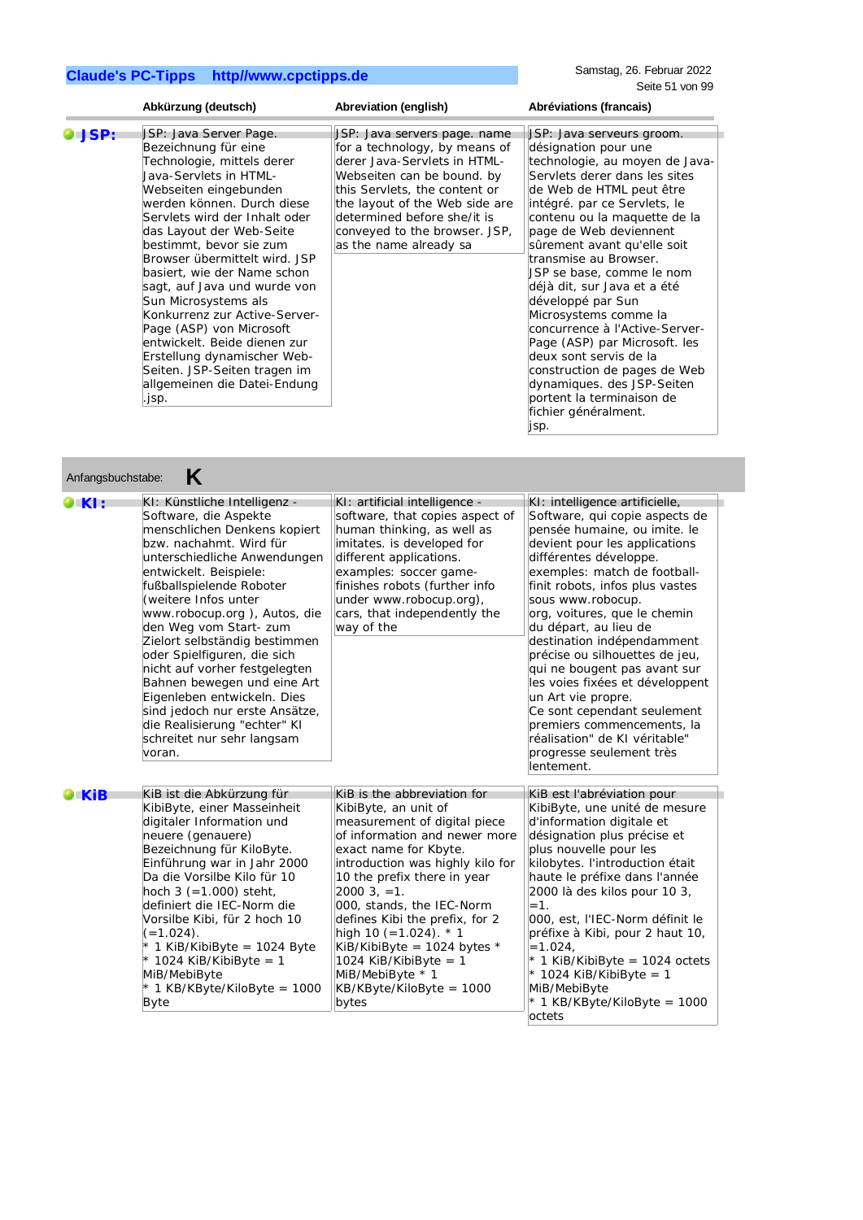| | Abkürzung (deutsch) | Abreviation (english) | Abréviations (francais) |
|---|---|---|---|
| **JSP:** | JSP: Java Server Page. Bezeichnung für eine Technologie, mittels derer Java-Servlets in HTML-Webseiten eingebunden werden können. Durch diese Servlets wird der Inhalt oder das Layout der Web-Seite bestimmt, bevor sie zum Browser übermittelt wird. JSP basiert, wie der Name schon sagt, auf Java und wurde von Sun Microsystems als Konkurrenz zur Active-Server-Page (ASP) von Microsoft entwickelt. Beide dienen zur Erstellung dynamischer Web-Seiten. JSP-Seiten tragen im allgemeinen die Datei-Endung .jsp. | JSP: Java servers page. name for a technology, by means of derer Java-Servlets in HTML-Webseiten can be bound. by this Servlets, the content or the layout of the Web side are determined before she/it is conveyed to the browser. JSP, as the name already sa | JSP: Java serveurs groom. désignation pour une technologie, au moyen de Java-Servlets derer dans les sites de Web de HTML peut être intégré. par ce Servlets, le contenu ou la maquette de la page de Web deviennent sûrement avant qu'elle soit transmise au Browser. JSP se base, comme le nom déjà dit, sur Java et a été développé par Sun Microsystems comme la concurrence à l'Active-Server-Page (ASP) par Microsoft. les deux sont servis de la construction de pages de Web dynamiques. des JSP-Seiten portent la terminaison de fichier généralment. jsp. |

Anfangsbuchstabe: **K**

| | Abkürzung (deutsch) | Abreviation (english) | Abréviations (francais) |
|---|---|---|---|
| **KI :** | KI: Künstliche Intelligenz - Software, die Aspekte menschlichen Denkens kopiert bzw. nachahmt. Wird für unterschiedliche Anwendungen entwickelt. Beispiele: fußballspielende Roboter (weitere Infos unter www.robocup.org ), Autos, die den Weg vom Start- zum Zielort selbständig bestimmen oder Spielfiguren, die sich nicht auf vorher festgelegten Bahnen bewegen und eine Art Eigenleben entwickeln. Dies sind jedoch nur erste Ansätze, die Realisierung "echter" KI schreitet nur sehr langsam voran. | KI: artificial intelligence - software, that copies aspect of human thinking, as well as imitates. is developed for different applications. examples: soccer game-finishes robots (further info under www.robocup.org), cars, that independently the way of the | KI: intelligence artificielle, Software, qui copie aspects de pensée humaine, ou imite. le devient pour les applications différentes développe. exemples: match de football-finit robots, infos plus vastes sous www.robocup. org, voitures, que le chemin du départ, au lieu de destination indépendamment précise ou silhouettes de jeu, qui ne bougent pas avant sur les voies fixées et développent un Art vie propre. Ce sont cependant seulement premiers commencements, la réalisation" de KI véritable" progresse seulement très lentement. |
| **KiB** | KiB ist die Abkürzung für KibiByte, einer Masseinheit digitaler Information und neuere (genauere) Bezeichnung für KiloByte. Einführung war in Jahr 2000 Da die Vorsilbe Kilo für 10 hoch 3 (=1.000) steht, definiert die IEC-Norm die Vorsilbe Kibi, für 2 hoch 10 (=1.024).<br>* 1 KiB/KibiByte = 1024 Byte<br>* 1024 KiB/KibiByte = 1 MiB/MebiByte<br>* 1 KB/KByte/KiloByte = 1000 Byte | KiB is the abbreviation for KibiByte, an unit of measurement of digital piece of information and newer more exact name for Kbyte. introduction was highly kilo for 10 the prefix there in year 2000 3, =1. 000, stands, the IEC-Norm defines Kibi the prefix, for 2 high 10 (=1.024). * 1 KiB/KibiByte = 1024 bytes * 1024 KiB/KibiByte = 1 MiB/MebiByte * 1 KB/KByte/KiloByte = 1000 bytes | KiB est l'abréviation pour KibiByte, une unité de mesure d'information digitale et désignation plus précise et plus nouvelle pour les kilobytes. l'introduction était haute le préfixe dans l'année 2000 là des kilos pour 10 3, =1. 000, est, l'IEC-Norm définit le préfixe à Kibi, pour 2 haut 10, =1.024,<br>* 1 KiB/KibiByte = 1024 octets<br>* 1024 KiB/KibiByte = 1 MiB/MebiByte<br>* 1 KB/KByte/KiloByte = 1000 octets |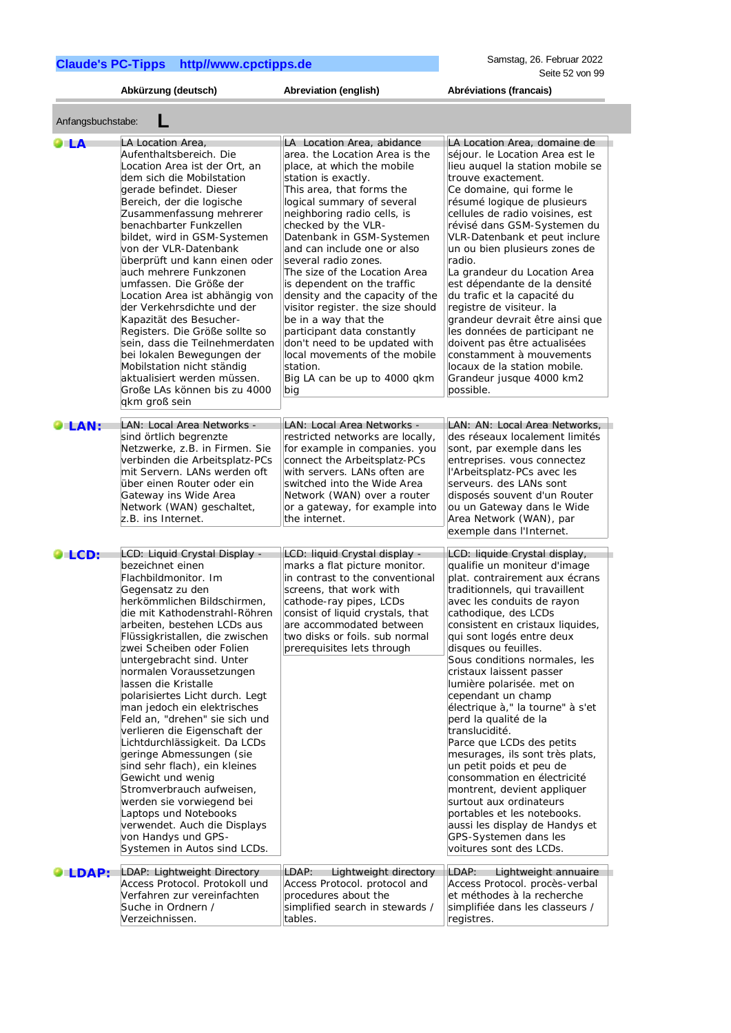| | Abkürzung (deutsch) | Abreviation (english) | Abréviations (francais) |
|---|---|---|---|
| Anfangsbuchstabe: **L** | | | |
| **LA** | LA Location Area, Aufenthaltsbereich. Die Location Area ist der Ort, an dem sich die Mobilstation gerade befindet. Dieser Bereich, der die logische Zusammenfassung mehrerer benachbarter Funkzellen bildet, wird in GSM-Systemen von der VLR-Datenbank überprüft und kann einen oder auch mehrere Funkzonen umfassen. Die Größe der Location Area ist abhängig von der Verkehrsdichte und der Kapazität des Besucher-Registers. Die Größe sollte so sein, dass die Teilnehmerdaten bei lokalen Bewegungen der Mobilstation nicht ständig aktualisiert werden müssen. Große LAs können bis zu 4000 qkm groß sein | LA Location Area, abidance area. the Location Area is the place, at which the mobile station is exactly. This area, that forms the logical summary of several neighboring radio cells, is checked by the VLR-Datenbank in GSM-Systemen and can include one or also several radio zones. The size of the Location Area is dependent on the traffic density and the capacity of the visitor register. the size should be in a way that the participant data constantly don't need to be updated with local movements of the mobile station. Big LA can be up to 4000 qkm big | LA Location Area, domaine de séjour. le Location Area est le lieu auquel la station mobile se trouve exactement. Ce domaine, qui forme le résumé logique de plusieurs cellules de radio voisines, est révisé dans GSM-Systemen du VLR-Datenbank et peut inclure un ou bien plusieurs zones de radio. La grandeur du Location Area est dépendante de la densité du trafic et la capacité du registre de visiteur. la grandeur devrait être ainsi que les données de participant ne doivent pas être actualisées constamment à mouvements locaux de la station mobile. Grandeur jusque 4000 km2 possible. |
| **LAN:** | LAN: Local Area Networks - sind örtlich begrenzte Netzwerke, z.B. in Firmen. Sie verbinden die Arbeitsplatz-PCs mit Servern. LANs werden oft über einen Router oder ein Gateway ins Wide Area Network (WAN) geschaltet, z.B. ins Internet. | LAN: Local Area Networks - restricted networks are locally, for example in companies. you connect the Arbeitsplatz-PCs with servers. LANs often are switched into the Wide Area Network (WAN) over a router or a gateway, for example into the internet. | LAN: AN: Local Area Networks, des réseaux localement limités sont, par exemple dans les entreprises. vous connectez l'Arbeitsplatz-PCs avec les serveurs. des LANs sont disposés souvent d'un Router ou un Gateway dans le Wide Area Network (WAN), par exemple dans l'Internet. |
| **LCD:** | LCD: Liquid Crystal Display - bezeichnet einen Flachbildmonitor. Im Gegensatz zu den herkömmlichen Bildschirmen, die mit Kathodenstrahl-Röhren arbeiten, bestehen LCDs aus Flüssigkristallen, die zwischen zwei Scheiben oder Folien untergebracht sind. Unter normalen Voraussetzungen lassen die Kristalle polarisiertes Licht durch. Legt man jedoch ein elektrisches Feld an, "drehen" sie sich und verlieren die Eigenschaft der Lichtdurchlässigkeit. Da LCDs geringe Abmessungen (sie sind sehr flach), ein kleines Gewicht und wenig Stromverbrauch aufweisen, werden sie vorwiegend bei Laptops und Notebooks verwendet. Auch die Displays von Handys und GPS-Systemen in Autos sind LCDs. | LCD: liquid Crystal display - marks a flat picture monitor. in contrast to the conventional screens, that work with cathode-ray pipes, LCDs consist of liquid crystals, that are accommodated between two disks or foils. sub normal prerequisites lets through | LCD: liquide Crystal display, qualifie un moniteur d'image plat. contrairement aux écrans traditionnels, qui travaillent avec les conduits de rayon cathodique, des LCDs consistent en cristaux liquides, qui sont logés entre deux disques ou feuilles. Sous conditions normales, les cristaux laissent passer lumière polarisée. met on cependant un champ électrique à," la tourne" à s'et perd la qualité de la translucidité. Parce que LCDs des petits mesurages, ils sont très plats, un petit poids et peu de consommation en électricité montrent, devient appliquer surtout aux ordinateurs portables et les notebooks. aussi les display de Handys et GPS-Systemen dans les voitures sont des LCDs. |
| **LDAP:** | LDAP: Lightweight Directory Access Protocol. Protokoll und Verfahren zur vereinfachten Suche in Ordnern / Verzeichnissen. | LDAP: Lightweight directory Access Protocol. protocol and procedures about the simplified search in stewards / tables. | LDAP: Lightweight annuaire Access Protocol. procès-verbal et méthodes à la recherche simplifiée dans les classeurs / registres. |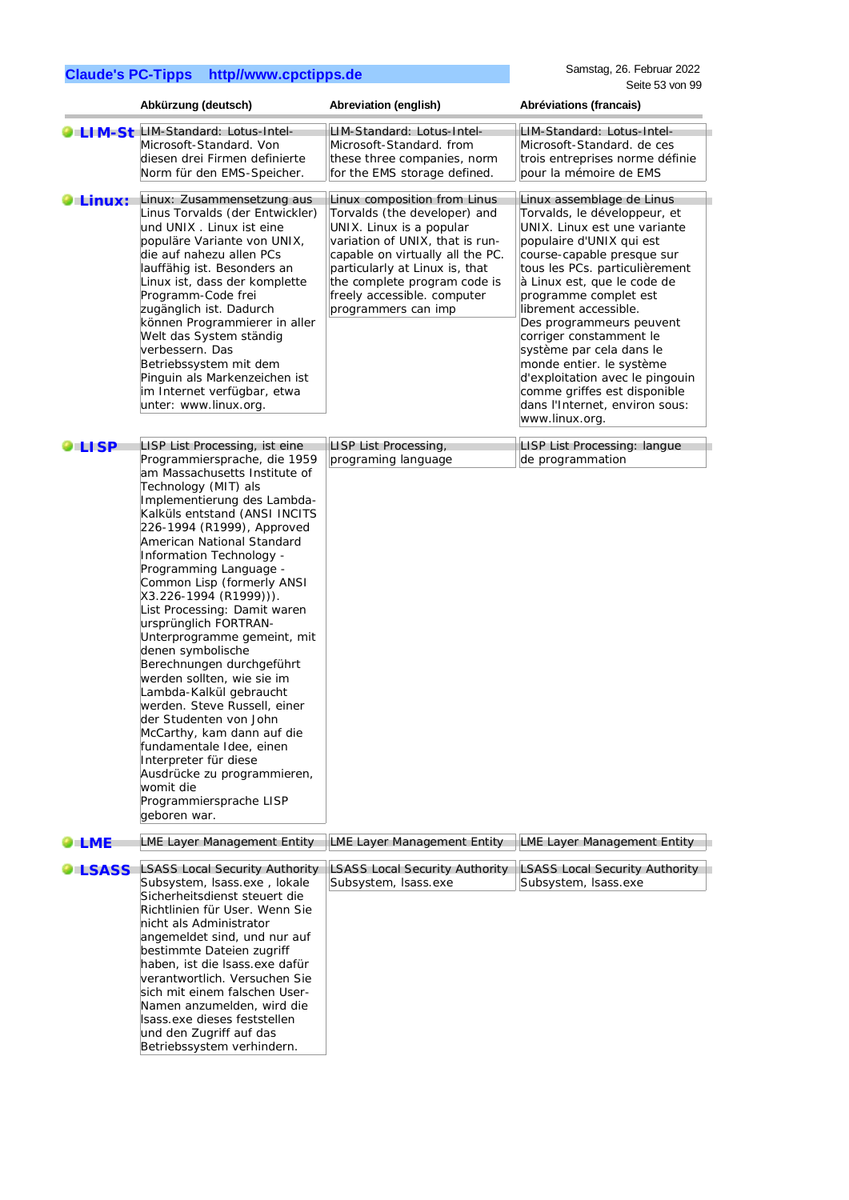| | Abkürzung (deutsch) | Abreviation (english) | Abréviations (francais) |
|---|---|---|---|
| **LIM-St** | LIM-Standard: Lotus-Intel-Microsoft-Standard. Von diesen drei Firmen definierte Norm für den EMS-Speicher. | LIM-Standard: Lotus-Intel-Microsoft-Standard. from these three companies, norm for the EMS storage defined. | LIM-Standard: Lotus-Intel-Microsoft-Standard. de ces trois entreprises norme définie pour la mémoire de EMS |
| **Linux:** | Linux: Zusammensetzung aus Linus Torvalds (der Entwickler) und UNIX . Linux ist eine populäre Variante von UNIX, die auf nahezu allen PCs lauffähig ist. Besonders an Linux ist, dass der komplette Programm-Code frei zugänglich ist. Dadurch können Programmierer in aller Welt das System ständig verbessern. Das Betriebssystem mit dem Pinguin als Markenzeichen ist im Internet verfügbar, etwa unter: www.linux.org. | Linux composition from Linus Torvalds (the developer) and UNIX. Linux is a popular variation of UNIX, that is run-capable on virtually all the PC. particularly at Linux is, that the complete program code is freely accessible. computer programmers can imp | Linux assemblage de Linus Torvalds, le développeur, et UNIX. Linux est une variante populaire d'UNIX qui est course-capable presque sur tous les PCs. particulièrement à Linux est, que le code de programme complet est librement accessible. Des programmeurs peuvent corriger constamment le système par cela dans le monde entier. le système d'exploitation avec le pingouin comme griffes est disponible dans l'Internet, environ sous: www.linux.org. |
| **LISP** | LISP List Processing, ist eine Programmiersprache, die 1959 am Massachusetts Institute of Technology (MIT) als Implementierung des Lambda-Kalküls entstand (ANSI INCITS 226-1994 (R1999), Approved American National Standard Information Technology - Programming Language - Common Lisp (formerly ANSI X3.226-1994 (R1999))). List Processing: Damit waren ursprünglich FORTRAN-Unterprogramme gemeint, mit denen symbolische Berechnungen durchgeführt werden sollten, wie sie im Lambda-Kalkül gebraucht werden. Steve Russell, einer der Studenten von John McCarthy, kam dann auf die fundamentale Idee, einen Interpreter für diese Ausdrücke zu programmieren, womit die Programmiersprache LISP geboren war. | LISP List Processing, programing language | LISP List Processing: langue de programmation |
| **LME** | LME Layer Management Entity | LME Layer Management Entity | LME Layer Management Entity |
| **LSASS** | LSASS Local Security Authority Subsystem, lsass.exe , lokale Sicherheitsdienst steuert die Richtlinien für User. Wenn Sie nicht als Administrator angemeldet sind, und nur auf bestimmte Dateien zugriff haben, ist die lsass.exe dafür verantwortlich. Versuchen Sie sich mit einem falschen User-Namen anzumelden, wird die lsass.exe dieses feststellen und den Zugriff auf das Betriebssystem verhindern. | LSASS Local Security Authority Subsystem, lsass.exe | LSASS Local Security Authority Subsystem, lsass.exe |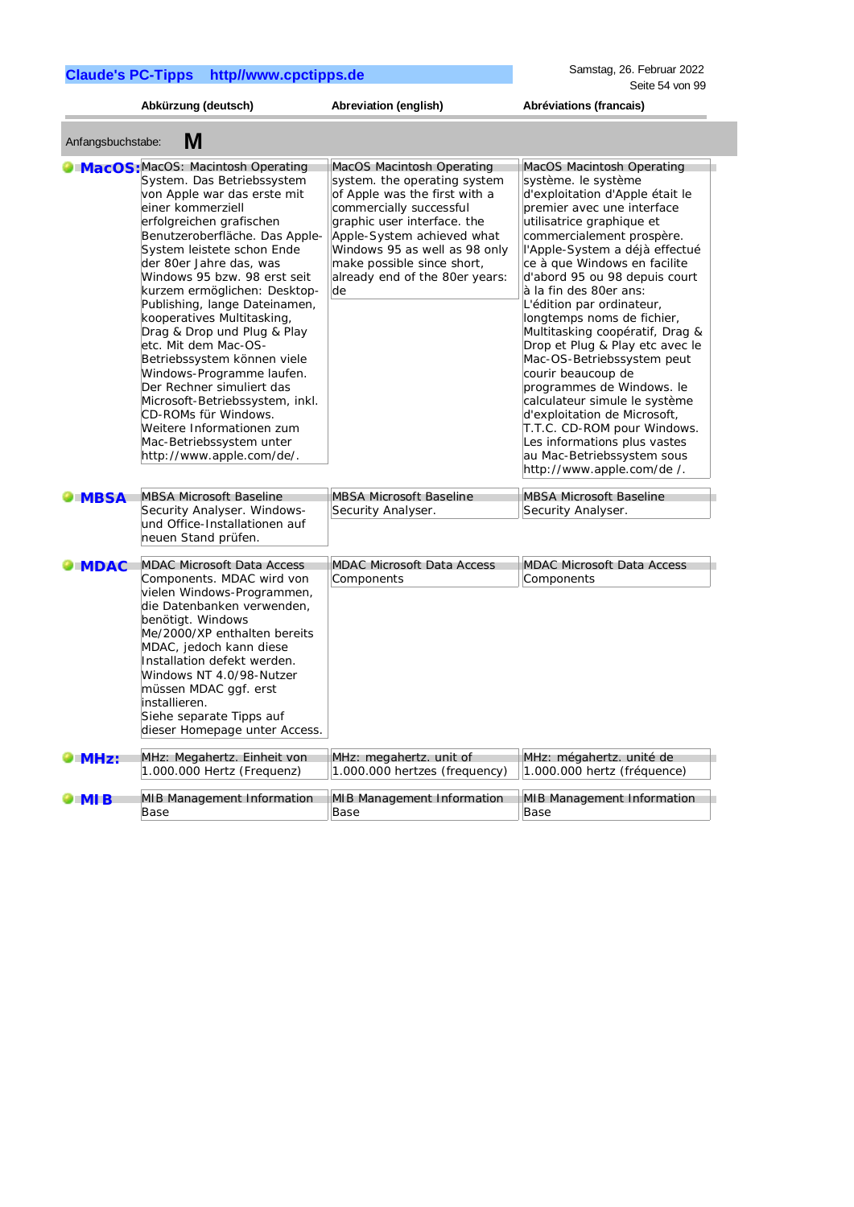| | Abkürzung (deutsch) | Abreviation (english) | Abréviations (francais) |
|---|---|---|---|
| Anfangsbuchstabe: **M** | | | |
| **MacOS:** | MacOS: Macintosh Operating System. Das Betriebssystem von Apple war das erste mit einer kommerziell erfolgreichen grafischen Benutzeroberfläche. Das Apple-System leistete schon Ende der 80er Jahre das, was Windows 95 bzw. 98 erst seit kurzem ermöglichen: Desktop-Publishing, lange Dateinamen, kooperatives Multitasking, Drag & Drop und Plug & Play etc. Mit dem Mac-OS-Betriebssystem können viele Windows-Programme laufen. Der Rechner simuliert das Microsoft-Betriebssystem, inkl. CD-ROMs für Windows. Weitere Informationen zum Mac-Betriebssystem unter http://www.apple.com/de/. | MacOS Macintosh Operating system. the operating system of Apple was the first with a commercially successful graphic user interface. the Apple-System achieved what Windows 95 as well as 98 only make possible since short, already end of the 80er years: de | MacOS Macintosh Operating système. le système d'exploitation d'Apple était le premier avec une interface utilisatrice graphique et commercialement prospère. l'Apple-System a déjà effectué ce à que Windows en facilite d'abord 95 ou 98 depuis court à la fin des 80er ans: L'édition par ordinateur, longtemps noms de fichier, Multitasking coopératif, Drag & Drop et Plug & Play etc avec le Mac-OS-Betriebssystem peut courir beaucoup de programmes de Windows. le calculateur simule le système d'exploitation de Microsoft, T.T.C. CD-ROM pour Windows. Les informations plus vastes au Mac-Betriebssystem sous http://www.apple.com/de /. |
| **MBSA** | MBSA Microsoft Baseline Security Analyser. Windows- und Office-Installationen auf neuen Stand prüfen. | MBSA Microsoft Baseline Security Analyser. | MBSA Microsoft Baseline Security Analyser. |
| **MDAC** | MDAC Microsoft Data Access Components. MDAC wird von vielen Windows-Programmen, die Datenbanken verwenden, benötigt. Windows Me/2000/XP enthalten bereits MDAC, jedoch kann diese Installation defekt werden. Windows NT 4.0/98-Nutzer müssen MDAC ggf. erst installieren. Siehe separate Tipps auf dieser Homepage unter Access. | MDAC Microsoft Data Access Components | MDAC Microsoft Data Access Components |
| **MHz:** | MHz: Megahertz. Einheit von 1.000.000 Hertz (Frequenz) | MHz: megahertz. unit of 1.000.000 hertzes (frequency) | MHz: mégahertz. unité de 1.000.000 hertz (fréquence) |
| **MIB** | MIB Management Information Base | MIB Management Information Base | MIB Management Information Base |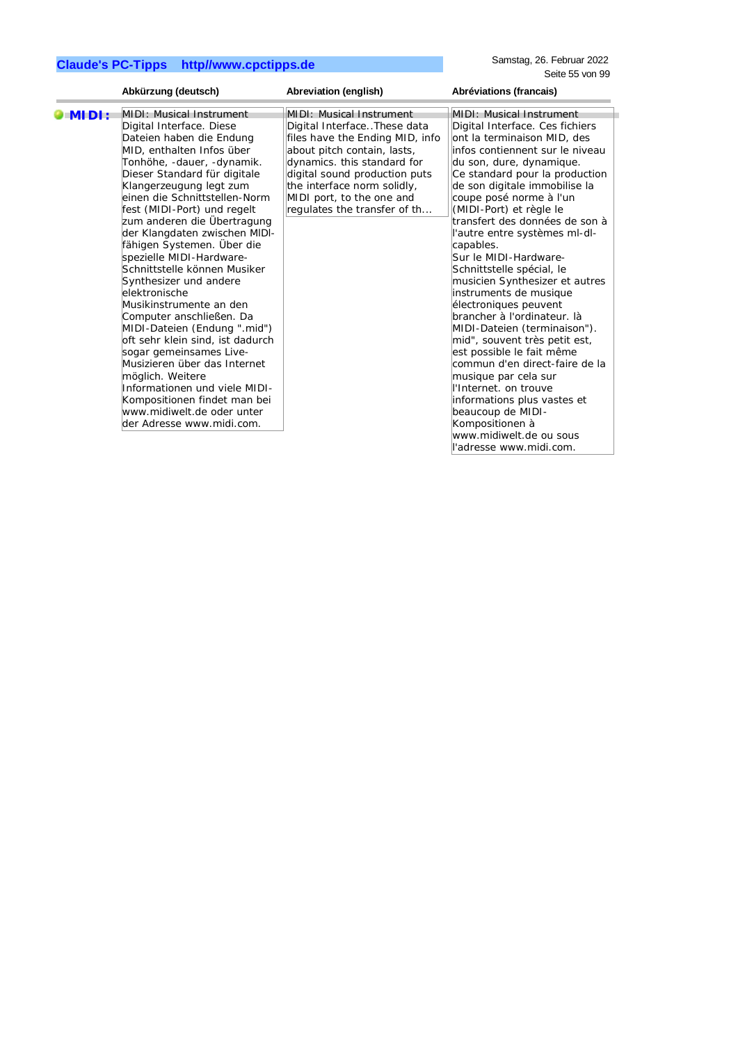| | Abkürzung (deutsch) | Abreviation (english) | Abréviations (francais) |
|---|---|---|---|
| **MIDI:** | MIDI: Musical Instrument Digital Interface. Diese Dateien haben die Endung MID, enthalten Infos über Tonhöhe, -dauer, -dynamik. Dieser Standard für digitale Klangerzeugung legt zum einen die Schnittstellen-Norm fest (MIDI-Port) und regelt zum anderen die Übertragung der Klangdaten zwischen MIDI-fähigen Systemen. Über die spezielle MIDI-Hardware-Schnittstelle können Musiker Synthesizer und andere elektronische Musikinstrumente an den Computer anschließen. Da MIDI-Dateien (Endung ".mid") oft sehr klein sind, ist dadurch sogar gemeinsames Live-Musizieren über das Internet möglich. Weitere Informationen und viele MIDI-Kompositionen findet man bei www.midiwelt.de oder unter der Adresse www.midi.com. | MIDI: Musical Instrument Digital Interface..These data files have the Ending MID, info about pitch contain, lasts, dynamics. this standard for digital sound production puts the interface norm solidly, MIDI port, to the one and regulates the transfer of th... | MIDI: Musical Instrument Digital Interface. Ces fichiers ont la terminaison MID, des infos contiennent sur le niveau du son, dure, dynamique. Ce standard pour la production de son digitale immobilise la coupe posé norme à l'un (MIDI-Port) et règle le transfert des données de son à l'autre entre systèmes ml-dl-capables. Sur le MIDI-Hardware-Schnittstelle spécial, le musicien Synthesizer et autres instruments de musique électroniques peuvent brancher à l'ordinateur. là MIDI-Dateien (terminaison"). mid", souvent très petit est, est possible le fait même commun d'en direct-faire de la musique par cela sur l'Internet. on trouve informations plus vastes et beaucoup de MIDI-Kompositionen à www.midiwelt.de ou sous l'adresse www.midi.com. |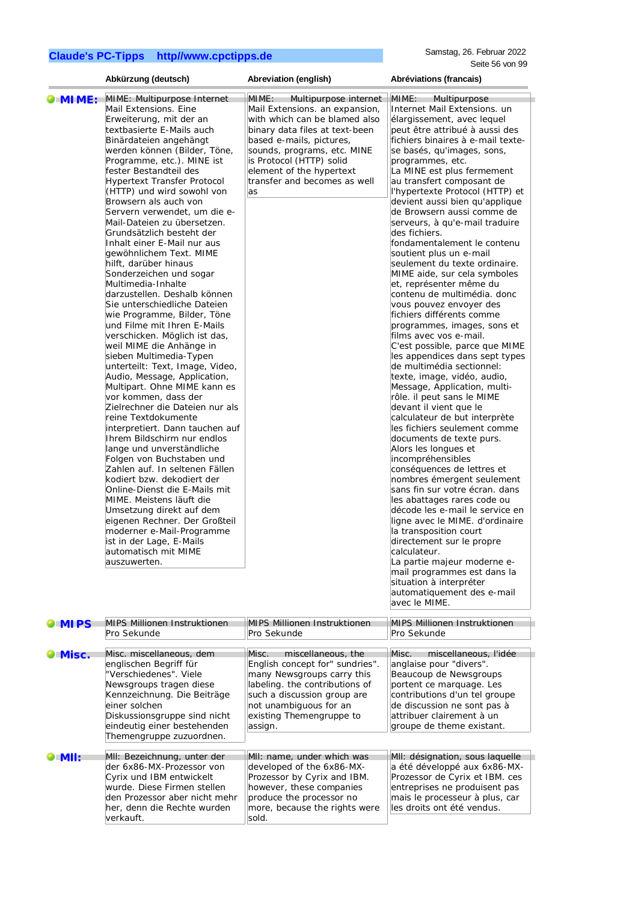| | Abkürzung (deutsch) | Abreviation (english) | Abréviations (francais) |
|---|---|---|---|
| **MIME:** | MIME: Multipurpose Internet Mail Extensions. Eine Erweiterung, mit der an textbasierte E-Mails auch Binärdateien angehängt werden können (Bilder, Töne, Programme, etc.). MINE ist fester Bestandteil des Hypertext Transfer Protocol (HTTP) und wird sowohl von Browsern als auch von Servern verwendet, um die e-Mail-Dateien zu übersetzen. Grundsätzlich besteht der Inhalt einer E-Mail nur aus gewöhnlichem Text. MIME hilft, darüber hinaus Sonderzeichen und sogar Multimedia-Inhalte darzustellen. Deshalb können Sie unterschiedliche Dateien wie Programme, Bilder, Töne und Filme mit Ihren E-Mails verschicken. Möglich ist das, weil MIME die Anhänge in sieben Multimedia-Typen unterteilt: Text, Image, Video, Audio, Message, Application, Multipart. Ohne MIME kann es vor kommen, dass der Zielrechner die Dateien nur als reine Textdokumente interpretiert. Dann tauchen auf Ihrem Bildschirm nur endlos lange und unverständliche Folgen von Buchstaben und Zahlen auf. In seltenen Fällen kodiert bzw. dekodiert der Online-Dienst die E-Mails mit MIME. Meistens läuft die Umsetzung direkt auf dem eigenen Rechner. Der Großteil moderner e-Mail-Programme ist in der Lage, E-Mails automatisch mit MIME auszuwerten. | MIME: Multipurpose internet Mail Extensions. an expansion, with which can be blamed also binary data files at text-been based e-mails, pictures, sounds, programs, etc. MINE is Protocol (HTTP) solid element of the hypertext transfer and becomes as well as | MIME: Multipurpose Internet Mail Extensions. un élargissement, avec lequel peut être attribué à aussi des fichiers binaires à e-mail texte-se basés, qu'images, sons, programmes, etc. La MINE est plus fermement au transfert composant de l'hypertexte Protocol (HTTP) et devient aussi bien qu'applique de Browsern aussi comme de serveurs, à qu'e-mail traduire des fichiers. fondamentalement le contenu soutient plus un e-mail seulement du texte ordinaire. MIME aide, sur cela symboles et, représenter même du contenu de multimédia. donc vous pouvez envoyer des fichiers différents comme programmes, images, sons et films avec vos e-mail. C'est possible, parce que MIME les appendices dans sept types de multimédia sectionnel: texte, image, vidéo, audio, Message, Application, multi-rôle. il peut sans le MIME devant il vient que le calculateur de but interprète les fichiers seulement comme documents de texte purs. Alors les longues et incompréhensibles conséquences de lettres et nombres émergent seulement sans fin sur votre écran. dans les abattages rares code ou décode les e-mail le service en ligne avec le MIME. d'ordinaire la transposition court directement sur le propre calculateur. La partie majeur moderne e-mail programmes est dans la situation à interpréter automatiquement des e-mail avec le MIME. |
| **MIPS** | MIPS Millionen Instruktionen Pro Sekunde | MIPS Millionen Instruktionen Pro Sekunde | MIPS Millionen Instruktionen Pro Sekunde |
| **Misc.** | Misc. miscellaneous, dem englischen Begriff für "Verschiedenes". Viele Newsgroups tragen diese Kennzeichnung. Die Beiträge einer solchen Diskussionsgruppe sind nicht eindeutig einer bestehenden Themengruppe zuzuordnen. | Misc. miscellaneous, the English concept for" sundries". many Newsgroups carry this labeling. the contributions of such a discussion group are not unambiguous for an existing Themengruppe to assign. | Misc. miscellaneous, l'idée anglaise pour "divers". Beaucoup de Newsgroups portent ce marquage. Les contributions d'un tel groupe de discussion ne sont pas à attribuer clairement à un groupe de theme existant. |
| **MII:** | MII: Bezeichnung, unter der der 6x86-MX-Prozessor von Cyrix und IBM entwickelt wurde. Diese Firmen stellen den Prozessor aber nicht mehr her, denn die Rechte wurden verkauft. | MII: name, under which was developed of the 6x86-MX-Prozessor by Cyrix and IBM. however, these companies produce the processor no more, because the rights were sold. | MII: désignation, sous laquelle a été développé aux 6x86-MX-Prozessor de Cyrix et IBM. ces entreprises ne produisent pas mais le processeur à plus, car les droits ont été vendus. |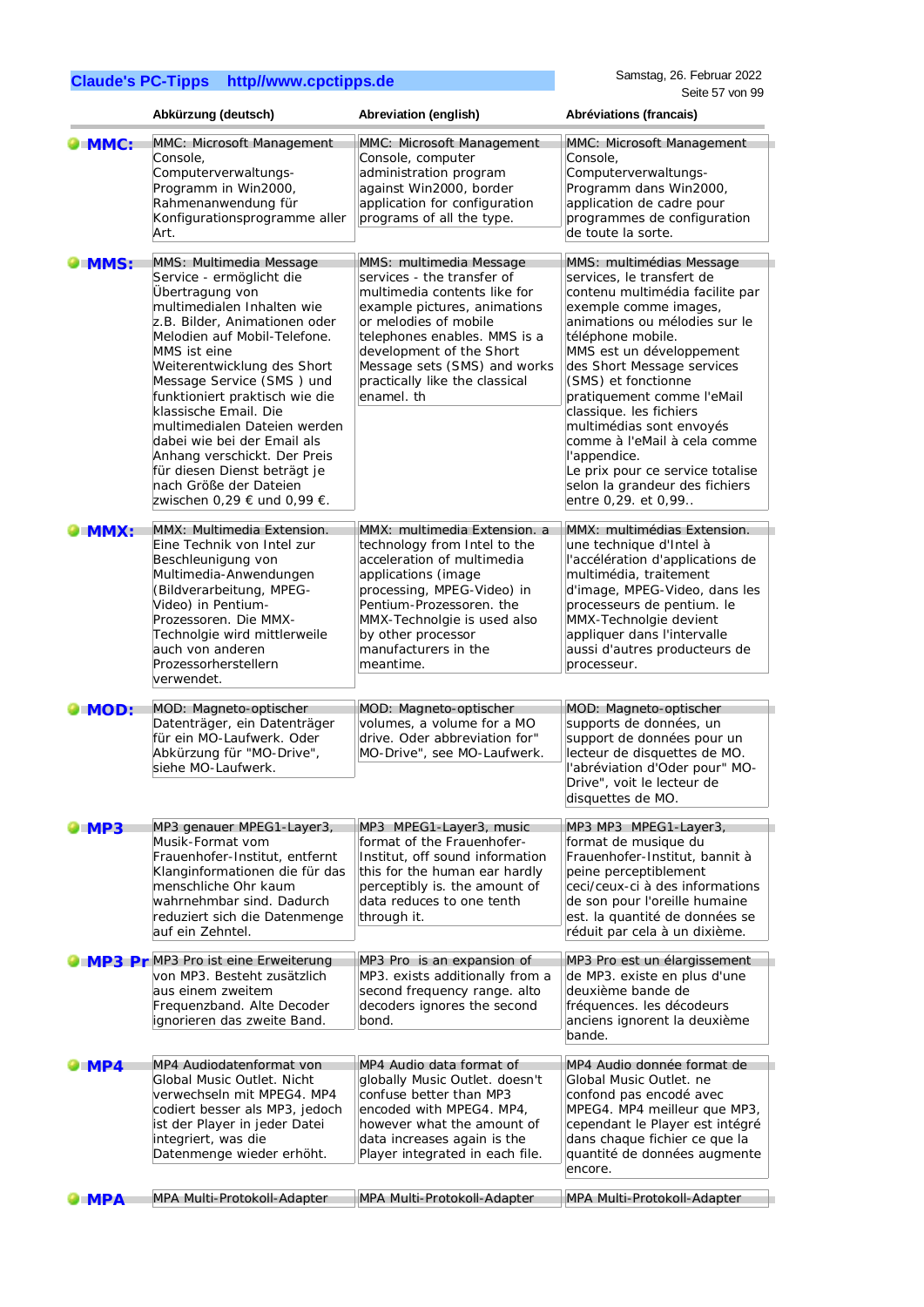| | Abkürzung (deutsch) | Abreviation (english) | Abréviations (francais) |
|---|---|---|---|
| **MMC:** | MMC: Microsoft Management Console, Computerverwaltungs-Programm in Win2000, Rahmenanwendung für Konfigurationsprogramme aller Art. | MMC: Microsoft Management Console, computer administration program against Win2000, border application for configuration programs of all the type. | MMC: Microsoft Management Console, Computerverwaltungs-Programm dans Win2000, application de cadre pour programmes de configuration de toute la sorte. |
| **MMS:** | MMS: Multimedia Message Service - ermöglicht die Übertragung von multimedialen Inhalten wie z.B. Bilder, Animationen oder Melodien auf Mobil-Telefone. MMS ist eine Weiterentwicklung des Short Message Service (SMS ) und funktioniert praktisch wie die klassische Email. Die multimedialen Dateien werden dabei wie bei der Email als Anhang verschickt. Der Preis für diesen Dienst beträgt je nach Größe der Dateien zwischen 0,29 € und 0,99 €. | MMS: multimedia Message services - the transfer of multimedia contents like for example pictures, animations or melodies of mobile telephones enables. MMS is a development of the Short Message sets (SMS) and works practically like the classical enamel. th | MMS: multimédias Message services, le transfert de contenu multimédia facilite par exemple comme images, animations ou mélodies sur le téléphone mobile. MMS est un développement des Short Message services (SMS) et fonctionne pratiquement comme l'eMail classique. les fichiers multimédias sont envoyés comme à l'eMail à cela comme l'appendice. Le prix pour ce service totalise selon la grandeur des fichiers entre 0,29. et 0,99.. |
| **MMX:** | MMX: Multimedia Extension. Eine Technik von Intel zur Beschleunigung von Multimedia-Anwendungen (Bildverarbeitung, MPEG-Video) in Pentium-Prozessoren. Die MMX-Technolgie wird mittlerweile auch von anderen Prozessorherstellern verwendet. | MMX: multimedia Extension. a technology from Intel to the acceleration of multimedia applications (image processing, MPEG-Video) in Pentium-Prozessoren. the MMX-Technolgie is used also by other processor manufacturers in the meantime. | MMX: multimédias Extension. une technique d'Intel à l'accélération d'applications de multimédia, traitement d'image, MPEG-Video, dans les processeurs de pentium. le MMX-Technolgie devient appliquer dans l'intervalle aussi d'autres producteurs de processeur. |
| **MOD:** | MOD: Magneto-optischer Datenträger, ein Datenträger für ein MO-Laufwerk. Oder Abkürzung für "MO-Drive", siehe MO-Laufwerk. | MOD: Magneto-optischer volumes, a volume for a MO drive. Oder abbreviation for" MO-Drive", see MO-Laufwerk. | MOD: Magneto-optischer supports de données, un support de données pour un lecteur de disquettes de MO. l'abréviation d'Oder pour" MO-Drive", voit le lecteur de disquettes de MO. |
| **MP3** | MP3 genauer MPEG1-Layer3, Musik-Format vom Frauenhofer-Institut, entfernt Klanginformationen die für das menschliche Ohr kaum wahrnehmbar sind. Dadurch reduziert sich die Datenmenge auf ein Zehntel. | MP3 MPEG1-Layer3, music format of the Frauenhofer-Institut, off sound information this for the human ear hardly perceptibly is. the amount of data reduces to one tenth through it. | MP3 MP3 MPEG1-Layer3, format de musique du Frauenhofer-Institut, bannit à peine perceptiblement ceci/ceux-ci à des informations de son pour l'oreille humaine est. la quantité de données se réduit par cela à un dixième. |
| **MP3 Pr** | MP3 Pro ist eine Erweiterung von MP3. Besteht zusätzlich aus einem zweitem Frequenzband. Alte Decoder ignorieren das zweite Band. | MP3 Pro is an expansion of MP3. exists additionally from a second frequency range. alto decoders ignores the second bond. | MP3 Pro est un élargissement de MP3. existe en plus d'une deuxième bande de fréquences. les décodeurs anciens ignorent la deuxième bande. |
| **MP4** | MP4 Audiodatenformat von Global Music Outlet. Nicht verwechseln mit MPEG4. MP4 codiert besser als MP3, jedoch ist der Player in jeder Datei integriert, was die Datenmenge wieder erhöht. | MP4 Audio data format of globally Music Outlet. doesn't confuse better than MP3 encoded with MPEG4. MP4, however what the amount of data increases again is the Player integrated in each file. | MP4 Audio donnée format de Global Music Outlet. ne confond pas encodé avec MPEG4. MP4 meilleur que MP3, cependant le Player est intégré dans chaque fichier ce que la quantité de données augmente encore. |
| **MPA** | MPA Multi-Protokoll-Adapter | MPA Multi-Protokoll-Adapter | MPA Multi-Protokoll-Adapter |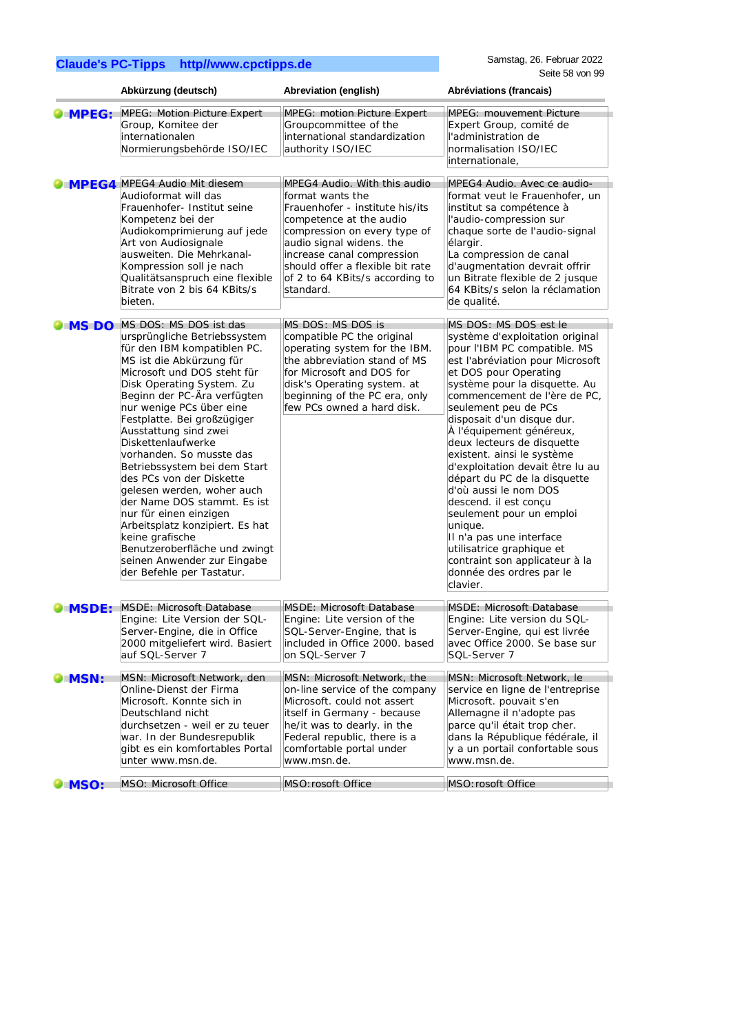| | Abkürzung (deutsch) | Abreviation (english) | Abréviations (francais) |
|---|---|---|---|
| **MPEG:** | MPEG: Motion Picture Expert Group, Komitee der internationalen Normierungsbehörde ISO/IEC | MPEG: motion Picture Expert Groupcommittee of the international standardization authority ISO/IEC | MPEG: mouvement Picture Expert Group, comité de l'administration de normalisation ISO/IEC internationale, |
| **MPEG4** | MPEG4 Audio Mit diesem Audioformat will das Frauenhofer- Institut seine Kompetenz bei der Audiokomprimierung auf jede Art von Audiosignale ausweiten. Die Mehrkanal-Kompression soll je nach Qualitätsanspruch eine flexible Bitrate von 2 bis 64 KBits/s bieten. | MPEG4 Audio. With this audio format wants the Frauenhofer - institute his/its competence at the audio compression on every type of audio signal widens. the increase canal compression should offer a flexible bit rate of 2 to 64 KBits/s according to standard. | MPEG4 Audio. Avec ce audio-format veut le Frauenhofer, un institut sa compétence à l'audio-compression sur chaque sorte de l'audio-signal élargir. La compression de canal d'augmentation devrait offrir un Bitrate flexible de 2 jusque 64 KBits/s selon la réclamation de qualité. |
| **MS DO** | MS DOS: MS DOS ist das ursprüngliche Betriebssystem für den IBM kompatiblen PC. MS ist die Abkürzung für Microsoft und DOS steht für Disk Operating System. Zu Beginn der PC-Ära verfügten nur wenige PCs über eine Festplatte. Bei großzügiger Ausstattung sind zwei Diskettenlaufwerke vorhanden. So musste das Betriebssystem bei dem Start des PCs von der Diskette gelesen werden, woher auch der Name DOS stammt. Es ist nur für einen einzigen Arbeitsplatz konzipiert. Es hat keine grafische Benutzeroberfläche und zwingt seinen Anwender zur Eingabe der Befehle per Tastatur. | MS DOS: MS DOS is compatible PC the original operating system for the IBM. the abbreviation stand of MS for Microsoft and DOS for disk's Operating system. at beginning of the PC era, only few PCs owned a hard disk. | MS DOS: MS DOS est le système d'exploitation original pour l'IBM PC compatible. MS est l'abréviation pour Microsoft et DOS pour Operating système pour la disquette. Au commencement de l'ère de PC, seulement peu de PCs disposait d'un disque dur. À l'équipement généreux, deux lecteurs de disquette existent. ainsi le système d'exploitation devait être lu au départ du PC de la disquette d'où aussi le nom DOS descend. il est conçu seulement pour un emploi unique. Il n'a pas une interface utilisatrice graphique et contraint son applicateur à la donnée des ordres par le clavier. |
| **MSDE:** | MSDE: Microsoft Database Engine: Lite Version der SQL-Server-Engine, die in Office 2000 mitgeliefert wird. Basiert auf SQL-Server 7 | MSDE: Microsoft Database Engine: Lite version of the SQL-Server-Engine, that is included in Office 2000. based on SQL-Server 7 | MSDE: Microsoft Database Engine: Lite version du SQL-Server-Engine, qui est livrée avec Office 2000. Se base sur SQL-Server 7 |
| **MSN:** | MSN: Microsoft Network, den Online-Dienst der Firma Microsoft. Konnte sich in Deutschland nicht durchsetzen - weil er zu teuer war. In der Bundesrepublik gibt es ein komfortables Portal unter www.msn.de. | MSN: Microsoft Network, the on-line service of the company Microsoft. could not assert itself in Germany - because he/it was to dearly. in the Federal republic, there is a comfortable portal under www.msn.de. | MSN: Microsoft Network, le service en ligne de l'entreprise Microsoft. pouvait s'en Allemagne il n'adopte pas parce qu'il était trop cher. dans la République fédérale, il y a un portail confortable sous www.msn.de. |
| **MSO:** | MSO: Microsoft Office | MSO:rosoft Office | MSO:rosoft Office |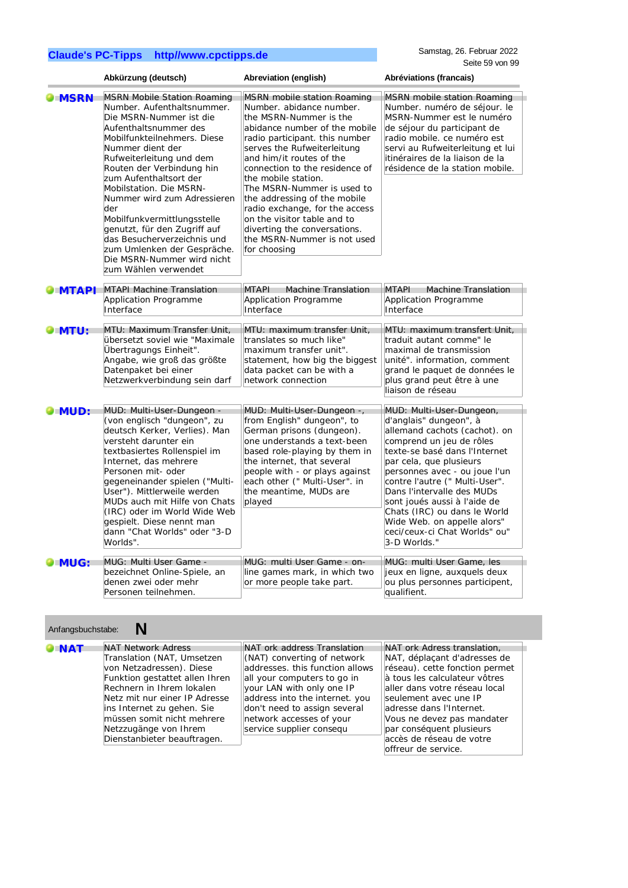| | Abkürzung (deutsch) | Abreviation (english) | Abréviations (francais) |
|---|---|---|---|
| **MSRN** | MSRN Mobile Station Roaming Number. Aufenthaltsnummer. Die MSRN-Nummer ist die Aufenthaltsnummer des Mobilfunkteilnehmers. Diese Nummer dient der Rufweiterleitung und dem Routen der Verbindung hin zum Aufenthaltsort der Mobilstation. Die MSRN-Nummer wird zum Adressieren der Mobilfunkvermittlungsstelle genutzt, für den Zugriff auf das Besucherverzeichnis und zum Umlenken der Gespräche. Die MSRN-Nummer wird nicht zum Wählen verwendet | MSRN mobile station Roaming Number. abidance number. the MSRN-Nummer is the abidance number of the mobile radio participant. this number serves the Rufweiterleitung and him/it routes of the connection to the residence of the mobile station. The MSRN-Nummer is used to the addressing of the mobile radio exchange, for the access on the visitor table and to diverting the conversations. the MSRN-Nummer is not used for choosing | MSRN mobile station Roaming Number. numéro de séjour. le MSRN-Nummer est le numéro de séjour du participant de radio mobile. ce numéro est servi au Rufweiterleitung et lui itinéraires de la liaison de la résidence de la station mobile. |
| **MTAPI** | MTAPI Machine Translation Application Programme Interface | MTAPI Machine Translation Application Programme Interface | MTAPI Machine Translation Application Programme Interface |
| **MTU:** | MTU: Maximum Transfer Unit, übersetzt soviel wie "Maximale Übertragungs Einheit". Angabe, wie groß das größte Datenpaket bei einer Netzwerkverbindung sein darf | MTU: maximum Transfer Unit, translates so much like" maximum transfer unit". statement, how big the biggest data packet can be with a network connection | MTU: maximum transfert Unit, traduit autant comme" le maximal de transmission unité". information, comment grand le paquet de données le plus grand peut être à une liaison de réseau |
| **MUD:** | MUD: Multi-User-Dungeon - (von englisch "dungeon", zu deutsch Kerker, Verlies). Man versteht darunter ein textbasiertes Rollenspiel im Internet, das mehrere Personen mit- oder gegeneinander spielen ("Multi-User"). Mittlerweile werden MUDs auch mit Hilfe von Chats (IRC) oder im World Wide Web gespielt. Diese nennt man dann "Chat Worlds" oder "3-D Worlds". | MUD: Multi-User-Dungeon -, from English" dungeon", to German prisons (dungeon). one understands a text-been based role-playing by them in the internet, that several people with - or plays against each other (" Multi-User". in the meantime, MUDs are played | MUD: Multi-User-Dungeon, d'anglais" dungeon", à allemand cachots (cachot). on comprend un jeu de rôles texte-se basé dans l'Internet par cela, que plusieurs personnes avec - ou joue l'un contre l'autre (" Multi-User". Dans l'intervalle des MUDs sont joués aussi à l'aide de Chats (IRC) ou dans le World Wide Web. on appelle alors" ceci/ceux-ci Chat Worlds" ou" 3-D Worlds." |
| **MUG:** | MUG: Multi User Game - bezeichnet Online-Spiele, an denen zwei oder mehr Personen teilnehmen. | MUG: multi User Game - on-line games mark, in which two or more people take part. | MUG: multi User Game, les jeux en ligne, auxquels deux ou plus personnes participent, qualifient. |

Anfangsbuchstabe: **N**

| | | | |
|---|---|---|---|
| **NAT** | NAT Network Adress Translation (NAT, Umsetzen von Netzadressen). Diese Funktion gestattet allen Ihren Rechnern in Ihrem lokalen Netz mit nur einer IP Adresse ins Internet zu gehen. Sie müssen somit nicht mehrere Netzzugänge von Ihrem Dienstanbieter beauftragen. | NAT ork address Translation (NAT) converting of network addresses. this function allows all your computers to go in your LAN with only one IP address into the internet. you don't need to assign several network accesses of your service supplier consequ | NAT ork Adress translation, NAT, déplaçant d'adresses de réseau). cette fonction permet à tous les calculateur vôtres aller dans votre réseau local seulement avec une IP adresse dans l'Internet. Vous ne devez pas mandater par conséquent plusieurs accès de réseau de votre offreur de service. |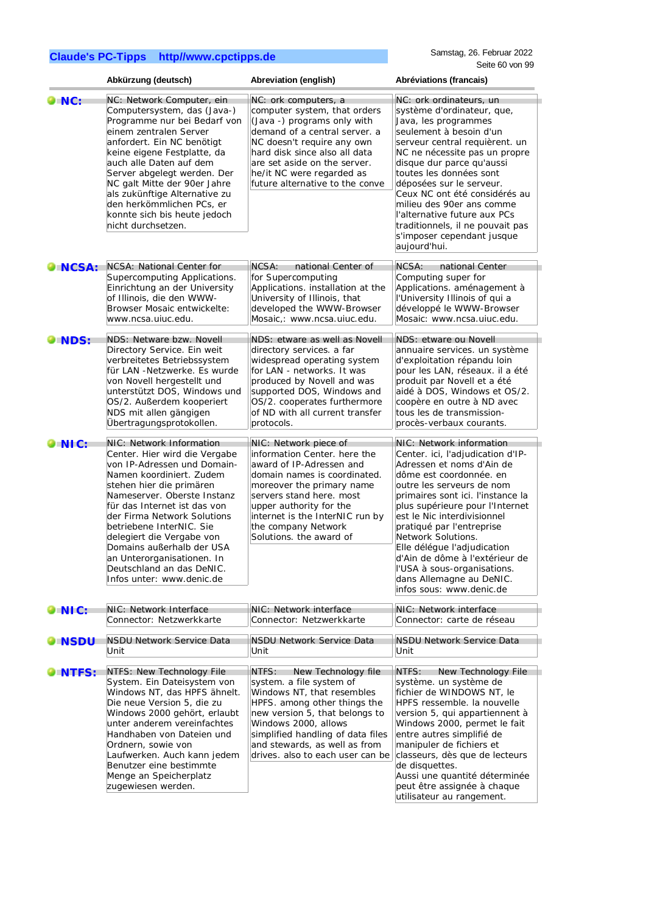| | Abkürzung (deutsch) | Abreviation (english) | Abréviations (francais) |
|---|---|---|---|
| **NC:** | NC: Network Computer, ein Computersystem, das (Java-) Programme nur bei Bedarf von einem zentralen Server anfordert. Ein NC benötigt keine eigene Festplatte, da auch alle Daten auf dem Server abgelegt werden. Der NC galt Mitte der 90er Jahre als zukünftige Alternative zu den herkömmlichen PCs, er konnte sich bis heute jedoch nicht durchsetzen. | NC: ork computers, a computer system, that orders (Java -) programs only with demand of a central server. a NC doesn't require any own hard disk since also all data are set aside on the server. he/it NC were regarded as future alternative to the conve | NC: ork ordinateurs, un système d'ordinateur, que, Java, les programmes seulement à besoin d'un serveur central requièrent. un NC ne nécessite pas un propre disque dur parce qu'aussi toutes les données sont déposées sur le serveur. Ceux NC ont été considérés au milieu des 90er ans comme l'alternative future aux PCs traditionnels, il ne pouvait pas s'imposer cependant jusque aujourd'hui. |
| **NCSA:** | NCSA: National Center for Supercomputing Applications. Einrichtung an der University of Illinois, die den WWW-Browser Mosaic entwickelte: www.ncsa.uiuc.edu. | NCSA: national Center of for Supercomputing Applications. installation at the University of Illinois, that developed the WWW-Browser Mosaic,: www.ncsa.uiuc.edu. | NCSA: national Center Computing super for Applications. aménagement à l'University Illinois of qui a développé le WWW-Browser Mosaic: www.ncsa.uiuc.edu. |
| **NDS:** | NDS: Netware bzw. Novell Directory Service. Ein weit verbreitetes Betriebssystem für LAN -Netzwerke. Es wurde von Novell hergestellt und unterstützt DOS, Windows und OS/2. Außerdem kooperiert NDS mit allen gängigen Übertragungsprotokollen. | NDS: etware as well as Novell directory services. a far widespread operating system for LAN - networks. It was produced by Novell and was supported DOS, Windows and OS/2. cooperates furthermore of ND with all current transfer protocols. | NDS: etware ou Novell annuaire services. un système d'exploitation répandu loin pour les LAN, réseaux. il a été produit par Novell et a été aidé à DOS, Windows et OS/2. coopère en outre à ND avec tous les de transmission-procès-verbaux courants. |
| **NIC:** | NIC: Network Information Center. Hier wird die Vergabe von IP-Adressen und Domain-Namen koordiniert. Zudem stehen hier die primären Nameserver. Oberste Instanz für das Internet ist das von der Firma Network Solutions betriebene InterNIC. Sie delegiert die Vergabe von Domains außerhalb der USA an Unterorganisationen. In Deutschland an das DeNIC. Infos unter: www.denic.de | NIC: Network piece of information Center. here the award of IP-Adressen and domain names is coordinated. moreover the primary name servers stand here. most upper authority for the internet is the InterNIC run by the company Network Solutions. the award of | NIC: Network information Center. ici, l'adjudication d'IP-Adressen et noms d'Ain de dôme est coordonnée. en outre les serveurs de nom primaires sont ici. l'instance la plus supérieure pour l'Internet est le Nic interdivisionnel pratiqué par l'entreprise Network Solutions. Elle délégue l'adjudication d'Ain de dôme à l'extérieur de l'USA à sous-organisations. dans Allemagne au DeNIC. infos sous: www.denic.de |
| **NIC:** | NIC: Network Interface Connector: Netzwerkkarte | NIC: Network interface Connector: Netzwerkkarte | NIC: Network interface Connector: carte de réseau |
| **NSDU** | NSDU Network Service Data Unit | NSDU Network Service Data Unit | NSDU Network Service Data Unit |
| **NTFS:** | NTFS: New Technology File System. Ein Dateisystem von Windows NT, das HPFS ähnelt. Die neue Version 5, die zu Windows 2000 gehört, erlaubt unter anderem vereinfachtes Handhaben von Dateien und Ordnern, sowie von Laufwerken. Auch kann jedem Benutzer eine bestimmte Menge an Speicherplatz zugewiesen werden. | NTFS: New Technology file system. a file system of Windows NT, that resembles HPFS. among other things the new version 5, that belongs to Windows 2000, allows simplified handling of data files and stewards, as well as from drives. also to each user can be | NTFS: New Technology File système. un système de fichier de WINDOWS NT, le HPFS ressemble. la nouvelle version 5, qui appartiennent à Windows 2000, permet le fait entre autres simplifié de manipuler de fichiers et classeurs, dès que de lecteurs de disquettes. Aussi une quantité déterminée peut être assignée à chaque utilisateur au rangement. |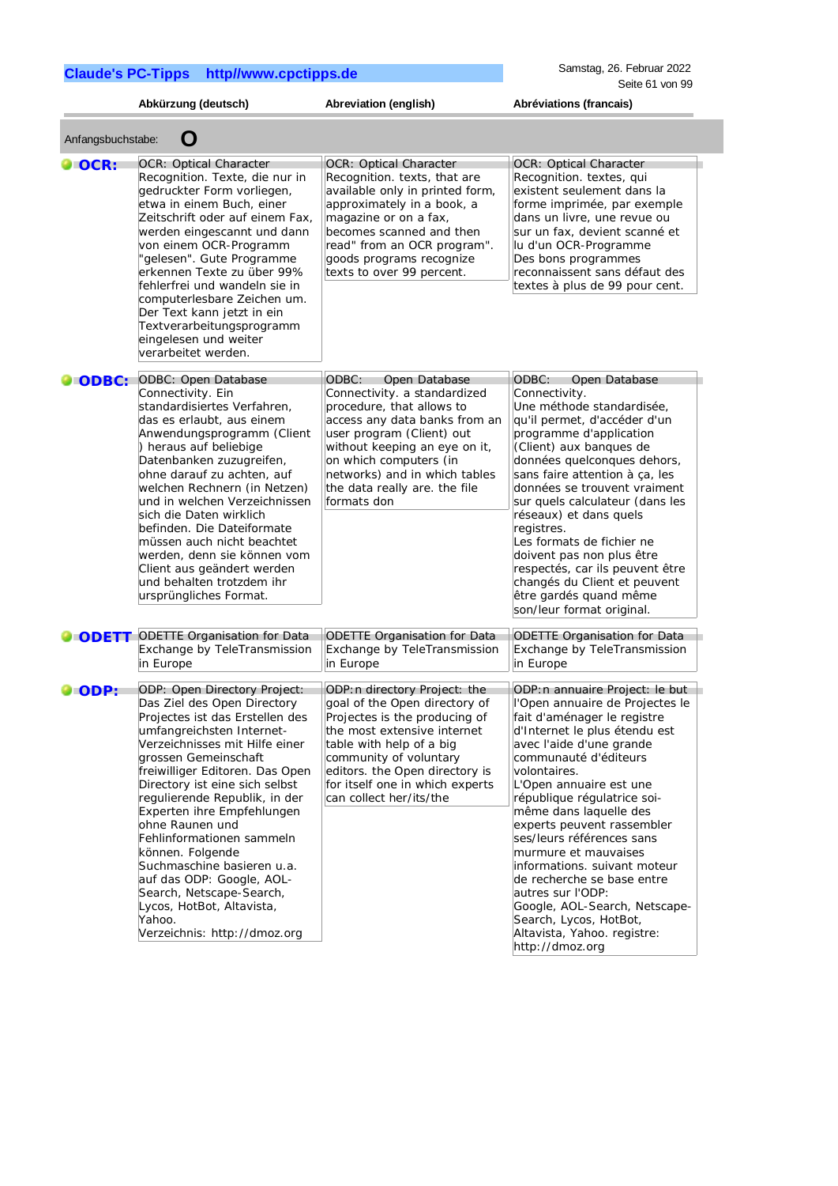| | Abkürzung (deutsch) | Abreviation (english) | Abréviations (francais) |
|---|---|---|---|
| Anfangsbuchstabe: **O** | | | |
| **OCR:** | OCR: Optical Character Recognition. Texte, die nur in gedruckter Form vorliegen, etwa in einem Buch, einer Zeitschrift oder auf einem Fax, werden eingescannt und dann von einem OCR-Programm "gelesen". Gute Programme erkennen Texte zu über 99% fehlerfrei und wandeln sie in computerlesbare Zeichen um. Der Text kann jetzt in ein Textverarbeitungsprogramm eingelesen und weiter verarbeitet werden. | OCR: Optical Character Recognition. texts, that are available only in printed form, approximately in a book, a magazine or on a fax, becomes scanned and then read" from an OCR program". goods programs recognize texts to over 99 percent. | OCR: Optical Character Recognition. textes, qui existent seulement dans la forme imprimée, par exemple dans un livre, une revue ou sur un fax, devient scanné et lu d'un OCR-Programme Des bons programmes reconnaissent sans défaut des textes à plus de 99 pour cent. |
| **ODBC:** | ODBC: Open Database Connectivity. Ein standardisiertes Verfahren, das es erlaubt, aus einem Anwendungsprogramm (Client ) heraus auf beliebige Datenbanken zuzugreifen, ohne darauf zu achten, auf welchen Rechnern (in Netzen) und in welchen Verzeichnissen sich die Daten wirklich befinden. Die Dateiformate müssen auch nicht beachtet werden, denn sie können vom Client aus geändert werden und behalten trotzdem ihr ursprüngliches Format. | ODBC: Open Database Connectivity. a standardized procedure, that allows to access any data banks from an user program (Client) out without keeping an eye on it, on which computers (in networks) and in which tables the data really are. the file formats don | ODBC: Open Database Connectivity. Une méthode standardisée, qu'il permet, d'accéder d'un programme d'application (Client) aux banques de données quelconques dehors, sans faire attention à ça, les données se trouvent vraiment sur quels calculateur (dans les réseaux) et dans quels registres. Les formats de fichier ne doivent pas non plus être respectés, car ils peuvent être changés du Client et peuvent être gardés quand même son/leur format original. |
| **ODETT** | ODETTE Organisation for Data Exchange by TeleTransmission in Europe | ODETTE Organisation for Data Exchange by TeleTransmission in Europe | ODETTE Organisation for Data Exchange by TeleTransmission in Europe |
| **ODP:** | ODP: Open Directory Project: Das Ziel des Open Directory Projectes ist das Erstellen des umfangreichsten Internet-Verzeichnisses mit Hilfe einer grossen Gemeinschaft freiwilliger Editoren. Das Open Directory ist eine sich selbst regulierende Republik, in der Experten ihre Empfehlungen ohne Raunen und Fehlinformationen sammeln können. Folgende Suchmaschine basieren u.a. auf das ODP: Google, AOL-Search, Netscape-Search, Lycos, HotBot, Altavista, Yahoo. Verzeichnis: http://dmoz.org | ODP:n directory Project: the goal of the Open directory of Projectes is the producing of the most extensive internet table with help of a big community of voluntary editors. the Open directory is for itself one in which experts can collect her/its/the | ODP:n annuaire Project: le but l'Open annuaire de Projectes le fait d'aménager le registre d'Internet le plus étendu est avec l'aide d'une grande communauté d'éditeurs volontaires. L'Open annuaire est une république régulatrice soi-même dans laquelle des experts peuvent rassembler ses/leurs références sans murmure et mauvaises informations. suivant moteur de recherche se base entre autres sur l'ODP: Google, AOL-Search, Netscape-Search, Lycos, HotBot, Altavista, Yahoo. registre: http://dmoz.org |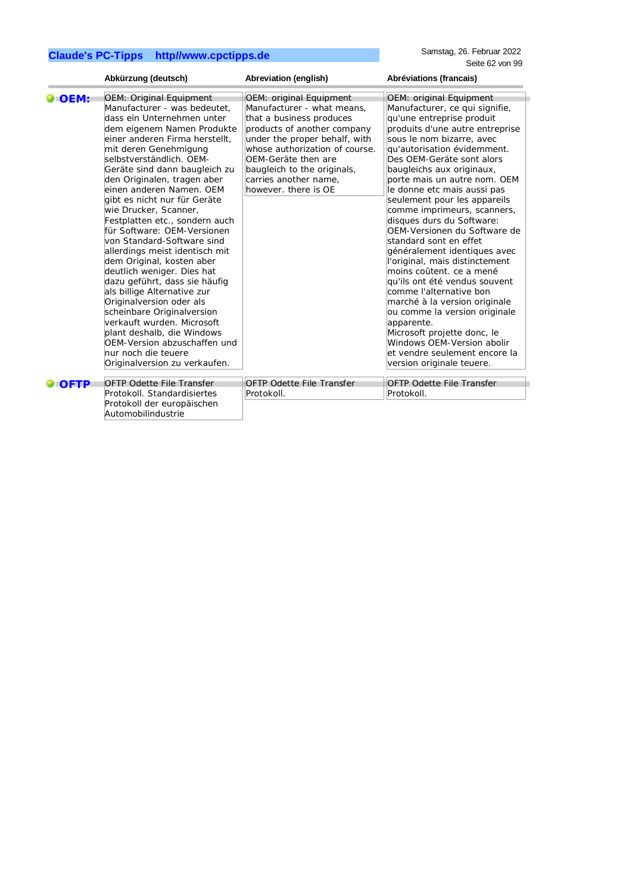| | Abkürzung (deutsch) | Abreviation (english) | Abréviations (francais) |
|---|---|---|---|
| **OEM:** | OEM: Original Equipment Manufacturer - was bedeutet, dass ein Unternehmen unter dem eigenem Namen Produkte einer anderen Firma herstellt, mit deren Genehmigung selbstverständlich. OEM-Geräte sind dann baugleich zu den Originalen, tragen aber einen anderen Namen. OEM gibt es nicht nur für Geräte wie Drucker, Scanner, Festplatten etc., sondern auch für Software: OEM-Versionen von Standard-Software sind allerdings meist identisch mit dem Original, kosten aber deutlich weniger. Dies hat dazu geführt, dass sie häufig als billige Alternative zur Originalversion oder als scheinbare Originalversion verkauft wurden. Microsoft plant deshalb, die Windows OEM-Version abzuschaffen und nur noch die teuere Originalversion zu verkaufen. | OEM: original Equipment Manufacturer - what means, that a business produces products of another company under the proper behalf, with whose authorization of course. OEM-Geräte then are baugleich to the originals, carries another name, however. there is OE | OEM: original Equipment Manufacturer, ce qui signifie, qu'une entreprise produit produits d'une autre entreprise sous le nom bizarre, avec qu'autorisation évidemment. Des OEM-Geräte sont alors baugleichs aux originaux, porte mais un autre nom. OEM le donne etc mais aussi pas seulement pour les appareils comme imprimeurs, scanners, disques durs du Software: OEM-Versionen du Software de standard sont en effet généralement identiques avec l'original, mais distinctement moins coûtent. ce a mené qu'ils ont été vendus souvent comme l'alternative bon marché à la version originale ou comme la version originale apparente.<br>Microsoft projette donc, le Windows OEM-Version abolir et vendre seulement encore la version originale teuere. |
| **OFTP** | OFTP Odette File Transfer Protokoll. Standardisiertes Protokoll der europäischen Automobilindustrie | OFTP Odette File Transfer Protokoll. | OFTP Odette File Transfer Protokoll. |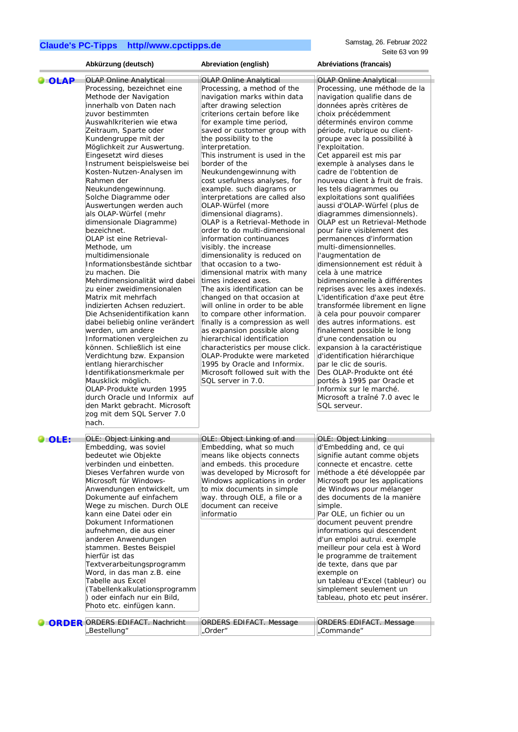| | Abkürzung (deutsch) | Abreviation (english) | Abréviations (francais) |
|---|---|---|---|
| **OLAP** | OLAP Online Analytical Processing, bezeichnet eine Methode der Navigation innerhalb von Daten nach zuvor bestimmten Auswahlkriterien wie etwa Zeitraum, Sparte oder Kundengruppe mit der Möglichkeit zur Auswertung. Eingesetzt wird dieses Instrument beispielsweise bei Kosten-Nutzen-Analysen im Rahmen der Neukundengewinnung. Solche Diagramme oder Auswertungen werden auch als OLAP-Würfel (mehr dimensionale Diagramme) bezeichnet. OLAP ist eine Retrieval-Methode, um multidimensionale Informationsbestände sichtbar zu machen. Die Mehrdimensionalität wird dabei zu einer zweidimensionalen Matrix mit mehrfach indizierten Achsen reduziert. Die Achsenidentifikation kann dabei beliebig online verändert werden, um andere Informationen vergleichen zu können. Schließlich ist eine Verdichtung bzw. Expansion entlang hierarchischer Identifikationsmerkmale per Mausklick möglich. OLAP-Produkte wurden 1995 durch Oracle und Informix auf den Markt gebracht. Microsoft zog mit dem SQL Server 7.0 nach. | OLAP Online Analytical Processing, a method of the navigation marks within data after drawing selection criterions certain before like for example time period, saved or customer group with the possibility to the interpretation. This instrument is used in the border of the Neukundengewinnung with cost usefulness analyses, for example. such diagrams or interpretations are called also OLAP-Würfel (more dimensional diagrams). OLAP is a Retrieval-Methode in order to do multi-dimensional information continuances visibly. the increase dimensionality is reduced on that occasion to a two-dimensional matrix with many times indexed axes. The axis identification can be changed on that occasion at will online in order to be able to compare other information. finally is a compression as well as expansion possible along hierarchical identification characteristics per mouse click. OLAP-Produkte were marketed 1995 by Oracle and Informix. Microsoft followed suit with the SQL server in 7.0. | OLAP Online Analytical Processing, une méthode de la navigation qualifie dans de données après critères de choix précédemment déterminés environ comme période, rubrique ou client-groupe avec la possibilité à l'exploitation. Cet appareil est mis par exemple à analyses dans le cadre de l'obtention de nouveau client à fruit de frais. les tels diagrammes ou exploitations sont qualifiées aussi d'OLAP-Würfel (plus de diagrammes dimensionnels). OLAP est un Retrieval-Methode pour faire visiblement des permanences d'information multi-dimensionnelles. l'augmentation de dimensionnement est réduit à cela à une matrice bidimensionnelle à différentes reprises avec les axes indexés. L'identification d'axe peut être transformée librement en ligne à cela pour pouvoir comparer des autres informations. est finalement possible le long d'une condensation ou expansion à la caractéristique d'identification hiérarchique par le clic de souris. Des OLAP-Produkte ont été portés à 1995 par Oracle et Informix sur le marché. Microsoft a traîné 7.0 avec le SQL serveur. |
| **OLE:** | OLE: Object Linking and Embedding, was soviel bedeutet wie Objekte verbinden und einbetten. Dieses Verfahren wurde von Microsoft für Windows-Anwendungen entwickelt, um Dokumente auf einfachem Wege zu mischen. Durch OLE kann eine Datei oder ein Dokument Informationen aufnehmen, die aus einer anderen Anwendungen stammen. Bestes Beispiel hierfür ist das Textverarbeitungsprogramm Word, in das man z.B. eine Tabelle aus Excel (Tabellenkalkulationsprogramm) oder einfach nur ein Bild, Photo etc. einfügen kann. | OLE: Object Linking of and Embedding, what so much means like objects connects and embeds. this procedure was developed by Microsoft for Windows applications in order to mix documents in simple way. through OLE, a file or a document can receive informatio | OLE: Object Linking d'Embedding and, ce qui signifie autant comme objets connecte et encastre. cette méthode a été développée par Microsoft pour les applications de Windows pour mélanger des documents de la manière simple. Par OLE, un fichier ou un document peuvent prendre informations qui descendent d'un emploi autrui. exemple meilleur pour cela est à Word le programme de traitement de texte, dans que par exemple on un tableau d'Excel (tableur) ou simplement seulement un tableau, photo etc peut insérer. |
| **ORDER** | ORDERS EDIFACT. Nachricht „Bestellung" | ORDERS EDIFACT. Message „Order" | ORDERS EDIFACT. Message „Commande" |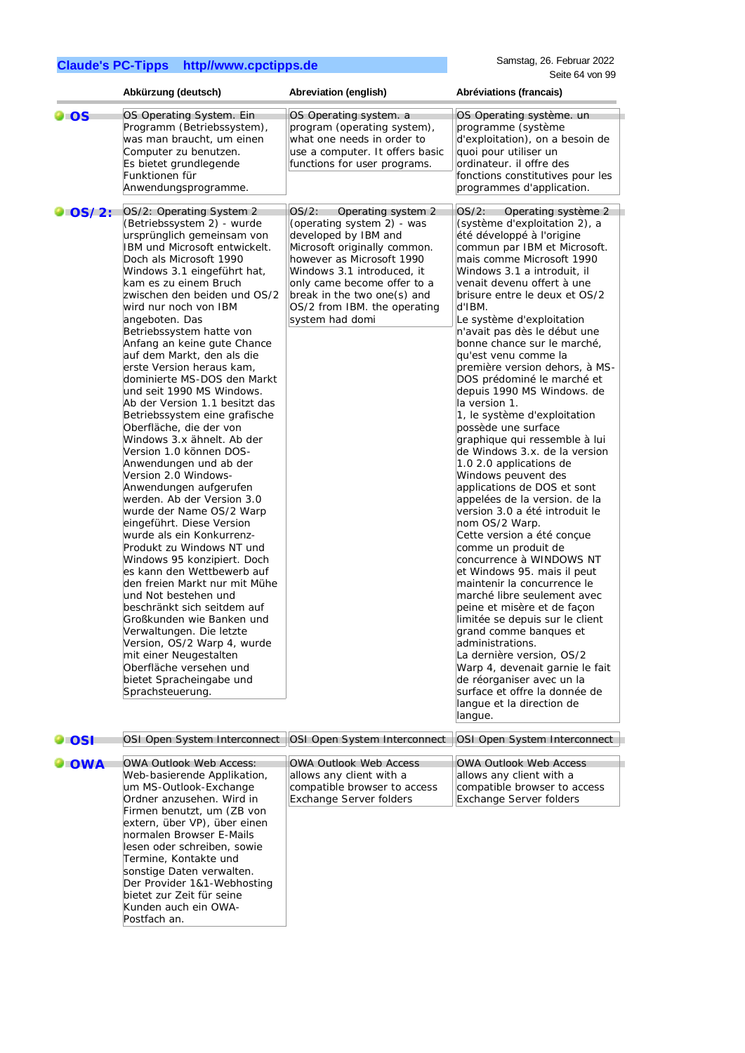| | Abkürzung (deutsch) | Abreviation (english) | Abréviations (francais) |
|---|---|---|---|
| **OS** | OS Operating System. Ein Programm (Betriebssystem), was man braucht, um einen Computer zu benutzen. Es bietet grundlegende Funktionen für Anwendungsprogramme. | OS Operating system. a program (operating system), what one needs in order to use a computer. It offers basic functions for user programs. | OS Operating système. un programme (système d'exploitation), on a besoin de quoi pour utiliser un ordinateur. il offre des fonctions constitutives pour les programmes d'application. |
| **OS/ 2:** | OS/2: Operating System 2 (Betriebssystem 2) - wurde ursprünglich gemeinsam von IBM und Microsoft entwickelt. Doch als Microsoft 1990 Windows 3.1 eingeführt hat, kam es zu einem Bruch zwischen den beiden und OS/2 wird nur noch von IBM angeboten. Das Betriebssystem hatte von Anfang an keine gute Chance auf dem Markt, den als die erste Version heraus kam, dominierte MS-DOS den Markt und seit 1990 MS Windows. Ab der Version 1.1 besitzt das Betriebssystem eine grafische Oberfläche, die der von Windows 3.x ähnelt. Ab der Version 1.0 können DOS-Anwendungen und ab der Version 2.0 Windows-Anwendungen aufgerufen werden. Ab der Version 3.0 wurde der Name OS/2 Warp eingeführt. Diese Version wurde als ein Konkurrenz-Produkt zu Windows NT und Windows 95 konzipiert. Doch es kann den Wettbewerb auf den freien Markt nur mit Mühe und Not bestehen und beschränkt sich seitdem auf Großkunden wie Banken und Verwaltungen. Die letzte Version, OS/2 Warp 4, wurde mit einer Neugestalten Oberfläche versehen und bietet Spracheingabe und Sprachsteuerung. | OS/2: Operating system 2 (operating system 2) - was developed by IBM and Microsoft originally common. however as Microsoft 1990 Windows 3.1 introduced, it only came become offer to a break in the two one(s) and OS/2 from IBM. the operating system had domi | OS/2: Operating système 2 (système d'exploitation 2), a été développé à l'origine commun par IBM et Microsoft. mais comme Microsoft 1990 Windows 3.1 a introduit, il venait devenu offert à une brisure entre le deux et OS/2 d'IBM.<br>Le système d'exploitation n'avait pas dès le début une bonne chance sur le marché, qu'est venu comme la première version dehors, à MS-DOS prédominé le marché et depuis 1990 MS Windows. de la version 1.<br>1, le système d'exploitation possède une surface graphique qui ressemble à lui de Windows 3.x. de la version 1.0 2.0 applications de Windows peuvent des applications de DOS et sont appelées de la version. de la version 3.0 a été introduit le nom OS/2 Warp.<br>Cette version a été conçue comme un produit de concurrence à WINDOWS NT et Windows 95. mais il peut maintenir la concurrence le marché libre seulement avec peine et misère et de façon limitée se depuis sur le client grand comme banques et administrations.<br>La dernière version, OS/2 Warp 4, devenait garnie le fait de réorganiser avec un la surface et offre la donnée de langue et la direction de langue. |
| **OSI** | OSI Open System Interconnect | OSI Open System Interconnect | OSI Open System Interconnect |
| **OWA** | OWA Outlook Web Access: Web-basierende Applikation, um MS-Outlook-Exchange Ordner anzusehen. Wird in Firmen benutzt, um (ZB von extern, über VP), über einen normalen Browser E-Mails lesen oder schreiben, sowie Termine, Kontakte und sonstige Daten verwalten. Der Provider 1&1-Webhosting bietet zur Zeit für seine Kunden auch ein OWA-Postfach an. | OWA Outlook Web Access allows any client with a compatible browser to access Exchange Server folders | OWA Outlook Web Access allows any client with a compatible browser to access Exchange Server folders |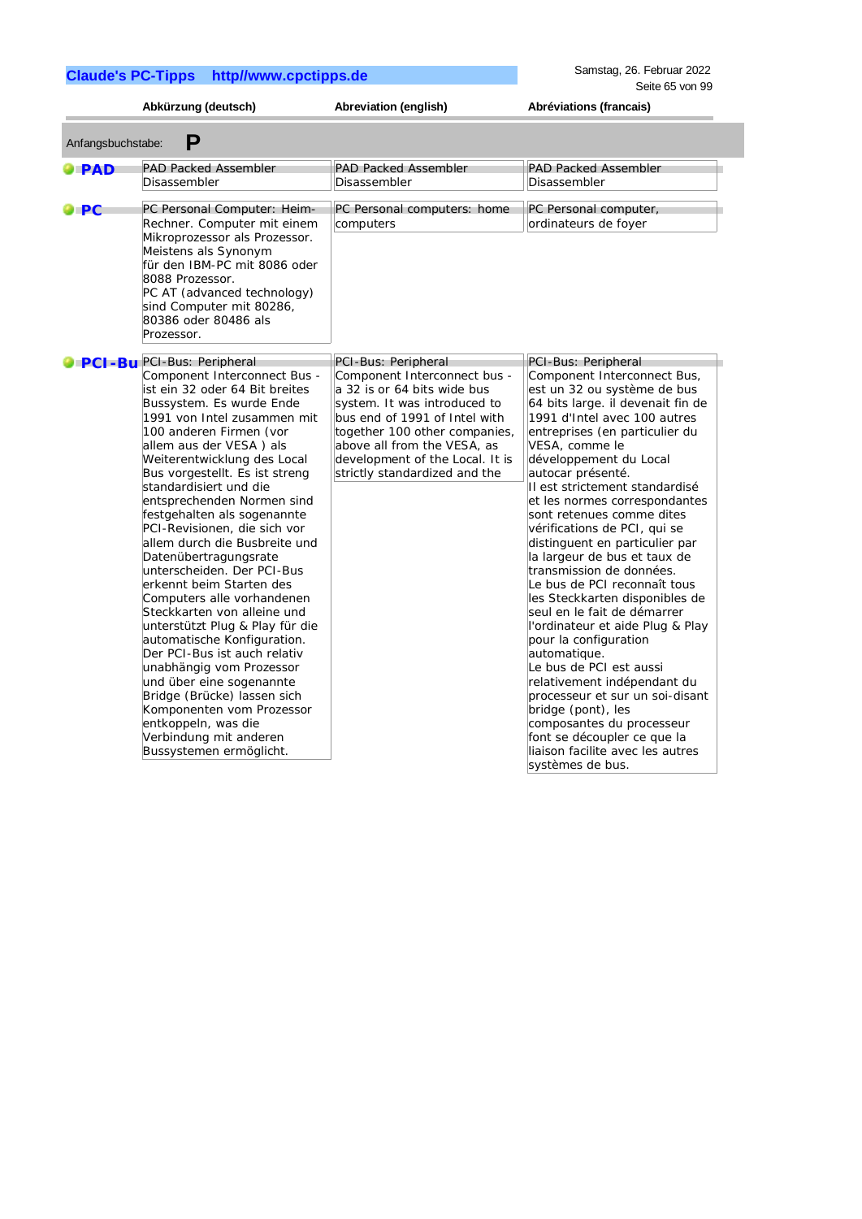| | Abkürzung (deutsch) | Abreviation (english) | Abréviations (francais) |
|---|---|---|---|
| **Anfangsbuchstabe: P** | | | |
| **PAD** | PAD Packed Assembler Disassembler | PAD Packed Assembler Disassembler | PAD Packed Assembler Disassembler |
| **PC** | PC Personal Computer: Heim-Rechner. Computer mit einem Mikroprozessor als Prozessor. Meistens als Synonym für den IBM-PC mit 8086 oder 8088 Prozessor. PC AT (advanced technology) sind Computer mit 80286, 80386 oder 80486 als Prozessor. | PC Personal computers: home computers | PC Personal computer, ordinateurs de foyer |
| **PCI-Bu** | PCI-Bus: Peripheral Component Interconnect Bus - ist ein 32 oder 64 Bit breites Bussystem. Es wurde Ende 1991 von Intel zusammen mit 100 anderen Firmen (vor allem aus der VESA ) als Weiterentwicklung des Local Bus vorgestellt. Es ist streng standardisiert und die entsprechenden Normen sind festgehalten als sogenannte PCI-Revisionen, die sich vor allem durch die Busbreite und Datenübertragungsrate unterscheiden. Der PCI-Bus erkennt beim Starten des Computers alle vorhandenen Steckkarten von alleine und unterstützt Plug & Play für die automatische Konfiguration. Der PCI-Bus ist auch relativ unabhängig vom Prozessor und über eine sogenannte Bridge (Brücke) lassen sich Komponenten vom Prozessor entkoppeln, was die Verbindung mit anderen Bussystemen ermöglicht. | PCI-Bus: Peripheral Component Interconnect bus - a 32 is or 64 bits wide bus system. It was introduced to bus end of 1991 of Intel with together 100 other companies, above all from the VESA, as development of the Local. It is strictly standardized and the | PCI-Bus: Peripheral Component Interconnect Bus, est un 32 ou système de bus 64 bits large. il devenait fin de 1991 d'Intel avec 100 autres entreprises (en particulier du VESA, comme le développement du Local autocar présenté. Il est strictement standardisé et les normes correspondantes sont retenues comme dites vérifications de PCI, qui se distinguent en particulier par la largeur de bus et taux de transmission de données. Le bus de PCI reconnaît tous les Steckkarten disponibles de seul en le fait de démarrer l'ordinateur et aide Plug & Play pour la configuration automatique. Le bus de PCI est aussi relativement indépendant du processeur et sur un soi-disant bridge (pont), les composantes du processeur font se découpler ce que la liaison facilite avec les autres systèmes de bus. |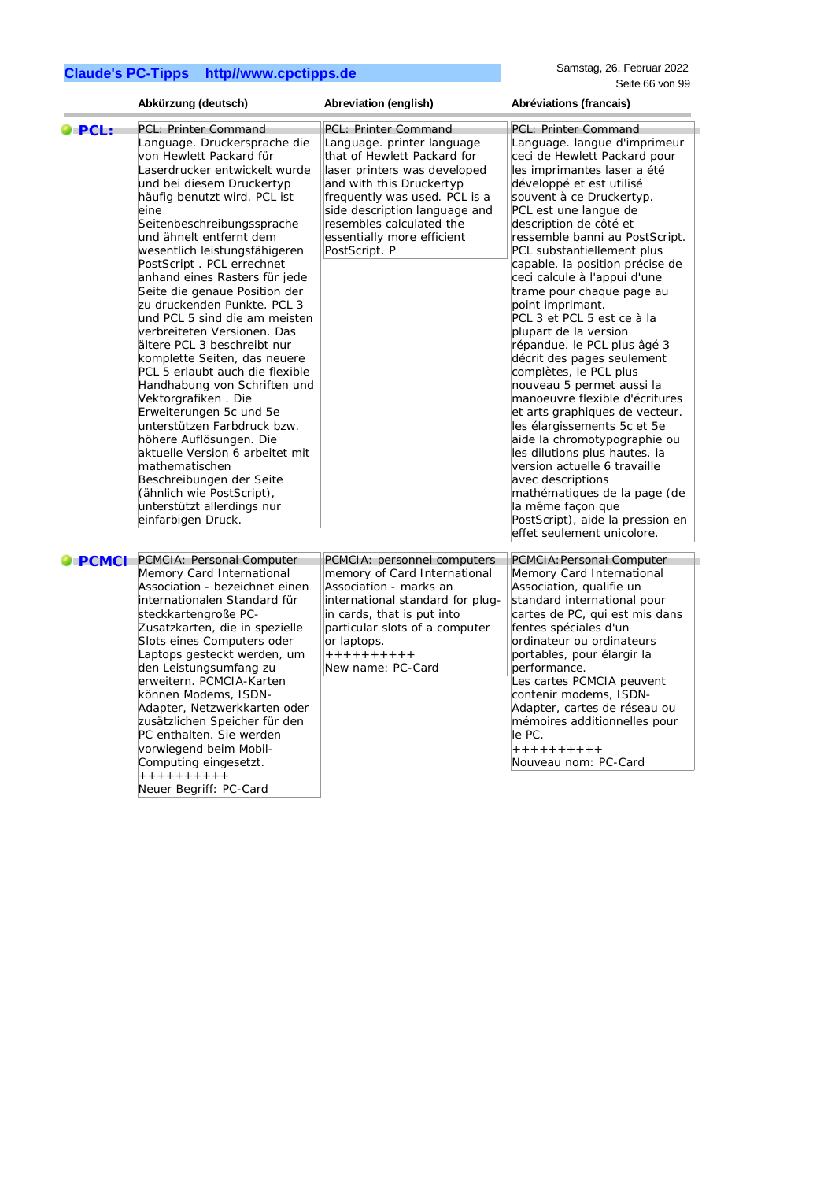| | Abkürzung (deutsch) | Abreviation (english) | Abréviations (francais) |
|---|---|---|---|
| **PCL:** | PCL: Printer Command Language. Druckersprache die von Hewlett Packard für Laserdrucker entwickelt wurde und bei diesem Druckertyp häufig benutzt wird. PCL ist eine Seitenbeschreibungssprache und ähnelt entfernt dem wesentlich leistungsfähigeren PostScript . PCL errechnet anhand eines Rasters für jede Seite die genaue Position der zu druckenden Punkte. PCL 3 und PCL 5 sind die am meisten verbreiteten Versionen. Das ältere PCL 3 beschreibt nur komplette Seiten, das neuere PCL 5 erlaubt auch die flexible Handhabung von Schriften und Vektorgrafiken . Die Erweiterungen 5c und 5e unterstützen Farbdruck bzw. höhere Auflösungen. Die aktuelle Version 6 arbeitet mit mathematischen Beschreibungen der Seite (ähnlich wie PostScript), unterstützt allerdings nur einfarbigen Druck. | PCL: Printer Command Language. printer language that of Hewlett Packard for laser printers was developed and with this Druckertyp frequently was used. PCL is a side description language and resembles calculated the essentially more efficient PostScript. P | PCL: Printer Command Language. langue d'imprimeur ceci de Hewlett Packard pour les imprimantes laser a été développé et est utilisé souvent à ce Druckertyp. PCL est une langue de description de côté et ressemble banni au PostScript. PCL substantiellement plus capable, la position précise de ceci calcule à l'appui d'une trame pour chaque page au point imprimant. PCL 3 et PCL 5 est ce à la plupart de la version répandue. le PCL plus âgé 3 décrit des pages seulement complètes, le PCL plus nouveau 5 permet aussi la manoeuvre flexible d'écritures et arts graphiques de vecteur. les élargissements 5c et 5e aide la chromotypographie ou les dilutions plus hautes. la version actuelle 6 travaille avec descriptions mathématiques de la page (de la même façon que PostScript), aide la pression en effet seulement unicolore. |
| **PCMCI** | PCMCIA: Personal Computer Memory Card International Association - bezeichnet einen internationalen Standard für steckkartengroße PC-Zusatzkarten, die in spezielle Slots eines Computers oder Laptops gesteckt werden, um den Leistungsumfang zu erweitern. PCMCIA-Karten können Modems, ISDN-Adapter, Netzwerkkarten oder zusätzlichen Speicher für den PC enthalten. Sie werden vorwiegend beim Mobil-Computing eingesetzt. ++++++++++ Neuer Begriff: PC-Card | PCMCIA: personnel computers memory of Card International Association - marks an international standard for plug-in cards, that is put into particular slots of a computer or laptops. ++++++++++ New name: PC-Card | PCMCIA:Personal Computer Memory Card International Association, qualifie un standard international pour cartes de PC, qui est mis dans fentes spéciales d'un ordinateur ou ordinateurs portables, pour élargir la performance. Les cartes PCMCIA peuvent contenir modems, ISDN-Adapter, cartes de réseau ou mémoires additionnelles pour le PC. ++++++++++ Nouveau nom: PC-Card |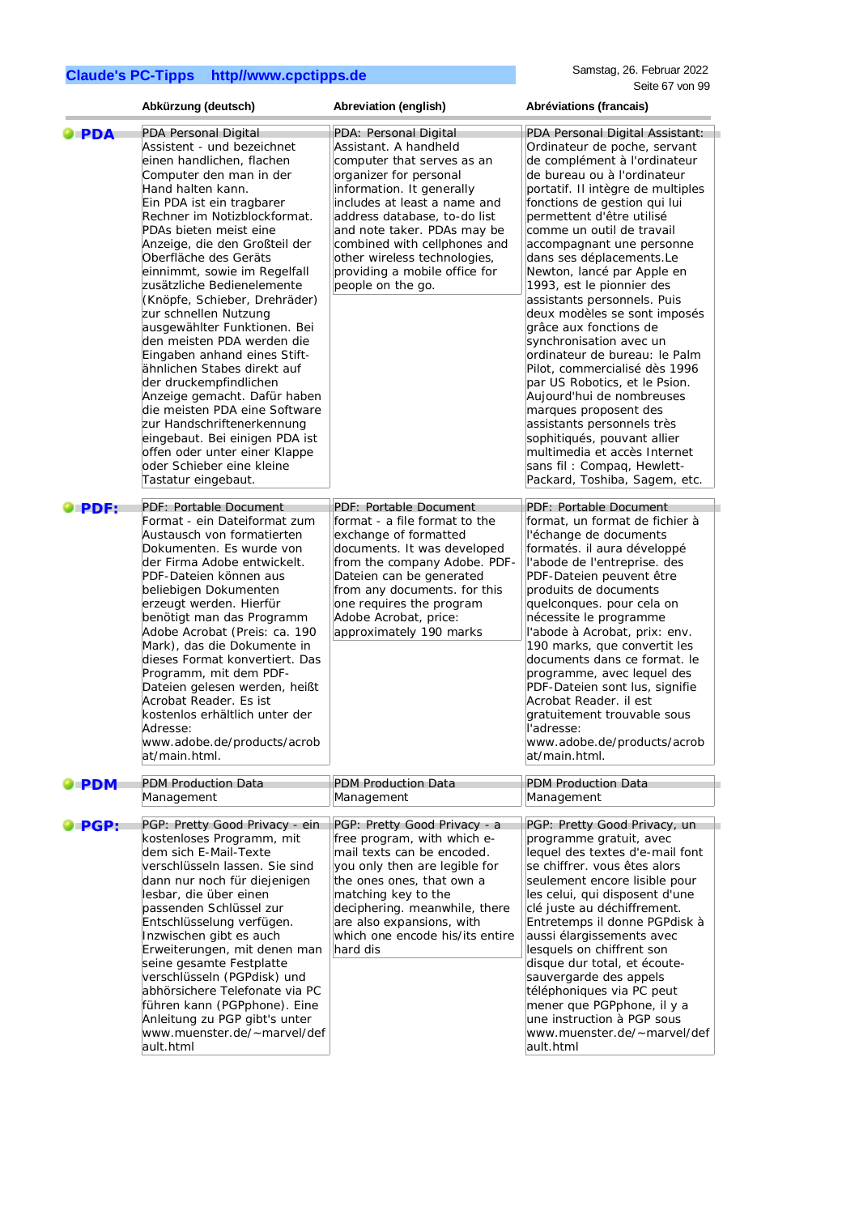| | Abkürzung (deutsch) | Abreviation (english) | Abréviations (francais) |
|---|---|---|---|
| **PDA** | PDA Personal Digital Assistent - und bezeichnet einen handlichen, flachen Computer den man in der Hand halten kann. Ein PDA ist ein tragbarer Rechner im Notizblockformat. PDAs bieten meist eine Anzeige, die den Großteil der Oberfläche des Geräts einnimmt, sowie im Regelfall zusätzliche Bedienelemente (Knöpfe, Schieber, Drehräder) zur schnellen Nutzung ausgewählter Funktionen. Bei den meisten PDA werden die Eingaben anhand eines Stift-ähnlichen Stabes direkt auf der druckempfindlichen Anzeige gemacht. Dafür haben die meisten PDA eine Software zur Handschriftenerkennung eingebaut. Bei einigen PDA ist offen oder unter einer Klappe oder Schieber eine kleine Tastatur eingebaut. | PDA: Personal Digital Assistant. A handheld computer that serves as an organizer for personal information. It generally includes at least a name and address database, to-do list and note taker. PDAs may be combined with cellphones and other wireless technologies, providing a mobile office for people on the go. | PDA Personal Digital Assistant: Ordinateur de poche, servant de complément à l'ordinateur de bureau ou à l'ordinateur portatif. Il intègre de multiples fonctions de gestion qui lui permettent d'être utilisé comme un outil de travail accompagnant une personne dans ses déplacements.Le Newton, lancé par Apple en 1993, est le pionnier des assistants personnels. Puis deux modèles se sont imposés grâce aux fonctions de synchronisation avec un ordinateur de bureau: le Palm Pilot, commercialisé dès 1996 par US Robotics, et le Psion. Aujourd'hui de nombreuses marques proposent des assistants personnels très sophistiqués, pouvant allier multimedia et accès Internet sans fil : Compaq, Hewlett-Packard, Toshiba, Sagem, etc. |
| **PDF:** | PDF: Portable Document Format - ein Dateiformat zum Austausch von formatierten Dokumenten. Es wurde von der Firma Adobe entwickelt. PDF-Dateien können aus beliebigen Dokumenten erzeugt werden. Hierfür benötigt man das Programm Adobe Acrobat (Preis: ca. 190 Mark), das die Dokumente in dieses Format konvertiert. Das Programm, mit dem PDF-Dateien gelesen werden, heißt Acrobat Reader. Es ist kostenlos erhältlich unter der Adresse: www.adobe.de/products/acrobat/main.html. | PDF: Portable Document format - a file format to the exchange of formatted documents. It was developed from the company Adobe. PDF-Dateien can be generated from any documents. for this one requires the program Adobe Acrobat, price: approximately 190 marks | PDF: Portable Document format, un format de fichier à l'échange de documents formatés. il aura développé l'abode de l'entreprise. des PDF-Dateien peuvent être produits de documents quelconques. pour cela on nécessite le programme l'abode à Acrobat, prix: env. 190 marks, que convertit les documents dans ce format. le programme, avec lequel des PDF-Dateien sont lus, signifie Acrobat Reader. il est gratuitement trouvable sous l'adresse: www.adobe.de/products/acrobat/main.html. |
| **PDM** | PDM Production Data Management | PDM Production Data Management | PDM Production Data Management |
| **PGP:** | PGP: Pretty Good Privacy - ein kostenloses Programm, mit dem sich E-Mail-Texte verschlüsseln lassen. Sie sind dann nur noch für diejenigen lesbar, die über einen passenden Schlüssel zur Entschlüsselung verfügen. Inzwischen gibt es auch Erweiterungen, mit denen man seine gesamte Festplatte verschlüsseln (PGPdisk) und abhörsichere Telefonate via PC führen kann (PGPphone). Eine Anleitung zu PGP gibt's unter www.muenster.de/~marvel/default.html | PGP: Pretty Good Privacy - a free program, with which e-mail texts can be encoded. you only then are legible for the ones ones, that own a matching key to the deciphering. meanwhile, there are also expansions, with which one encode his/its entire hard dis | PGP: Pretty Good Privacy, un programme gratuit, avec lequel des textes d'e-mail font se chiffrer. vous êtes alors seulement encore lisible pour les celui, qui disposent d'une clé juste au déchiffrement. Entretemps il donne PGPdisk à aussi élargissements avec lesquels on chiffrent son disque dur total, et écoute-sauvergarde des appels téléphoniques via PC peut mener que PGPphone, il y a une instruction à PGP sous www.muenster.de/~marvel/default.html |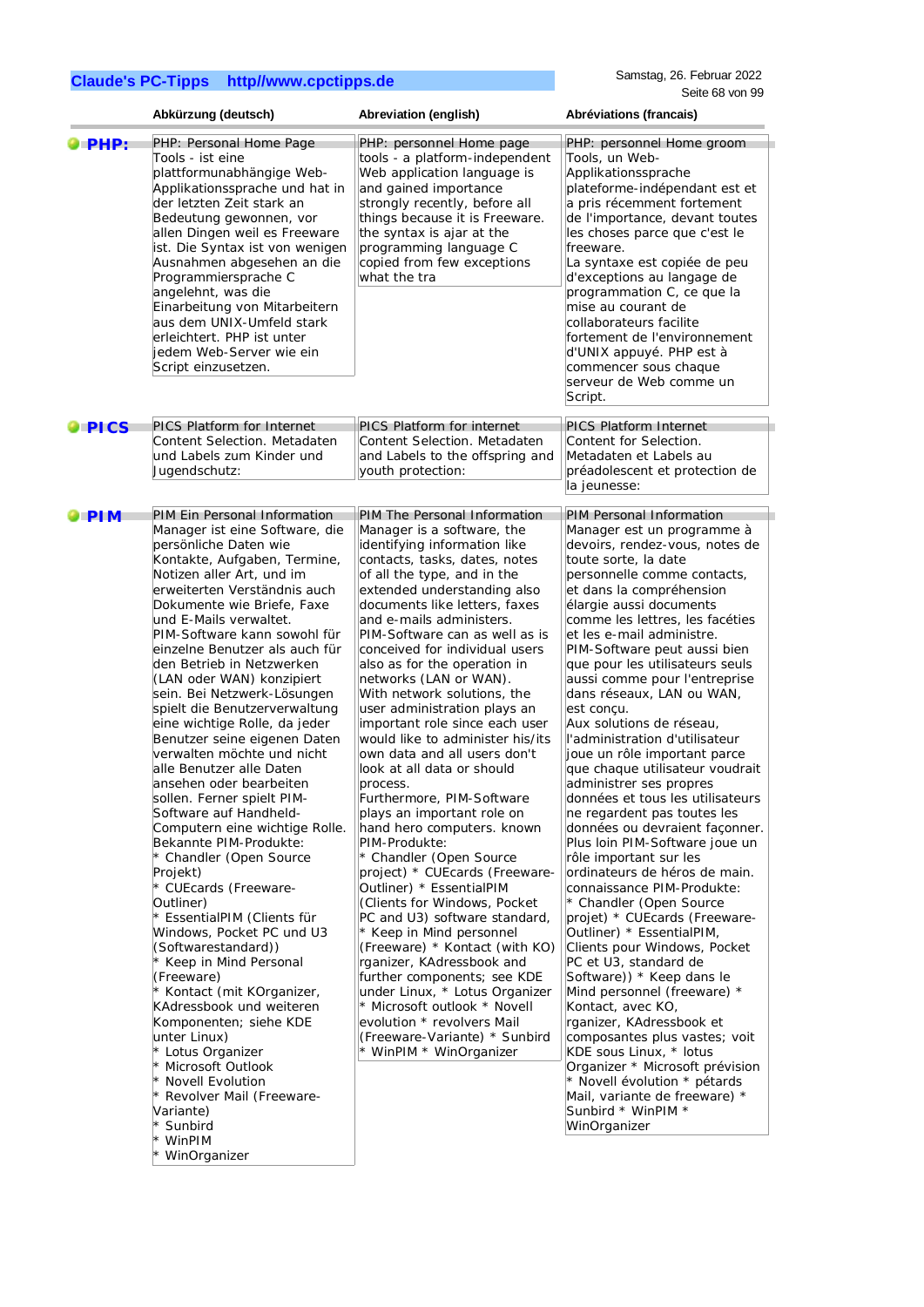| | Abkürzung (deutsch) | Abreviation (english) | Abréviations (francais) |
|---|---|---|---|
| **PHP:** | PHP: Personal Home Page Tools - ist eine plattformunabhängige Web-Applikationssprache und hat in der letzten Zeit stark an Bedeutung gewonnen, vor allen Dingen weil es Freeware ist. Die Syntax ist von wenigen Ausnahmen abgesehen an die Programmiersprache C angelehnt, was die Einarbeitung von Mitarbeitern aus dem UNIX-Umfeld stark erleichtert. PHP ist unter jedem Web-Server wie ein Script einzusetzen. | PHP: personnel Home page tools - a platform-independent Web application language is and gained importance strongly recently, before all things because it is Freeware. the syntax is ajar at the programming language C copied from few exceptions what the tra | PHP: personnel Home groom Tools, un Web-Applikationssprache plateforme-indépendant est et a pris récemment fortement de l'importance, devant toutes les choses parce que c'est le freeware. La syntaxe est copiée de peu d'exceptions au langage de programmation C, ce que la mise au courant de collaborateurs facilite fortement de l'environnement d'UNIX appuyé. PHP est à commencer sous chaque serveur de Web comme un Script. |
| **PICS** | PICS Platform for Internet Content Selection. Metadaten und Labels zum Kinder und Jugendschutz: | PICS Platform for internet Content Selection. Metadaten and Labels to the offspring and youth protection: | PICS Platform Internet Content for Selection. Metadaten et Labels au préadolescent et protection de la jeunesse: |
| **PIM** | PIM Ein Personal Information Manager ist eine Software, die persönliche Daten wie Kontakte, Aufgaben, Termine, Notizen aller Art, und im erweiterten Verständnis auch Dokumente wie Briefe, Faxe und E-Mails verwaltet. PIM-Software kann sowohl für einzelne Benutzer als auch für den Betrieb in Netzwerken (LAN oder WAN) konzipiert sein. Bei Netzwerk-Lösungen spielt die Benutzerverwaltung eine wichtige Rolle, da jeder Benutzer seine eigenen Daten verwalten möchte und nicht alle Benutzer alle Daten ansehen oder bearbeiten sollen. Ferner spielt PIM-Software auf Handheld-Computern eine wichtige Rolle. Bekannte PIM-Produkte: * Chandler (Open Source Projekt) * CUEcards (Freeware-Outliner) * EssentialPIM (Clients für Windows, Pocket PC und U3 (Softwarestandard)) * Keep in Mind Personal (Freeware) * Kontact (mit KOrganizer, KAdressbook und weiteren Komponenten; siehe KDE unter Linux) * Lotus Organizer * Microsoft Outlook * Novell Evolution * Revolver Mail (Freeware-Variante) * Sunbird * WinPIM * WinOrganizer | PIM The Personal Information Manager is a software, the identifying information like contacts, tasks, dates, notes of all the type, and in the extended understanding also documents like letters, faxes and e-mails administers. PIM-Software can as well as is conceived for individual users also as for the operation in networks (LAN or WAN). With network solutions, the user administration plays an important role since each user would like to administer his/its own data and all users don't look at all data or should process. Furthermore, PIM-Software plays an important role on hand hero computers. known PIM-Produkte: * Chandler (Open Source project) * CUEcards (Freeware-Outliner) * EssentialPIM (Clients for Windows, Pocket PC and U3) software standard, * Keep in Mind personnel (Freeware) * Kontact (with KO) rganizer, KAdressbook and further components; see KDE under Linux, * Lotus Organizer * Microsoft outlook * Novell evolution * revolvers Mail (Freeware-Variante) * Sunbird * WinPIM * WinOrganizer | PIM Personal Information Manager est un programme à devoirs, rendez-vous, notes de toute sorte, la date personnelle comme contacts, et dans la compréhension élargie aussi documents comme les lettres, les facéties et les e-mail administre. PIM-Software peut aussi bien que pour les utilisateurs seuls aussi comme pour l'entreprise dans réseaux, LAN ou WAN, est conçu. Aux solutions de réseau, l'administration d'utilisateur joue un rôle important parce que chaque utilisateur voudrait administrer ses propres données et tous les utilisateurs ne regardent pas toutes les données ou devraient façonner. Plus loin PIM-Software joue un rôle important sur les ordinateurs de héros de main. connaissance PIM-Produkte: * Chandler (Open Source projet) * CUEcards (Freeware-Outliner) * EssentialPIM, Clients pour Windows, Pocket PC et U3, standard de Software)) * Keep dans le Mind personnel (freeware) * Kontact, avec KO, rganizer, KAdressbook et composantes plus vastes; voit KDE sous Linux, * lotus Organizer * Microsoft prévision * Novell évolution * pétards Mail, variante de freeware) * Sunbird * WinPIM * WinOrganizer |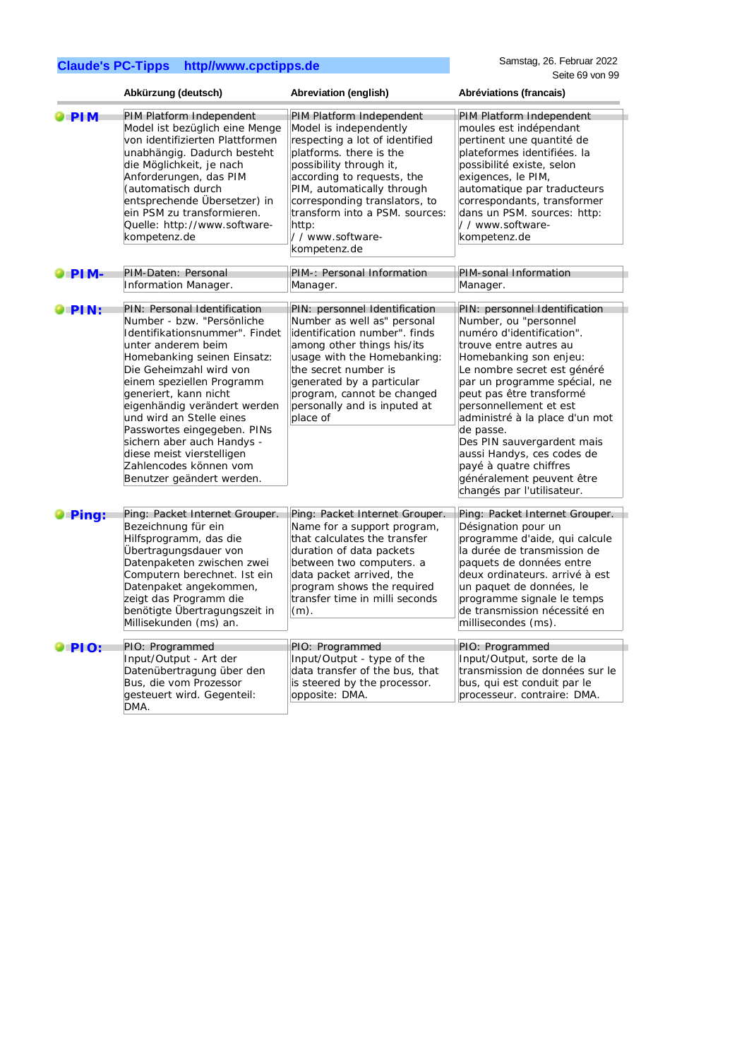| | Abkürzung (deutsch) | Abreviation (english) | Abréviations (francais) |
|---|---|---|---|
| **PIM** | PIM Platform Independent Model ist bezüglich eine Menge von identifizierten Plattformen unabhängig. Dadurch besteht die Möglichkeit, je nach Anforderungen, das PIM (automatisch durch entsprechende Übersetzer) in ein PSM zu transformieren. Quelle: http://www.software-kompetenz.de | PIM Platform Independent Model is independently respecting a lot of identified platforms. there is the possibility through it, according to requests, the PIM, automatically through corresponding translators, to transform into a PSM. sources: http: / / www.software-kompetenz.de | PIM Platform Independent moules est indépendant pertinent une quantité de plateformes identifiées. la possibilité existe, selon exigences, le PIM, automatique par traducteurs correspondants, transformer dans un PSM. sources: http: / / www.software-kompetenz.de |
| **PIM-** | PIM-Daten: Personal Information Manager. | PIM-: Personal Information Manager. | PIM-sonal Information Manager. |
| **PIN:** | PIN: Personal Identification Number - bzw. "Persönliche Identifikationsnummer". Findet unter anderem beim Homebanking seinen Einsatz: Die Geheimzahl wird von einem speziellen Programm generiert, kann nicht eigenhändig verändert werden und wird an Stelle eines Passwortes eingegeben. PINs sichern aber auch Handys - diese meist vierstelligen Zahlencodes können vom Benutzer geändert werden. | PIN: personnel Identification Number as well as" personal identification number". finds among other things his/its usage with the Homebanking: the secret number is generated by a particular program, cannot be changed personally and is inputed at place of | PIN: personnel Identification Number, ou "personnel numéro d'identification". trouve entre autres au Homebanking son enjeu: Le nombre secret est généré par un programme spécial, ne peut pas être transformé personnellement et est administré à la place d'un mot de passe. Des PIN sauvergardent mais aussi Handys, ces codes de payé à quatre chiffres généralement peuvent être changés par l'utilisateur. |
| **Ping:** | Ping: Packet Internet Grouper. Bezeichnung für ein Hilfsprogramm, das die Übertragungsdauer von Datenpaketen zwischen zwei Computern berechnet. Ist ein Datenpaket angekommen, zeigt das Programm die benötigte Übertragungszeit in Millisekunden (ms) an. | Ping: Packet Internet Grouper. Name for a support program, that calculates the transfer duration of data packets between two computers. a data packet arrived, the program shows the required transfer time in milli seconds (m). | Ping: Packet Internet Grouper. Désignation pour un programme d'aide, qui calcule la durée de transmission de paquets de données entre deux ordinateurs. arrivé à est un paquet de données, le programme signale le temps de transmission nécessité en millisecondes (ms). |
| **PIO:** | PIO: Programmed Input/Output - Art der Datenübertragung über den Bus, die vom Prozessor gesteuert wird. Gegenteil: DMA. | PIO: Programmed Input/Output - type of the data transfer of the bus, that is steered by the processor. opposite: DMA. | PIO: Programmed Input/Output, sorte de la transmission de données sur le bus, qui est conduit par le processeur. contraire: DMA. |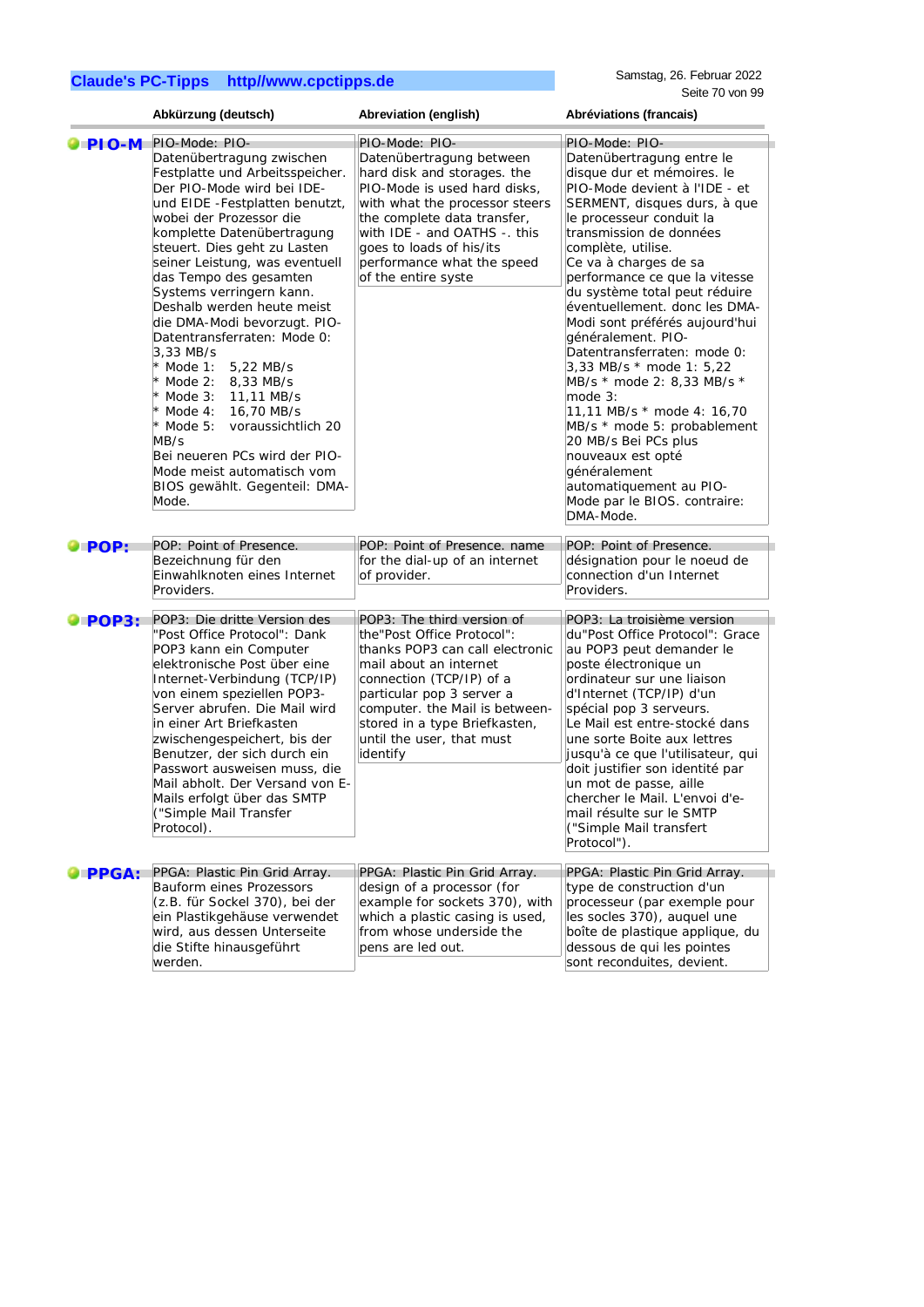| | Abkürzung (deutsch) | Abreviation (english) | Abréviations (francais) |
|---|---|---|---|
| **PIO-M** | PIO-Mode: PIO-Datenübertragung zwischen Festplatte und Arbeitsspeicher. Der PIO-Mode wird bei IDE- und EIDE -Festplatten benutzt, wobei der Prozessor die komplette Datenübertragung steuert. Dies geht zu Lasten seiner Leistung, was eventuell das Tempo des gesamten Systems verringern kann. Deshalb werden heute meist die DMA-Modi bevorzugt. PIO-Datentransferraten: Mode 0: 3,33 MB/s<br>* Mode 1: 5,22 MB/s<br>* Mode 2: 8,33 MB/s<br>* Mode 3: 11,11 MB/s<br>* Mode 4: 16,70 MB/s<br>* Mode 5: voraussichtlich 20 MB/s<br>Bei neueren PCs wird der PIO-Mode meist automatisch vom BIOS gewählt. Gegenteil: DMA-Mode. | PIO-Mode: PIO-Datenübertragung between hard disk and storages. the PIO-Mode is used hard disks, with what the processor steers the complete data transfer, with IDE - and OATHS -. this goes to loads of his/its performance what the speed of the entire syste | PIO-Mode: PIO-Datenübertragung entre le disque dur et mémoires. le PIO-Mode devient à l'IDE - et SERMENT, disques durs, à que le processeur conduit la transmission de données complète, utilise.<br>Ce va à charges de sa performance ce que la vitesse du système total peut réduire éventuellement. donc les DMA-Modi sont préférés aujourd'hui généralement. PIO-Datentransferraten: mode 0: 3,33 MB/s * mode 1: 5,22 MB/s * mode 2: 8,33 MB/s * mode 3:<br>11,11 MB/s * mode 4: 16,70 MB/s * mode 5: probablement 20 MB/s Bei PCs plus nouveaux est opté généralement automatiquement au PIO-Mode par le BIOS. contraire: DMA-Mode. |
| **POP:** | POP: Point of Presence. Bezeichnung für den Einwahlknoten eines Internet Providers. | POP: Point of Presence. name for the dial-up of an internet of provider. | POP: Point of Presence. désignation pour le noeud de connection d'un Internet Providers. |
| **POP3:** | POP3: Die dritte Version des "Post Office Protocol": Dank POP3 kann ein Computer elektronische Post über eine Internet-Verbindung (TCP/IP) von einem speziellen POP3-Server abrufen. Die Mail wird in einer Art Briefkasten zwischengespeichert, bis der Benutzer, der sich durch ein Passwort ausweisen muss, die Mail abholt. Der Versand von E-Mails erfolgt über das SMTP ("Simple Mail Transfer Protocol). | POP3: The third version of the"Post Office Protocol": thanks POP3 can call electronic mail about an internet connection (TCP/IP) of a particular pop 3 server a computer. the Mail is between-stored in a type Briefkasten, until the user, that must identify | POP3: La troisième version du"Post Office Protocol": Grace au POP3 peut demander le poste électronique un ordinateur sur une liaison d'Internet (TCP/IP) d'un spécial pop 3 serveurs.<br>Le Mail est entre-stocké dans une sorte Boite aux lettres jusqu'à ce que l'utilisateur, qui doit justifier son identité par un mot de passe, aille chercher le Mail. L'envoi d'e-mail résulte sur le SMTP ("Simple Mail transfert Protocol"). |
| **PPGA:** | PPGA: Plastic Pin Grid Array. Bauform eines Prozessors (z.B. für Sockel 370), bei der ein Plastikgehäuse verwendet wird, aus dessen Unterseite die Stifte hinausgeführt werden. | PPGA: Plastic Pin Grid Array. design of a processor (for example for sockets 370), with which a plastic casing is used, from whose underside the pens are led out. | PPGA: Plastic Pin Grid Array. type de construction d'un processeur (par exemple pour les socles 370), auquel une boîte de plastique applique, du dessous de qui les pointes sont reconduites, devient. |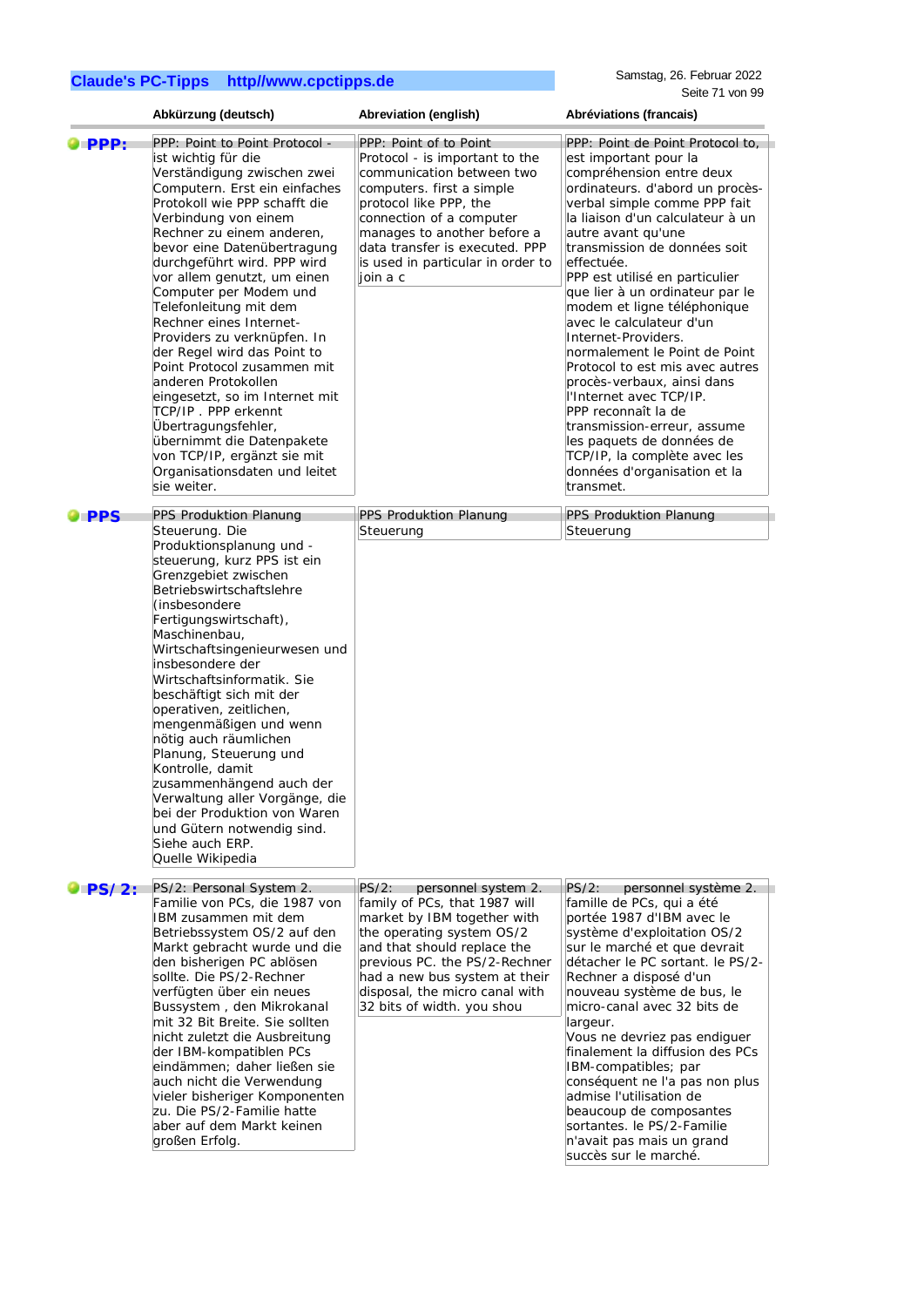| | Abkürzung (deutsch) | Abreviation (english) | Abréviations (francais) |
|---|---|---|---|
| **PPP:** | PPP: Point to Point Protocol - ist wichtig für die Verständigung zwischen zwei Computern. Erst ein einfaches Protokoll wie PPP schafft die Verbindung von einem Rechner zu einem anderen, bevor eine Datenübertragung durchgeführt wird. PPP wird vor allem genutzt, um einen Computer per Modem und Telefonleitung mit dem Rechner eines Internet-Providers zu verknüpfen. In der Regel wird das Point to Point Protocol zusammen mit anderen Protokollen eingesetzt, so im Internet mit TCP/IP . PPP erkennt Übertragungsfehler, übernimmt die Datenpakete von TCP/IP, ergänzt sie mit Organisationsdaten und leitet sie weiter. | PPP: Point of to Point Protocol - is important to the communication between two computers. first a simple protocol like PPP, the connection of a computer manages to another before a data transfer is executed. PPP is used in particular in order to join a c | PPP: Point de Point Protocol to, est important pour la compréhension entre deux ordinateurs. d'abord un procès-verbal simple comme PPP fait la liaison d'un calculateur à un autre avant qu'une transmission de données soit effectuée.<br>PPP est utilisé en particulier que lier à un ordinateur par le modem et ligne téléphonique avec le calculateur d'un Internet-Providers.<br>normalement le Point de Point Protocol to est mis avec autres procès-verbaux, ainsi dans l'Internet avec TCP/IP.<br>PPP reconnaît la de transmission-erreur, assume les paquets de données de TCP/IP, la complète avec les données d'organisation et la transmet. |
| **PPS** | PPS Produktion Planung Steuerung. Die Produktionsplanung und -steuerung, kurz PPS ist ein Grenzgebiet zwischen Betriebswirtschaftslehre (insbesondere Fertigungswirtschaft), Maschinenbau, Wirtschaftsingenieurwesen und insbesondere der Wirtschaftsinformatik. Sie beschäftigt sich mit der operativen, zeitlichen, mengenmäßigen und wenn nötig auch räumlichen Planung, Steuerung und Kontrolle, damit zusammenhängend auch der Verwaltung aller Vorgänge, die bei der Produktion von Waren und Gütern notwendig sind.<br>Siehe auch ERP.<br>Quelle Wikipedia | PPS Produktion Planung Steuerung | PPS Produktion Planung Steuerung |
| **PS/ 2:** | PS/2: Personal System 2. Familie von PCs, die 1987 von IBM zusammen mit dem Betriebssystem OS/2 auf den Markt gebracht wurde und die den bisherigen PC ablösen sollte. Die PS/2-Rechner verfügten über ein neues Bussystem , den Mikrokanal mit 32 Bit Breite. Sie sollten nicht zuletzt die Ausbreitung der IBM-kompatiblen PCs eindämmen; daher ließen sie auch nicht die Verwendung vieler bisheriger Komponenten zu. Die PS/2-Familie hatte aber auf dem Markt keinen großen Erfolg. | PS/2: personnel system 2. family of PCs, that 1987 will market by IBM together with the operating system OS/2 and that should replace the previous PC. the PS/2-Rechner had a new bus system at their disposal, the micro canal with 32 bits of width. you shou | PS/2: personnel système 2. famille de PCs, qui a été portée 1987 d'IBM avec le système d'exploitation OS/2 sur le marché et que devrait détacher le PC sortant. le PS/2-Rechner a disposé d'un nouveau système de bus, le micro-canal avec 32 bits de largeur.<br>Vous ne devriez pas endiguer finalement la diffusion des PCs IBM-compatibles; par conséquent ne l'a pas non plus admise l'utilisation de beaucoup de composantes sortantes. le PS/2-Famille n'avait pas mais un grand succès sur le marché. |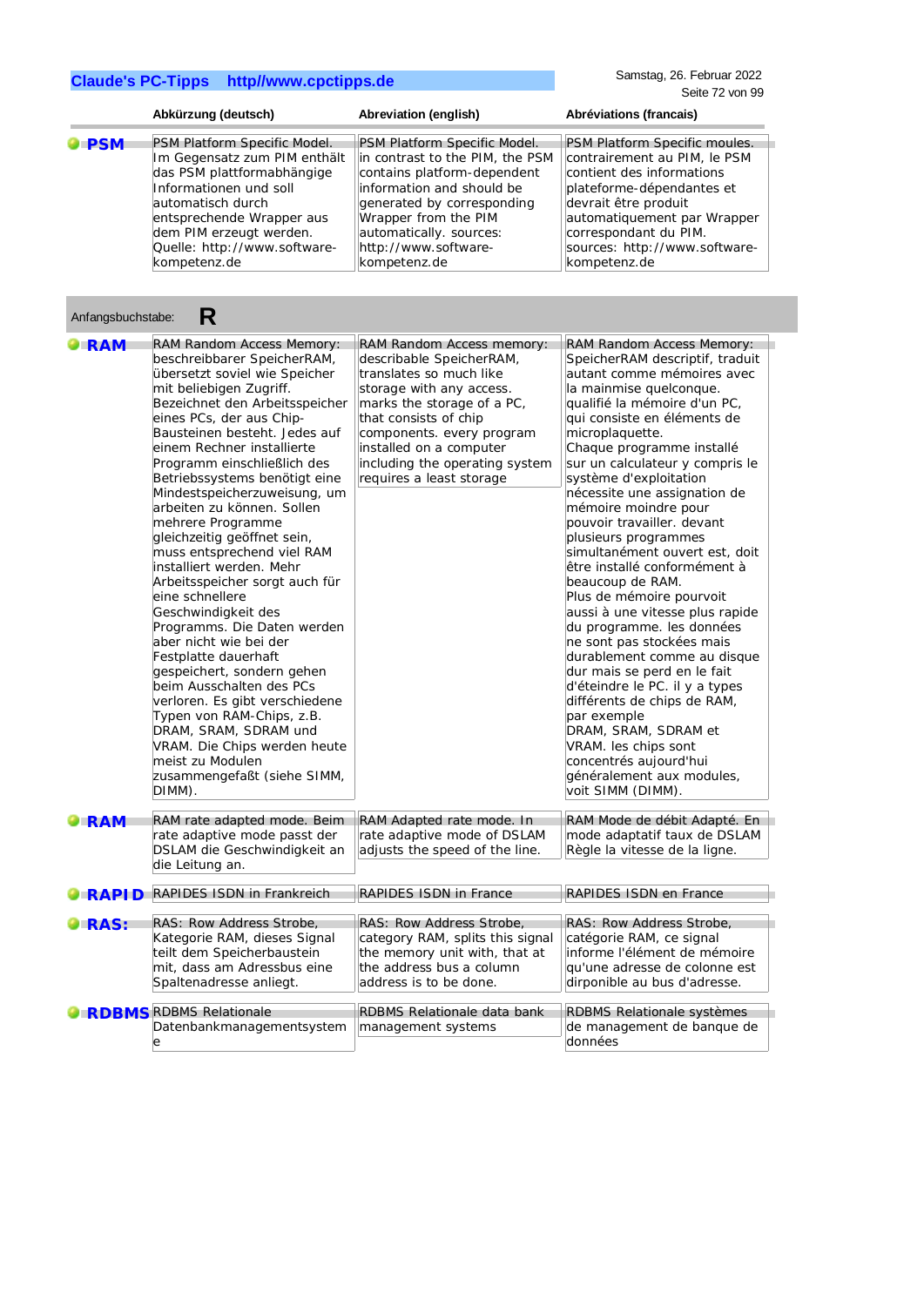| | Abkürzung (deutsch) | Abreviation (english) | Abréviations (francais) |
|---|---|---|---|
| **PSM** | PSM Platform Specific Model. Im Gegensatz zum PIM enthält das PSM plattformabhängige Informationen und soll automatisch durch entsprechende Wrapper aus dem PIM erzeugt werden. Quelle: http://www.software-kompetenz.de | PSM Platform Specific Model. in contrast to the PIM, the PSM contains platform-dependent information and should be generated by corresponding Wrapper from the PIM automatically. sources: http://www.software-kompetenz.de | PSM Platform Specific moules. contrairement au PIM, le PSM contient des informations plateforme-dépendantes et devrait être produit automatiquement par Wrapper correspondant du PIM. sources: http://www.software-kompetenz.de |

Anfangsbuchstabe: **R**

| | Abkürzung (deutsch) | Abreviation (english) | Abréviations (francais) |
|---|---|---|---|
| **RAM** | RAM Random Access Memory: beschreibbarer SpeicherRAM, übersetzt soviel wie Speicher mit beliebigen Zugriff. Bezeichnet den Arbeitsspeicher eines PCs, der aus Chip-Bausteinen besteht. Jedes auf einem Rechner installierte Programm einschließlich des Betriebssystems benötigt eine Mindestspeicherzuweisung, um arbeiten zu können. Sollen mehrere Programme gleichzeitig geöffnet sein, muss entsprechend viel RAM installiert werden. Mehr Arbeitsspeicher sorgt auch für eine schnellere Geschwindigkeit des Programms. Die Daten werden aber nicht wie bei der Festplatte dauerhaft gespeichert, sondern gehen beim Ausschalten des PCs verloren. Es gibt verschiedene Typen von RAM-Chips, z.B. DRAM, SRAM, SDRAM und VRAM. Die Chips werden heute meist zu Modulen zusammengefaßt (siehe SIMM, DIMM). | RAM Random Access memory: describable SpeicherRAM, translates so much like storage with any access. marks the storage of a PC, that consists of chip components. every program installed on a computer including the operating system requires a least storage | RAM Random Access Memory: SpeicherRAM descriptif, traduit autant comme mémoires avec la mainmise quelconque. qualifié la mémoire d'un PC, qui consiste en éléments de microplaquette. Chaque programme installé sur un calculateur y compris le système d'exploitation nécessite une assignation de mémoire moindre pour pouvoir travailler. devant plusieurs programmes simultanément ouvert est, doit être installé conformément à beaucoup de RAM. Plus de mémoire pourvoit aussi à une vitesse plus rapide du programme. les données ne sont pas stockées mais durablement comme au disque dur mais se perd en le fait d'éteindre le PC. il y a types différents de chips de RAM, par exemple DRAM, SRAM, SDRAM et VRAM. les chips sont concentrés aujourd'hui généralement aux modules, voit SIMM (DIMM). |
| **RAM** | RAM rate adapted mode. Beim rate adaptive mode passt der DSLAM die Geschwindigkeit an die Leitung an. | RAM Adapted rate mode. In rate adaptive mode of DSLAM adjusts the speed of the line. | RAM Mode de débit Adapté. En mode adaptatif taux de DSLAM Règle la vitesse de la ligne. |
| **RAPID** | RAPIDES ISDN in Frankreich | RAPIDES ISDN in France | RAPIDES ISDN en France |
| **RAS:** | RAS: Row Address Strobe, Kategorie RAM, dieses Signal teilt dem Speicherbaustein mit, dass am Adressbus eine Spaltenadresse anliegt. | RAS: Row Address Strobe, category RAM, splits this signal the memory unit with, that at the address bus a column address is to be done. | RAS: Row Address Strobe, catégorie RAM, ce signal informe l'élément de mémoire qu'une adresse de colonne est dirponible au bus d'adresse. |
| **RDBMS** | RDBMS Relationale Datenbankmanagementsysteme | RDBMS Relationale data bank management systems | RDBMS Relationale systèmes de management de banque de données |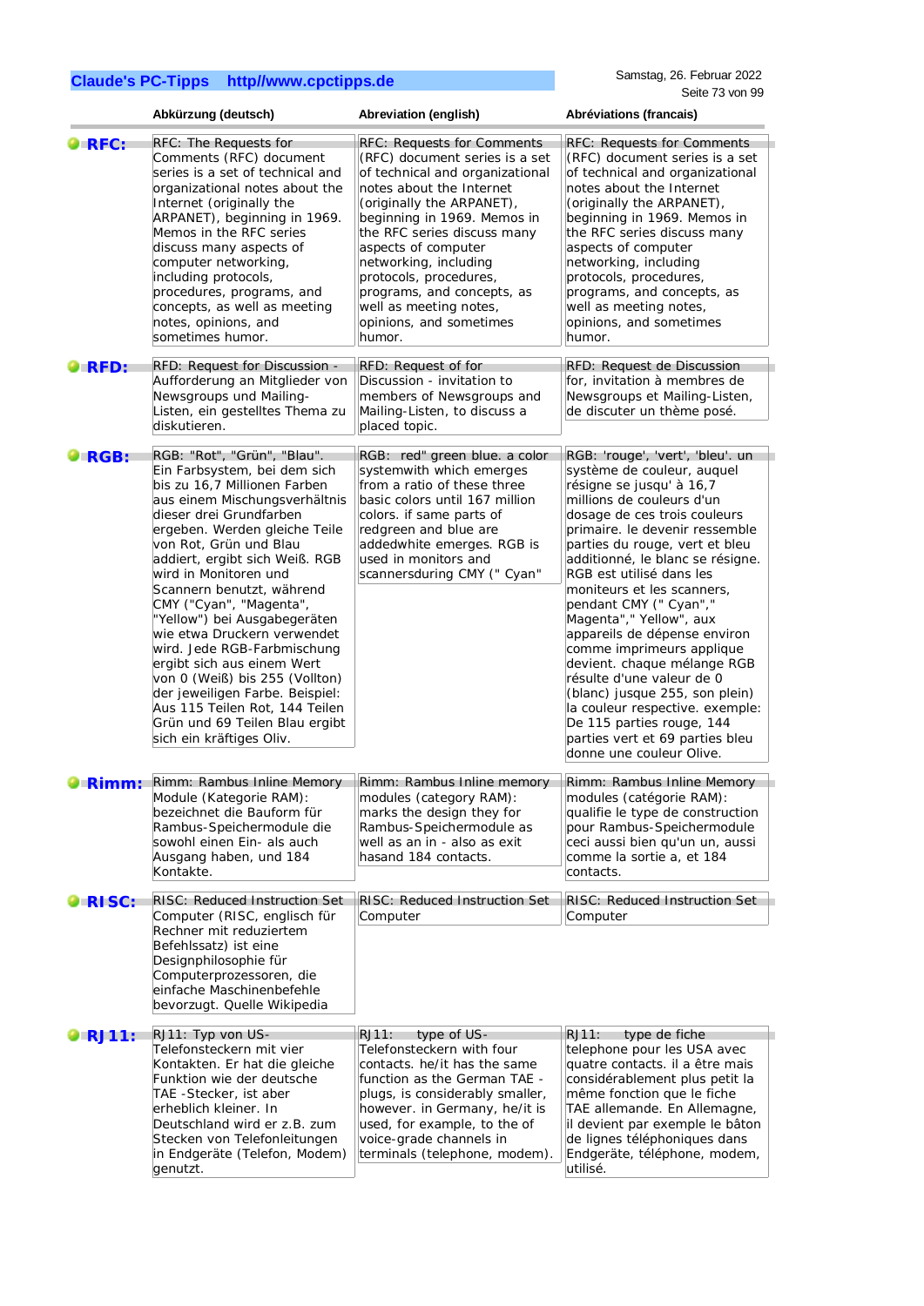| | Abkürzung (deutsch) | Abreviation (english) | Abréviations (francais) |
|---|---|---|---|
| **RFC:** | RFC: The Requests for Comments (RFC) document series is a set of technical and organizational notes about the Internet (originally ARPANET), beginning in 1969. Memos in the RFC series discuss many aspects of computer networking, including protocols, procedures, programs, and concepts, as well as meeting notes, opinions, and sometimes humor. | RFC: Requests for Comments (RFC) document series is a set of technical and organizational notes about the Internet (originally the ARPANET), beginning in 1969. Memos in the RFC series discuss many aspects of computer networking, including protocols, procedures, programs, and concepts, as well as meeting notes, opinions, and sometimes humor. | RFC: Requests for Comments (RFC) document series is a set of technical and organizational notes about the Internet (originally the ARPANET), beginning in 1969. Memos in the RFC series discuss many aspects of computer networking, including protocols, procedures, programs, and concepts, as well as meeting notes, opinions, and sometimes humor. |
| **RFD:** | RFD: Request for Discussion - Aufforderung an Mitglieder von Newsgroups und Mailing-Listen, ein gestelltes Thema zu diskutieren. | RFD: Request of for Discussion - invitation to members of Newsgroups and Mailing-Listen, to discuss a placed topic. | RFD: Request de Discussion for, invitation à membres de Newsgroups et Mailing-Listen, de discuter un thème posé. |
| **RGB:** | RGB: "Rot", "Grün", "Blau". Ein Farbsystem, bei dem sich bis zu 16,7 Millionen Farben aus einem Mischungsverhältnis dieser drei Grundfarben ergeben. Werden gleiche Teile von Rot, Grün und Blau addiert, ergibt sich Weiß. RGB wird in Monitoren und Scannern benutzt, während CMY ("Cyan", "Magenta", "Yellow") bei Ausgabegeräten wie etwa Druckern verwendet wird. Jede RGB-Farbmischung ergibt sich aus einem Wert von 0 (Weiß) bis 255 (Vollton) der jeweiligen Farbe. Beispiel: Aus 115 Teilen Rot, 144 Teilen Grün und 69 Teilen Blau ergibt sich ein kräftiges Oliv. | RGB: red" green blue. a color systemwith which emerges from a ratio of these three basic colors until 167 million colors. if same parts of redgreen and blue are addedwhite emerges. RGB is used in monitors and scannersduring CMY (" Cyan" | RGB: 'rouge', 'vert', 'bleu'. un système de couleur, auquel résigne se jusqu' à 16,7 millions de couleurs d'un dosage de ces trois couleurs primaire. le devenir ressemble parties du rouge, vert et bleu additionné, le blanc se résigne. RGB est utilisé dans les moniteurs et les scanners, pendant CMY (" Cyan"," Magenta"," Yellow", aux appareils de dépense environ comme imprimeurs applique devient. chaque mélange RGB résulte d'une valeur de 0 (blanc) jusque 255, son plein) la couleur respective. exemple: De 115 parties rouge, 144 parties vert et 69 parties bleu donne une couleur Olive. |
| **Rimm:** | Rimm: Rambus Inline Memory Module (Kategorie RAM): bezeichnet die Bauform für Rambus-Speichermodule die sowohl einen Ein- als auch Ausgang haben, und 184 Kontakte. | Rimm: Rambus Inline memory modules (category RAM): marks the design they for Rambus-Speichermodule as well as an in - also as exit hasand 184 contacts. | Rimm: Rambus Inline Memory modules (catégorie RAM): qualifie le type de construction pour Rambus-Speichermodule ceci aussi bien qu'un un, aussi comme la sortie a, et 184 contacts. |
| **RISC:** | RISC: Reduced Instruction Set Computer (RISC, englisch für Rechner mit reduziertem Befehlssatz) ist eine Designphilosophie für Computerprozessoren, die einfache Maschinenbefehle bevorzugt. Quelle Wikipedia | RISC: Reduced Instruction Set Computer | RISC: Reduced Instruction Set Computer |
| **RJ11:** | RJ11: Typ von US-Telefonsteckern mit vier Kontakten. Er hat die gleiche Funktion wie der deutsche TAE -Stecker, ist aber erheblich kleiner. In Deutschland wird er z.B. zum Stecken von Telefonleitungen in Endgeräte (Telefon, Modem) genutzt. | RJ11: type of US-Telefonsteckern with four contacts. he/it has the same function as the German TAE - plugs, is considerably smaller, however. in Germany, he/it is used, for example, to the of voice-grade channels in terminals (telephone, modem). | RJ11: type de fiche telephone pour les USA avec quatre contacts. il a être mais considérablement plus petit la même fonction que le fiche TAE allemande. En Allemagne, il devient par exemple le bâton de lignes téléphoniques dans Endgeräte, téléphone, modem, utilisé. |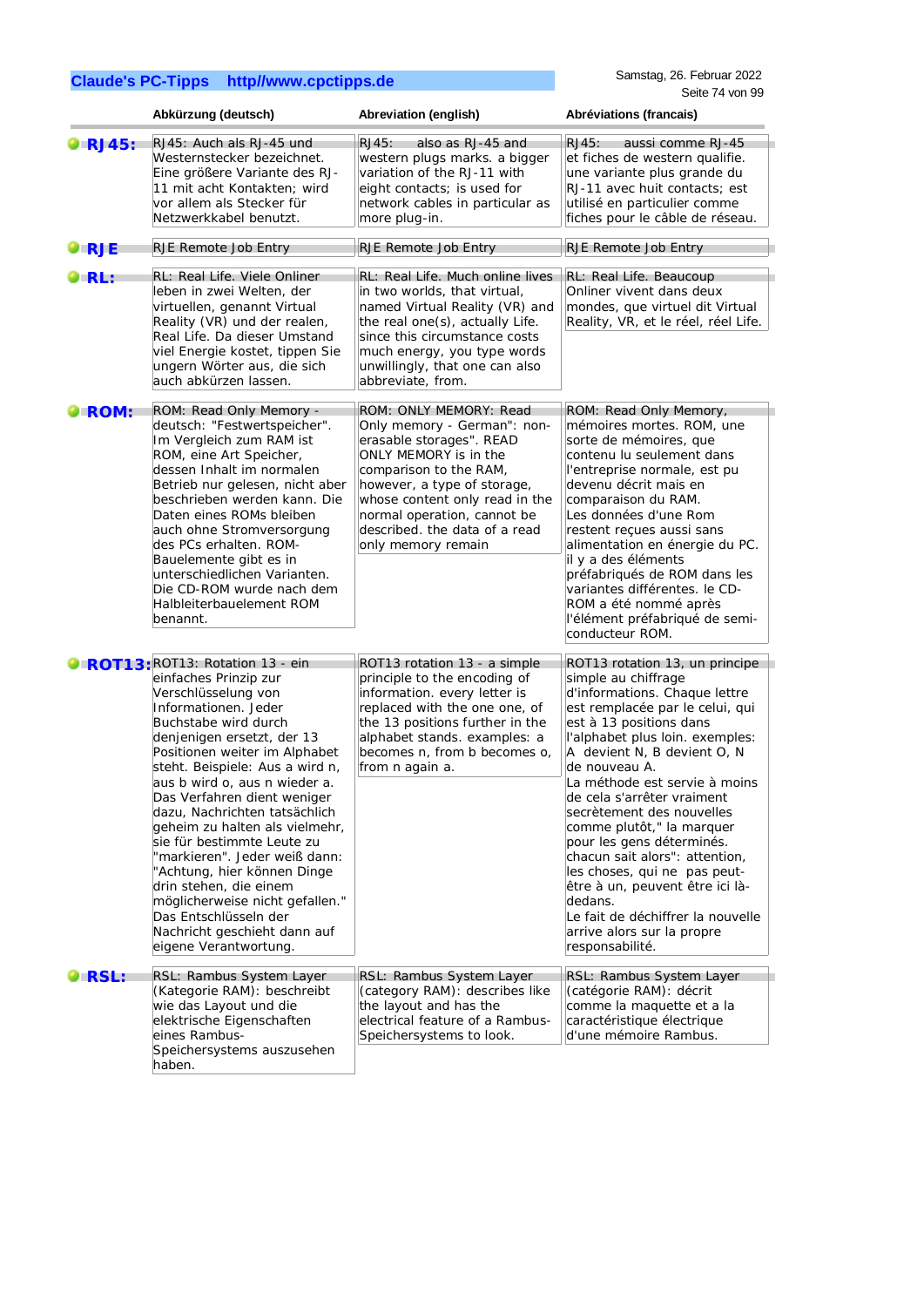| | Abkürzung (deutsch) | Abreviation (english) | Abréviations (francais) |
|---|---|---|---|
| **RJ45:** | RJ45: Auch als RJ-45 und Westernstecker bezeichnet. Eine größere Variante des RJ-11 mit acht Kontakten; wird vor allem als Stecker für Netzwerkkabel benutzt. | RJ45: also as RJ-45 and western plugs marks. a bigger variation of the RJ-11 with eight contacts; is used for network cables in particular as more plug-in. | RJ45: aussi comme RJ-45 et fiches de western qualifie. une variante plus grande du RJ-11 avec huit contacts; est utilisé en particulier comme fiches pour le câble de réseau. |
| **RJE** | RJE Remote Job Entry | RJE Remote Job Entry | RJE Remote Job Entry |
| **RL:** | RL: Real Life. Viele Onliner leben in zwei Welten, der virtuellen, genannt Virtual Reality (VR) und der realen, Real Life. Da dieser Umstand viel Energie kostet, tippen Sie ungern Wörter aus, die sich auch abkürzen lassen. | RL: Real Life. Much online lives in two worlds, that virtual, named Virtual Reality (VR) and the real one(s), actually Life. since this circumstance costs much energy, you type words unwillingly, that one can also abbreviate, from. | RL: Real Life. Beaucoup Onliner vivent dans deux mondes, que virtuel dit Virtual Reality, VR, et le réel, réel Life. |
| **ROM:** | ROM: Read Only Memory - deutsch: "Festwertspeicher". Im Vergleich zum RAM ist ROM, eine Art Speicher, dessen Inhalt im normalen Betrieb nur gelesen, nicht aber beschrieben werden kann. Die Daten eines ROMs bleiben auch ohne Stromversorgung des PCs erhalten. ROM-Bauelemente gibt es in unterschiedlichen Varianten. Die CD-ROM wurde nach dem Halbleiterbauelement ROM benannt. | ROM: ONLY MEMORY: Read Only memory - German": non-erasable storages". READ ONLY MEMORY is in the comparison to the RAM, however, a type of storage, whose content only read in the normal operation, cannot be described. the data of a read only memory remain | ROM: Read Only Memory, mémoires mortes. ROM, une sorte de mémoires, que contenu lu seulement dans l'entreprise normale, est pu devenu décrit mais en comparaison du RAM. Les données d'une Rom restent reçues aussi sans alimentation en énergie du PC. il y a des éléments préfabriqués de ROM dans les variantes différentes. le CD-ROM a été nommé après l'élément préfabriqué de semi-conducteur ROM. |
| **ROT13:** | ROT13: Rotation 13 - ein einfaches Prinzip zur Verschlüsselung von Informationen. Jeder Buchstabe wird durch denjenigen ersetzt, der 13 Positionen weiter im Alphabet steht. Beispiele: Aus a wird n, aus b wird o, aus n wieder a. Das Verfahren dient weniger dazu, Nachrichten tatsächlich geheim zu halten als vielmehr, sie für bestimmte Leute zu "markieren". Jeder weiß dann: "Achtung, hier können Dinge drin stehen, die einem möglicherweise nicht gefallen." Das Entschlüsseln der Nachricht geschieht dann auf eigene Verantwortung. | ROT13 rotation 13 - a simple principle to the encoding of information. every letter is replaced with the one one, of the 13 positions further in the alphabet stands. examples: a becomes n, from b becomes o, from n again a. | ROT13 rotation 13, un principe simple au chiffrage d'informations. Chaque lettre est remplacée par le celui, qui est à 13 positions dans l'alphabet plus loin. exemples: A devient N, B devient O, N de nouveau A. La méthode est servie à moins de cela s'arrêter vraiment secrètement des nouvelles comme plutôt," la marquer pour les gens déterminés. chacun sait alors": attention, les choses, qui ne pas peut-être à un, peuvent être ici là-dedans. Le fait de déchiffrer la nouvelle arrive alors sur la propre responsabilité. |
| **RSL:** | RSL: Rambus System Layer (Kategorie RAM): beschreibt wie das Layout und die elektrische Eigenschaften eines Rambus-Speichersystems auszusehen haben. | RSL: Rambus System Layer (category RAM): describes like the layout and has the electrical feature of a Rambus-Speichersystems to look. | RSL: Rambus System Layer (catégorie RAM): décrit comme la maquette et a la caractéristique électrique d'une mémoire Rambus. |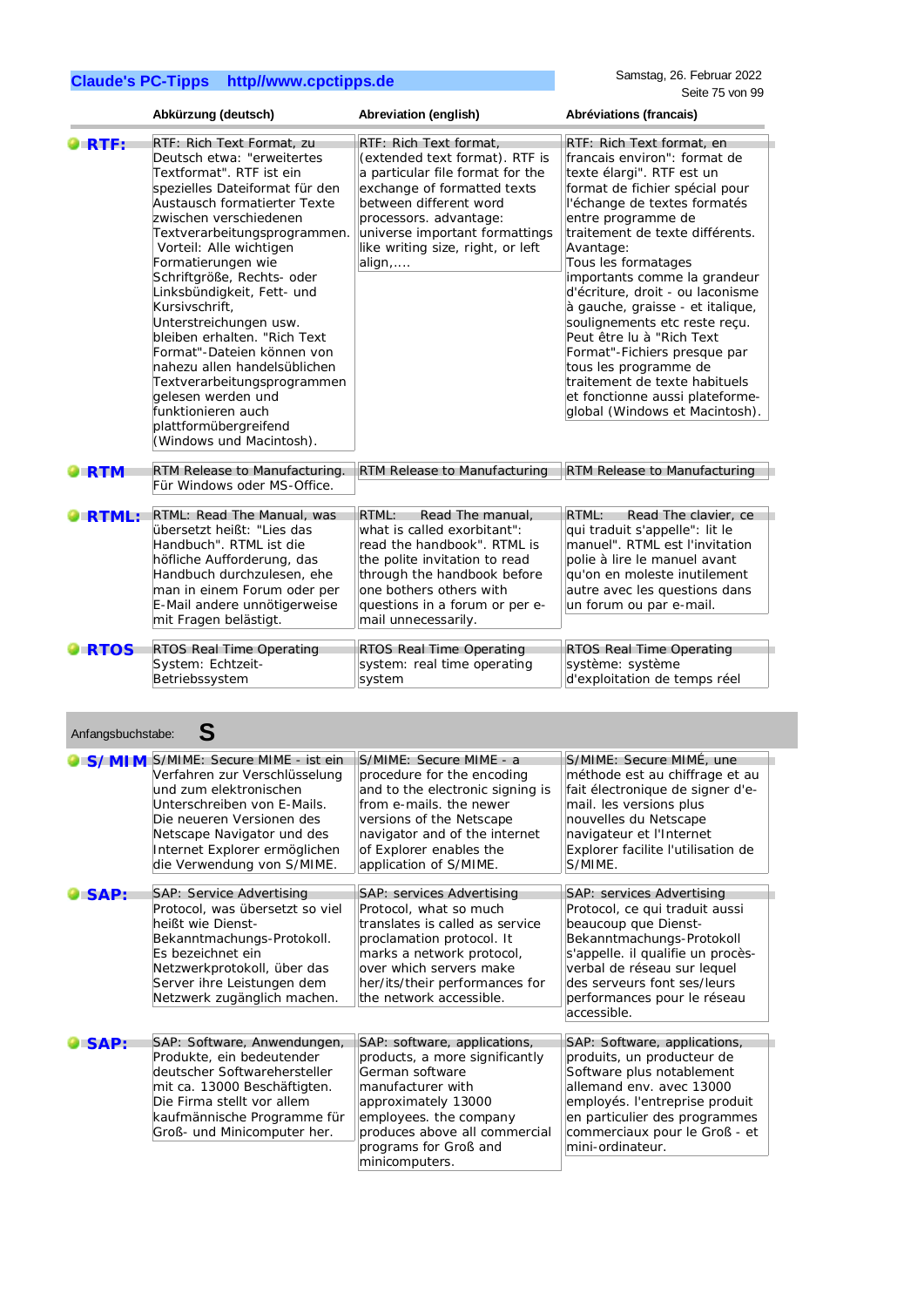| | Abkürzung (deutsch) | Abreviation (english) | Abréviations (francais) |
|---|---|---|---|
| **RTF:** | RTF: Rich Text Format, zu Deutsch etwa: "erweitertes Textformat". RTF ist ein spezielles Dateiformat für den Austausch formatierter Texte zwischen verschiedenen Textverarbeitungsprogrammen. Vorteil: Alle wichtigen Formatierungen wie Schriftgröße, Rechts- oder Linksbündigkeit, Fett- und Kursivschrift, Unterstreichungen usw. bleiben erhalten. "Rich Text Format"-Dateien können von nahezu allen handelsüblichen Textverarbeitungsprogrammen gelesen werden und funktionieren auch plattformübergreifend (Windows und Macintosh). | RTF: Rich Text format, (extended text format). RTF is a particular file format for the exchange of formatted texts between different word processors. advantage: universe important formattings like writing size, right, or left align,.... | RTF: Rich Text format, en francais environ": format de texte élargi". RTF est un format de fichier spécial pour l'échange de textes formatés entre programme de traitement de texte différents. Avantage: Tous les formatages importants comme la grandeur d'écriture, droit - ou laconisme à gauche, graisse - et italique, soulignements etc reste reçu. Peut être lu à "Rich Text Format"-Fichiers presque par tous les programme de traitement de texte habituels et fonctionne aussi plateforme-global (Windows et Macintosh). |
| **RTM** | RTM Release to Manufacturing. Für Windows oder MS-Office. | RTM Release to Manufacturing | RTM Release to Manufacturing |
| **RTML:** | RTML: Read The Manual, was übersetzt heißt: "Lies das Handbuch". RTML ist die höfliche Aufforderung, das Handbuch durchzulesen, ehe man in einem Forum oder per E-Mail andere unnötigerweise mit Fragen belästigt. | RTML: Read The manual, what is called exorbitant": read the handbook". RTML is the polite invitation to read through the handbook before one bothers others with questions in a forum or per e-mail unnecessarily. | RTML: Read The clavier, ce qui traduit s'appelle": lit le manuel". RTML est l'invitation polie à lire le manuel avant qu'on en moleste inutilement autre avec les questions dans un forum ou par e-mail. |
| **RTOS** | RTOS Real Time Operating System: Echtzeit-Betriebssystem | RTOS Real Time Operating system: real time operating system | RTOS Real Time Operating système: système d'exploitation de temps réel |

Anfangsbuchstabe: **S**

| | Abkürzung (deutsch) | Abreviation (english) | Abréviations (francais) |
|---|---|---|---|
| **S/MIM** | S/MIME: Secure MIME - ist ein Verfahren zur Verschlüsselung und zum elektronischen Unterschreiben von E-Mails. Die neueren Versionen des Netscape Navigator und des Internet Explorer ermöglichen die Verwendung von S/MIME. | S/MIME: Secure MIME - a procedure for the encoding and to the electronic signing is from e-mails. the newer versions of the Netscape navigator and of the internet of Explorer enables the application of S/MIME. | S/MIME: Secure MIMÉ, une méthode est au chiffrage et au fait électronique de signer d'e-mail. les versions plus nouvelles du Netscape navigateur et l'Internet Explorer facilite l'utilisation de S/MIME. |
| **SAP:** | SAP: Service Advertising Protocol, was übersetzt so viel heißt wie Dienst-Bekanntmachungs-Protokoll. Es bezeichnet ein Netzwerkprotokoll, über das Server ihre Leistungen dem Netzwerk zugänglich machen. | SAP: services Advertising Protocol, what so much translates is called as service proclamation protocol. It marks a network protocol, over which servers make her/its/their performances for the network accessible. | SAP: services Advertising Protocol, ce qui traduit aussi beaucoup que Dienst-Bekanntmachungs-Protokoll s'appelle. il qualifie un procès-verbal de réseau sur lequel des serveurs font ses/leurs performances pour le réseau accessible. |
| **SAP:** | SAP: Software, Anwendungen, Produkte, ein bedeutender deutscher Softwarehersteller mit ca. 13000 Beschäftigten. Die Firma stellt vor allem kaufmännische Programme für Groß- und Minicomputer her. | SAP: software, applications, products, a more significantly German software manufacturer with approximately 13000 employees. the company produces above all commercial programs for Groß and minicomputers. | SAP: Software, applications, produits, un producteur de Software plus notablement allemand env. avec 13000 employés. l'entreprise produit en particulier des programmes commerciaux pour le Groß - et mini-ordinateur. |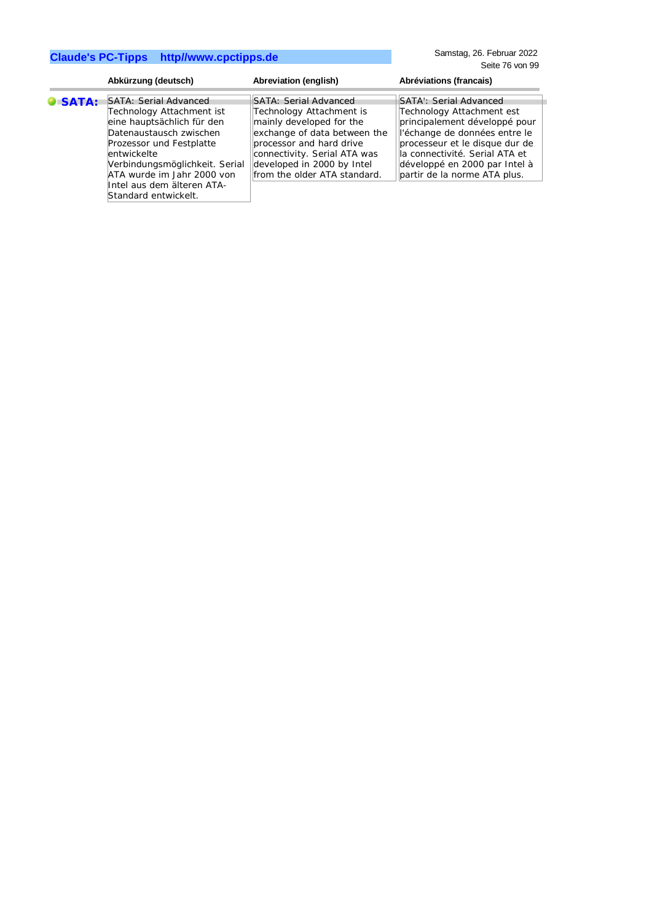| | Abkürzung (deutsch) | Abreviation (english) | Abréviations (francais) |
|---|---|---|---|
| **SATA:** | SATA: Serial Advanced Technology Attachment ist eine hauptsächlich für den Datenaustausch zwischen Prozessor und Festplatte entwickelte Verbindungsmöglichkeit. Serial ATA wurde im Jahr 2000 von Intel aus dem älteren ATA-Standard entwickelt. | SATA: Serial Advanced Technology Attachment is mainly developed for the exchange of data between the processor and hard drive connectivity. Serial ATA was developed in 2000 by Intel from the older ATA standard. | SATA': Serial Advanced Technology Attachment est principalement développé pour l'échange de données entre le processeur et le disque dur de la connectivité. Serial ATA et développé en 2000 par Intel à partir de la norme ATA plus. |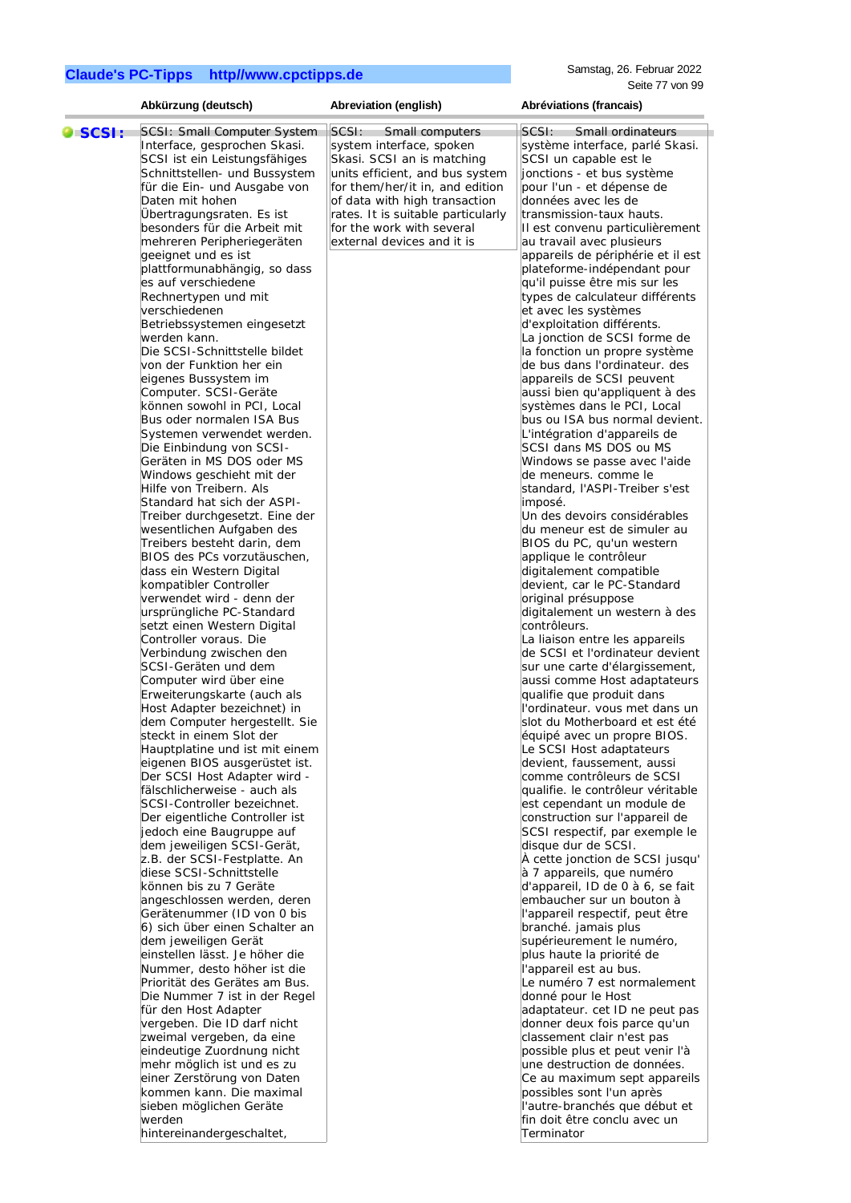| | Abkürzung (deutsch) | Abreviation (english) | Abréviations (francais) |
|---|---|---|---|
| **SCSI:** | SCSI: Small Computer System Interface, gesprochen Skasi. SCSI ist ein Leistungsfähiges Schnittstellen- und Bussystem für die Ein- und Ausgabe von Daten mit hohen Übertragungsraten. Es ist besonders für die Arbeit mit mehreren Peripheriegeräten geeignet und es ist plattformunabhängig, so dass es auf verschiedene Rechnertypen und mit verschiedenen Betriebssystemen eingesetzt werden kann. Die SCSI-Schnittstelle bildet von der Funktion her ein eigenes Bussystem im Computer. SCSI-Geräte können sowohl in PCI, Local Bus oder normalen ISA Bus Systemen verwendet werden. Die Einbindung von SCSI-Geräten in MS DOS oder MS Windows geschieht mit der Hilfe von Treibern. Als Standard hat sich der ASPI-Treiber durchgesetzt. Eine der wesentlichen Aufgaben des Treibers besteht darin, dem BIOS des PCs vorzutäuschen, dass ein Western Digital kompatibler Controller verwendet wird - denn der ursprüngliche PC-Standard setzt einen Western Digital Controller voraus. Die Verbindung zwischen den SCSI-Geräten und dem Computer wird über eine Erweiterungskarte (auch als Host Adapter bezeichnet) in dem Computer hergestellt. Sie steckt in einem Slot der Hauptplatine und ist mit einem eigenen BIOS ausgerüstet ist. Der SCSI Host Adapter wird - fälschlicherweise - auch als SCSI-Controller bezeichnet. Der eigentliche Controller ist jedoch eine Baugruppe auf dem jeweiligen SCSI-Gerät, z.B. der SCSI-Festplatte. An diese SCSI-Schnittstelle können bis zu 7 Geräte angeschlossen werden, deren Gerätenummer (ID von 0 bis 6) sich über einen Schalter an dem jeweiligen Gerät einstellen lässt. Je höher die Nummer, desto höher ist die Priorität des Gerätes am Bus. Die Nummer 7 ist in der Regel für den Host Adapter vergeben. Die ID darf nicht zweimal vergeben, da eine eindeutige Zuordnung nicht mehr möglich ist und es zu einer Zerstörung von Daten kommen kann. Die maximal sieben möglichen Geräte werden hintereinandergeschaltet, | SCSI: Small computers system interface, spoken Skasi. SCSI an is matching units efficient, and bus system for them/her/it in, and edition of data with high transaction rates. It is suitable particularly for the work with several external devices and it is | SCSI: Small ordinateurs système interface, parlé Skasi. SCSI un capable est le jonctions - et bus système pour l'un - et dépense de données avec les de transmission-taux hauts. Il est convenu particulièrement au travail avec plusieurs appareils de périphérie et il est plateforme-indépendant pour qu'il puisse être mis sur les types de calculateur différents et avec les systèmes d'exploitation différents. La jonction de SCSI forme de la fonction un propre système de bus dans l'ordinateur. des appareils de SCSI peuvent aussi bien qu'appliquent à des systèmes dans le PCI, Local bus ou ISA bus normal devient. L'intégration d'appareils de SCSI dans MS DOS ou MS Windows se passe avec l'aide de meneurs. comme le standard, l'ASPI-Treiber s'est imposé. Un des devoirs considérables du meneur est de simuler au BIOS du PC, qu'un western applique le contrôleur digitalement compatible devient, car le PC-Standard original présuppose digitalement un western à des contrôleurs. La liaison entre les appareils de SCSI et l'ordinateur devient sur une carte d'élargissement, aussi comme Host adaptateurs qualifie que produit dans l'ordinateur. vous met dans un slot du Motherboard et est été équipé avec un propre BIOS. Le SCSI Host adaptateurs devient, faussement, aussi comme contrôleurs de SCSI qualifie. le contrôleur véritable est cependant un module de construction sur l'appareil de SCSI respectif, par exemple le disque dur de SCSI. À cette jonction de SCSI jusqu' à 7 appareils, que numéro d'appareil, ID de 0 à 6, se fait embaucher sur un bouton à l'appareil respectif, peut être branché. jamais plus supérieurement le numéro, plus haute la priorité de l'appareil est au bus. Le numéro 7 est normalement donné pour le Host adaptateur. cet ID ne peut pas donner deux fois parce qu'un classement clair n'est pas possible plus et peut venir l'à une destruction de données. Ce au maximum sept appareils possibles sont l'un après l'autre-branchés que début et fin doit être conclu avec un Terminator |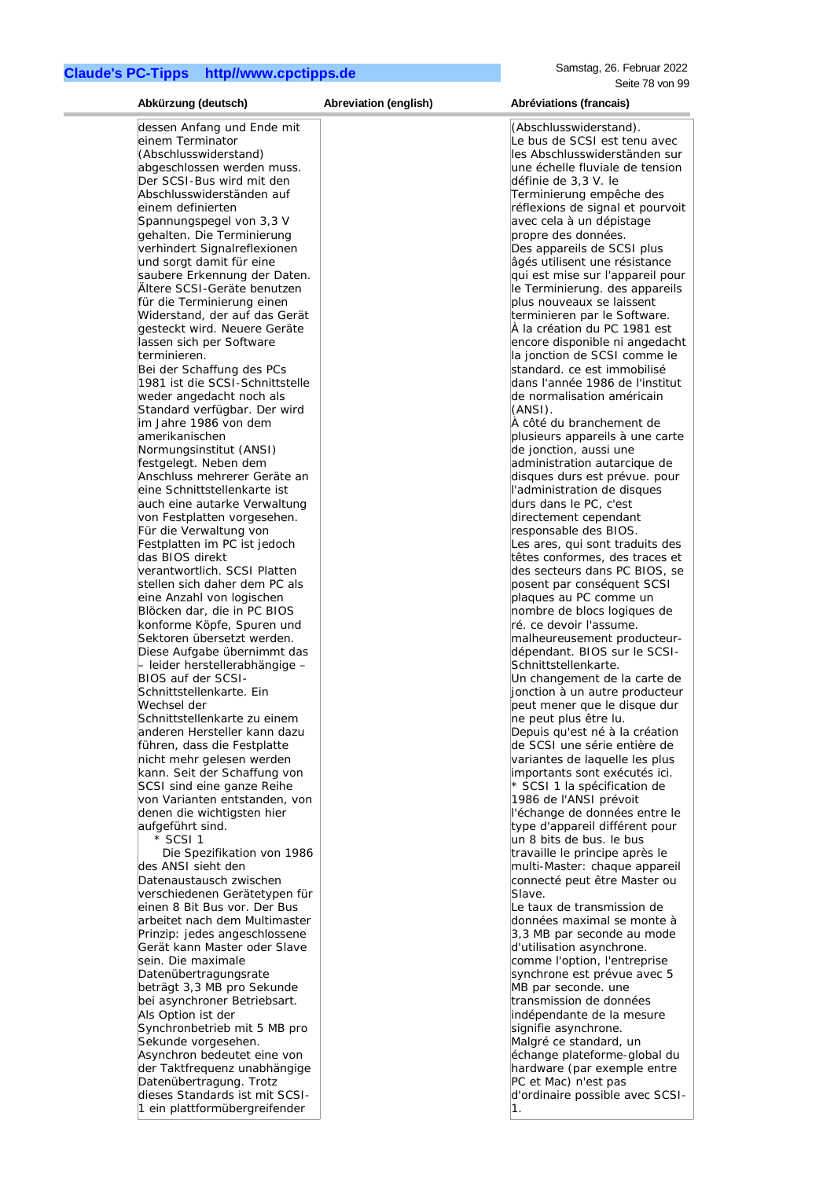| Abkürzung (deutsch) | Abreviation (english) | Abréviations (francais) |
|---|---|---|
| dessen Anfang und Ende mit einem Terminator (Abschlusswiderstand) abgeschlossen werden muss. Der SCSI-Bus wird mit den Abschlusswiderständen auf einem definierten Spannungspegel von 3,3 V gehalten. Die Terminierung verhindert Signalreflexionen und sorgt damit für eine saubere Erkennung der Daten. Ältere SCSI-Geräte benutzen für die Terminierung einen Widerstand, der auf das Gerät gesteckt wird. Neuere Geräte lassen sich per Software terminieren. Bei der Schaffung des PCs 1981 ist die SCSI-Schnittstelle weder angedacht noch als Standard verfügbar. Der wird im Jahre 1986 von dem amerikanischen Normungsinstitut (ANSI) festgelegt. Neben dem Anschluss mehrerer Geräte an eine Schnittstellenkarte ist auch eine autarke Verwaltung von Festplatten vorgesehen. Für die Verwaltung von Festplatten im PC ist jedoch das BIOS direkt verantwortlich. SCSI Platten stellen sich daher dem PC als eine Anzahl von logischen Blöcken dar, die in PC BIOS konforme Köpfe, Spuren und Sektoren übersetzt werden. Diese Aufgabe übernimmt das – leider herstellerabhängige – BIOS auf der SCSI-Schnittstellenkarte. Ein Wechsel der Schnittstellenkarte zu einem anderen Hersteller kann dazu führen, dass die Festplatte nicht mehr gelesen werden kann. Seit der Schaffung von SCSI sind eine ganze Reihe von Varianten entstanden, von denen die wichtigsten hier aufgeführt sind.<br>* SCSI 1<br>Die Spezifikation von 1986 des ANSI sieht den Datenaustausch zwischen verschiedenen Gerätetypen für einen 8 Bit Bus vor. Der Bus arbeitet nach dem Multimaster Prinzip: jedes angeschlossene Gerät kann Master oder Slave sein. Die maximale Datenübertragungsrate beträgt 3,3 MB pro Sekunde bei asynchroner Betriebsart. Als Option ist der Synchronbetrieb mit 5 MB pro Sekunde vorgesehen. Asynchron bedeutet eine von der Taktfrequenz unabhängige Datenübertragung. Trotz dieses Standards ist mit SCSI-1 ein plattformübergreifender | | (Abschlusswiderstand).<br>Le bus de SCSI est tenu avec les Abschlusswiderständen sur une échelle fluviale de tension définie de 3,3 V. le Terminierung empêche des réflexions de signal et pourvoit avec cela à un dépistage propre des données.<br>Des appareils de SCSI plus âgés utilisent une résistance qui est mise sur l'appareil pour le Terminierung. des appareils plus nouveaux se laissent terminieren par le Software.<br>À la création du PC 1981 est encore disponible ni angedacht la jonction de SCSI comme le standard. ce est immobilisé dans l'année 1986 de l'institut de normalisation américain (ANSI).<br>À côté du branchement de plusieurs appareils à une carte de jonction, aussi une administration autarcique de disques durs est prévue. pour l'administration de disques durs dans le PC, c'est directement cependant responsable des BIOS.<br>Les ares, qui sont traduits des têtes conformes, des traces et des secteurs dans PC BIOS, se posent par conséquent SCSI plaques au PC comme un nombre de blocs logiques de ré. ce devoir l'assume. malheureusement producteur-dépendant. BIOS sur le SCSI-Schnittstellenkarte.<br>Un changement de la carte de jonction à un autre producteur peut mener que le disque dur ne peut plus être lu.<br>Depuis qu'est né à la création de SCSI une série entière de variantes de laquelle les plus importants sont exécutés ici.<br>* SCSI 1 la spécification de 1986 de l'ANSI prévoit l'échange de données entre le type d'appareil différent pour un 8 bits de bus. le bus travaille le principe après le multi-Master: chaque appareil connecté peut être Master ou Slave.<br>Le taux de transmission de données maximal se monte à 3,3 MB par seconde au mode d'utilisation asynchrone. comme l'option, l'entreprise synchrone est prévue avec 5 MB par seconde. une transmission de données indépendante de la mesure signifie asynchrone.<br>Malgré ce standard, un échange plateforme-global du hardware (par exemple entre PC et Mac) n'est pas d'ordinaire possible avec SCSI-1. |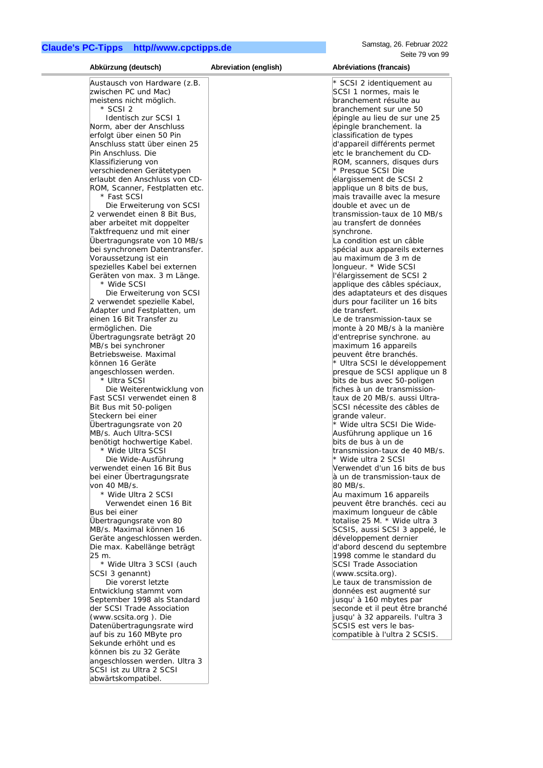| Abkürzung (deutsch) | Abreviation (english) | Abréviations (francais) |
|---|---|---|
| Austausch von Hardware (z.B. zwischen PC und Mac) meistens nicht möglich. * SCSI 2 Identisch zur SCSI 1 Norm, aber der Anschluss erfolgt über einen 50 Pin Anschluss statt über einen 25 Pin Anschluss. Die Klassifizierung von verschiedenen Gerätetypen erlaubt den Anschluss von CD-ROM, Scanner, Festplatten etc. * Fast SCSI Die Erweiterung von SCSI 2 verwendet einen 8 Bit Bus, aber arbeitet mit doppelter Taktfrequenz und mit einer Übertragungsrate von 10 MB/s bei synchronem Datentransfer. Voraussetzung ist ein spezielles Kabel bei externen Geräten von max. 3 m Länge. * Wide SCSI Die Erweiterung von SCSI 2 verwendet spezielle Kabel, Adapter und Festplatten, um einen 16 Bit Transfer zu ermöglichen. Die Übertragungsrate beträgt 20 MB/s bei synchroner Betriebsweise. Maximal können 16 Geräte angeschlossen werden. * Ultra SCSI Die Weiterentwicklung von Fast SCSI verwendet einen 8 Bit Bus mit 50-poligen Steckern bei einer Übertragungsrate von 20 MB/s. Auch Ultra-SCSI benötigt hochwertige Kabel. * Wide Ultra SCSI Die Wide-Ausführung verwendet einen 16 Bit Bus bei einer Übertragungsrate von 40 MB/s. * Wide Ultra 2 SCSI Verwendet einen 16 Bit Bus bei einer Übertragungsrate von 80 MB/s. Maximal können 16 Geräte angeschlossen werden. Die max. Kabellänge beträgt 25 m. * Wide Ultra 3 SCSI (auch SCSI 3 genannt) Die vorerst letzte Entwicklung stammt vom September 1998 als Standard der SCSI Trade Association (www.scsita.org ). Die Datenübertragungsrate wird auf bis zu 160 MByte pro Sekunde erhöht und es können bis zu 32 Geräte angeschlossen werden. Ultra 3 SCSI ist zu Ultra 2 SCSI abwärtskompatibel. | | * SCSI 2 identiquement au SCSI 1 normes, mais le branchement résulte au branchement sur une 50 épingle au lieu de sur une 25 épingle branchement. la classification de types d'appareil différents permet etc le branchement du CD-ROM, scanners, disques durs * Presque SCSI Die élargissement de SCSI 2 applique un 8 bits de bus, mais travaille avec la mesure double et avec un de transmission-taux de 10 MB/s au transfert de données synchrone. La condition est un câble spécial aux appareils externes au maximum de 3 m de longueur. * Wide SCSI l'élargissement de SCSI 2 applique des câbles spéciaux, des adaptateurs et des disques durs pour faciliter un 16 bits de transfert. Le de transmission-taux se monte à 20 MB/s à la manière d'entreprise synchrone. au maximum 16 appareils peuvent être branchés. * Ultra SCSI le développement presque de SCSI applique un 8 bits de bus avec 50-poligen fiches à un de transmission-taux de 20 MB/s. aussi Ultra-SCSI nécessite des câbles de grande valeur. * Wide ultra SCSI Die Wide-Ausführung applique un 16 bits de bus à un de transmission-taux de 40 MB/s. * Wide ultra 2 SCSI Verwendet d'un 16 bits de bus à un de transmission-taux de 80 MB/s. Au maximum 16 appareils peuvent être branchés. ceci au maximum longueur de câble totalise 25 M. * Wide ultra 3 SCSIS, aussi SCSI 3 appelé, le développement dernier d'abord descend du septembre 1998 comme le standard du SCSI Trade Association (www.scsita.org). Le taux de transmission de données est augmenté sur jusqu' à 160 mbytes par seconde et il peut être branché jusqu' à 32 appareils. l'ultra 3 SCSIS est vers le bas-compatible à l'ultra 2 SCSIS. |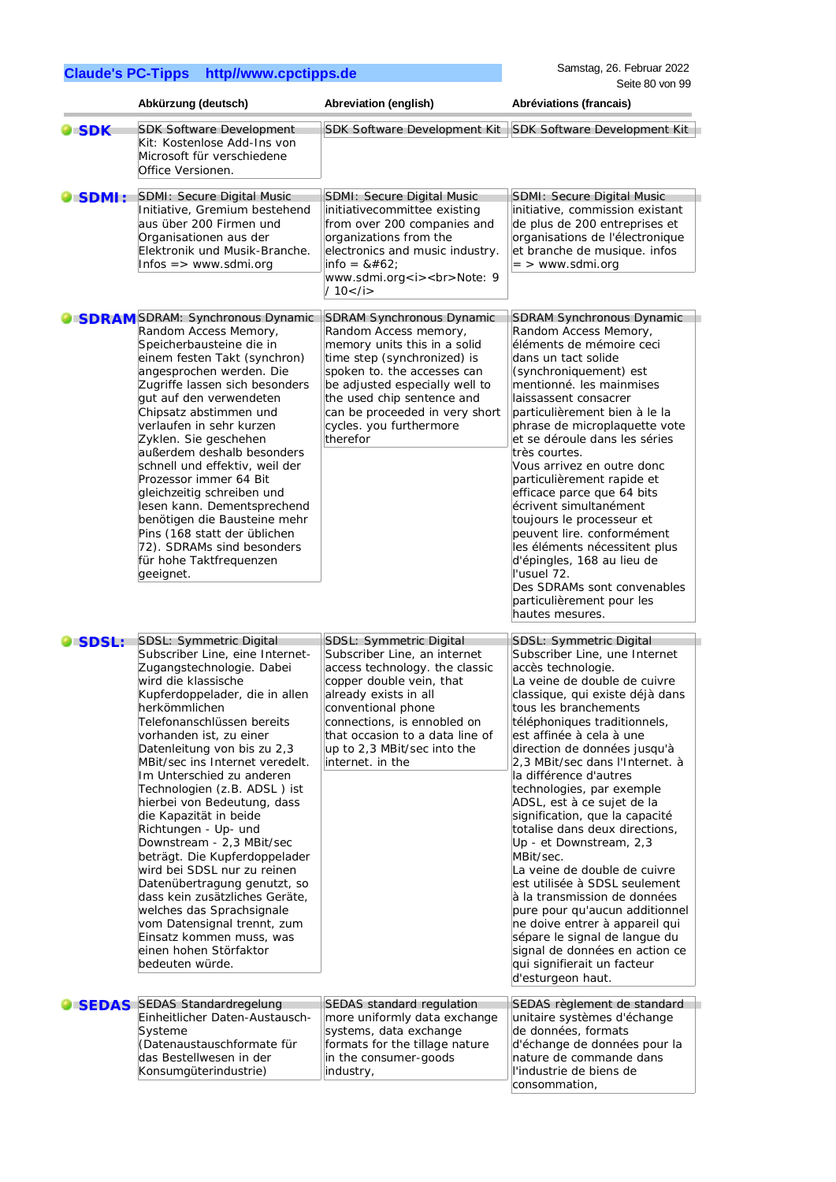| | Abkürzung (deutsch) | Abreviation (english) | Abréviations (francais) |
|---|---|---|---|
| **SDK** | SDK Software Development Kit: Kostenlose Add-Ins von Microsoft für verschiedene Office Versionen. | SDK Software Development Kit | SDK Software Development Kit |
| **SDMI:** | SDMI: Secure Digital Music Initiative, Gremium bestehend aus über 200 Firmen und Organisationen aus der Elektronik und Musik-Branche. Infos => www.sdmi.org | SDMI: Secure Digital Music initiativecommittee existing from over 200 companies and organizations from the electronics and music industry. info = &#62; www.sdmi.org<i><br>Note: 9 / 10</i> | SDMI: Secure Digital Music initiative, commission existant de plus de 200 entreprises et organisations de l'électronique et branche de musique. infos = > www.sdmi.org |
| **SDRAM** | SDRAM: Synchronous Dynamic Random Access Memory, Speicherbausteine die in einem festen Takt (synchron) angesprochen werden. Die Zugriffe lassen sich besonders gut auf den verwendeten Chipsatz abstimmen und verlaufen in sehr kurzen Zyklen. Sie geschehen außerdem deshalb besonders schnell und effektiv, weil der Prozessor immer 64 Bit gleichzeitig schreiben und lesen kann. Dementsprechend benötigen die Bausteine mehr Pins (168 statt der üblichen 72). SDRAMs sind besonders für hohe Taktfrequenzen geeignet. | SDRAM Synchronous Dynamic Random Access memory, memory units this in a solid time step (synchronized) is spoken to. the accesses can be adjusted especially well to the used chip sentence and can be proceeded in very short cycles. you furthermore therefor | SDRAM Synchronous Dynamic Random Access Memory, éléments de mémoire ceci dans un tact solide (synchroniquement) est mentionné. les mainmises laissassent consacrer particulièrement bien à le la phrase de microplaquette vote et se déroule dans les séries très courtes.<br>Vous arrivez en outre donc particulièrement rapide et efficace parce que 64 bits écrivent simultanément toujours le processeur et peuvent lire. conformément les éléments nécessitent plus d'épingles, 168 au lieu de l'usuel 72.<br>Des SDRAMs sont convenables particulièrement pour les hautes mesures. |
| **SDSL:** | SDSL: Symmetric Digital Subscriber Line, eine Internet-Zugangstechnologie. Dabei wird die klassische Kupferdoppelader, die in allen herkömmlichen Telefonanschlüssen bereits vorhanden ist, zu einer Datenleitung von bis zu 2,3 MBit/sec ins Internet veredelt. Im Unterschied zu anderen Technologien (z.B. ADSL ) ist hierbei von Bedeutung, dass die Kapazität in beide Richtungen - Up- und Downstream - 2,3 MBit/sec beträgt. Die Kupferdoppelader wird bei SDSL nur zu reinen Datenübertragung genutzt, so dass kein zusätzliches Geräte, welches das Sprachsignale vom Datensignal trennt, zum Einsatz kommen muss, was einen hohen Störfaktor bedeuten würde. | SDSL: Symmetric Digital Subscriber Line, an internet access technology. the classic copper double vein, that already exists in all conventional phone connections, is ennobled on that occasion to a data line of up to 2,3 MBit/sec into the internet. in the | SDSL: Symmetric Digital Subscriber Line, une Internet accès technologie.<br>La veine de double de cuivre classique, qui existe déjà dans tous les branchements téléphoniques traditionnels, est affinée à cela à une direction de données jusqu'à 2,3 MBit/sec dans l'Internet. à la différence d'autres technologies, par exemple ADSL, est à ce sujet de la signification, que la capacité totalise dans deux directions, Up - et Downstream, 2,3 MBit/sec.<br>La veine de double de cuivre est utilisée à SDSL seulement à la transmission de données pure pour qu'aucun additionnel ne doive entrer à appareil qui sépare le signal de langue du signal de données en action ce qui signifierait un facteur d'esturgeon haut. |
| **SEDAS** | SEDAS Standardregelung Einheitlicher Daten-Austausch-Systeme (Datenaustauschformate für das Bestellwesen in der Konsumgüterindustrie) | SEDAS standard regulation more uniformly data exchange systems, data exchange formats for the tillage nature in the consumer-goods industry, | SEDAS règlement de standard unitaire systèmes d'échange de données, formats d'échange de données pour la nature de commande dans l'industrie de biens de consommation, |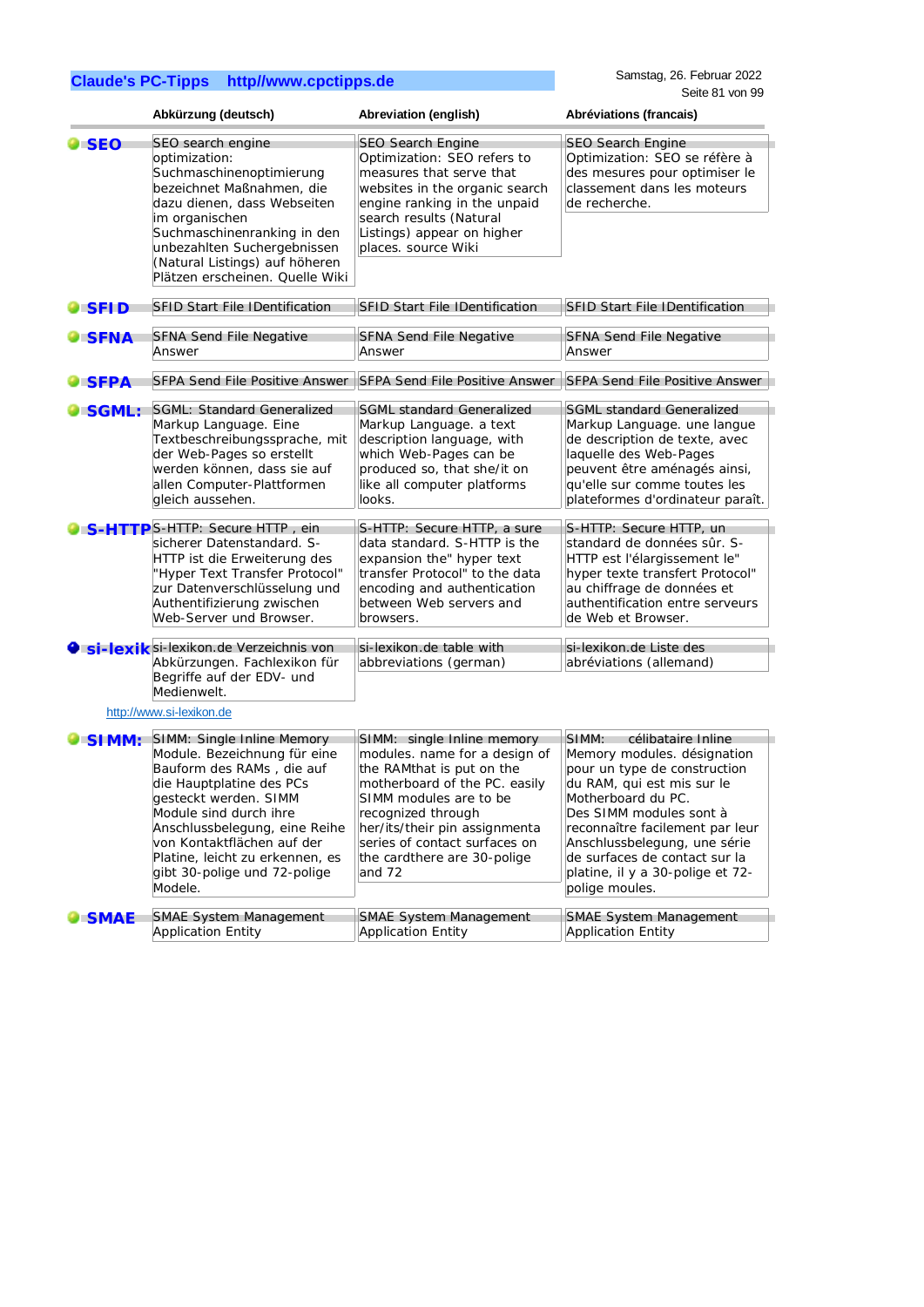| | Abkürzung (deutsch) | Abreviation (english) | Abréviations (francais) |
|---|---|---|---|
| **SEO** | SEO search engine optimization: Suchmaschinenoptimierung bezeichnet Maßnahmen, die dazu dienen, dass Webseiten im organischen Suchmaschinenranking in den unbezahlten Suchergebnissen (Natural Listings) auf höheren Plätzen erscheinen. Quelle Wiki | SEO Search Engine Optimization: SEO refers to measures that serve websites in the organic search engine ranking in the unpaid search results (Natural Listings) appear on higher places. source Wiki | SEO Search Engine Optimization: SEO se réfère à des mesures pour optimiser le classement dans les moteurs de recherche. |
| **SFID** | SFID Start File IDentification | SFID Start File IDentification | SFID Start File IDentification |
| **SFNA** | SFNA Send File Negative Answer | SFNA Send File Negative Answer | SFNA Send File Negative Answer |
| **SFPA** | SFPA Send File Positive Answer | SFPA Send File Positive Answer | SFPA Send File Positive Answer |
| **SGML:** | SGML: Standard Generalized Markup Language. Eine Textbeschreibungssprache, mit der Web-Pages so erstellt werden können, dass sie auf allen Computer-Plattformen gleich aussehen. | SGML standard Generalized Markup Language. a text description language, with which Web-Pages can be produced so, that she/it on like all computer platforms looks. | SGML standard Generalized Markup Language. une langue de description de texte, avec laquelle des Web-Pages peuvent être aménagés ainsi, qu'elle sur comme toutes les plateformes d'ordinateur paraît. |
| **S-HTTP** | S-HTTP: Secure HTTP , ein sicherer Datenstandard. S-HTTP ist die Erweiterung des "Hyper Text Transfer Protocol" zur Datenverschlüsselung und Authentifizierung zwischen Web-Server und Browser. | S-HTTP: Secure HTTP, a sure data standard. S-HTTP is the expansion the" hyper text transfer Protocol" to the data encoding and authentication between Web servers and browsers. | S-HTTP: Secure HTTP, un standard de données sûr. S-HTTP est l'élargissement le" hyper texte transfert Protocol" au chiffrage de données et authentification entre serveurs de Web et Browser. |
| **si-lexik** | si-lexikon.de Verzeichnis von Abkürzungen. Fachlexikon für Begriffe auf der EDV- und Medienwelt. | si-lexikon.de table with abbreviations (german) | si-lexikon.de Liste des abréviations (allemand) |

http://www.si-lexikon.de

| | | | |
|---|---|---|---|
| **SIMM:** | SIMM: Single Inline Memory Module. Bezeichnung für eine Bauform des RAMs , die auf die Hauptplatine des PCs gesteckt werden. SIMM Module sind durch ihre Anschlussbelegung, eine Reihe von Kontaktflächen auf der Platine, leicht zu erkennen, es gibt 30-polige und 72-polige Modele. | SIMM: single Inline memory modules. name for a design of the RAMthat is put on the motherboard of the PC. easily SIMM modules are to be recognized through her/its/their pin assignmenta series of contact surfaces on the cardthere are 30-polige and 72 | SIMM: célibataire Inline Memory modules. désignation pour un type de construction du RAM, qui est mis sur le Motherboard du PC. Des SIMM modules sont à reconnaître facilement par leur Anschlussbelegung, une série de surfaces de contact sur la platine, il y a 30-polige et 72-polige moules. |
| **SMAE** | SMAE System Management Application Entity | SMAE System Management Application Entity | SMAE System Management Application Entity |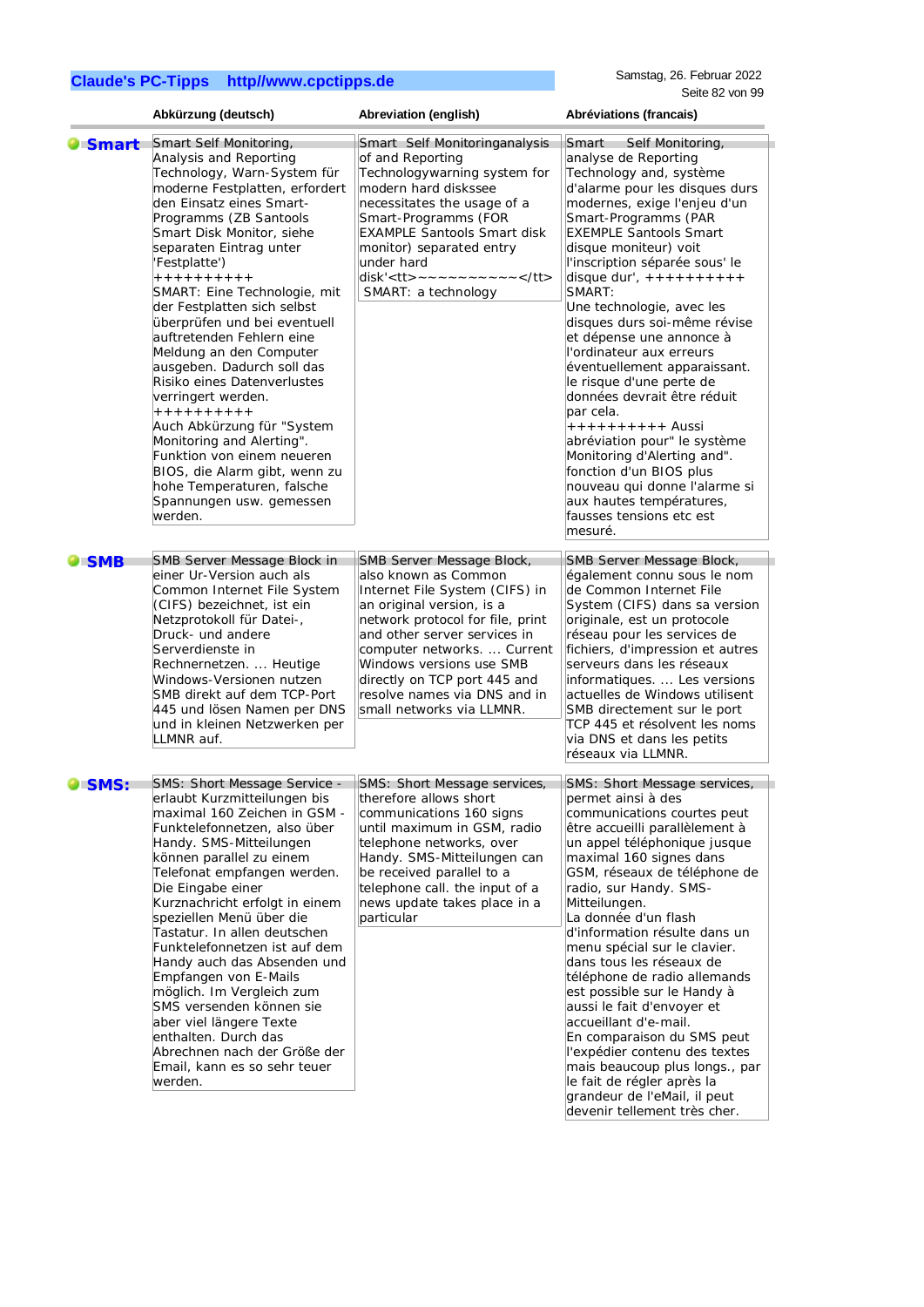| | Abkürzung (deutsch) | Abreviation (english) | Abréviations (francais) |
|---|---|---|---|
| **Smart** | Smart Self Monitoring, Analysis and Reporting Technology, Warn-System für moderne Festplatten, erfordert den Einsatz eines Smart-Programms (ZB Santools Smart Disk Monitor, siehe separaten Eintrag unter 'Festplatte') ++++++++++ SMART: Eine Technologie, mit der Festplatten sich selbst überprüfen und bei eventuell auftretenden Fehlern eine Meldung an den Computer ausgeben. Dadurch soll das Risiko eines Datenverlustes verringert werden. ++++++++++ Auch Abkürzung für "System Monitoring and Alerting". Funktion von einem neueren BIOS, die Alarm gibt, wenn zu hohe Temperaturen, falsche Spannungen usw. gemessen werden. | Smart Self Monitoringanalysis of and Reporting Technologywarning system for modern hard diskssee necessitates the usage of a Smart-Programs (FOR EXAMPLE Santools Smart disk monitor) separated entry under hard disk'<tt>~~~~~~~~~~</tt> SMART: a technology | Smart Self Monitoring, analyse de Reporting Technology and, système d'alarme pour les disques durs modernes, exige l'enjeu d'un Smart-Programms (PAR EXEMPLE Santools Smart disque moniteur) voit l'inscription séparée sous' le disque dur', ++++++++++ SMART: Une technologie, avec les disques durs soi-même révise et dépense une annonce à l'ordinateur aux erreurs éventuellement apparaissant. le risque d'une perte de données devrait être réduit par cela. ++++++++++ Aussi abréviation pour" le système Monitoring d'Alerting and". fonction d'un BIOS plus nouveau qui donne l'alarme si aux hautes températures, fausses tensions etc est mesuré. |
| **SMB** | SMB Server Message Block in einer Ur-Version auch als Common Internet File System (CIFS) bezeichnet, ist ein Netzprotokoll für Datei-, Druck- und andere Serverdienste in Rechnernetzen. ... Heutige Windows-Versionen nutzen SMB direkt auf dem TCP-Port 445 und lösen Namen per DNS und in kleinen Netzwerken per LLMNR auf. | SMB Server Message Block, also known as Common Internet File System (CIFS) in an original version, is a network protocol for file, print and other server services in computer networks. ... Current Windows versions use SMB directly on TCP port 445 and resolve names via DNS and in small networks via LLMNR. | SMB Server Message Block, également connu sous le nom de Common Internet File System (CIFS) dans sa version originale, est un protocole réseau pour les services de fichiers, d'impression et autres serveurs dans les réseaux informatiques. ... Les versions actuelles de Windows utilisent SMB directement sur le port TCP 445 et résolvent les noms via DNS et dans les petits réseaux via LLMNR. |
| **SMS:** | SMS: Short Message Service - erlaubt Kurzmitteilungen bis maximal 160 Zeichen in GSM - Funktelefonnetzen, also über Handy. SMS-Mitteilungen können parallel zu einem Telefonat empfangen werden. Die Eingabe einer Kurznachricht erfolgt in einem speziellen Menü über die Tastatur. In allen deutschen Funktelefonnetzen ist auf dem Handy auch das Absenden und Empfangen von E-Mails möglich. Im Vergleich zum SMS versenden können sie aber viel längere Texte enthalten. Durch das Abrechnen nach der Größe der Email, kann es so sehr teuer werden. | SMS: Short Message services, therefore allows short communications 160 signs until maximum in GSM, radio telephone networks, over Handy. SMS-Mitteilungen can be received parallel to a telephone call. the input of a news update takes place in a particular | SMS: Short Message services, permet ainsi à des communications courtes peut être accueilli parallèlement à un appel téléphonique jusque maximal 160 signes dans GSM, réseaux de téléphone de radio, sur Handy. SMS-Mitteilungen. La donnée d'un flash d'information résulte dans un menu spécial sur le clavier. dans tous les réseaux de téléphone de radio allemands est possible sur le Handy à aussi le fait d'envoyer et accueillant d'e-mail. En comparaison du SMS peut l'expédier contenu des textes mais beaucoup plus longs., par le fait de régler après la grandeur de l'eMail, il peut devenir tellement très cher. |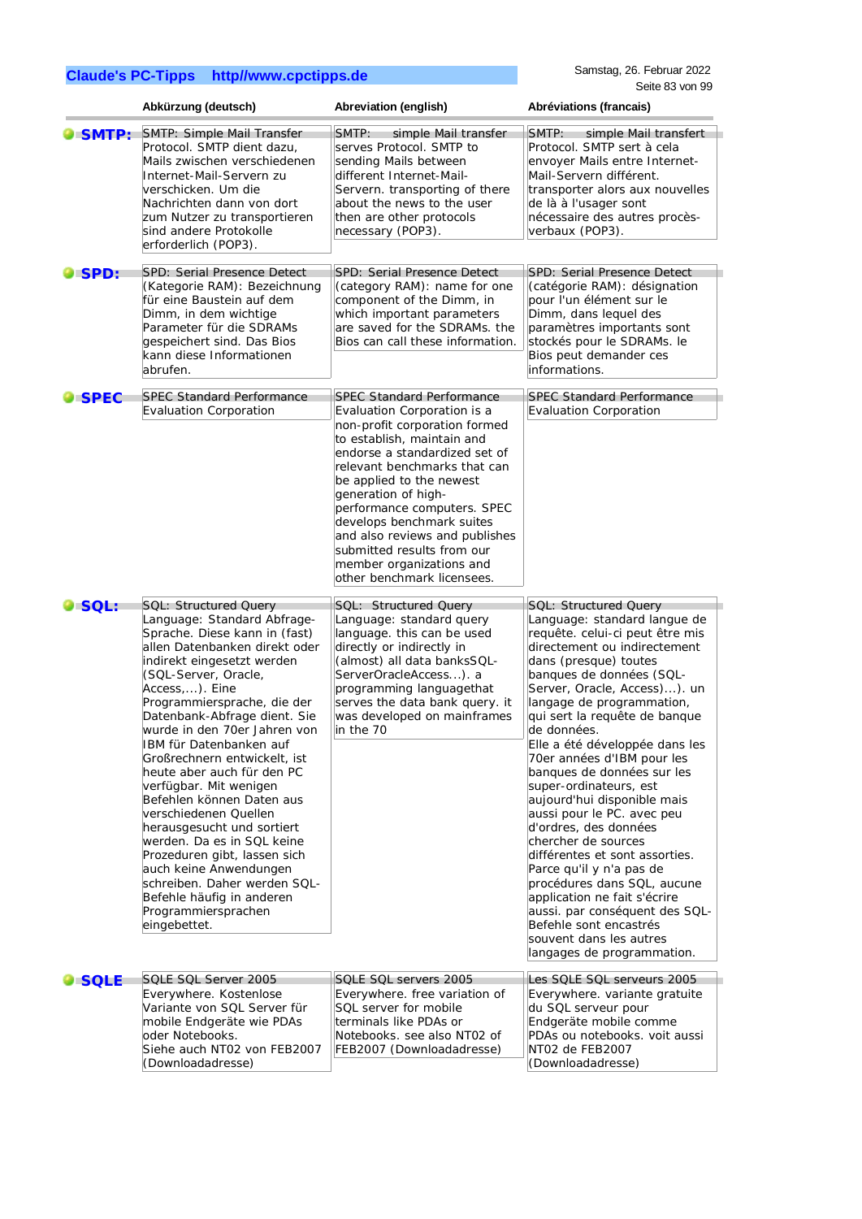| | Abkürzung (deutsch) | Abreviation (english) | Abréviations (francais) |
|---|---|---|---|
| **SMTP:** | SMTP: Simple Mail Transfer Protocol. SMTP dient dazu, Mails zwischen verschiedenen Internet-Mail-Servern zu verschicken. Um die Nachrichten dann von dort zum Nutzer zu transportieren sind andere Protokolle erforderlich (POP3). | SMTP: simple Mail transfer serves Protocol. SMTP to sending Mails between different Internet-Mail-Servern. transporting of there about the news to the user then are other protocols necessary (POP3). | SMTP: simple Mail transfert Protocol. SMTP sert à cela envoyer Mails entre Internet-Mail-Servern différent. transporter alors aux nouvelles de là à l'usager sont nécessaire des autres procès-verbaux (POP3). |
| **SPD:** | SPD: Serial Presence Detect (Kategorie RAM): Bezeichnung für eine Baustein auf dem Dimm, in dem wichtige Parameter für die SDRAMs gespeichert sind. Das Bios kann diese Informationen abrufen. | SPD: Serial Presence Detect (category RAM): name for one component of the Dimm, in which important parameters are saved for the SDRAMs. the Bios can call these information. | SPD: Serial Presence Detect (catégorie RAM): désignation pour l'un élément sur le Dimm, dans lequel des paramètres importants sont stockés pour le SDRAMs. le Bios peut demander ces informations. |
| **SPEC** | SPEC Standard Performance Evaluation Corporation | SPEC Standard Performance Evaluation Corporation is a non-profit corporation formed to establish, maintain and endorse a standardized set of relevant benchmarks that can be applied to the newest generation of high-performance computers. SPEC develops benchmark suites and also reviews and publishes submitted results from our member organizations and other benchmark licensees. | SPEC Standard Performance Evaluation Corporation |
| **SQL:** | SQL: Structured Query Language: Standard Abfrage-Sprache. Diese kann in (fast) allen Datenbanken direkt oder indirekt eingesetzt werden (SQL-Server, Oracle, Access,...). Eine Programmiersprache, die der Datenbank-Abfrage dient. Sie wurde in den 70er Jahren von IBM für Datenbanken auf Großrechnern entwickelt, ist heute aber auch für den PC verfügbar. Mit wenigen Befehlen können Daten aus verschiedenen Quellen herausgesucht und sortiert werden. Da es in SQL keine Prozeduren gibt, lassen sich auch keine Anwendungen schreiben. Daher werden SQL-Befehle häufig in anderen Programmiersprachen eingebettet. | SQL: Structured Query Language: standard query language. this can be used directly or indirectly in (almost) all data banksSQL-ServerOracleAccess...). a programming languagethat serves the data bank query. it was developed on mainframes in the 70 | SQL: Structured Query Language: standard langue de requête. celui-ci peut être mis directement ou indirectement dans (presque) toutes banques de données (SQL-Server, Oracle, Access)...). un langage de programmation, qui sert la requête de banque de données. Elle a été développée dans les 70er années d'IBM pour les banques de données sur les super-ordinateurs, est aujourd'hui disponible mais aussi pour le PC. avec peu d'ordres, des données chercher de sources différentes et sont assorties. Parce qu'il y n'a pas de procédures dans SQL, aucune application ne fait s'écrire aussi. par conséquent des SQL-Befehle sont encastrés souvent dans les autres langages de programmation. |
| **SQLE** | SQLE SQL Server 2005 Everywhere. Kostenlose Variante von SQL Server für mobile Endgeräte wie PDAs oder Notebooks. Siehe auch NT02 von FEB2007 (Downloadadresse) | SQLE SQL servers 2005 Everywhere. free variation of SQL server for mobile terminals like PDAs or Notebooks. see also NT02 of FEB2007 (Downloadadresse) | Les SQLE SQL serveurs 2005 Everywhere. variante gratuite du SQL serveur pour Endgeräte mobile comme PDAs ou notebooks. voit aussi NT02 de FEB2007 (Downloadadresse) |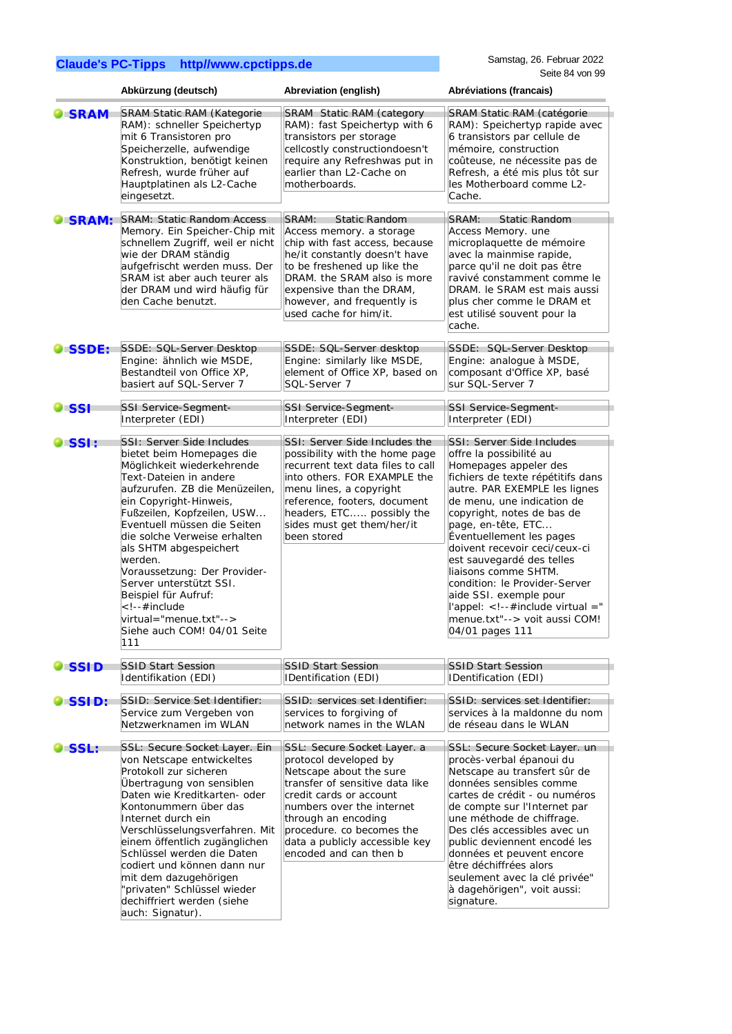| | Abkürzung (deutsch) | Abreviation (english) | Abréviations (francais) |
|---|---|---|---|
| **SRAM** | SRAM Static RAM (Kategorie RAM): schneller Speichertyp mit 6 Transistoren pro Speicherzelle, aufwendige Konstruktion, benötigt keinen Refresh, wurde früher auf Hauptplatinen als L2-Cache eingesetzt. | SRAM Static RAM (category RAM): fast Speichertyp with 6 transistors per storage cellcostly constructiondoesn't require any Refreshwas put in earlier than L2-Cache on motherboards. | SRAM Static RAM (catégorie RAM): Speichertyp rapide avec 6 transistors par cellule de mémoire, construction coûteuse, ne nécessite pas de Refresh, a été mis plus tôt sur les Motherboard comme L2-Cache. |
| **SRAM:** | SRAM: Static Random Access Memory. Ein Speicher-Chip mit schnellem Zugriff, weil er nicht wie der DRAM ständig aufgefrischt werden muss. Der SRAM ist aber auch teurer als der DRAM und wird häufig für den Cache benutzt. | SRAM: Static Random Access memory. a storage chip with fast access, because he/it constantly doesn't have to be freshened up like the DRAM. the SRAM also is more expensive than the DRAM, however, and frequently is used cache for him/it. | SRAM: Static Random Access Memory. une microplaquette de mémoire avec la mainmise rapide, parce qu'il ne doit pas être ravivé constamment comme le DRAM. le SRAM est mais aussi plus cher comme le DRAM et est utilisé souvent pour la cache. |
| **SSDE:** | SSDE: SQL-Server Desktop Engine: ähnlich wie MSDE, Bestandteil von Office XP, basiert auf SQL-Server 7 | SSDE: SQL-Server desktop Engine: similary like MSDE, element of Office XP, based on SQL-Server 7 | SSDE: SQL-Server Desktop Engine: analogue à MSDE, composant d'Office XP, basé sur SQL-Server 7 |
| **SSI** | SSI Service-Segment-Interpreter (EDI) | SSI Service-Segment-Interpreter (EDI) | SSI Service-Segment-Interpreter (EDI) |
| **SSI:** | SSI: Server Side Includes bietet beim Homepages die Möglichkeit wiederkehrende Text-Dateien in andere aufzurufen. ZB die Menüzeilen, ein Copyright-Hinweis, Fußzeilen, Kopfzeilen, USW... Eventuell müssen die Seiten die solche Verweise erhalten als SHTM abgespeichert werden.<br>Voraussetzung: Der Provider-Server unterstützt SSI.<br>Beispiel für Aufruf:<br><!--#include virtual="menue.txt"--><br>Siehe auch COM! 04/01 Seite 111 | SSI: Server Side Includes the possibility with the home page recurrent text data files to call into others. FOR EXAMPLE the menu lines, a copyright reference, footers, document headers, ETC..... possibly the sides must get them/her/it been stored | SSI: Server Side Includes offre la possibilité au Homepages appeler des fichiers de texte répétitifs dans autre. PAR EXEMPLE les lignes de menu, une indication de copyright, notes de bas de page, en-tête, ETC... Éventuellement les pages doivent recevoir ceci/ceux-ci est sauvegardé des telles liaisons comme SHTM. condition: le Provider-Server aide SSI. exemple pour l'appel: <!--#include virtual =" menue.txt"--> voit aussi COM! 04/01 pages 111 |
| **SSID** | SSID Start Session Identifikation (EDI) | SSID Start Session IDentification (EDI) | SSID Start Session IDentification (EDI) |
| **SSID:** | SSID: Service Set Identifier: Service zum Vergeben von Netzwerknamen im WLAN | SSID: services set Identifier: services to forgiving of network names in the WLAN | SSID: services set Identifier: services à la maldonne du nom de réseau dans le WLAN |
| **SSL:** | SSL: Secure Socket Layer. Ein von Netscape entwickeltes Protokoll zur sicheren Übertragung von sensiblen Daten wie Kreditkarten- oder Kontonummern über das Internet durch ein Verschlüsselungsverfahren. Mit einem öffentlich zugänglichen Schlüssel werden die Daten codiert und können dann nur mit dem dazugehörigen "privaten" Schlüssel wieder dechiffriert werden (siehe auch: Signatur). | SSL: Secure Socket Layer. a protocol developed by Netscape about the sure transfer of sensitive data like credit cards or account numbers over the internet through an encoding procedure. co becomes the data a publicly accessible key encoded and can then b | SSL: Secure Socket Layer. un procès-verbal épanoui du Netscape au transfert sûr de données sensibles comme cartes de crédit - ou numéros de compte sur l'Internet par une méthode de chiffrage. Des clés accessibles avec un public deviennent encodé les données et peuvent encore être déchiffrées alors seulement avec la clé privée" à dagehörigen", voit aussi: signature. |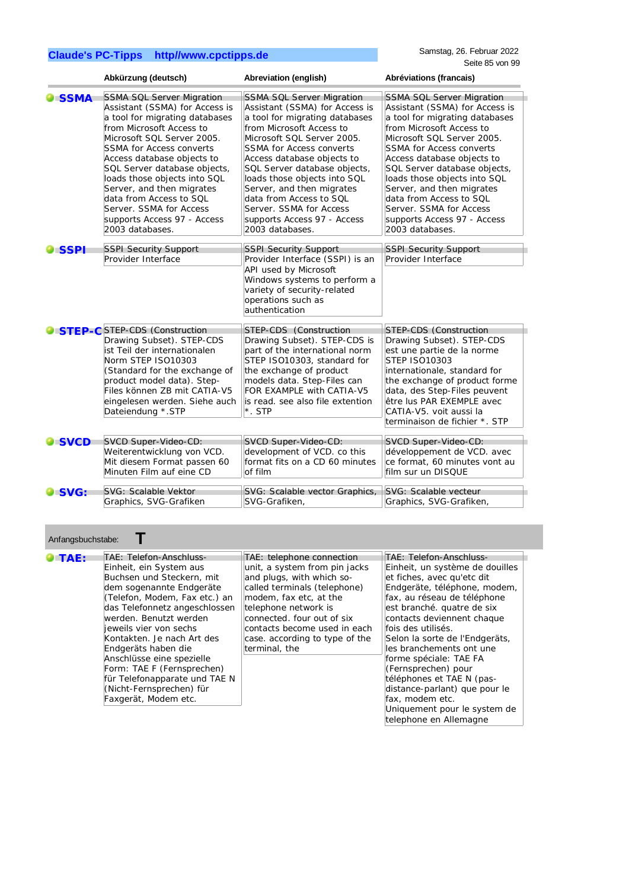| | Abkürzung (deutsch) | Abreviation (english) | Abréviations (francais) |
|---|---|---|---|
| **SSMA** | SSMA SQL Server Migration Assistant (SSMA) for Access is a tool for migrating databases from Microsoft Access to Microsoft SQL Server 2005. SSMA for Access converts Access database objects to SQL Server database objects, loads those objects into SQL Server, and then migrates data from Access to SQL Server. SSMA for Access supports Access 97 - Access 2003 databases. | SSMA SQL Server Migration Assistant (SSMA) for Access is a tool for migrating databases from Microsoft Access to Microsoft SQL Server 2005. SSMA for Access converts Access database objects to SQL Server database objects, loads those objects into SQL Server, and then migrates data from Access to SQL Server. SSMA for Access supports Access 97 - Access 2003 databases. | SSMA SQL Server Migration Assistant (SSMA) for Access is a tool for migrating databases from Microsoft Access to Microsoft SQL Server 2005. SSMA for Access converts Access database objects to SQL Server database objects, loads those objects into SQL Server, and then migrates data from Access to SQL Server. SSMA for Access supports Access 97 - Access 2003 databases. |
| **SSPI** | SSPI Security Support Provider Interface | SSPI Security Support Provider Interface (SSPI) is an API used by Microsoft Windows systems to perform a variety of security-related operations such as authentication | SSPI Security Support Provider Interface |
| **STEP-C** | STEP-CDS (Construction Drawing Subset). STEP-CDS ist Teil der internationalen Norm STEP ISO10303 (Standard for the exchange of product model data). Step-Files können ZB mit CATIA-V5 eingelesen werden. Siehe auch Dateiendung *.STP | STEP-CDS (Construction Drawing Subset). STEP-CDS is part of the international norm STEP ISO10303, standard for the exchange of product models data. Step-Files can FOR EXAMPLE with CATIA-V5 is read. see also file extention *. STP | STEP-CDS (Construction Drawing Subset). STEP-CDS est une partie de la norme STEP ISO10303 internationale, standard for the exchange of product forme data, des Step-Files peuvent être lus PAR EXEMPLE avec CATIA-V5. voit aussi la terminaison de fichier *. STP |
| **SVCD** | SVCD Super-Video-CD: Weiterentwicklung von VCD. Mit diesem Format passen 60 Minuten Film auf eine CD | SVCD Super-Video-CD: development of VCD. co this format fits on a CD 60 minutes of film | SVCD Super-Video-CD: développement de VCD. avec ce format, 60 minutes vont au film sur un DISQUE |
| **SVG:** | SVG: Scalable Vektor Graphics, SVG-Grafiken | SVG: Scalable vector Graphics, SVG-Grafiken, | SVG: Scalable vecteur Graphics, SVG-Grafiken, |

Anfangsbuchstabe: **T**

| | | | |
|---|---|---|---|
| **TAE:** | TAE: Telefon-Anschluss-Einheit, ein System aus Buchsen und Steckern, mit dem sogenannte Endgeräte (Telefon, Modem, Fax etc.) an das Telefonnetz angeschlossen werden. Benutzt werden jeweils vier von sechs Kontakten. Je nach Art des Endgeräts haben die Anschlüsse eine spezielle Form: TAE F (Fernsprechen) für Telefonapparate und TAE N (Nicht-Fernsprechen) für Faxgerät, Modem etc. | TAE: telephone connection unit, a system from pin jacks and plugs, with which so-called terminals (telephone) modem, fax etc, at the telephone network is connected. four out of six contacts become used in each case. according to type of the terminal, the | TAE: Telefon-Anschluss-Einheit, un système de douilles et fiches, avec qu'etc dit Endgeräte, téléphone, modem, fax, au réseau de téléphone est branché. quatre de six contacts deviennent chaque fois des utilisés. Selon la sorte de l'Endgeräts, les branchements ont une forme spéciale: TAE FA (Fernsprechen) pour téléphones et TAE N (pas-distance-parlant) que pour le fax, modem etc. Uniquement pour le system de telephone en Allemagne |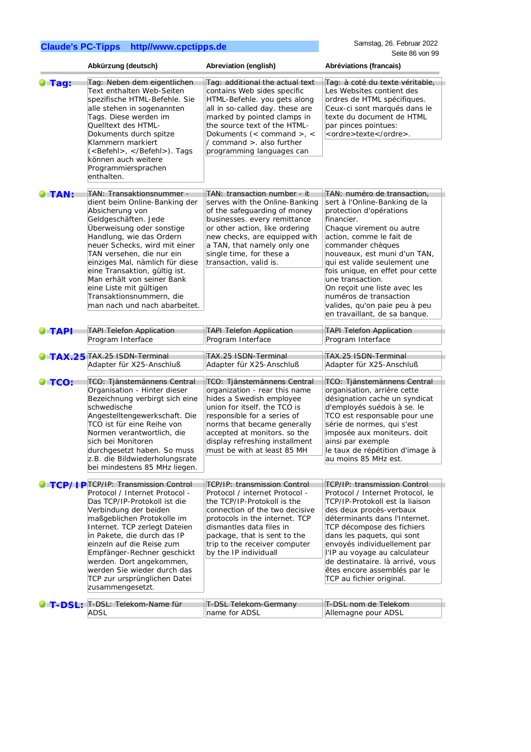| | Abkürzung (deutsch) | Abreviation (english) | Abréviations (francais) |
|---|---|---|---|
| **Tag:** | Tag: Neben dem eigentlichen Text enthalten Web-Seiten spezifische HTML-Befehle. Sie alle stehen in sogenannten Tags. Diese werden im Quelltext des HTML-Dokuments durch spitze Klammern markiert (<Befehl>, </Befehl>). Tags können auch weitere Programmiersprachen enthalten. | Tag: additional the actual text contains Web sides specific HTML-Befehle. you gets along all in so-called day. these are marked by pointed clamps in the source text of the HTML-Dokuments (< command >, < / command >. also further programming languages can | Tag: à coté du texte véritable, Les Websites contient des ordres de HTML spécifiques. Ceux-ci sont marqués dans le texte du document de HTML par pinces pointues: <ordre>texte</ordre>. |
| **TAN:** | TAN: Transaktionsnummer - dient beim Online-Banking der Absicherung von Geldgeschäften. Jede Überweisung oder sonstige Handlung, wie das Ordern neuer Schecks, wird mit einer TAN versehen, die nur ein einziges Mal, nämlich für diese eine Transaktion, gültig ist. Man erhält von seiner Bank eine Liste mit gültigen Transaktionsnummern, die man nach und nach abarbeitet. | TAN: transaction number - it serves with the Online-Banking of the safeguarding of money businesses. every remittance or other action, like ordering new checks, are equipped with a TAN, that namely only one single time, for these a transaction, valid is. | TAN: numéro de transaction, sert à l'Online-Banking de la protection d'opérations financier. Chaque virement ou autre action, comme le fait de commander chèques nouveaux, est muni d'un TAN, qui est valide seulement une fois unique, en effet pour cette une transaction. On reçoit une liste avec les numéros de transaction valides, qu'on paie peu à peu en travaillant, de sa banque. |
| **TAPI** | TAPI Telefon Application Program Interface | TAPI Telefon Application Program Interface | TAPI Telefon Application Program Interface |
| **TAX.25** | TAX.25 ISDN-Terminal Adapter für X25-Anschluß | TAX.25 ISDN-Terminal Adapter für X25-Anschluß | TAX.25 ISDN-Terminal Adapter für X25-Anschluß |
| **TCO:** | TCO: Tjänstemännens Central Organisation - Hinter dieser Bezeichnung verbirgt sich eine schwedische Angestelltengewerkschaft. Die TCO ist für eine Reihe von Normen verantwortlich, die sich bei Monitoren durchgesetzt haben. So muss z.B. die Bildwiederholungsrate bei mindestens 85 MHz liegen. | TCO: Tjänstemännens Central organization - rear this name hides a Swedish employee union for itself. the TCO is responsible for a series of norms that became generally accepted at monitors. so the display refreshing installment must be with at least 85 MH | TCO: Tjänstemännens Central organisation, arrière cette désignation cache un syndicat d'employés suédois à se. le TCO est responsable pour une série de normes, qui s'est imposée aux moniteurs. doit ainsi par exemple le taux de répétition d'image à au moins 85 MHz est. |
| **TCP/ IP** | TCP/IP: Transmission Control Protocol / Internet Protocol - Das TCP/IP-Protokoll ist die Verbindung der beiden maßgeblichen Protokolle im Internet. TCP zerlegt Dateien in Pakete, die durch das IP einzeln auf die Reise zum Empfänger-Rechner geschickt werden. Dort angekommen, werden Sie wieder durch das TCP zur ursprünglichen Datei zusammengesetzt. | TCP/IP: transmission Control Protocol / internet Protocol - the TCP/IP-Protokoll is the connection of the two decisive protocols in the internet. TCP dismantles data files in package, that is sent to the trip to the receiver computer by the IP individuall | TCP/IP: transmission Control Protocol / Internet Protocol, le TCP/IP-Protokoll est la liaison des deux procès-verbaux déterminants dans l'Internet. TCP décompose des fichiers dans les paquets, qui sont envoyés individuellement par l'IP au voyage au calculateur de destinataire. là arrivé, vous êtes encore assemblés par le TCP au fichier original. |
| **T-DSL:** | T-DSL: Telekom-Name für ADSL | T-DSL Telekom-Germany name for ADSL | T-DSL nom de Telekom Allemagne pour ADSL |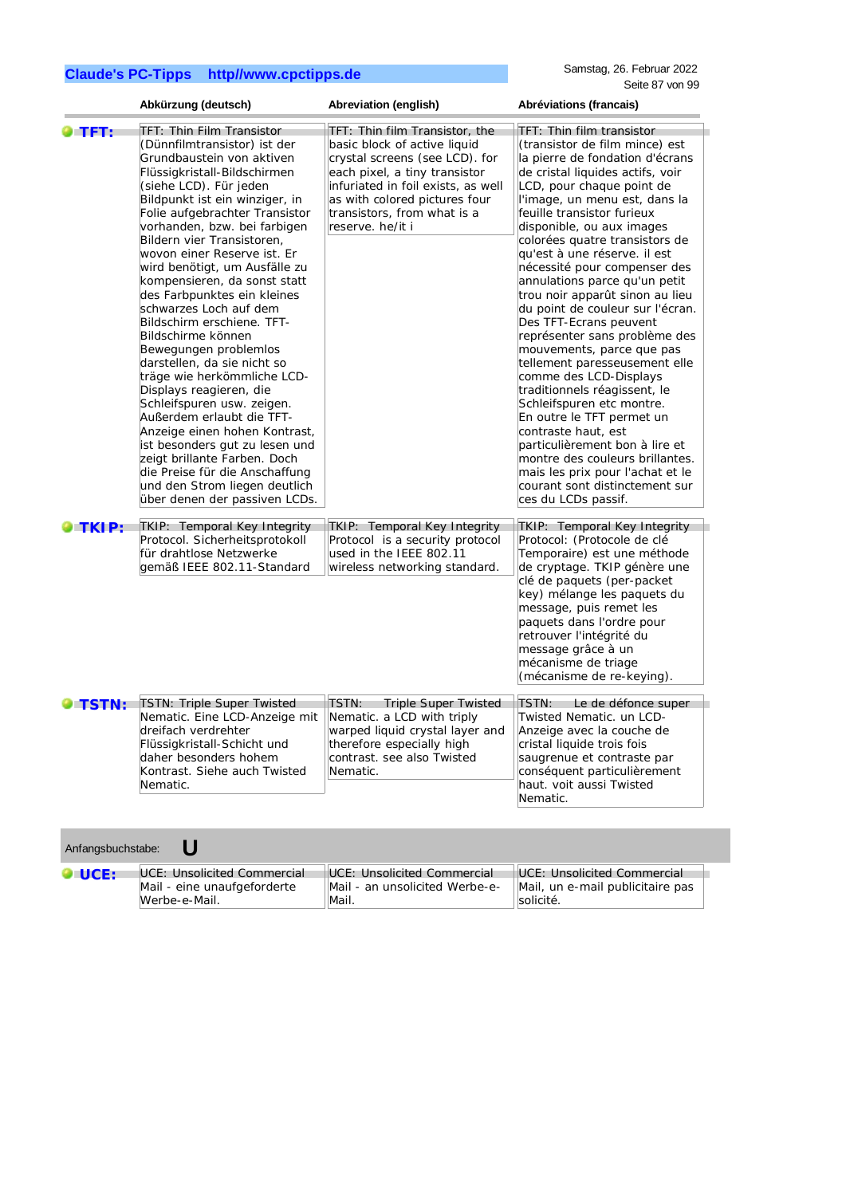| | Abkürzung (deutsch) | Abreviation (english) | Abréviations (francais) |
|---|---|---|---|
| **TFT:** | TFT: Thin Film Transistor (Dünnfilmtransistor) ist der Grundbaustein von aktiven Flüssigkristall-Bildschirmen (siehe LCD). Für jeden Bildpunkt ist ein winziger, in Folie aufgebrachter Transistor vorhanden, bzw. bei farbigen Bildern vier Transistoren, wovon einer Reserve ist. Er wird benötigt, um Ausfälle zu kompensieren, da sonst statt des Farbpunktes ein kleines schwarzes Loch auf dem Bildschirm erschiene. TFT-Bildschirme können Bewegungen problemlos darstellen, da sie nicht so träge wie herkömmliche LCD-Displays reagieren, die Schleifspuren usw. zeigen. Außerdem erlaubt die TFT-Anzeige einen hohen Kontrast, ist besonders gut zu lesen und zeigt brillante Farben. Doch die Preise für die Anschaffung und den Strom liegen deutlich über denen der passiven LCDs. | TFT: Thin film Transistor, the basic block of active liquid crystal screens (see LCD). for each pixel, a tiny transistor infuriated in foil exists, as well as with colored pictures four transistors, from what is a reserve. he/it i | TFT: Thin film transistor (transistor de film mince) est la pierre de fondation d'écrans de cristal liquides actifs, voir LCD, pour chaque point de l'image, un menu est, dans la feuille transistor furieux disponible, ou aux images colorées quatre transistors de qu'est à une réserve. il est nécessité pour compenser des annulations parce qu'un petit trou noir apparût sinon au lieu du point de couleur sur l'écran. Des TFT-Ecrans peuvent représenter sans problème des mouvements, parce que pas tellement paresseusement elle comme des LCD-Displays traditionnels réagissent, le Schleifspuren etc montre. En outre le TFT permet un contraste haut, est particulièrement bon à lire et montre des couleurs brillantes. mais les prix pour l'achat et le courant sont distinctement sur ces du LCDs passif. |
| **TKIP:** | TKIP: Temporal Key Integrity Protocol. Sicherheitsprotokoll für drahtlose Netzwerke gemäß IEEE 802.11-Standard | TKIP: Temporal Key Integrity Protocol is a security protocol used in the IEEE 802.11 wireless networking standard. | TKIP: Temporal Key Integrity Protocol: (Protocole de clé Temporaire) est une méthode de cryptage. TKIP génère une clé de paquets (per-packet key) mélange les paquets du message, puis remet les paquets dans l'ordre pour retrouver l'intégrité du message grâce à un mécanisme de triage (mécanisme de re-keying). |
| **TSTN:** | TSTN: Triple Super Twisted Nematic. Eine LCD-Anzeige mit dreifach verdrehter Flüssigkristall-Schicht und daher besonders hohem Kontrast. Siehe auch Twisted Nematic. | TSTN: Triple Super Twisted Nematic. a LCD with triply warped liquid crystal layer and therefore especially high contrast. see also Twisted Nematic. | TSTN: Le de défonce super Twisted Nematic. un LCD-Anzeige avec la couche de cristal liquide trois fois saugrenue et contraste par conséquent particulièrement haut. voit aussi Twisted Nematic. |

Anfangsbuchstabe: **U**

| | | | |
|---|---|---|---|
| **UCE:** | UCE: Unsolicited Commercial Mail - eine unaufgeforderte Werbe-e-Mail. | UCE: Unsolicited Commercial Mail - an unsolicited Werbe-e-Mail. | UCE: Unsolicited Commercial Mail, un e-mail publicitaire pas solicité. |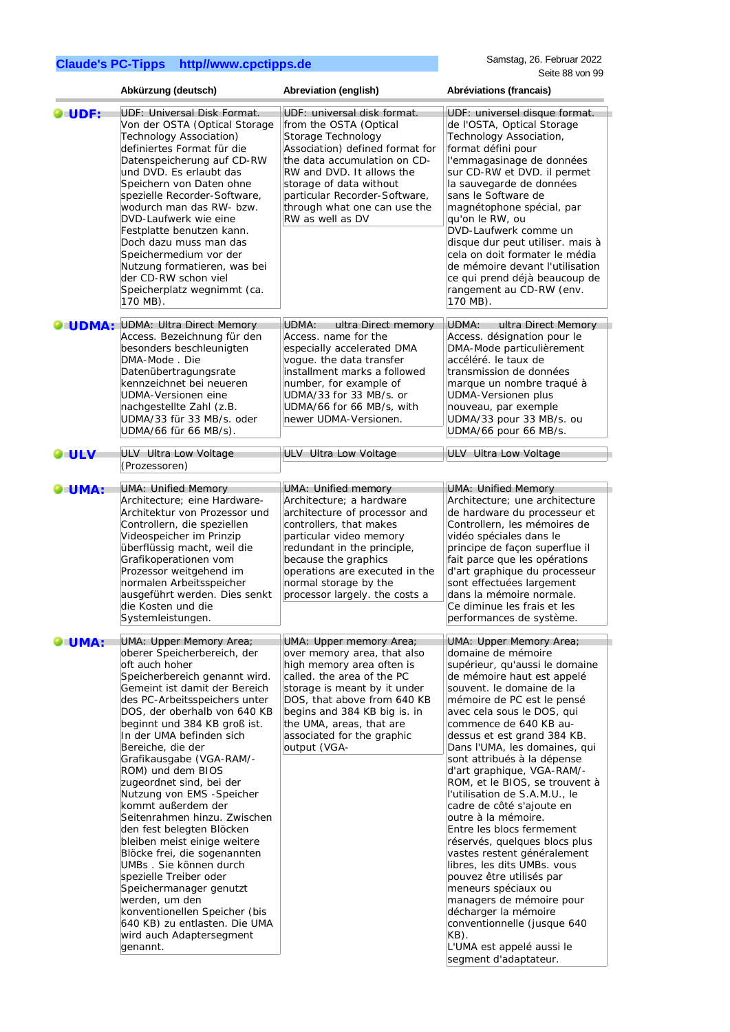| | Abkürzung (deutsch) | Abreviation (english) | Abréviations (francais) |
|---|---|---|---|
| **UDF:** | UDF: Universal Disk Format. Von der OSTA (Optical Storage Technology Association) definiertes Format für die Datenspeicherung auf CD-RW und DVD. Es erlaubt das Speichern von Daten ohne spezielle Recorder-Software, wodurch man das RW- bzw. DVD-Laufwerk wie eine Festplatte benutzen kann. Doch dazu muss man das Speichermedium vor der Nutzung formatieren, was bei der CD-RW schon viel Speicherplatz wegnimmt (ca. 170 MB). | UDF: universal disk format. from the OSTA (Optical Storage Technology Association) defined format for the data accumulation on CD-RW and DVD. It allows the storage of data without particular Recorder-Software, through what one can use the RW as well as DV | UDF: universel disque format. de l'OSTA, Optical Storage Technology Association, format défini pour l'emmagasinage de données sur CD-RW et DVD. il permet la sauvegarde de données sans le Software de magnétophone spécial, par qu'on le RW, ou DVD-Laufwerk comme un disque dur peut utiliser. mais à cela on doit formater le média de mémoire devant l'utilisation ce qui prend déjà beaucoup de rangement au CD-RW (env. 170 MB). |
| **UDMA:** | UDMA: Ultra Direct Memory Access. Bezeichnung für den besonders beschleunigten DMA-Mode . Die Datenübertragungsrate kennzeichnet bei neueren UDMA-Versionen eine nachgestellte Zahl (z.B. UDMA/33 für 33 MB/s. oder UDMA/66 für 66 MB/s). | UDMA: ultra Direct memory Access. name for the especially accelerated DMA vogue. the data transfer installment marks a followed number, for example of UDMA/33 for 33 MB/s. or UDMA/66 for 66 MB/s, with newer UDMA-Versionen. | UDMA: ultra Direct Memory Access. désignation pour le DMA-Mode particulièrement accéléré. le taux de transmission de données marque un nombre traqué à UDMA-Versionen plus nouveau, par exemple UDMA/33 pour 33 MB/s. ou UDMA/66 pour 66 MB/s. |
| **ULV** | ULV Ultra Low Voltage (Prozessoren) | ULV Ultra Low Voltage | ULV Ultra Low Voltage |
| **UMA:** | UMA: Unified Memory Architecture; eine Hardware-Architektur von Prozessor und Controllern, die speziellen Videospeicher im Prinzip überflüssig macht, weil die Grafikoperationen vom Prozessor weitgehend im normalen Arbeitsspeicher ausgeführt werden. Dies senkt die Kosten und die Systemleistungen. | UMA: Unified memory Architecture; a hardware architecture of processor and controllers, that makes particular video memory redundant in the principle, because the graphics operations are executed in the normal storage by the processor largely. the costs a | UMA: Unified Memory Architecture; une architecture de hardware du processeur et Controllern, les mémoires de vidéo spéciales dans le principe de façon superflue il fait parce que les opérations d'art graphique du processeur sont effectuées largement dans la mémoire normale. Ce diminue les frais et les performances de système. |
| **UMA:** | UMA: Upper Memory Area; oberer Speicherbereich, der oft auch hoher Speicherbereich genannt wird. Gemeint ist damit der Bereich des PC-Arbeitsspeichers unter DOS, der oberhalb von 640 KB beginnt und 384 KB groß ist. In der UMA befinden sich Bereiche, die der Grafikausgabe (VGA-RAM/-ROM) und dem BIOS zugeordnet sind, bei der Nutzung von EMS -Speicher kommt außerdem der Seitenrahmen hinzu. Zwischen den fest belegten Blöcken bleiben meist einige weitere Blöcke frei, die sogenannten UMBs . Sie können durch spezielle Treiber oder Speichermanager genutzt werden, um den konventionellen Speicher (bis 640 KB) zu entlasten. Die UMA wird auch Adaptersegment genannt. | UMA: Upper memory Area; over memory area, that also high memory area often is called. the area of the PC storage is meant by it under DOS, that above from 640 KB begins and 384 KB big is. in the UMA, areas, that are associated for the graphic output (VGA- | UMA: Upper Memory Area; domaine de mémoire supérieur, qu'aussi le domaine de mémoire haut est appelé souvent. le domaine de la mémoire de PC est le pensé avec cela sous le DOS, qui commence de 640 KB au-dessus et est grand 384 KB. Dans l'UMA, les domaines, qui sont attribués à la dépense d'art graphique, VGA-RAM/-ROM, et le BIOS, se trouvent à l'utilisation de S.A.M.U., le cadre de côté s'ajoute en outre à la mémoire. Entre les blocs fermement réservés, quelques blocs plus vastes restent généralement libres, les dits UMBs. vous pouvez être utilisés par meneurs spéciaux ou managers de mémoire pour décharger la mémoire conventionnelle (jusque 640 KB). L'UMA est appelé aussi le segment d'adaptateur. |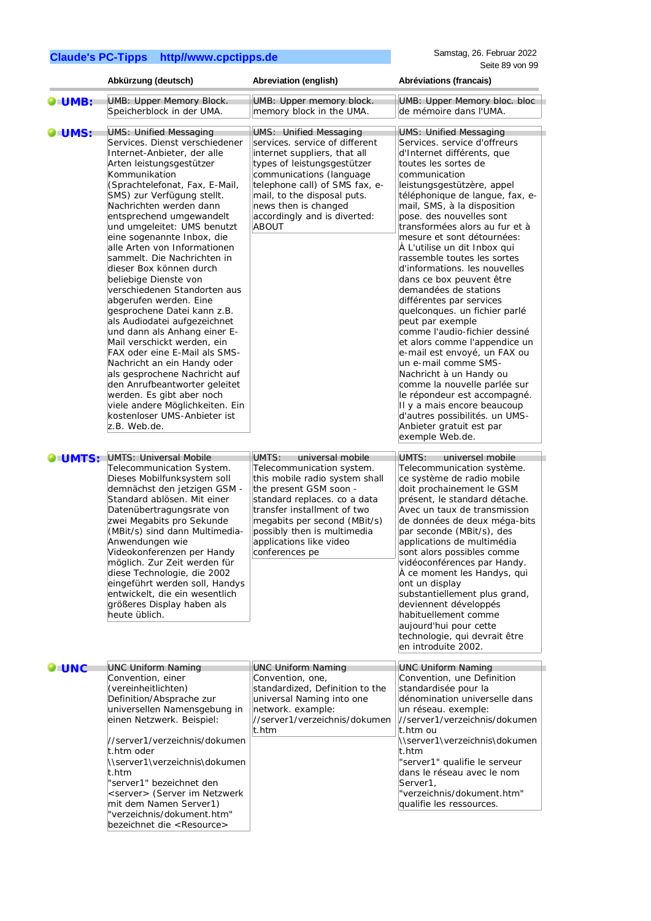| | Abkürzung (deutsch) | Abreviation (english) | Abréviations (francais) |
|---|---|---|---|
| **UMB:** | UMB: Upper Memory Block. Speicherblock in der UMA. | UMB: Upper memory block. memory block in the UMA. | UMB: Upper Memory bloc. bloc de mémoire dans l'UMA. |
| **UMS:** | UMS: Unified Messaging Services. Dienst verschiedener Internet-Anbieter, der alle Arten leistungsgestützer Kommunikation (Sprachtelefonat, Fax, E-Mail, SMS) zur Verfügung stellt. Nachrichten werden dann entsprechend umgewandelt und umgeleitet: UMS benutzt eine sogenannte Inbox, die alle Arten von Informationen sammelt. Die Nachrichten in dieser Box können durch beliebige Dienste von verschiedenen Standorten aus abgerufen werden. Eine gesprochene Datei kann z.B. als Audiodatei aufgezeichnet und dann als Anhang einer E-Mail verschickt werden, ein FAX oder eine E-Mail als SMS-Nachricht an ein Handy oder als gesprochene Nachricht auf den Anrufbeantworter geleitet werden. Es gibt aber noch viele andere Möglichkeiten. Ein kostenloser UMS-Anbieter ist z.B. Web.de. | UMS: Unified Messaging services. service of different internet suppliers, that all types of leistungsgestützer communications (language telephone call) of SMS fax, e-mail, to the disposal puts. news then is changed accordingly and is diverted: ABOUT | UMS: Unified Messaging Services. service d'offreurs d'Internet différents, que toutes les sortes de communication leistungsgestützère, appel téléphonique de langue, fax, e-mail, SMS, à la disposition pose. des nouvelles sont transformées alors au fur et à mesure et sont détournées: À L'utilise un dit Inbox qui rassemble toutes les sortes d'informations. les nouvelles dans ce box peuvent être demandées de stations différentes par services quelconques. un fichier parlé peut par exemple comme l'audio-fichier dessiné et alors comme l'appendice un e-mail est envoyé, un FAX ou un e-mail comme SMS-Nachricht à un Handy ou comme la nouvelle parlée sur le répondeur est accompagné. Il y a mais encore beaucoup d'autres possibilités. un UMS-Anbieter gratuit est par exemple Web.de. |
| **UMTS:** | UMTS: Universal Mobile Telecommunication System. Dieses Mobilfunksystem soll demnächst den jetzigen GSM - Standard ablösen. Mit einer Datenübertragungsrate von zwei Megabits pro Sekunde (MBit/s) sind dann Multimedia-Anwendungen wie Videokonferenzen per Handy möglich. Zur Zeit werden für diese Technologie, die 2002 eingeführt werden soll, Handys entwickelt, die ein wesentlich größeres Display haben als heute üblich. | UMTS: universal mobile Telecommunication system. this mobile radio system shall the present GSM soon - standard replaces. co a data transfer instalment of two megabits per second (MBit/s) possibly then is multimedia applications like video conferences pe | UMTS: universel mobile Telecommunication système. ce système de radio mobile doit prochainement le GSM présent, le standard détache. Avec un taux de transmission de données de deux méga-bits par seconde (MBit/s), des applications de multimédia sont alors possibles comme vidéoconférences par Handy. À ce moment les Handys, qui ont un display substantiellement plus grand, deviennent développés habituellement comme aujourd'hui pour cette technologie, qui devrait être en introduite 2002. |
| **UNC** | UNC Uniform Naming Convention, einer (vereinheitlichten) Definition/Absprache zur universellen Namensgebung in einen Netzwerk. Beispiel:<br><br>//server1/verzeichnis/dokument.htm oder \\server1\verzeichnis\dokument.htm<br>"server1" bezeichnet den <server> (Server im Netzwerk mit dem Namen Server1) "verzeichnis/dokument.htm" bezeichnet die <Resource> | UNC Uniform Naming Convention, one, standardized, Definition to the universal Naming into one network. example: //server1/verzeichnis/dokument.htm | UNC Uniform Naming Convention, une Definition standardisée pour la dénomination universelle dans un réseau. exemple: //server1/verzeichnis/dokument.htm ou \\server1\verzeichnis\dokument.htm<br>"server1" qualifie le serveur dans le réseau avec le nom Server1, "verzeichnis/dokument.htm" qualifie les ressources. |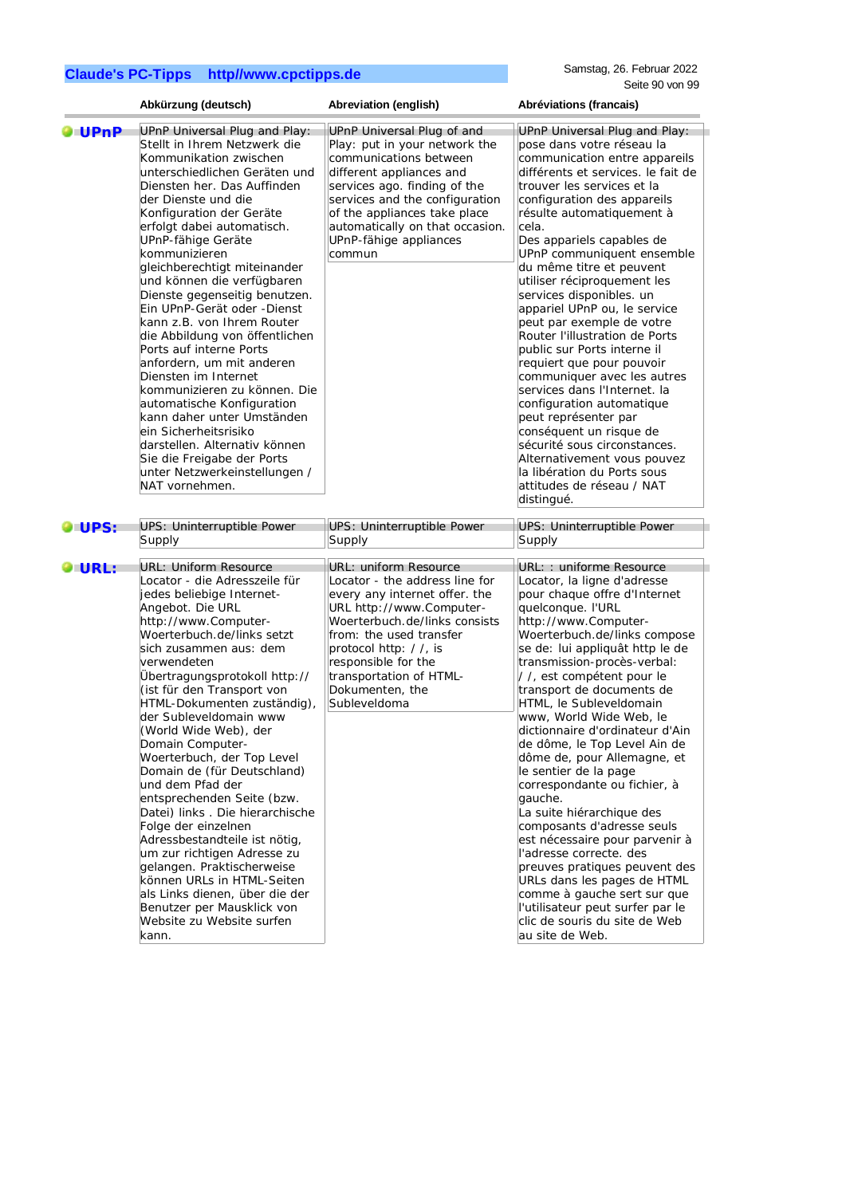| | Abkürzung (deutsch) | Abreviation (english) | Abréviations (francais) |
|---|---|---|---|
| **UPnP** | UPnP Universal Plug and Play: Stellt in Ihrem Netzwerk die Kommunikation zwischen unterschiedlichen Geräten und Diensten her. Das Auffinden der Dienste und die Konfiguration der Geräte erfolgt dabei automatisch. UPnP-fähige Geräte kommunizieren gleichberechtigt miteinander und können die verfügbaren Dienste gegenseitig benutzen. Ein UPnP-Gerät oder -Dienst kann z.B. von Ihrem Router die Abbildung von öffentlichen Ports auf interne Ports anfordern, um mit anderen Diensten im Internet kommunizieren zu können. Die automatische Konfiguration kann daher unter Umständen ein Sicherheitsrisiko darstellen. Alternativ können Sie die Freigabe der Ports unter Netzwerkeinstellungen / NAT vornehmen. | UPnP Universal Plug of and Play: put in your network the communications between different appliances and services ago. finding of the services and the configuration of the appliances take place automatically on that occasion. UPnP-fähige appliances commun | UPnP Universal Plug and Play: pose dans votre réseau la communication entre appareils différents et services. le fait de trouver les services et la configuration des appareils résulte automatiquement à cela. Des appariels capables de UPnP communiquent ensemble du même titre et peuvent utiliser réciproquement les services disponibles. un appariel UPnP ou, le service peut par exemple de votre Router l'illustration de Ports public sur Ports interne il requiert que pour pouvoir communiquer avec les autres services dans l'Internet. la configuration automatique peut représenter par conséquent un risque de sécurité sous circonstances. Alternativement vous pouvez la libération du Ports sous attitudes de réseau / NAT distingué. |
| **UPS:** | UPS: Uninterruptible Power Supply | UPS: Uninterruptible Power Supply | UPS: Uninterruptible Power Supply |
| **URL:** | URL: Uniform Resource Locator - die Adresszeile für jedes beliebige Internet-Angebot. Die URL http://www.Computer-Woerterbuch.de/links setzt sich zusammen aus: dem verwendeten Übertragungsprotokoll http:// (ist für den Transport von HTML-Dokumenten zuständig), der Subleveldomain www (World Wide Web), der Domain Computer-Woerterbuch, der Top Level Domain de (für Deutschland) und dem Pfad der entsprechenden Seite (bzw. Datei) links . Die hierarchische Folge der einzelnen Adressbestandteile ist nötig, um zur richtigen Adresse zu gelangen. Praktischerweise können URLs in HTML-Seiten als Links dienen, über die der Benutzer per Mausklick von Website zu Website surfen kann. | URL: uniform Resource Locator - the address line for every any internet offer. the URL http://www.Computer-Woerterbuch.de/links consists from: the used transfer protocol http: / /, is responsible for the transportation of HTML-Dokumenten, the Subleveldoma | URL: : uniforme Resource Locator, la ligne d'adresse pour chaque offre d'Internet quelconque. l'URL http://www.Computer-Woerterbuch.de/links compose se de: lui appliquât http le de transmission-procès-verbal: / /, est compétent pour le transport de documents de HTML, le Subleveldomain www, World Wide Web, le dictionnaire d'ordinateur d'Ain de dôme, le Top Level Ain de dôme de, pour Allemagne, et le sentier de la page correspondante ou fichier, à gauche. La suite hiérarchique des composants d'adresse seuls est nécessaire pour parvenir à l'adresse correcte. des preuves pratiques peuvent des URLs dans les pages de HTML comme à gauche sert sur que l'utilisateur peut surfer par le clic de souris du site de Web au site de Web. |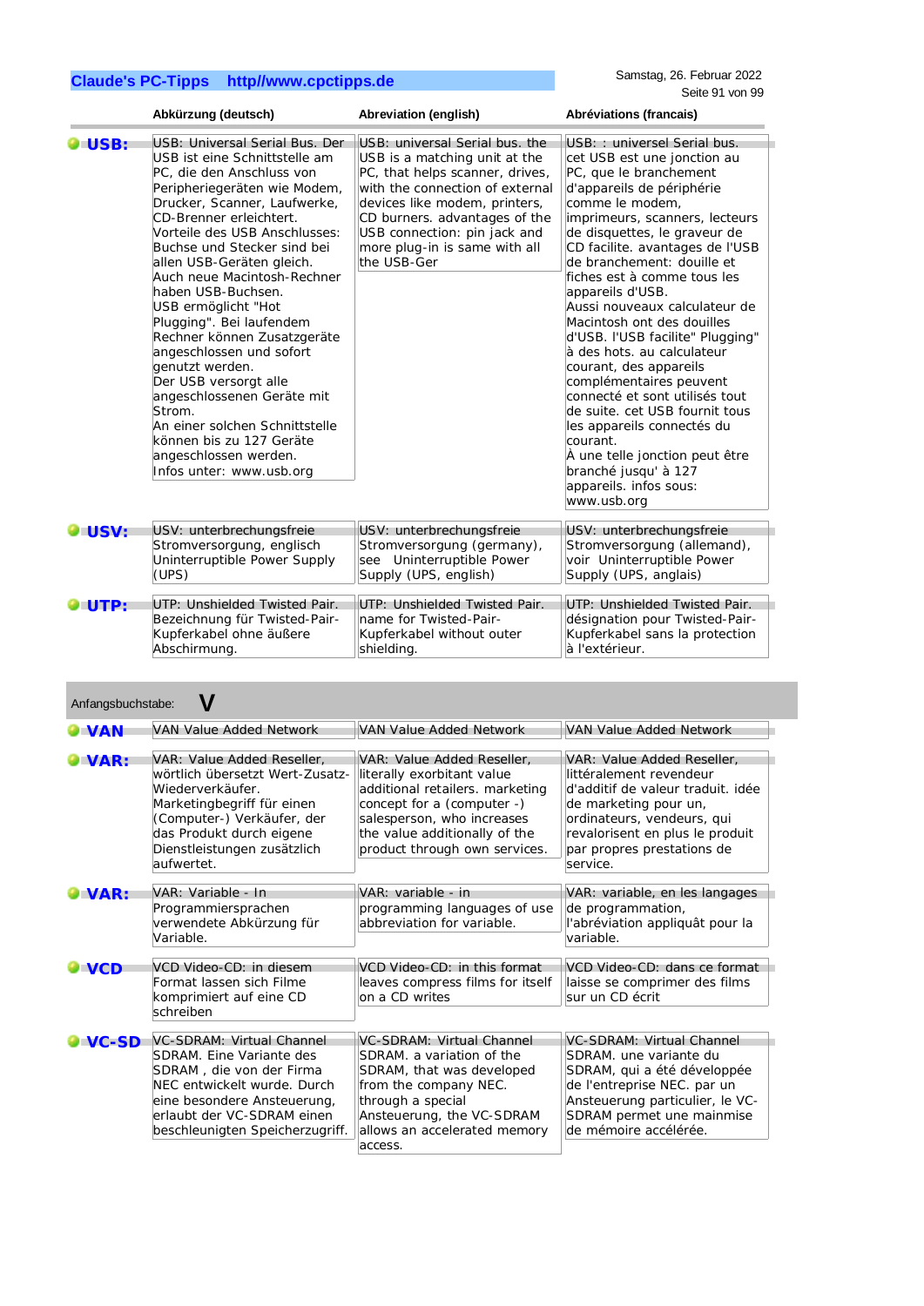| | Abkürzung (deutsch) | Abreviation (english) | Abréviations (francais) |
|---|---|---|---|
| **USB:** | USB: Universal Serial Bus. Der USB ist eine Schnittstelle am PC, die den Anschluss von Peripheriegeräten wie Modem, Drucker, Scanner, Laufwerke, CD-Brenner erleichtert. Vorteile des USB Anschlusses: Buchse und Stecker sind bei allen USB-Geräten gleich. Auch neue Macintosh-Rechner haben USB-Buchsen. USB ermöglicht "Hot Plugging". Bei laufendem Rechner können Zusatzgeräte angeschlossen und sofort genutzt werden. Der USB versorgt alle angeschlossenen Geräte mit Strom. An einer solchen Schnittstelle können bis zu 127 Geräte angeschlossen werden. Infos unter: www.usb.org | USB: universal Serial bus. the USB is a matching unit at the PC, that helps scanner, drives, with the connection of external devices like modem, printers, CD burners. advantages of the USB connection: pin jack and more plug-in is same with all the USB-Ger | USB: : universel Serial bus. cet USB est une jonction au PC, que le branchement d'appareils de périphérie comme le modem, imprimeurs, scanners, lecteurs de disquettes, le graveur de CD facilite. avantages de l'USB de branchement: douille et fiches est à comme tous les appareils d'USB. Aussi nouveaux calculateur de Macintosh ont des douilles d'USB. l'USB facilite" Plugging" à des hots. au calculateur courant, des appareils complémentaires peuvent connecté et sont utilisés tout de suite. cet USB fournit tous les appareils connectés du courant. À une telle jonction peut être branché jusqu' à 127 appareils. infos sous: www.usb.org |
| **USV:** | USV: unterbrechungsfreie Stromversorgung, englisch Uninterruptible Power Supply (UPS) | USV: unterbrechungsfreie Stromversorgung (germany), see Uninterruptible Power Supply (UPS, english) | USV: unterbrechungsfreie Stromversorgung (allemand), voir Uninterruptible Power Supply (UPS, anglais) |
| **UTP:** | UTP: Unshielded Twisted Pair. Bezeichnung für Twisted-Pair-Kupferkabel ohne äußere Abschirmung. | UTP: Unshielded Twisted Pair. name for Twisted-Pair-Kupferkabel without outer shielding. | UTP: Unshielded Twisted Pair. désignation pour Twisted-Pair-Kupferkabel sans la protection à l'extérieur. |

Anfangsbuchstabe: **V**

| | | | |
|---|---|---|---|
| **VAN** | VAN Value Added Network | VAN Value Added Network | VAN Value Added Network |
| **VAR:** | VAR: Value Added Reseller, wörtlich übersetzt Wert-Zusatz-Wiederverkäufer. Marketingbegriff für einen (Computer-) Verkäufer, der das Produkt durch eigene Dienstleistungen zusätzlich aufwertet. | VAR: Value Added Reseller, literally exorbitant value additional retailers. marketing concept for a (computer -) salesperson, who increases the value additionally of the product through own services. | VAR: Value Added Reseller, littéralement revendeur d'additif de valeur traduit. idée de marketing pour un, ordinateurs, vendeurs, qui revalorisent en plus le produit par propres prestations de service. |
| **VAR:** | VAR: Variable - In Programmiersprachen verwendete Abkürzung für Variable. | VAR: variable - in programming languages of use abbreviation for variable. | VAR: variable, en les langages de programmation, l'abréviation appliquât pour la variable. |
| **VCD** | VCD Video-CD: in diesem Format lassen sich Filme komprimiert auf eine CD schreiben | VCD Video-CD: in this format leaves compress films for itself on a CD writes | VCD Video-CD: dans ce format laisse se comprimer des films sur un CD écrit |
| **VC-SD** | VC-SDRAM: Virtual Channel SDRAM. Eine Variante des SDRAM , die von der Firma NEC entwickelt wurde. Durch eine besondere Ansteuerung, erlaubt der VC-SDRAM einen beschleunigten Speicherzugriff. | VC-SDRAM: Virtual Channel SDRAM. a variation of the SDRAM, that was developed from the company NEC. through a special Ansteuerung, the VC-SDRAM allows an accelerated memory access. | VC-SDRAM: Virtual Channel SDRAM. une variante du SDRAM, qui a été développée de l'entreprise NEC. par un Ansteuerung particulier, le VC-SDRAM permet une mainmise de mémoire accélérée. |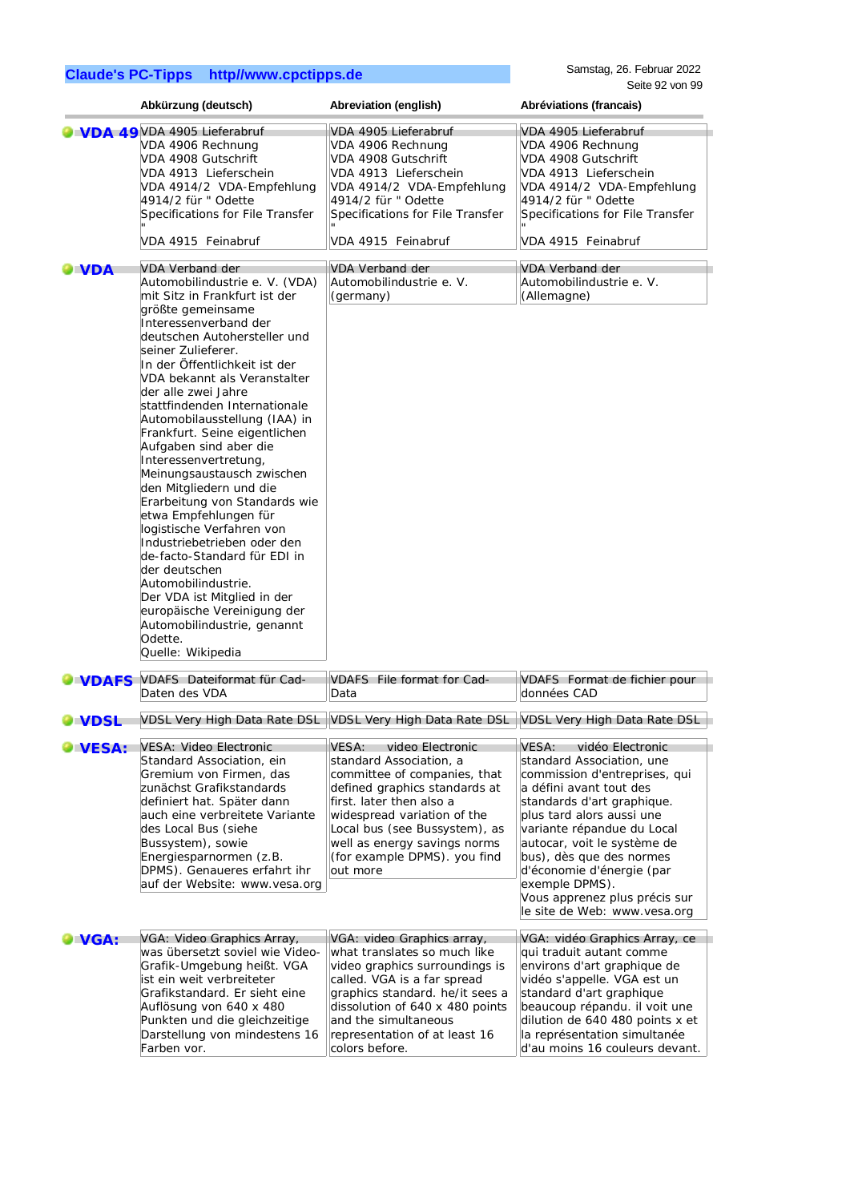| | Abkürzung (deutsch) | Abreviation (english) | Abréviations (francais) |
|---|---|---|---|
| **VDA 49** | VDA 4905 Lieferabruf<br>VDA 4906 Rechnung<br>VDA 4908 Gutschrift<br>VDA 4913 Lieferschein<br>VDA 4914/2 VDA-Empfehlung 4914/2 für " Odette Specifications for File Transfer "<br>VDA 4915 Feinabruf | VDA 4905 Lieferabruf<br>VDA 4906 Rechnung<br>VDA 4908 Gutschrift<br>VDA 4913 Lieferschein<br>VDA 4914/2 VDA-Empfehlung 4914/2 für " Odette Specifications for File Transfer "<br>VDA 4915 Feinabruf | VDA 4905 Lieferabruf<br>VDA 4906 Rechnung<br>VDA 4908 Gutschrift<br>VDA 4913 Lieferschein<br>VDA 4914/2 VDA-Empfehlung 4914/2 für " Odette Specifications for File Transfer "<br>VDA 4915 Feinabruf |
| **VDA** | VDA Verband der Automobilindustrie e. V. (VDA) mit Sitz in Frankfurt ist der größte gemeinsame Interessenverband der deutschen Autohersteller und seiner Zulieferer.<br>In der Öffentlichkeit ist der VDA bekannt als Veranstalter der alle zwei Jahre stattfindenden Internationale Automobilausstellung (IAA) in Frankfurt. Seine eigentlichen Aufgaben sind aber die Interessenvertretung, Meinungsaustausch zwischen den Mitgliedern und die Erarbeitung von Standards wie etwa Empfehlungen für logistische Verfahren von Industriebetrieben oder den de-facto-Standard für EDI in der deutschen Automobilindustrie.<br>Der VDA ist Mitglied in der europäische Vereinigung der Automobilindustrie, genannt Odette.<br>Quelle: Wikipedia | VDA Verband der Automobilindustrie e. V. (germany) | VDA Verband der Automobilindustrie e. V. (Allemagne) |
| **VDAFS** | VDAFS Dateiformat für Cad-Daten des VDA | VDAFS File format for Cad-Data | VDAFS Format de fichier pour données CAD |
| **VDSL** | VDSL Very High Data Rate DSL | VDSL Very High Data Rate DSL | VDSL Very High Data Rate DSL |
| **VESA:** | VESA: Video Electronic Standard Association, ein Gremium von Firmen, das zunächst Grafikstandards definiert hat. Später dann auch eine verbreitete Variante des Local Bus (siehe Bussystem), sowie Energiesparnormen (z.B. DPMS). Genaueres erfahrt ihr auf der Website: www.vesa.org | VESA: video Electronic standard Association, a committee of companies, that defined graphics standards at first. later then also a widespread variation of the Local bus (see Bussystem), as well as energy savings norms (for example DPMS). you find out more | VESA: vidéo Electronic standard Association, une commission d'entreprises, qui a défini avant tout des standards d'art graphique. plus tard alors aussi une variante répandue du Local autocar, voit le système de bus), dès que des normes d'économie d'énergie (par exemple DPMS).<br>Vous apprenez plus précis sur le site de Web: www.vesa.org |
| **VGA:** | VGA: Video Graphics Array, was übersetzt soviel wie Video-Grafik-Umgebung heißt. VGA ist ein weit verbreiteter Grafikstandard. Er sieht eine Auflösung von 640 x 480 Punkten und die gleichzeitige Darstellung von mindestens 16 Farben vor. | VGA: video Graphics array, what translates so much like video graphics surroundings is called. VGA is a far spread graphics standard. he/it sees a dissolution of 640 x 480 points and the simultaneous representation of at least 16 colors before. | VGA: vidéo Graphics Array, ce qui traduit autant comme environs d'art graphique de vidéo s'appelle. VGA est un standard d'art graphique beaucoup répandu. il voit une dilution de 640 480 points x et la représentation simultanée d'au moins 16 couleurs devant. |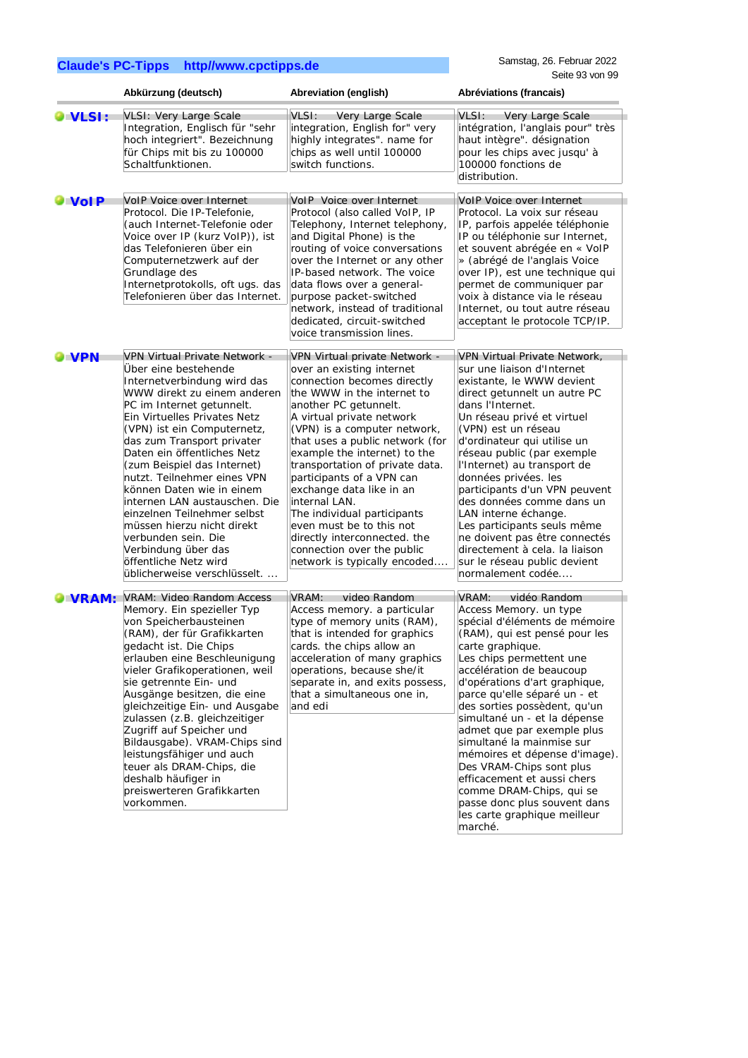| | Abkürzung (deutsch) | Abreviation (english) | Abréviations (francais) |
|---|---|---|---|
| **VLSI:** | VLSI: Very Large Scale Integration, Englisch für "sehr hoch integriert". Bezeichnung für Chips mit bis zu 100000 Schaltfunktionen. | VLSI: Very Large Scale integration, English for" very highly integrates". name for chips as well until 100000 switch functions. | VLSI: Very Large Scale intégration, l'anglais pour" très haut intègre". désignation pour les chips avec jusqu' à 100000 fonctions de distribution. |
| **VoIP** | VoIP Voice over Internet Protocol. Die IP-Telefonie, (auch Internet-Telefonie oder Voice over IP (kurz VoIP)), ist das Telefonieren über ein Computernetzwerk auf der Grundlage des Internetprotokolls, oft ugs. das Telefonieren über das Internet. | VoIP Voice over Internet Protocol (also called VoIP, IP Telephony, Internet telephony, and Digital Phone) is the routing of voice conversations over the Internet or any other IP-based network. The voice data flows over a general-purpose packet-switched network, instead of traditional dedicated, circuit-switched voice transmission lines. | VoIP Voice over Internet Protocol. La voix sur réseau IP, parfois appelée téléphonie IP ou téléphonie sur Internet, et souvent abrégée en « VoIP » (abrégé de l'anglais Voice over IP), est une technique qui permet de communiquer par voix à distance via le réseau Internet, ou tout autre réseau acceptant le protocole TCP/IP. |
| **VPN** | VPN Virtual Private Network - Über eine bestehende Internetverbindung wird das WWW direkt zu einem anderen PC im Internet getunnelt. Ein Virtuelles Privates Netz (VPN) ist ein Computernetz, das zum Transport privater Daten ein öffentliches Netz (zum Beispiel das Internet) nutzt. Teilnehmer eines VPN können Daten wie in einem internen LAN austauschen. Die einzelnen Teilnehmer selbst müssen hierzu nicht direkt verbunden sein. Die Verbindung über das öffentliche Netz wird üblicherweise verschlüsselt. ... | VPN Virtual private Network - over an existing internet connection becomes directly the WWW in the internet to another PC getunnelt. A virtual private network (VPN) is a computer network, that uses a public network (for example the internet) to the transportation of private data. participants of a VPN can exchange data like in an internal LAN. The individual participants even must be to this not directly interconnected. the connection over the public network is typically encoded.... | VPN Virtual Private Network, sur une liaison d'Internet existante, le WWW devient direct getunnelt un autre PC dans l'Internet. Un réseau privé et virtuel (VPN) est un réseau d'ordinateur qui utilise un réseau public (par exemple l'Internet) au transport de données privées. les participants d'un VPN peuvent des données comme dans un LAN interne échange. Les participants seuls même ne doivent pas être connectés directement à cela. la liaison sur le réseau public devient normalement codée.... |
| **VRAM:** | VRAM: Video Random Access Memory. Ein spezieller Typ von Speicherbausteinen (RAM), der für Grafikkarten gedacht ist. Die Chips erlauben eine Beschleunigung vieler Grafikoperationen, weil sie getrennte Ein- und Ausgänge besitzen, die eine gleichzeitige Ein- und Ausgabe zulassen (z.B. gleichzeitiger Zugriff auf Speicher und Bildausgabe). VRAM-Chips sind leistungsfähiger und auch teuer als DRAM-Chips, die deshalb häufiger in preiswerteren Grafikkarten vorkommen. | VRAM: video Random Access memory. a particular type of memory units (RAM), that is intended for graphics cards. the chips allow an acceleration of many graphics operations, because she/it separate in, and exits possess, that a simultaneous one in, and edi | VRAM: vidéo Random Access Memory. un type spécial d'éléments de mémoire (RAM), qui est pensé pour les carte graphique. Les chips permettent une accélération de beaucoup d'opérations d'art graphique, parce qu'elle séparé un - et des sorties possèdent, qu'un simultané un - et la dépense admet que par exemple plus simultané la mainmise sur mémoires et dépense d'image). Des VRAM-Chips sont plus efficacement et aussi chers comme DRAM-Chips, qui se passe donc plus souvent dans les carte graphique meilleur marché. |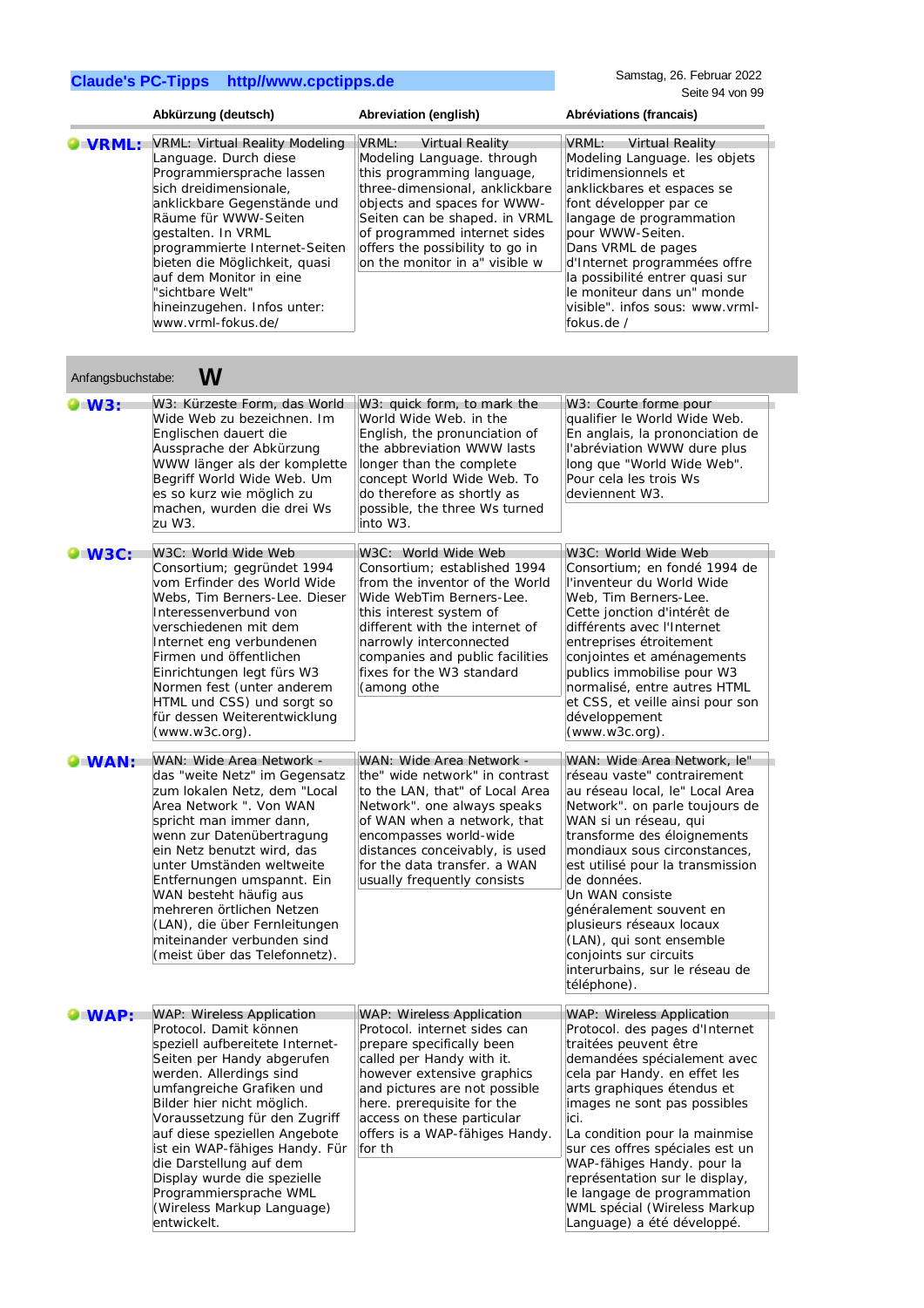| | Abkürzung (deutsch) | Abreviation (english) | Abréviations (francais) |
|---|---|---|---|
| **VRML:** | VRML: Virtual Reality Modeling Language. Durch diese Programmiersprache lassen sich dreidimensionale, anklickbare Gegenstände und Räume für WWW-Seiten gestalten. In VRML programmierte Internet-Seiten bieten die Möglichkeit, quasi auf dem Monitor in eine "sichtbare Welt" hineinzugehen. Infos unter: www.vrml-fokus.de/ | VRML: Virtual Reality Modeling Language. through this programming language, three-dimensional, anklickbare objects and spaces for WWW-Seiten can be shaped. in VRML of programmed internet sides offers the possibility to go in on the monitor in a" visible w | VRML: Virtual Reality Modeling Language. les objets tridimensionnels et anklickbares et espaces se font développer par ce langage de programmation pour WWW-Seiten. Dans VRML de pages d'Internet programmées offre la possibilité entrer quasi sur le moniteur dans un" monde visible". infos sous: www.vrml-fokus.de / |

Anfangsbuchstabe: **W**

| | Abkürzung (deutsch) | Abreviation (english) | Abréviations (francais) |
|---|---|---|---|
| **W3:** | W3: Kürzeste Form, das World Wide Web zu bezeichnen. Im Englischen dauert die Aussprache der Abkürzung WWW länger als der komplette Begriff World Wide Web. Um es so kurz wie möglich zu machen, wurden die drei Ws zu W3. | W3: quick form, to mark the World Wide Web. in the English, the pronunciation of the abbreviation WWW lasts longer than the complete concept World Wide Web. To do therefore as shortly as possible, the three Ws turned into W3. | W3: Courte forme pour qualifier le World Wide Web. En anglais, la prononciation de l'abréviation WWW dure plus long que "World Wide Web". Pour cela les trois Ws deviennent W3. |
| **W3C:** | W3C: World Wide Web Consortium; gegründet 1994 vom Erfinder des World Wide Webs, Tim Berners-Lee. Dieser Interessenverbund von verschiedenen mit dem Internet eng verbundenen Firmen und öffentlichen Einrichtungen legt fürs W3 Normen fest (unter anderem HTML und CSS) und sorgt so für dessen Weiterentwicklung (www.w3c.org). | W3C: World Wide Web Consortium; established 1994 from the inventor of the World Wide WebTim Berners-Lee. this interest system of different with the internet of narrowly interconnected companies and public facilities fixes for the W3 standard (among othe | W3C: World Wide Web Consortium; en fondé 1994 de l'inventeur du World Wide Web, Tim Berners-Lee. Cette jonction d'intérêt de différents avec l'Internet entreprises étroitement conjointes et aménagements publics immobilise pour W3 normalisé, entre autres HTML et CSS, et veille ainsi pour son développement (www.w3c.org). |
| **WAN:** | WAN: Wide Area Network - das "weite Netz" im Gegensatz zum lokalen Netz, dem "Local Area Network ". Von WAN spricht man immer dann, wenn zur Datenübertragung ein Netz benutzt wird, das unter Umständen weltweite Entfernungen umspannt. Ein WAN besteht häufig aus mehreren örtlichen Netzen (LAN), die über Fernleitungen miteinander verbunden sind (meist über das Telefonnetz). | WAN: Wide Area Network - the" wide network" in contrast to the LAN, that" of Local Area Network". one always speaks of WAN when a network, that encompasses world-wide distances conceivably, is used for the data transfer. a WAN usually frequently consists | WAN: Wide Area Network, le" réseau vaste" contrairement au réseau local, le" Local Area Network". on parle toujours de WAN si un réseau, qui transforme des éloignements mondiaux sous circonstances, est utilisé pour la transmission de données. Un WAN consiste généralement souvent en plusieurs réseaux locaux (LAN), qui sont ensemble conjoints sur circuits interurbains, sur le réseau de téléphone). |
| **WAP:** | WAP: Wireless Application Protocol. Damit können speziell aufbereitete Internet-Seiten per Handy abgerufen werden. Allerdings sind umfangreiche Grafiken und Bilder hier nicht möglich. Voraussetzung für den Zugriff auf diese speziellen Angebote ist ein WAP-fähiges Handy. Für die Darstellung auf dem Display wurde die spezielle Programmiersprache WML (Wireless Markup Language) entwickelt. | WAP: Wireless Application Protocol. Internet sides can prepare specifically been called per Handy with it. however extensive graphics and pictures are not possible here. prerequisite for the access on these particular offers is a WAP-fähiges Handy. for th | WAP: Wireless Application Protocol. des pages d'Internet traitées peuvent être demandées spécialement avec cela par Handy. en effet les arts graphiques étendus et images ne sont pas possibles ici. La condition pour la mainmise sur ces offres spéciales est un WAP-fähiges Handy. pour la représentation sur le display, le langage de programmation WML spécial (Wireless Markup Language) a été développé. |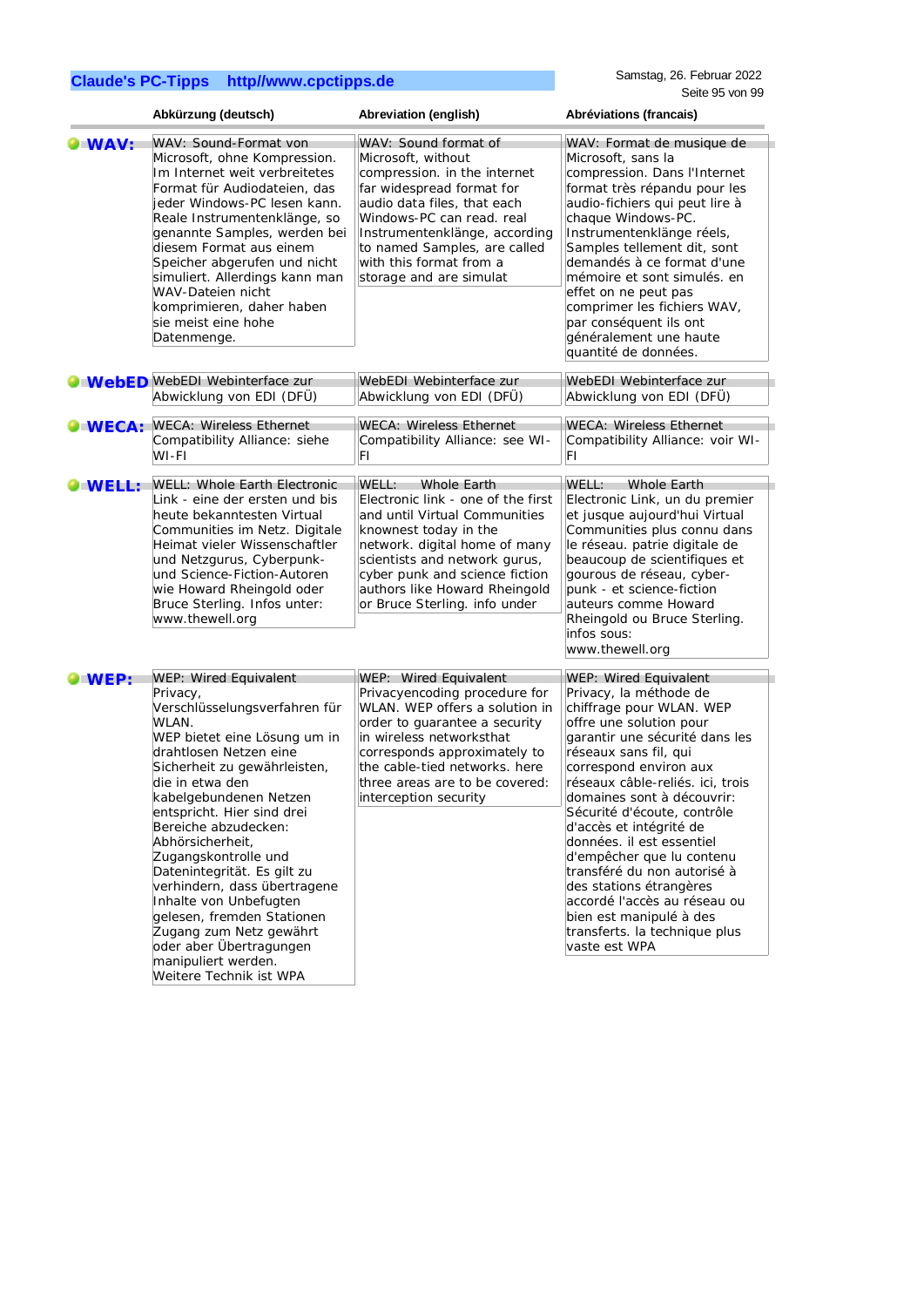| | Abkürzung (deutsch) | Abreviation (english) | Abréviations (francais) |
|---|---|---|---|
| **WAV:** | WAV: Sound-Format von Microsoft, ohne Kompression. Im Internet weit verbreitetes Format für Audiodateien, das jeder Windows-PC lesen kann. Reale Instrumentenklänge, so genannte Samples, werden bei diesem Format aus einem Speicher abgerufen und nicht simuliert. Allerdings kann man WAV-Dateien nicht komprimieren, daher haben sie meist eine hohe Datenmenge. | WAV: Sound format of Microsoft, without compression. in the internet far widespread format for audio data files, that each Windows-PC can read. real Instrumentenklänge, according to named Samples, are called with this format from a storage and are simulat | WAV: Format de musique de Microsoft, sans la compression. Dans l'Internet format très répandu pour les audio-fichiers qui peut lire à chaque Windows-PC. Instrumentenklänge réels, Samples tellement dit, sont demandés à ce format d'une mémoire et sont simulés. en effet on ne peut pas comprimer les fichiers WAV, par conséquent ils ont généralement une haute quantité de données. |
| **WebED** | WebEDI Webinterface zur Abwicklung von EDI (DFÜ) | WebEDI Webinterface zur Abwicklung von EDI (DFÜ) | WebEDI Webinterface zur Abwicklung von EDI (DFÜ) |
| **WECA:** | WECA: Wireless Ethernet Compatibility Alliance: siehe WI-FI | WECA: Wireless Ethernet Compatibility Alliance: see WI-FI | WECA: Wireless Ethernet Compatibility Alliance: voir WI-FI |
| **WELL:** | WELL: Whole Earth Electronic Link - eine der ersten und bis heute bekanntesten Virtual Communities im Netz. Digitale Heimat vieler Wissenschaftler und Netzgurus, Cyberpunk- und Science-Fiction-Autoren wie Howard Rheingold oder Bruce Sterling. Infos unter: www.thewell.org | WELL: Whole Earth Electronic link - one of the first and until Virtual Communities knownest today in the network. digital home of many scientists and network gurus, cyber punk and science fiction authors like Howard Rheingold or Bruce Sterling. info under | WELL: Whole Earth Electronic Link, un du premier et jusque aujourd'hui Virtual Communities plus connu dans le réseau. patrie digitale de beaucoup de scientifiques et gourous de réseau, cyber-punk - et science-fiction auteurs comme Howard Rheingold ou Bruce Sterling. infos sous: www.thewell.org |
| **WEP:** | WEP: Wired Equivalent Privacy, Verschlüsselungsverfahren für WLAN. WEP bietet eine Lösung um in drahtlosen Netzen eine Sicherheit zu gewährleisten, die in etwa den kabelgebundenen Netzen entspricht. Hier sind drei Bereiche abzudecken: Abhörsicherheit, Zugangskontrolle und Datenintegrität. Es gilt zu verhindern, dass übertragene Inhalte von Unbefugten gelesen, fremden Stationen Zugang zum Netz gewährt oder aber Übertragungen manipuliert werden. Weitere Technik ist WPA | WEP: Wired Equivalent Privacyencoding procedure for WLAN. WEP offers a solution in order to guarantee a security in wireless networksthat corresponds approximately to the cable-tied networks. here three areas are to be covered: interception security | WEP: Wired Equivalent Privacy, la méthode de chiffrage pour WLAN. WEP offre une solution pour garantir une sécurité dans les réseaux sans fil, qui correspond environ aux réseaux câble-reliés. ici, trois domaines sont à découvrir: Sécurité d'écoute, contrôle d'accès et intégrité de données. il est essentiel d'empêcher que lu contenu transféré du non autorisé à des stations étrangères accordé l'accès au réseau ou bien est manipulé à des transferts. la technique plus vaste est WPA |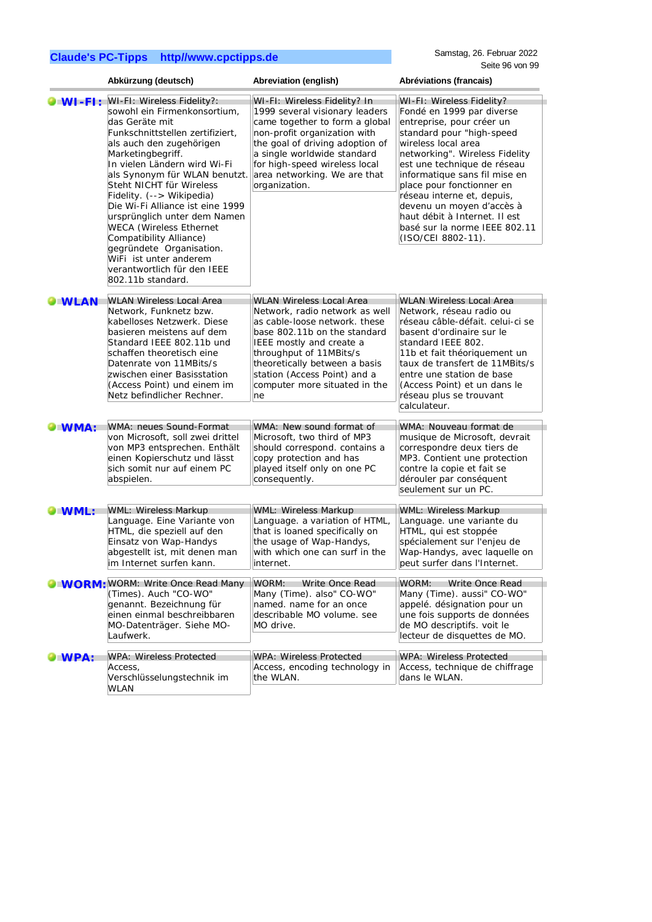| | Abkürzung (deutsch) | Abreviation (english) | Abréviations (francais) |
|---|---|---|---|
| **WI-FI:** | WI-FI: Wireless Fidelity?: sowohl ein Firmenkonsortium, das Geräte mit Funkschnittstellen zertifiziert, als auch den zugehörigen Marketingbegriff. In vielen Ländern wird Wi-Fi als Synonym für WLAN benutzt. Steht NICHT für Wireless Fidelity. (--> Wikipedia) Die Wi-Fi Alliance ist eine 1999 ursprünglich unter dem Namen WECA (Wireless Ethernet Compatibility Alliance) gegründete Organisation. WiFi ist unter anderem verantwortlich für den IEEE 802.11b standard. | WI-FI: Wireless Fidelity? In 1999 several visionary leaders came together to form a global non-profit organization with the goal of driving adoption of a single worldwide standard for high-speed wireless local area networking. We are that organization. | WI-FI: Wireless Fidelity? Fondé en 1999 par diverse entreprise, pour créer un standard pour "high-speed wireless local area networking". Wireless Fidelity est une technique de réseau informatique sans fil mise en place pour fonctionner en réseau interne et, depuis, devenu un moyen d'accès à haut débit à Internet. Il est basé sur la norme IEEE 802.11 (ISO/CEI 8802-11). |
| **WLAN** | WLAN Wireless Local Area Network, Funknetz bzw. kabelloses Netzwerk. Diese basieren meistens auf dem Standard IEEE 802.11b und schaffen theoretisch eine Datenrate von 11MBits/s zwischen einer Basisstation (Access Point) und einem im Netz befindlicher Rechner. | WLAN Wireless Local Area Network, radio network as well as cable-loose network. these base 802.11b on the standard IEEE mostly and create a throughput of 11MBits/s theoretically between a basis station (Access Point) and a computer more situated in the ne | WLAN Wireless Local Area Network, réseau radio ou réseau câble-défait. celui-ci se basent d'ordinaire sur le standard IEEE 802. 11b et fait théoriquement un taux de transfert de 11MBits/s entre une station de base (Access Point) et un dans le réseau plus se trouvant calculateur. |
| **WMA:** | WMA: neues Sound-Format von Microsoft, soll zwei drittel von MP3 entsprechen. Enthält einen Kopierschutz und lässt sich somit nur auf einem PC abspielen. | WMA: New sound format of Microsoft, two third of MP3 should correspond. contains a copy protection and has played itself only on one PC consequently. | WMA: Nouveau format de musique de Microsoft, devrait correspondre deux tiers de MP3. Contient une protection contre la copie et fait se dérouler par conséquent seulement sur un PC. |
| **WML:** | WML: Wireless Markup Language. Eine Variante von HTML, die speziell auf den Einsatz von Wap-Handys abgestellt ist, mit denen man im Internet surfen kann. | WML: Wireless Markup Language. a variation of HTML, that is loaned specifically on the usage of Wap-Handys, with which one can surf in the internet. | WML: Wireless Markup Language. une variante du HTML, qui est stoppée spécialement sur l'enjeu de Wap-Handys, avec laquelle on peut surfer dans l'Internet. |
| **WORM:** | WORM: Write Once Read Many (Times). Auch "CO-WO" genannt. Bezeichnung für einen einmal beschreibbaren MO-Datenträger. Siehe MO-Laufwerk. | WORM: Write Once Read Many (Time). also" CO-WO" named. once describable MO volume. see MO drive. | WORM: Write Once Read Many (Time). aussi" CO-WO" appelé. désignation pour un une fois supports de données de MO descriptifs. voit le lecteur de disquettes de MO. |
| **WPA:** | WPA: Wireless Protected Access, Verschlüsselungstechnik im WLAN | WPA: Wireless Protected Access, encoding technology in the WLAN. | WPA: Wireless Protected Access, technique de chiffrage dans le WLAN. |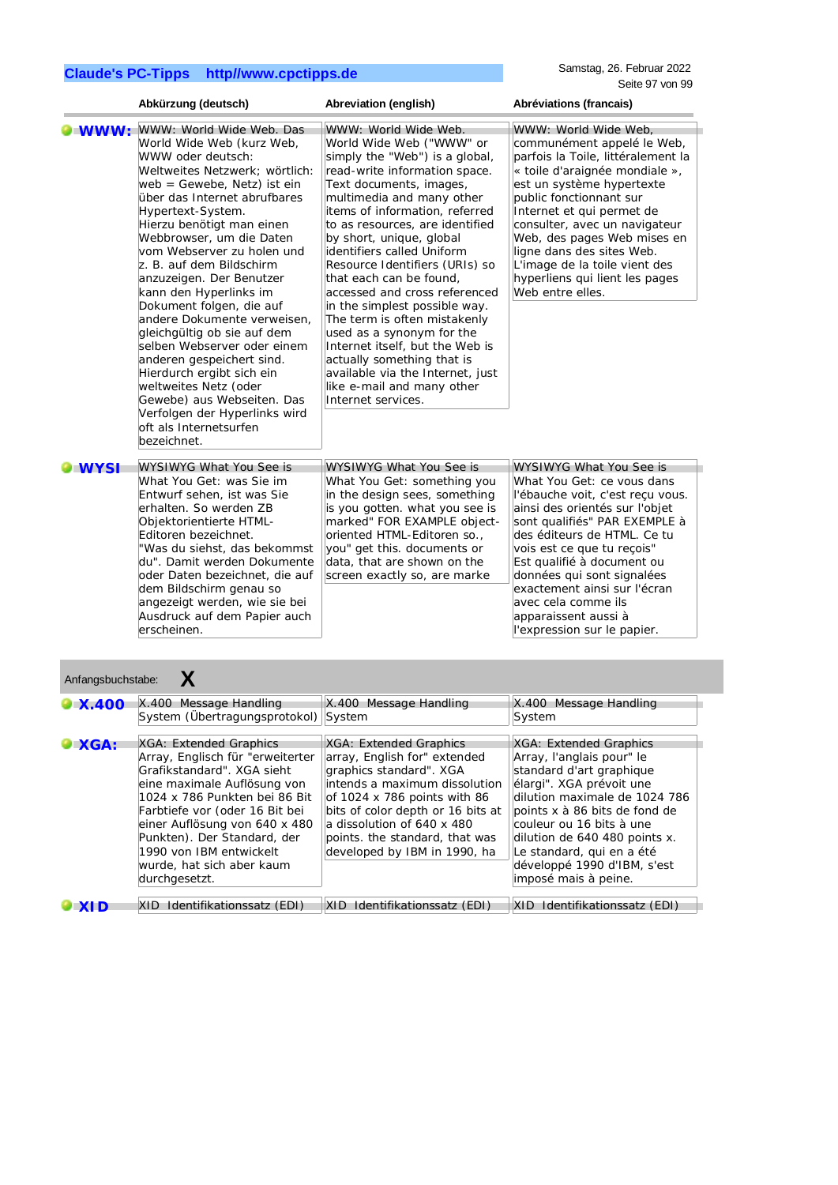| | Abkürzung (deutsch) | Abreviation (english) | Abréviations (francais) |
|---|---|---|---|
| **WWW:** | WWW: World Wide Web. Das World Wide Web (kurz Web, WWW oder deutsch: Weltweites Netzwerk; wörtlich: web = Gewebe, Netz) ist ein über das Internet abrufbares Hypertext-System. Hierzu benötigt man einen Webbrowser, um die Daten vom Webserver zu holen und z. B. auf dem Bildschirm anzuzeigen. Der Benutzer kann den Hyperlinks im Dokument folgen, die auf andere Dokumente verweisen, gleichgültig ob sie auf dem selben Webserver oder einem anderen gespeichert sind. Hierdurch ergibt sich ein weltweites Netz (oder Gewebe) aus Webseiten. Das Verfolgen der Hyperlinks wird oft als Internetsurfen bezeichnet. | WWW: World Wide Web. World Wide Web ("WWW" or simply the "Web") is a global, read-write information space. Text documents, images, multimedia and many other items of information, referred to as resources, are identified by short, unique, global identifiers called Uniform Resource Identifiers (URIs) so that each can be found, accessed and cross referenced in the simplest possible way. The term is often mistakenly used as a synonym for the Internet itself, but the Web is actually something that is available via the Internet, just like e-mail and many other Internet services. | WWW: World Wide Web, communément appelé le Web, parfois la Toile, littéralement la « toile d'araignée mondiale », est un système hypertexte public fonctionnant sur Internet et qui permet de consulter, avec un navigateur Web, des pages Web mises en ligne dans des sites Web. L'image de la toile vient des hyperliens qui lient les pages Web entre elles. |
| **WYSI** | WYSIWYG What You See is What You Get: was Sie im Entwurf sehen, ist was Sie erhalten. So werden ZB Objektorientierte HTML-Editoren bezeichnet. "Was du siehst, das bekommst du". Damit werden Dokumente oder Daten bezeichnet, die auf dem Bildschirm genau so angezeigt werden, wie sie bei Ausdruck auf dem Papier auch erscheinen. | WYSIWYG What You See is What You Get: something you in the design sees, something is you gotten. what you see is marked" FOR EXAMPLE object-oriented HTML-Editoren so., you" get this. documents or data, that are shown on the screen exactly so, are marke | WYSIWYG What You See is What You Get: ce vous dans l'ébauche voit, c'est reçu vous. ainsi des orientés sur l'objet sont qualifiés" PAR EXEMPLE à des éditeurs de HTML. Ce tu vois est ce que tu reçois" Est qualifié à document ou données qui sont signalées exactement ainsi sur l'écran avec cela comme ils apparaissent aussi à l'expression sur le papier. |

Anfangsbuchstabe: **X**

| | Abkürzung (deutsch) | Abreviation (english) | Abréviations (francais) |
|---|---|---|---|
| **X.400** | X.400 Message Handling System (Übertragungsprotokol) | X.400 Message Handling System | X.400 Message Handling System |
| **XGA:** | XGA: Extended Graphics Array, Englisch für "erweiterter Grafikstandard". XGA sieht eine maximale Auflösung von 1024 x 786 Punkten bei 86 Bit Farbtiefe vor (oder 16 Bit bei einer Auflösung von 640 x 480 Punkten). Der Standard, der 1990 von IBM entwickelt wurde, hat sich aber kaum durchgesetzt. | XGA: Extended Graphics array, English for" extended graphics standard". XGA intends a maximum dissolution of 1024 x 786 points with 86 bits of color depth or 16 bits at a dissolution of 640 x 480 points. the standard, that was developed by IBM in 1990, ha | XGA: Extended Graphics Array, l'anglais pour" le standard d'art graphique élargi". XGA prévoit une dilution maximale de 1024 786 points x à 86 bits de fond de couleur ou 16 bits à une dilution de 640 480 points x. Le standard, qui en a été développé 1990 d'IBM, s'est imposé mais à peine. |
| **XID** | XID Identifikationssatz (EDI) | XID Identifikationssatz (EDI) | XID Identifikationssatz (EDI) |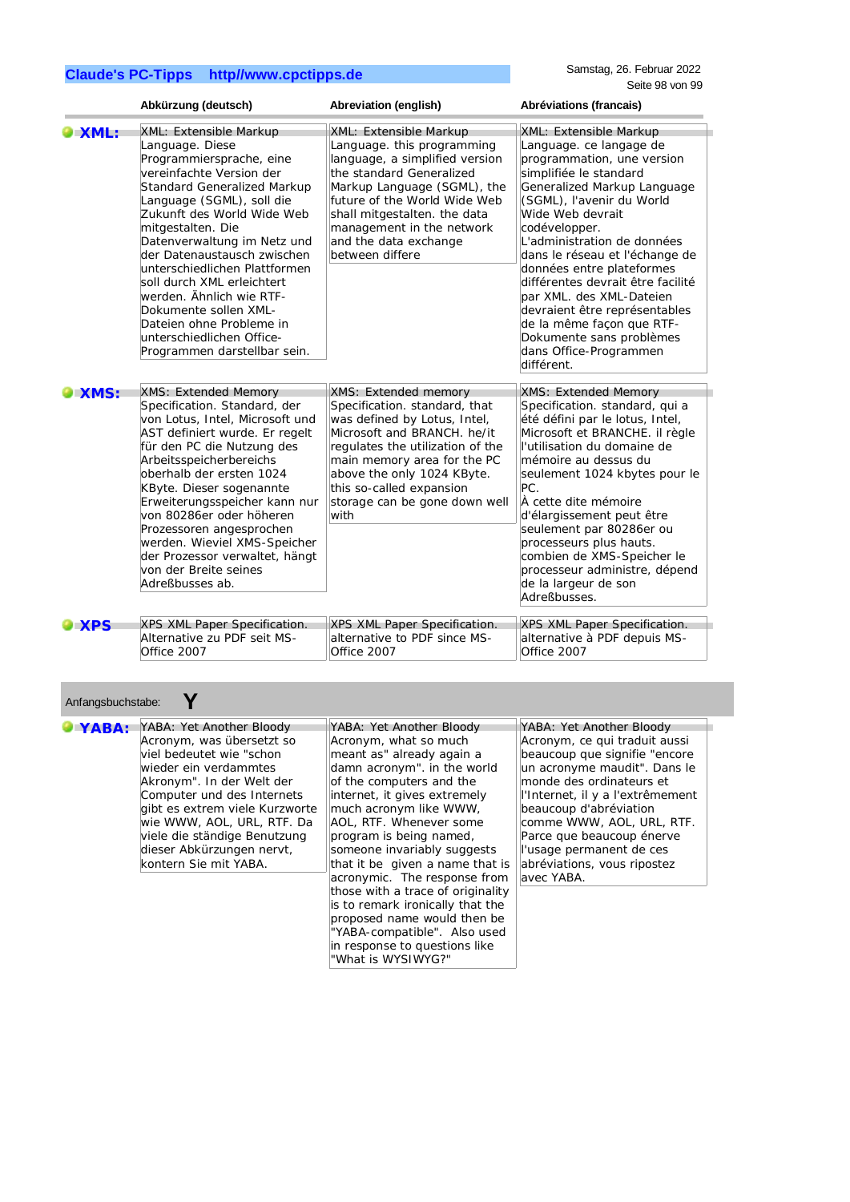| | Abkürzung (deutsch) | Abreviation (english) | Abréviations (francais) |
|---|---|---|---|
| **XML:** | XML: Extensible Markup Language. Diese Programmiersprache, eine vereinfachte Version der Standard Generalized Markup Language (SGML), soll die Zukunft des World Wide Web mitgestalten. Die Datenverwaltung im Netz und der Datenaustausch zwischen unterschiedlichen Plattformen soll durch XML erleichtert werden. Ähnlich wie RTF-Dokumente sollen XML-Dateien ohne Probleme in unterschiedlichen Office-Programmen darstellbar sein. | XML: Extensible Markup Language. this programming language, a simplified version the standard Generalized Markup Language (SGML), the future of the World Wide Web shall mitgestalten. the data management in the network and the data exchange between differe | XML: Extensible Markup Language. ce langage de programmation, une version simplifiée le standard Generalized Markup Language (SGML), l'avenir du World Wide Web devrait codévelopper. L'administration de données dans le réseau et l'échange de données entre plateformes différentes devrait être facilité par XML. des XML-Dateien devraient être représentables de la même façon que RTF-Dokumente sans problèmes dans Office-Programmen différent. |
| **XMS:** | XMS: Extended Memory Specification. Standard, der von Lotus, Intel, Microsoft und AST definiert wurde. Er regelt für den PC die Nutzung des Arbeitsspeicherbereichs oberhalb der ersten 1024 KByte. Dieser sogenannte Erweiterungsspeicher kann nur von 80286er oder höheren Prozessoren angesprochen werden. Wieviel XMS-Speicher der Prozessor verwaltet, hängt von der Breite seines Adreßbusses ab. | XMS: Extended memory Specification. standard, that was defined by Lotus, Intel, Microsoft and BRANCH. he/it regulates the utilization of the main memory area for the PC above the only 1024 KByte. this so-called expansion storage can be gone down well with | XMS: Extended Memory Specification. standard, qui a été défini par le lotus, Intel, Microsoft et BRANCHE. il règle l'utilisation du domaine de mémoire au dessus du seulement 1024 kbytes pour le PC. À cette dite mémoire d'élargissement peut être seulement par 80286er ou processeurs plus hauts. combien de XMS-Speicher le processeur administre, dépend de la largeur de son Adreßbusses. |
| **XPS** | XPS XML Paper Specification. Alternative zu PDF seit MS-Office 2007 | XPS XML Paper Specification. alternative to PDF since MS-Office 2007 | XPS XML Paper Specification. alternative à PDF depuis MS-Office 2007 |

Anfangsbuchstabe: **Y**

| | | | |
|---|---|---|---|
| **YABA:** | YABA: Yet Another Bloody Acronym, was übersetzt so viel bedeutet wie "schon wieder ein verdammtes Akronym". In der Welt der Computer und des Internets gibt es extrem viele Kurzworte wie WWW, AOL, URL, RTF. Da viele die ständige Benutzung dieser Abkürzungen nervt, kontern Sie mit YABA. | YABA: Yet Another Bloody Acronym, what so much meant as" already again a damn acronym". in the world of the computers and the internet, it gives extremely much acronym like WWW, AOL, RTF. Whenever some program is being named, someone invariably suggests that it be given a name that is acronymic. The response from those with a trace of originality is to remark ironically that the proposed name would then be "YABA-compatible". Also used in response to questions like "What is WYSIWYG?" | YABA: Yet Another Bloody Acronym, ce qui traduit aussi beaucoup que signifie "encore un acronyme maudit". Dans le monde des ordinateurs et l'Internet, il y a l'extrêmement beaucoup d'abréviation comme WWW, AOL, URL, RTF. Parce que beaucoup énerve l'usage permanent de ces abréviations, vous ripostez avec YABA. |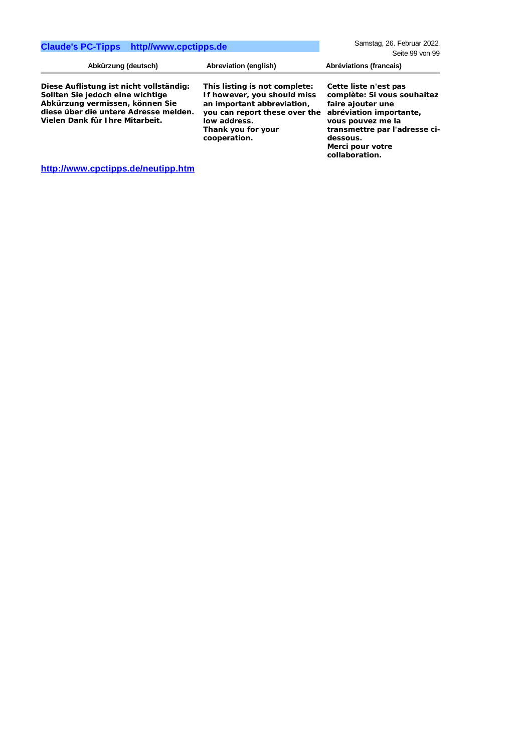| Abkürzung (deutsch) | Abreviation (english) | Abréviations (francais) |
|---|---|---|
| **Diese Auflistung ist nicht vollständig: Sollten Sie jedoch eine wichtige Abkürzung vermissen, können Sie diese über die untere Adresse melden. Vielen Dank für Ihre Mitarbeit.** | **This listing is not complete: If however, you should miss an important abbreviation, you can report these over the low address. Thank you for your cooperation.** | **Cette liste n'est pas complète: Si vous souhaitez faire ajouter une abréviation importante, vous pouvez me la transmettre par l'adresse ci-dessous. Merci pour votre collaboration.** |

**http://www.cpctipps.de/neutipp.htm**